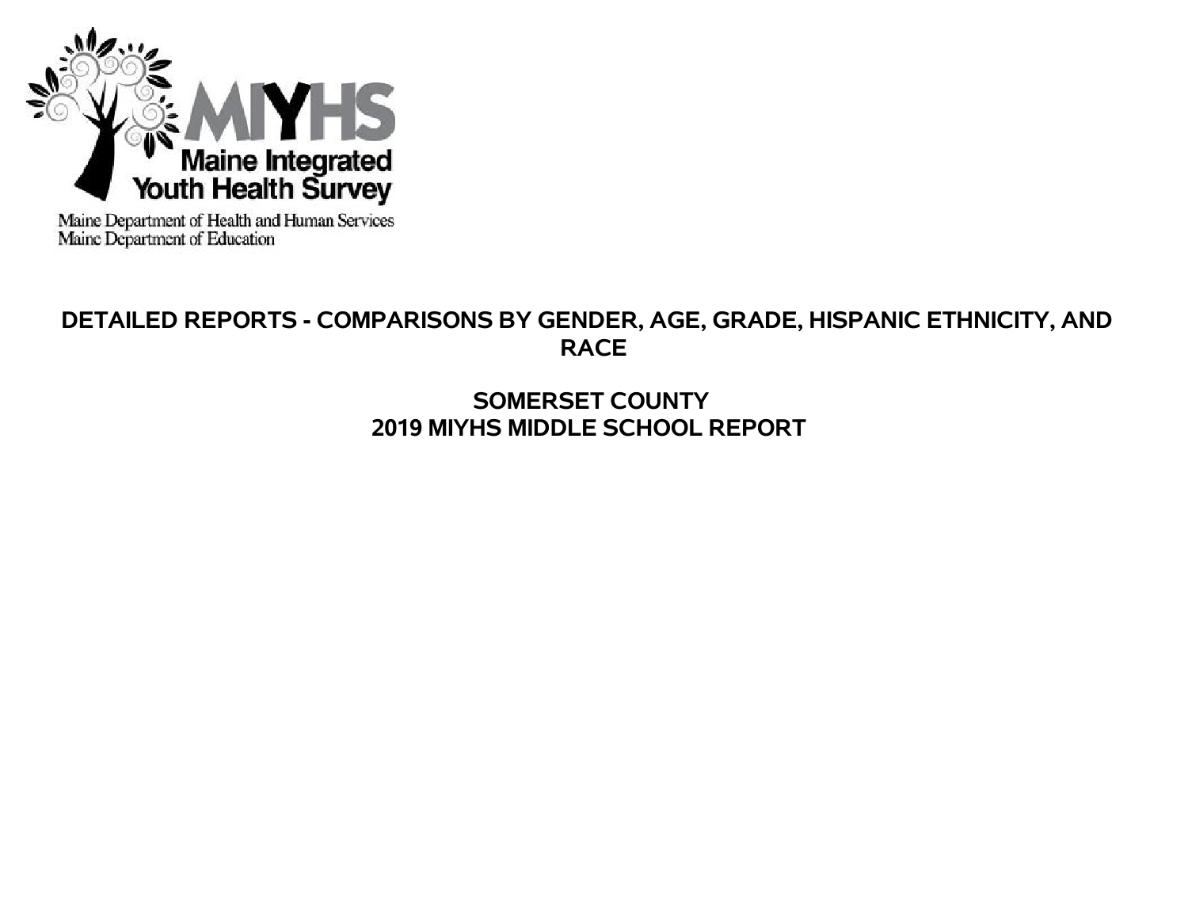MIYHS

Maine Integrated Youth Health Survey

Maine Department of Health and Human Services
Maine Department of Education

# DETAILED REPORTS - COMPARISONS BY GENDER, AGE, GRADE, HISPANIC ETHNICITY, AND RACE

## SOMERSET COUNTY
## 2019 MIYHS MIDDLE SCHOOL REPORT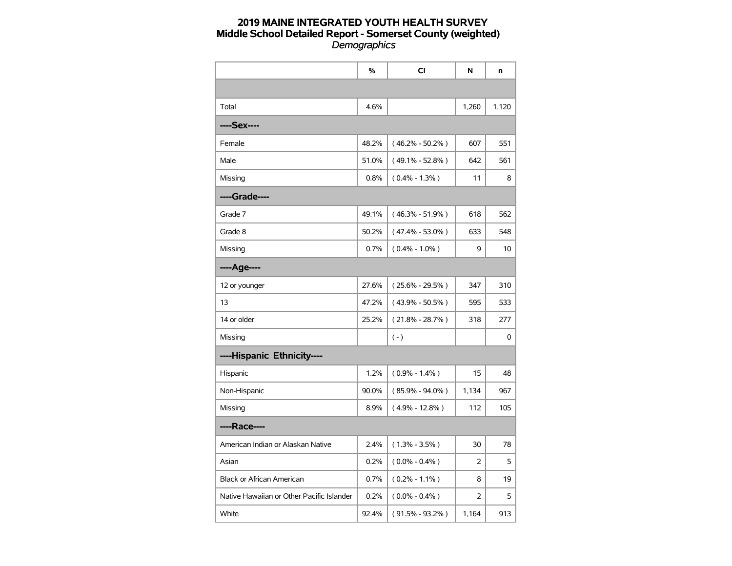# 2019 MAINE INTEGRATED YOUTH HEALTH SURVEY

## Middle School Detailed Report - Somerset County (weighted)

*Demographics*

| | % | CI | N | n |
|---|---|---|---|---|
| | | | | |
| Total | 4.6% | | 1,260 | 1,120 |
| **----Sex----** | | | | |
| Female | 48.2% | ( 46.2% - 50.2% ) | 607 | 551 |
| Male | 51.0% | ( 49.1% - 52.8% ) | 642 | 561 |
| Missing | 0.8% | ( 0.4% - 1.3% ) | 11 | 8 |
| **----Grade----** | | | | |
| Grade 7 | 49.1% | ( 46.3% - 51.9% ) | 618 | 562 |
| Grade 8 | 50.2% | ( 47.4% - 53.0% ) | 633 | 548 |
| Missing | 0.7% | ( 0.4% - 1.0% ) | 9 | 10 |
| **----Age----** | | | | |
| 12 or younger | 27.6% | ( 25.6% - 29.5% ) | 347 | 310 |
| 13 | 47.2% | ( 43.9% - 50.5% ) | 595 | 533 |
| 14 or older | 25.2% | ( 21.8% - 28.7% ) | 318 | 277 |
| Missing | | ( - ) | | 0 |
| **----Hispanic Ethnicity----** | | | | |
| Hispanic | 1.2% | ( 0.9% - 1.4% ) | 15 | 48 |
| Non-Hispanic | 90.0% | ( 85.9% - 94.0% ) | 1,134 | 967 |
| Missing | 8.9% | ( 4.9% - 12.8% ) | 112 | 105 |
| **----Race----** | | | | |
| American Indian or Alaskan Native | 2.4% | ( 1.3% - 3.5% ) | 30 | 78 |
| Asian | 0.2% | ( 0.0% - 0.4% ) | 2 | 5 |
| Black or African American | 0.7% | ( 0.2% - 1.1% ) | 8 | 19 |
| Native Hawaiian or Other Pacific Islander | 0.2% | ( 0.0% - 0.4% ) | 2 | 5 |
| White | 92.4% | ( 91.5% - 93.2% ) | 1,164 | 913 |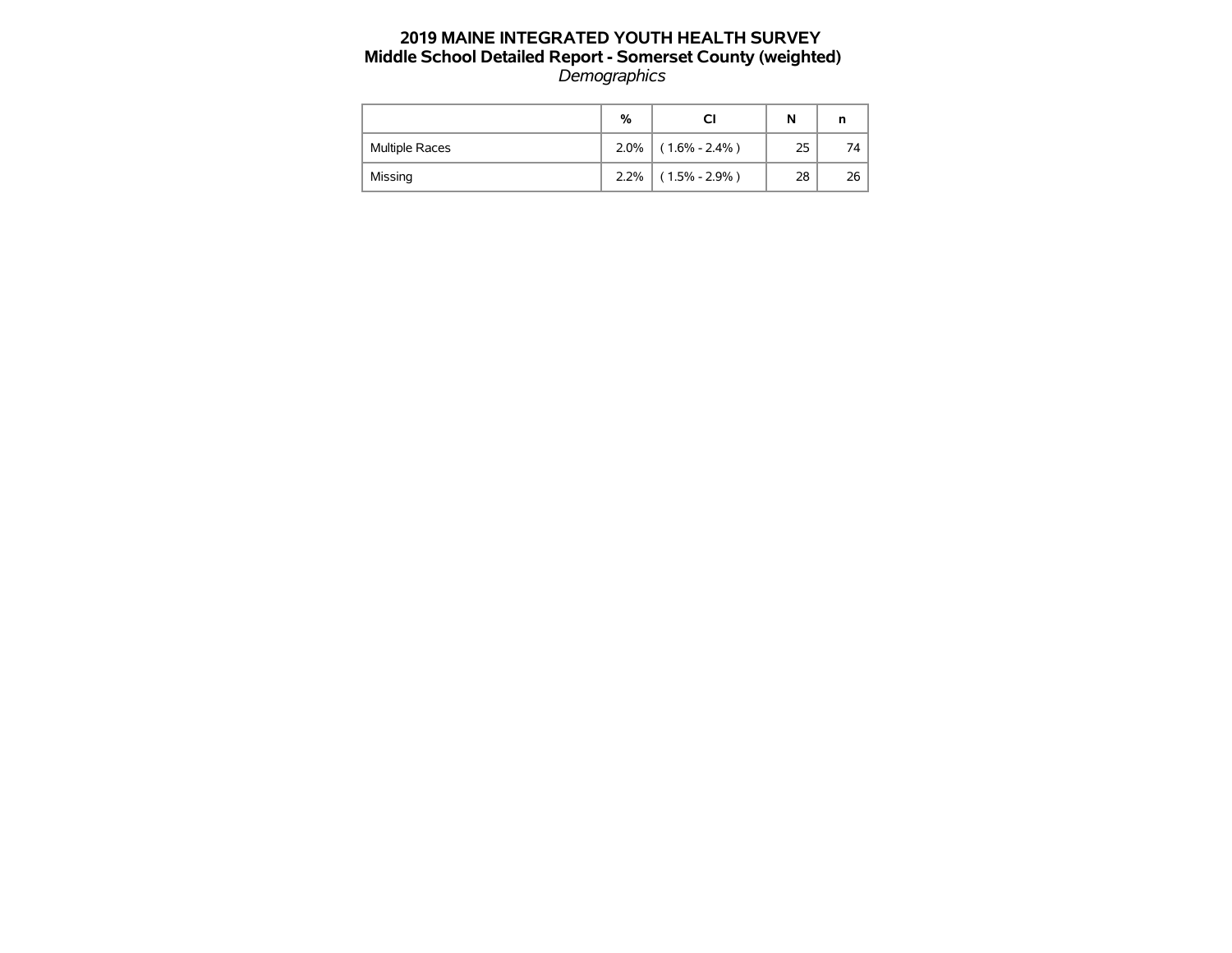# 2019 MAINE INTEGRATED YOUTH HEALTH SURVEY

## Middle School Detailed Report - Somerset County (weighted)

*Demographics*

| | % | CI | N | n |
|---|---|---|---|---|
| Multiple Races | 2.0% | ( 1.6% - 2.4% ) | 25 | 74 |
| Missing | 2.2% | ( 1.5% - 2.9% ) | 28 | 26 |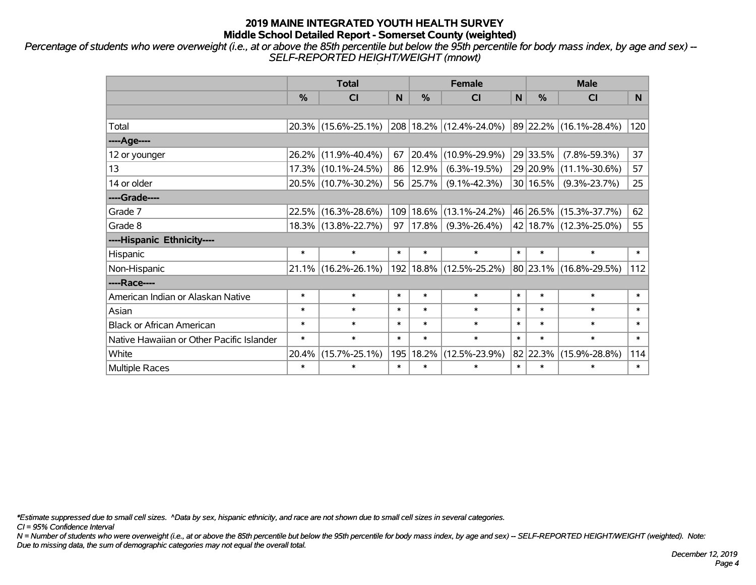# 2019 MAINE INTEGRATED YOUTH HEALTH SURVEY
## Middle School Detailed Report - Somerset County (weighted)

*Percentage of students who were overweight (i.e., at or above the 85th percentile but below the 95th percentile for body mass index, by age and sex) -- SELF-REPORTED HEIGHT/WEIGHT (mnowt)*

| | Total | | | Female | | | Male | | |
|---|---|---|---|---|---|---|---|---|---|
| | % | CI | N | % | CI | N | % | CI | N |
| | | | | | | | | | |
| Total | 20.3% | (15.6%-25.1%) | 208 | 18.2% | (12.4%-24.0%) | 89 | 22.2% | (16.1%-28.4%) | 120 |
| ----Age---- | | | | | | | | | |
| 12 or younger | 26.2% | (11.9%-40.4%) | 67 | 20.4% | (10.9%-29.9%) | 29 | 33.5% | (7.8%-59.3%) | 37 |
| 13 | 17.3% | (10.1%-24.5%) | 86 | 12.9% | (6.3%-19.5%) | 29 | 20.9% | (11.1%-30.6%) | 57 |
| 14 or older | 20.5% | (10.7%-30.2%) | 56 | 25.7% | (9.1%-42.3%) | 30 | 16.5% | (9.3%-23.7%) | 25 |
| ----Grade---- | | | | | | | | | |
| Grade 7 | 22.5% | (16.3%-28.6%) | 109 | 18.6% | (13.1%-24.2%) | 46 | 26.5% | (15.3%-37.7%) | 62 |
| Grade 8 | 18.3% | (13.8%-22.7%) | 97 | 17.8% | (9.3%-26.4%) | 42 | 18.7% | (12.3%-25.0%) | 55 |
| ----Hispanic Ethnicity---- | | | | | | | | | |
| Hispanic | * | * | * | * | * | * | * | * | * |
| Non-Hispanic | 21.1% | (16.2%-26.1%) | 192 | 18.8% | (12.5%-25.2%) | 80 | 23.1% | (16.8%-29.5%) | 112 |
| ----Race---- | | | | | | | | | |
| American Indian or Alaskan Native | * | * | * | * | * | * | * | * | * |
| Asian | * | * | * | * | * | * | * | * | * |
| Black or African American | * | * | * | * | * | * | * | * | * |
| Native Hawaiian or Other Pacific Islander | * | * | * | * | * | * | * | * | * |
| White | 20.4% | (15.7%-25.1%) | 195 | 18.2% | (12.5%-23.9%) | 82 | 22.3% | (15.9%-28.8%) | 114 |
| Multiple Races | * | * | * | * | * | * | * | * | * |

*\*Estimate suppressed due to small cell sizes. ^Data by sex, hispanic ethnicity, and race are not shown due to small cell sizes in several categories.*

*CI = 95% Confidence Interval*

*N = Number of students who were overweight (i.e., at or above the 85th percentile but below the 95th percentile for body mass index, by age and sex) -- SELF-REPORTED HEIGHT/WEIGHT (weighted). Note: Due to missing data, the sum of demographic categories may not equal the overall total.*

*December 12, 2019*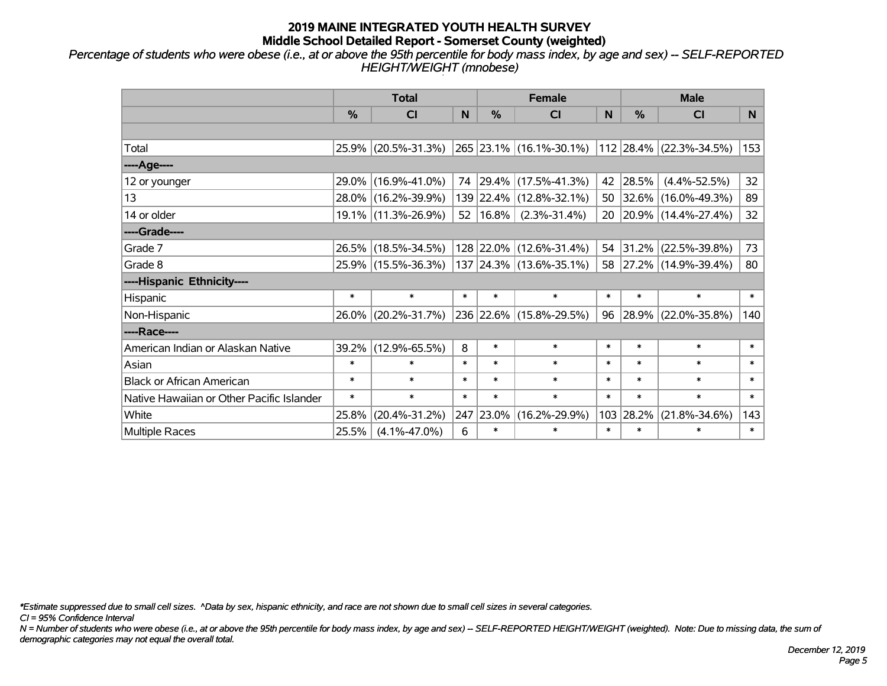# 2019 MAINE INTEGRATED YOUTH HEALTH SURVEY
## Middle School Detailed Report - Somerset County (weighted)

*Percentage of students who were obese (i.e., at or above the 95th percentile for body mass index, by age and sex) -- SELF-REPORTED HEIGHT/WEIGHT (mnobese)*

| | Total | | | Female | | | Male | | |
|---|---|---|---|---|---|---|---|---|---|
| | % | CI | N | % | CI | N | % | CI | N |
| | | | | | | | | | |
| Total | 25.9% | (20.5%-31.3%) | 265 | 23.1% | (16.1%-30.1%) | 112 | 28.4% | (22.3%-34.5%) | 153 |
| ----Age---- | | | | | | | | | |
| 12 or younger | 29.0% | (16.9%-41.0%) | 74 | 29.4% | (17.5%-41.3%) | 42 | 28.5% | (4.4%-52.5%) | 32 |
| 13 | 28.0% | (16.2%-39.9%) | 139 | 22.4% | (12.8%-32.1%) | 50 | 32.6% | (16.0%-49.3%) | 89 |
| 14 or older | 19.1% | (11.3%-26.9%) | 52 | 16.8% | (2.3%-31.4%) | 20 | 20.9% | (14.4%-27.4%) | 32 |
| ----Grade---- | | | | | | | | | |
| Grade 7 | 26.5% | (18.5%-34.5%) | 128 | 22.0% | (12.6%-31.4%) | 54 | 31.2% | (22.5%-39.8%) | 73 |
| Grade 8 | 25.9% | (15.5%-36.3%) | 137 | 24.3% | (13.6%-35.1%) | 58 | 27.2% | (14.9%-39.4%) | 80 |
| ----Hispanic Ethnicity---- | | | | | | | | | |
| Hispanic | * | * | * | * | * | * | * | * | * |
| Non-Hispanic | 26.0% | (20.2%-31.7%) | 236 | 22.6% | (15.8%-29.5%) | 96 | 28.9% | (22.0%-35.8%) | 140 |
| ----Race---- | | | | | | | | | |
| American Indian or Alaskan Native | 39.2% | (12.9%-65.5%) | 8 | * | * | * | * | * | * |
| Asian | * | * | * | * | * | * | * | * | * |
| Black or African American | * | * | * | * | * | * | * | * | * |
| Native Hawaiian or Other Pacific Islander | * | * | * | * | * | * | * | * | * |
| White | 25.8% | (20.4%-31.2%) | 247 | 23.0% | (16.2%-29.9%) | 103 | 28.2% | (21.8%-34.6%) | 143 |
| Multiple Races | 25.5% | (4.1%-47.0%) | 6 | * | * | * | * | * | * |

*\*Estimate suppressed due to small cell sizes. ^Data by sex, hispanic ethnicity, and race are not shown due to small cell sizes in several categories.*

*CI = 95% Confidence Interval*

*N = Number of students who were obese (i.e., at or above the 95th percentile for body mass index, by age and sex) -- SELF-REPORTED HEIGHT/WEIGHT (weighted). Note: Due to missing data, the sum of demographic categories may not equal the overall total.*

*December 12, 2019*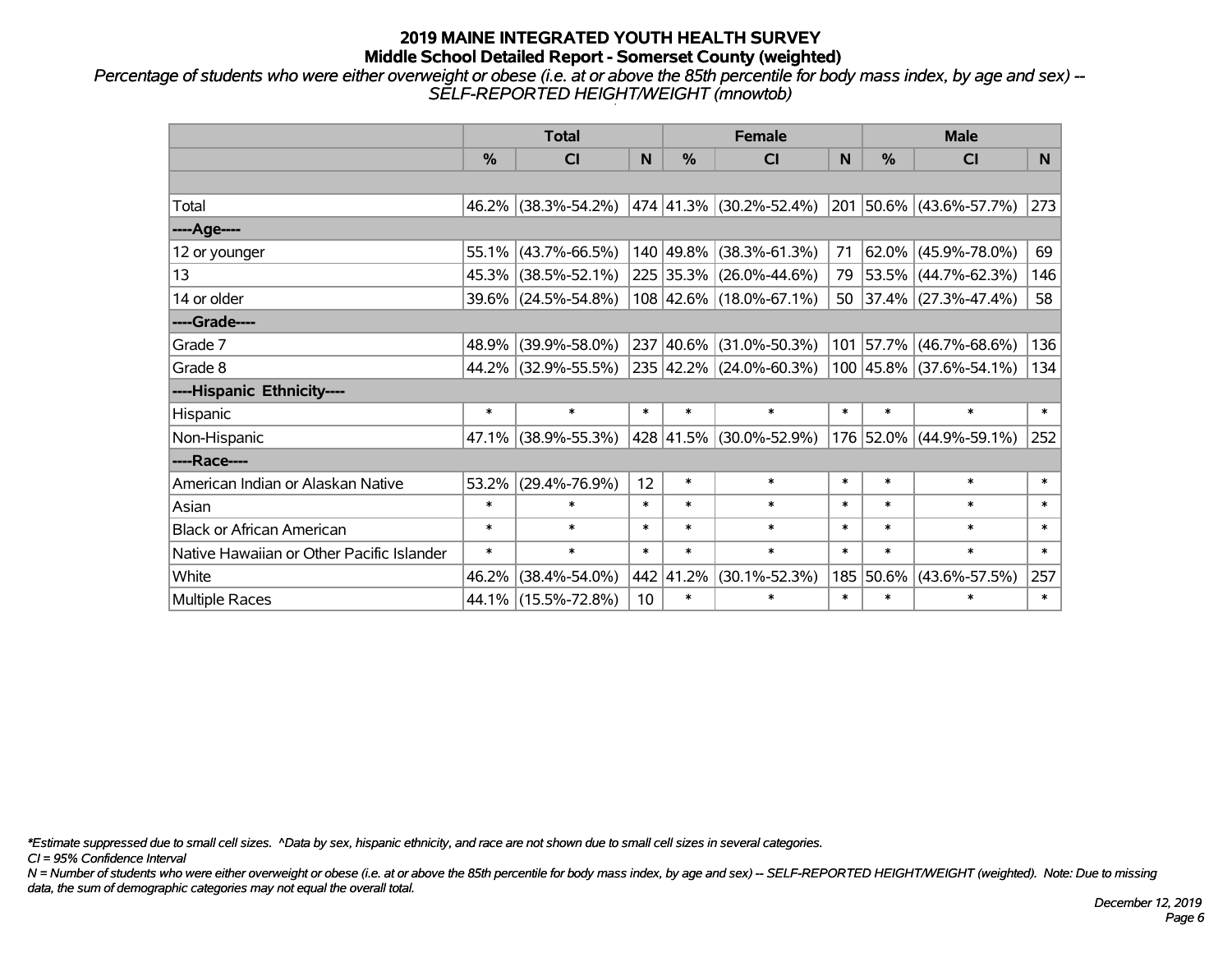# 2019 MAINE INTEGRATED YOUTH HEALTH SURVEY
## Middle School Detailed Report - Somerset County (weighted)

*Percentage of students who were either overweight or obese (i.e. at or above the 85th percentile for body mass index, by age and sex) -- SELF-REPORTED HEIGHT/WEIGHT (mnowtob)*

| | Total | | | Female | | | Male | | |
|---|---|---|---|---|---|---|---|---|---|
| | % | CI | N | % | CI | N | % | CI | N |
| | | | | | | | | | |
| Total | 46.2% | (38.3%-54.2%) | 474 | 41.3% | (30.2%-52.4%) | 201 | 50.6% | (43.6%-57.7%) | 273 |
| ----Age---- | | | | | | | | | |
| 12 or younger | 55.1% | (43.7%-66.5%) | 140 | 49.8% | (38.3%-61.3%) | 71 | 62.0% | (45.9%-78.0%) | 69 |
| 13 | 45.3% | (38.5%-52.1%) | 225 | 35.3% | (26.0%-44.6%) | 79 | 53.5% | (44.7%-62.3%) | 146 |
| 14 or older | 39.6% | (24.5%-54.8%) | 108 | 42.6% | (18.0%-67.1%) | 50 | 37.4% | (27.3%-47.4%) | 58 |
| ----Grade---- | | | | | | | | | |
| Grade 7 | 48.9% | (39.9%-58.0%) | 237 | 40.6% | (31.0%-50.3%) | 101 | 57.7% | (46.7%-68.6%) | 136 |
| Grade 8 | 44.2% | (32.9%-55.5%) | 235 | 42.2% | (24.0%-60.3%) | 100 | 45.8% | (37.6%-54.1%) | 134 |
| ----Hispanic Ethnicity---- | | | | | | | | | |
| Hispanic | * | * | * | * | * | * | * | * | * |
| Non-Hispanic | 47.1% | (38.9%-55.3%) | 428 | 41.5% | (30.0%-52.9%) | 176 | 52.0% | (44.9%-59.1%) | 252 |
| ----Race---- | | | | | | | | | |
| American Indian or Alaskan Native | 53.2% | (29.4%-76.9%) | 12 | * | * | * | * | * | * |
| Asian | * | * | * | * | * | * | * | * | * |
| Black or African American | * | * | * | * | * | * | * | * | * |
| Native Hawaiian or Other Pacific Islander | * | * | * | * | * | * | * | * | * |
| White | 46.2% | (38.4%-54.0%) | 442 | 41.2% | (30.1%-52.3%) | 185 | 50.6% | (43.6%-57.5%) | 257 |
| Multiple Races | 44.1% | (15.5%-72.8%) | 10 | * | * | * | * | * | * |

*\*Estimate suppressed due to small cell sizes. ^Data by sex, hispanic ethnicity, and race are not shown due to small cell sizes in several categories.*

*CI = 95% Confidence Interval*

*N = Number of students who were either overweight or obese (i.e. at or above the 85th percentile for body mass index, by age and sex) -- SELF-REPORTED HEIGHT/WEIGHT (weighted). Note: Due to missing data, the sum of demographic categories may not equal the overall total.*

*December 12, 2019*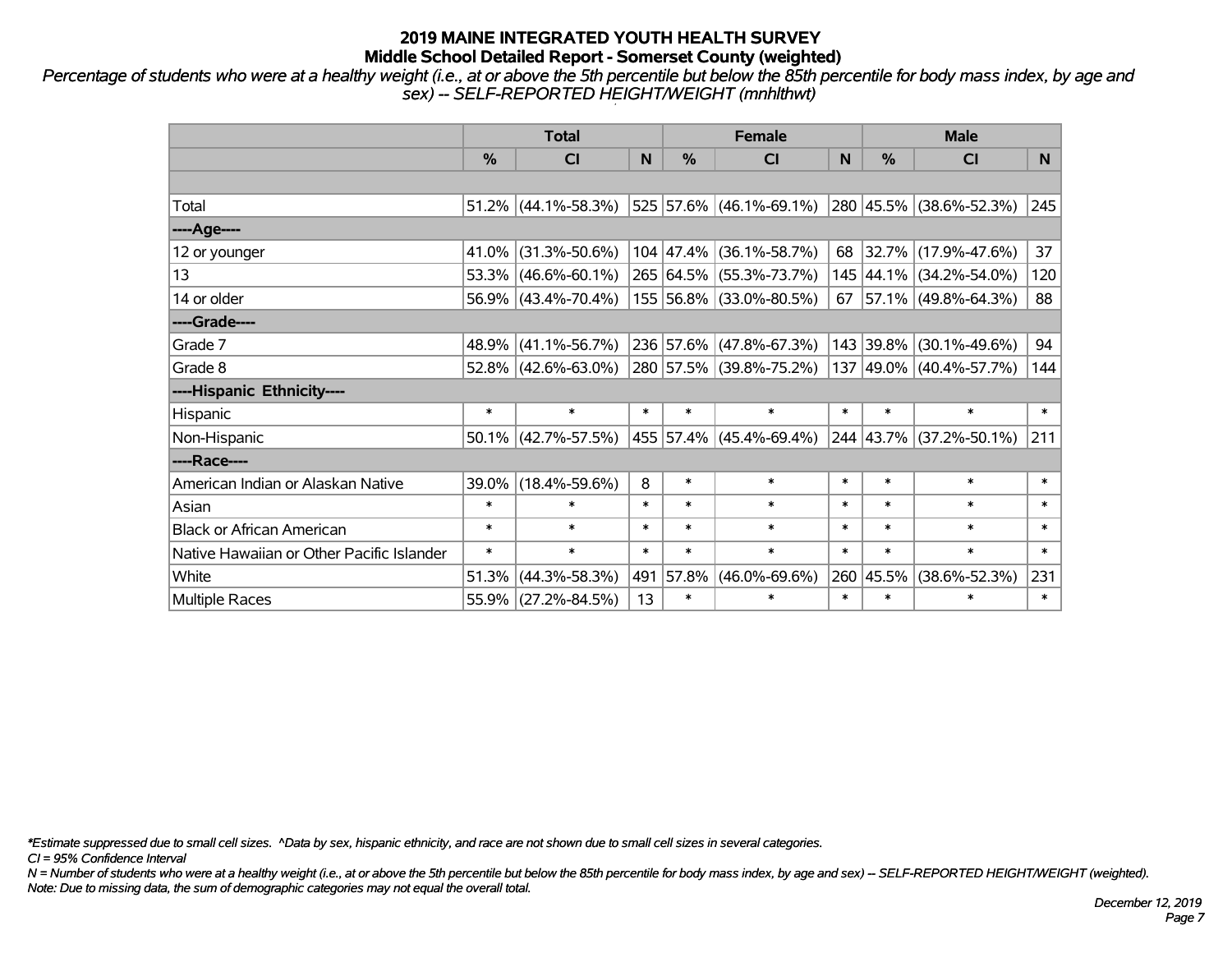# 2019 MAINE INTEGRATED YOUTH HEALTH SURVEY
## Middle School Detailed Report - Somerset County (weighted)

*Percentage of students who were at a healthy weight (i.e., at or above the 5th percentile but below the 85th percentile for body mass index, by age and sex) -- SELF-REPORTED HEIGHT/WEIGHT (mnhlthwt)*

| | Total | | | Female | | | Male | | |
|---|---|---|---|---|---|---|---|---|---|
| | % | CI | N | % | CI | N | % | CI | N |
| Total | 51.2% | (44.1%-58.3%) | 525 | 57.6% | (46.1%-69.1%) | 280 | 45.5% | (38.6%-52.3%) | 245 |
| ----Age---- | | | | | | | | | |
| 12 or younger | 41.0% | (31.3%-50.6%) | 104 | 47.4% | (36.1%-58.7%) | 68 | 32.7% | (17.9%-47.6%) | 37 |
| 13 | 53.3% | (46.6%-60.1%) | 265 | 64.5% | (55.3%-73.7%) | 145 | 44.1% | (34.2%-54.0%) | 120 |
| 14 or older | 56.9% | (43.4%-70.4%) | 155 | 56.8% | (33.0%-80.5%) | 67 | 57.1% | (49.8%-64.3%) | 88 |
| ----Grade---- | | | | | | | | | |
| Grade 7 | 48.9% | (41.1%-56.7%) | 236 | 57.6% | (47.8%-67.3%) | 143 | 39.8% | (30.1%-49.6%) | 94 |
| Grade 8 | 52.8% | (42.6%-63.0%) | 280 | 57.5% | (39.8%-75.2%) | 137 | 49.0% | (40.4%-57.7%) | 144 |
| ----Hispanic Ethnicity---- | | | | | | | | | |
| Hispanic | * | * | * | * | * | * | * | * | * |
| Non-Hispanic | 50.1% | (42.7%-57.5%) | 455 | 57.4% | (45.4%-69.4%) | 244 | 43.7% | (37.2%-50.1%) | 211 |
| ----Race---- | | | | | | | | | |
| American Indian or Alaskan Native | 39.0% | (18.4%-59.6%) | 8 | * | * | * | * | * | * |
| Asian | * | * | * | * | * | * | * | * | * |
| Black or African American | * | * | * | * | * | * | * | * | * |
| Native Hawaiian or Other Pacific Islander | * | * | * | * | * | * | * | * | * |
| White | 51.3% | (44.3%-58.3%) | 491 | 57.8% | (46.0%-69.6%) | 260 | 45.5% | (38.6%-52.3%) | 231 |
| Multiple Races | 55.9% | (27.2%-84.5%) | 13 | * | * | * | * | * | * |

*\*Estimate suppressed due to small cell sizes. ^Data by sex, hispanic ethnicity, and race are not shown due to small cell sizes in several categories.*

*CI = 95% Confidence Interval*

*N = Number of students who were at a healthy weight (i.e., at or above the 5th percentile but below the 85th percentile for body mass index, by age and sex) -- SELF-REPORTED HEIGHT/WEIGHT (weighted).*

*Note: Due to missing data, the sum of demographic categories may not equal the overall total.*

*December 12, 2019*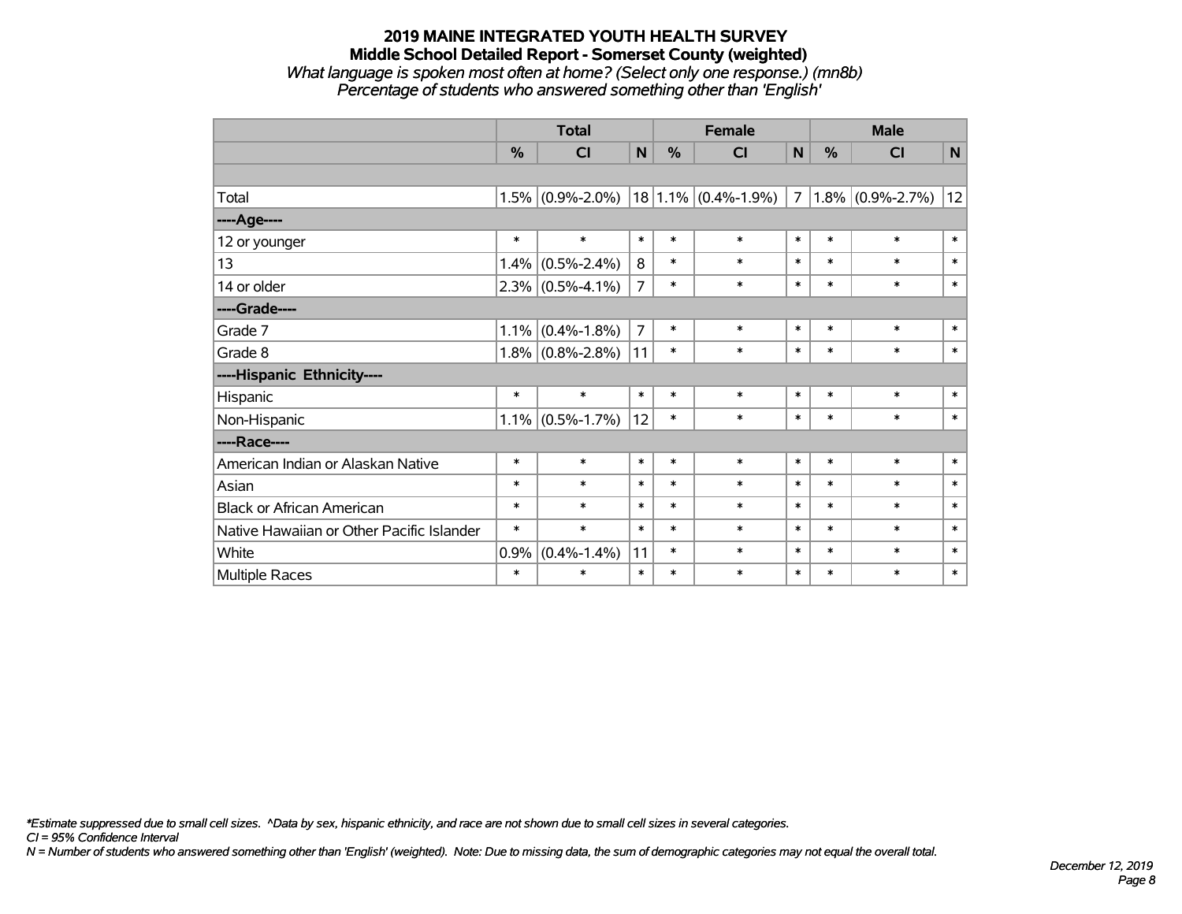# 2019 MAINE INTEGRATED YOUTH HEALTH SURVEY
## Middle School Detailed Report - Somerset County (weighted)
*What language is spoken most often at home? (Select only one response.) (mn8b)*
*Percentage of students who answered something other than 'English'*

| | Total | | | Female | | | Male | | |
|---|---|---|---|---|---|---|---|---|---|
| | % | CI | N | % | CI | N | % | CI | N |
| | | | | | | | | | |
| Total | 1.5% | (0.9%-2.0%) | 18 | 1.1% | (0.4%-1.9%) | 7 | 1.8% | (0.9%-2.7%) | 12 |
| ----Age---- | | | | | | | | | |
| 12 or younger | * | * | * | * | * | * | * | * | * |
| 13 | 1.4% | (0.5%-2.4%) | 8 | * | * | * | * | * | * |
| 14 or older | 2.3% | (0.5%-4.1%) | 7 | * | * | * | * | * | * |
| ----Grade---- | | | | | | | | | |
| Grade 7 | 1.1% | (0.4%-1.8%) | 7 | * | * | * | * | * | * |
| Grade 8 | 1.8% | (0.8%-2.8%) | 11 | * | * | * | * | * | * |
| ----Hispanic Ethnicity---- | | | | | | | | | |
| Hispanic | * | * | * | * | * | * | * | * | * |
| Non-Hispanic | 1.1% | (0.5%-1.7%) | 12 | * | * | * | * | * | * |
| ----Race---- | | | | | | | | | |
| American Indian or Alaskan Native | * | * | * | * | * | * | * | * | * |
| Asian | * | * | * | * | * | * | * | * | * |
| Black or African American | * | * | * | * | * | * | * | * | * |
| Native Hawaiian or Other Pacific Islander | * | * | * | * | * | * | * | * | * |
| White | 0.9% | (0.4%-1.4%) | 11 | * | * | * | * | * | * |
| Multiple Races | * | * | * | * | * | * | * | * | * |

*\*Estimate suppressed due to small cell sizes. ^Data by sex, hispanic ethnicity, and race are not shown due to small cell sizes in several categories.*
*CI = 95% Confidence Interval*
*N = Number of students who answered something other than 'English' (weighted). Note: Due to missing data, the sum of demographic categories may not equal the overall total.*

*December 12, 2019*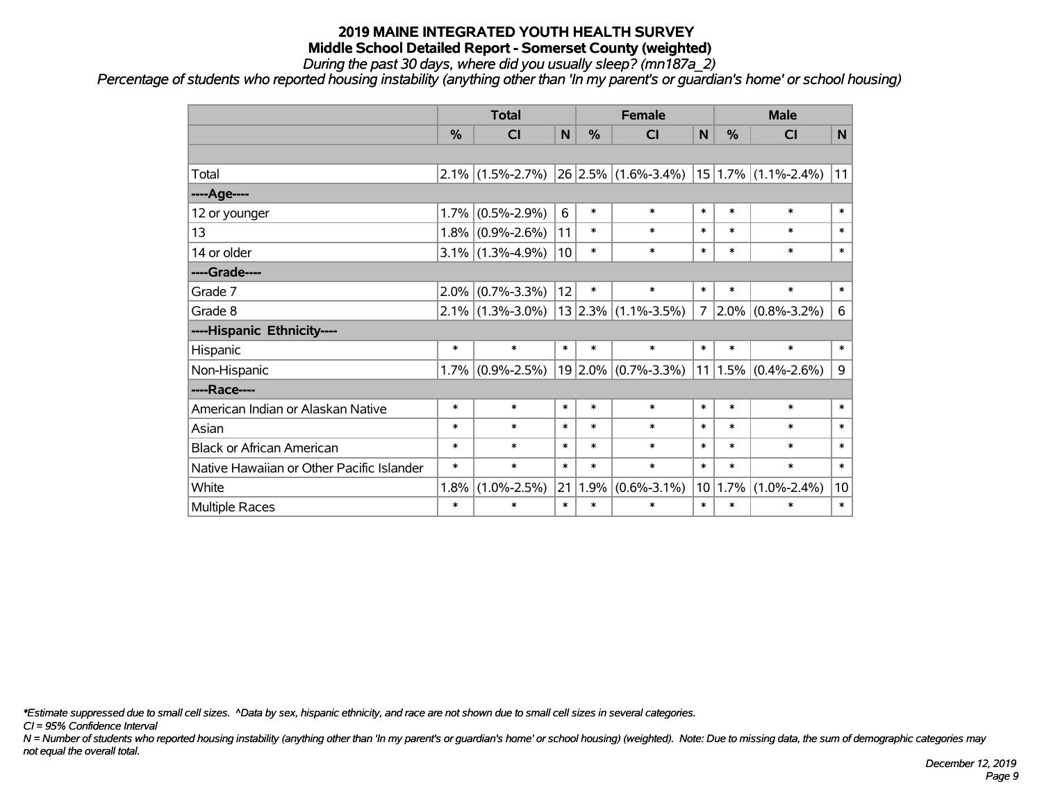# 2019 MAINE INTEGRATED YOUTH HEALTH SURVEY
## Middle School Detailed Report - Somerset County (weighted)
*During the past 30 days, where did you usually sleep? (mn187a_2)*
*Percentage of students who reported housing instability (anything other than 'In my parent's or guardian's home' or school housing)*

| | Total | | | Female | | | Male | | |
|---|---|---|---|---|---|---|---|---|---|
| | % | CI | N | % | CI | N | % | CI | N |
| | | | | | | | | | |
| Total | 2.1% | (1.5%-2.7%) | 26 | 2.5% | (1.6%-3.4%) | 15 | 1.7% | (1.1%-2.4%) | 11 |
| ----Age---- | | | | | | | | | |
| 12 or younger | 1.7% | (0.5%-2.9%) | 6 | * | * | * | * | * | * |
| 13 | 1.8% | (0.9%-2.6%) | 11 | * | * | * | * | * | * |
| 14 or older | 3.1% | (1.3%-4.9%) | 10 | * | * | * | * | * | * |
| ----Grade---- | | | | | | | | | |
| Grade 7 | 2.0% | (0.7%-3.3%) | 12 | * | * | * | * | * | * |
| Grade 8 | 2.1% | (1.3%-3.0%) | 13 | 2.3% | (1.1%-3.5%) | 7 | 2.0% | (0.8%-3.2%) | 6 |
| ----Hispanic Ethnicity---- | | | | | | | | | |
| Hispanic | * | * | * | * | * | * | * | * | * |
| Non-Hispanic | 1.7% | (0.9%-2.5%) | 19 | 2.0% | (0.7%-3.3%) | 11 | 1.5% | (0.4%-2.6%) | 9 |
| ----Race---- | | | | | | | | | |
| American Indian or Alaskan Native | * | * | * | * | * | * | * | * | * |
| Asian | * | * | * | * | * | * | * | * | * |
| Black or African American | * | * | * | * | * | * | * | * | * |
| Native Hawaiian or Other Pacific Islander | * | * | * | * | * | * | * | * | * |
| White | 1.8% | (1.0%-2.5%) | 21 | 1.9% | (0.6%-3.1%) | 10 | 1.7% | (1.0%-2.4%) | 10 |
| Multiple Races | * | * | * | * | * | * | * | * | * |

*\*Estimate suppressed due to small cell sizes. ^Data by sex, hispanic ethnicity, and race are not shown due to small cell sizes in several categories.*
*CI = 95% Confidence Interval*
*N = Number of students who reported housing instability (anything other than 'In my parent's or guardian's home' or school housing) (weighted). Note: Due to missing data, the sum of demographic categories may not equal the overall total.*

*December 12, 2019*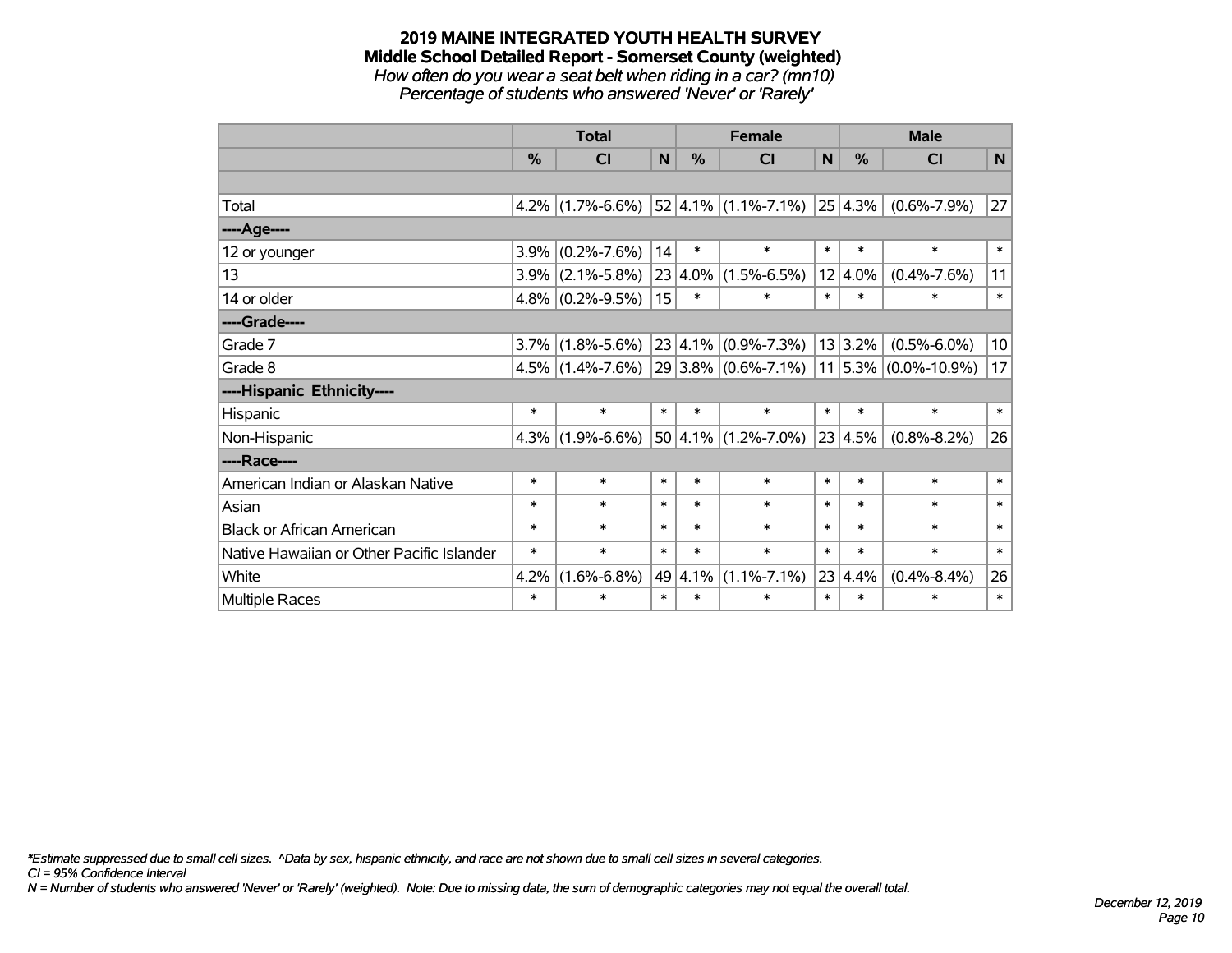# 2019 MAINE INTEGRATED YOUTH HEALTH SURVEY
## Middle School Detailed Report - Somerset County (weighted)
*How often do you wear a seat belt when riding in a car? (mn10)*
*Percentage of students who answered 'Never' or 'Rarely'*

| | Total | | | Female | | | Male | | |
|---|---|---|---|---|---|---|---|---|---|
| | % | CI | N | % | CI | N | % | CI | N |
| Total | 4.2% | (1.7%-6.6%) | 52 | 4.1% | (1.1%-7.1%) | 25 | 4.3% | (0.6%-7.9%) | 27 |
| ----Age---- | | | | | | | | | |
| 12 or younger | 3.9% | (0.2%-7.6%) | 14 | * | * | * | * | * | * |
| 13 | 3.9% | (2.1%-5.8%) | 23 | 4.0% | (1.5%-6.5%) | 12 | 4.0% | (0.4%-7.6%) | 11 |
| 14 or older | 4.8% | (0.2%-9.5%) | 15 | * | * | * | * | * | * |
| ----Grade---- | | | | | | | | | |
| Grade 7 | 3.7% | (1.8%-5.6%) | 23 | 4.1% | (0.9%-7.3%) | 13 | 3.2% | (0.5%-6.0%) | 10 |
| Grade 8 | 4.5% | (1.4%-7.6%) | 29 | 3.8% | (0.6%-7.1%) | 11 | 5.3% | (0.0%-10.9%) | 17 |
| ----Hispanic Ethnicity---- | | | | | | | | | |
| Hispanic | * | * | * | * | * | * | * | * | * |
| Non-Hispanic | 4.3% | (1.9%-6.6%) | 50 | 4.1% | (1.2%-7.0%) | 23 | 4.5% | (0.8%-8.2%) | 26 |
| ----Race---- | | | | | | | | | |
| American Indian or Alaskan Native | * | * | * | * | * | * | * | * | * |
| Asian | * | * | * | * | * | * | * | * | * |
| Black or African American | * | * | * | * | * | * | * | * | * |
| Native Hawaiian or Other Pacific Islander | * | * | * | * | * | * | * | * | * |
| White | 4.2% | (1.6%-6.8%) | 49 | 4.1% | (1.1%-7.1%) | 23 | 4.4% | (0.4%-8.4%) | 26 |
| Multiple Races | * | * | * | * | * | * | * | * | * |

*\*Estimate suppressed due to small cell sizes. ^Data by sex, hispanic ethnicity, and race are not shown due to small cell sizes in several categories.*
*CI = 95% Confidence Interval*
*N = Number of students who answered 'Never' or 'Rarely' (weighted). Note: Due to missing data, the sum of demographic categories may not equal the overall total.*

*December 12, 2019*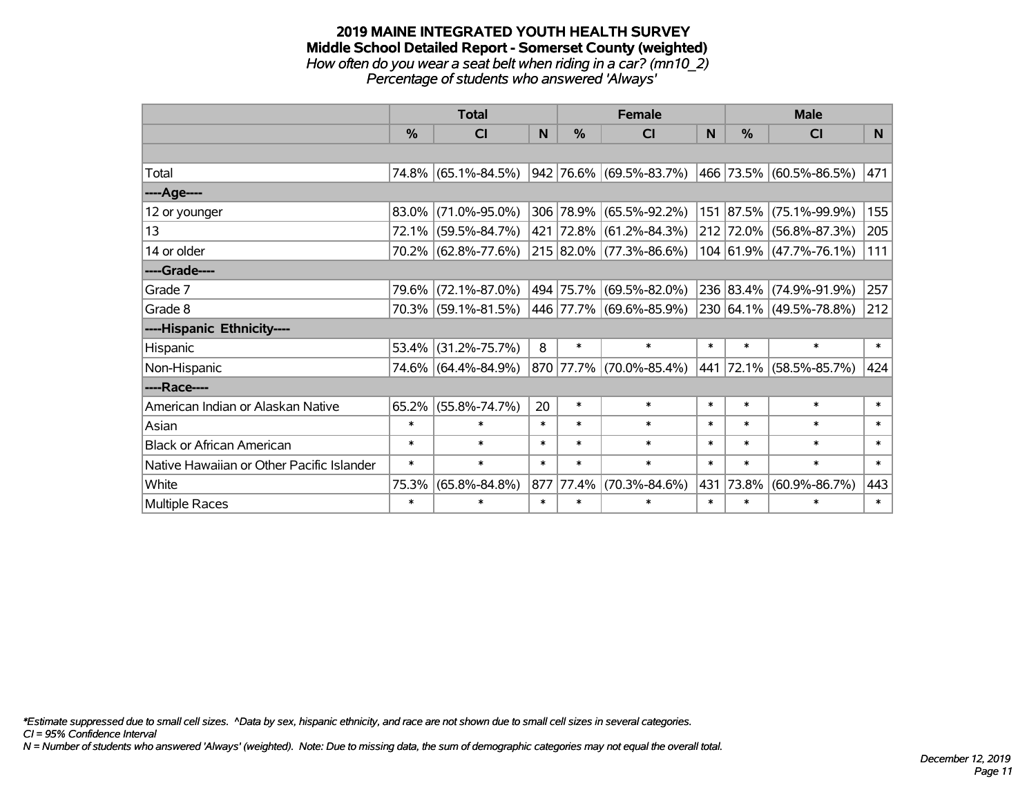# 2019 MAINE INTEGRATED YOUTH HEALTH SURVEY
## Middle School Detailed Report - Somerset County (weighted)
*How often do you wear a seat belt when riding in a car? (mn10_2)*
*Percentage of students who answered 'Always'*

| | Total | | | Female | | | Male | | |
|---|---|---|---|---|---|---|---|---|---|
| | % | CI | N | % | CI | N | % | CI | N |
| Total | 74.8% | (65.1%-84.5%) | 942 | 76.6% | (69.5%-83.7%) | 466 | 73.5% | (60.5%-86.5%) | 471 |
| ----Age---- | | | | | | | | | |
| 12 or younger | 83.0% | (71.0%-95.0%) | 306 | 78.9% | (65.5%-92.2%) | 151 | 87.5% | (75.1%-99.9%) | 155 |
| 13 | 72.1% | (59.5%-84.7%) | 421 | 72.8% | (61.2%-84.3%) | 212 | 72.0% | (56.8%-87.3%) | 205 |
| 14 or older | 70.2% | (62.8%-77.6%) | 215 | 82.0% | (77.3%-86.6%) | 104 | 61.9% | (47.7%-76.1%) | 111 |
| ----Grade---- | | | | | | | | | |
| Grade 7 | 79.6% | (72.1%-87.0%) | 494 | 75.7% | (69.5%-82.0%) | 236 | 83.4% | (74.9%-91.9%) | 257 |
| Grade 8 | 70.3% | (59.1%-81.5%) | 446 | 77.7% | (69.6%-85.9%) | 230 | 64.1% | (49.5%-78.8%) | 212 |
| ----Hispanic Ethnicity---- | | | | | | | | | |
| Hispanic | 53.4% | (31.2%-75.7%) | 8 | * | * | * | * | * | * |
| Non-Hispanic | 74.6% | (64.4%-84.9%) | 870 | 77.7% | (70.0%-85.4%) | 441 | 72.1% | (58.5%-85.7%) | 424 |
| ----Race---- | | | | | | | | | |
| American Indian or Alaskan Native | 65.2% | (55.8%-74.7%) | 20 | * | * | * | * | * | * |
| Asian | * | * | * | * | * | * | * | * | * |
| Black or African American | * | * | * | * | * | * | * | * | * |
| Native Hawaiian or Other Pacific Islander | * | * | * | * | * | * | * | * | * |
| White | 75.3% | (65.8%-84.8%) | 877 | 77.4% | (70.3%-84.6%) | 431 | 73.8% | (60.9%-86.7%) | 443 |
| Multiple Races | * | * | * | * | * | * | * | * | * |

*\*Estimate suppressed due to small cell sizes. ^Data by sex, hispanic ethnicity, and race are not shown due to small cell sizes in several categories.*
*CI = 95% Confidence Interval*
*N = Number of students who answered 'Always' (weighted). Note: Due to missing data, the sum of demographic categories may not equal the overall total.*

*December 12, 2019*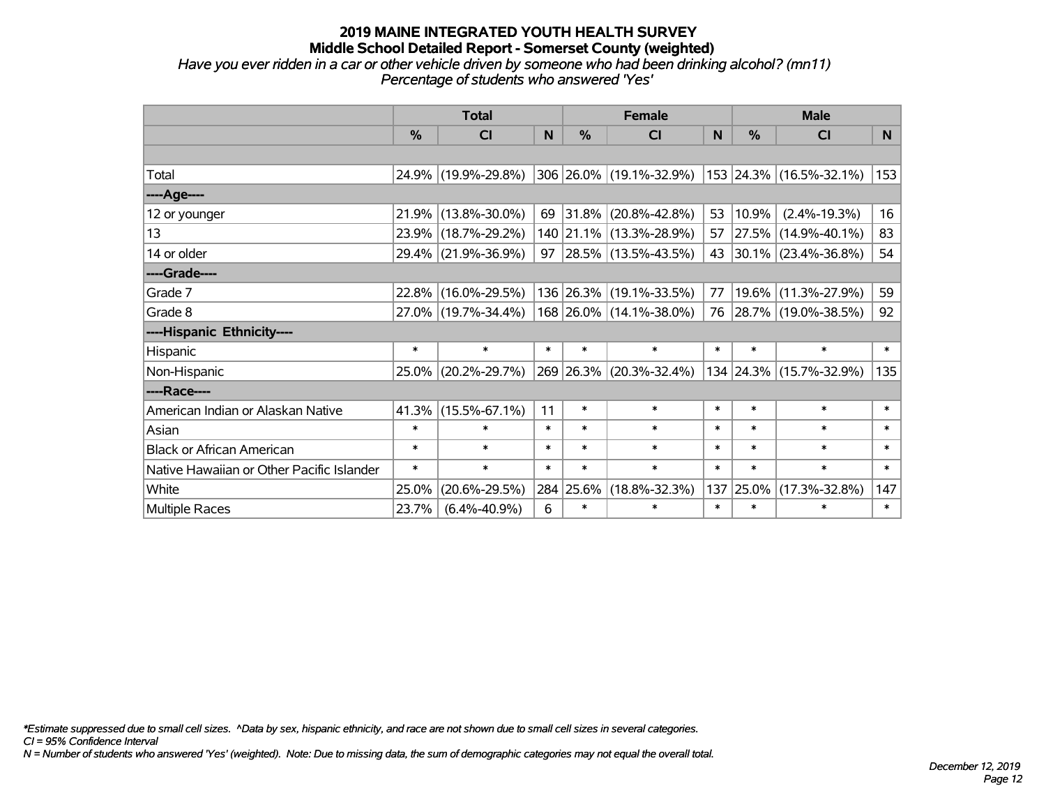# 2019 MAINE INTEGRATED YOUTH HEALTH SURVEY

## Middle School Detailed Report - Somerset County (weighted)

*Have you ever ridden in a car or other vehicle driven by someone who had been drinking alcohol? (mn11)*
*Percentage of students who answered 'Yes'*

| | Total | | | Female | | | Male | | |
|---|---|---|---|---|---|---|---|---|---|
| | % | CI | N | % | CI | N | % | CI | N |
| | | | | | | | | | |
| Total | 24.9% | (19.9%-29.8%) | 306 | 26.0% | (19.1%-32.9%) | 153 | 24.3% | (16.5%-32.1%) | 153 |
| ----Age---- | | | | | | | | | |
| 12 or younger | 21.9% | (13.8%-30.0%) | 69 | 31.8% | (20.8%-42.8%) | 53 | 10.9% | (2.4%-19.3%) | 16 |
| 13 | 23.9% | (18.7%-29.2%) | 140 | 21.1% | (13.3%-28.9%) | 57 | 27.5% | (14.9%-40.1%) | 83 |
| 14 or older | 29.4% | (21.9%-36.9%) | 97 | 28.5% | (13.5%-43.5%) | 43 | 30.1% | (23.4%-36.8%) | 54 |
| ----Grade---- | | | | | | | | | |
| Grade 7 | 22.8% | (16.0%-29.5%) | 136 | 26.3% | (19.1%-33.5%) | 77 | 19.6% | (11.3%-27.9%) | 59 |
| Grade 8 | 27.0% | (19.7%-34.4%) | 168 | 26.0% | (14.1%-38.0%) | 76 | 28.7% | (19.0%-38.5%) | 92 |
| ----Hispanic Ethnicity---- | | | | | | | | | |
| Hispanic | * | * | * | * | * | * | * | * | * |
| Non-Hispanic | 25.0% | (20.2%-29.7%) | 269 | 26.3% | (20.3%-32.4%) | 134 | 24.3% | (15.7%-32.9%) | 135 |
| ----Race---- | | | | | | | | | |
| American Indian or Alaskan Native | 41.3% | (15.5%-67.1%) | 11 | * | * | * | * | * | * |
| Asian | * | * | * | * | * | * | * | * | * |
| Black or African American | * | * | * | * | * | * | * | * | * |
| Native Hawaiian or Other Pacific Islander | * | * | * | * | * | * | * | * | * |
| White | 25.0% | (20.6%-29.5%) | 284 | 25.6% | (18.8%-32.3%) | 137 | 25.0% | (17.3%-32.8%) | 147 |
| Multiple Races | 23.7% | (6.4%-40.9%) | 6 | * | * | * | * | * | * |

*\*Estimate suppressed due to small cell sizes. ^Data by sex, hispanic ethnicity, and race are not shown due to small cell sizes in several categories.*
*CI = 95% Confidence Interval*
*N = Number of students who answered 'Yes' (weighted). Note: Due to missing data, the sum of demographic categories may not equal the overall total.*

*December 12, 2019*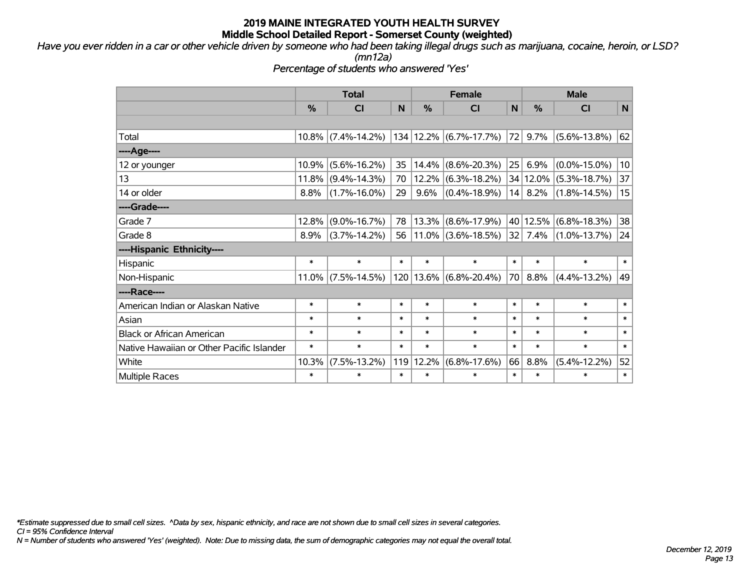# 2019 MAINE INTEGRATED YOUTH HEALTH SURVEY
## Middle School Detailed Report - Somerset County (weighted)

*Have you ever ridden in a car or other vehicle driven by someone who had been taking illegal drugs such as marijuana, cocaine, heroin, or LSD? (mn12a)*

*Percentage of students who answered 'Yes'*

| | Total | | | Female | | | Male | | |
|---|---|---|---|---|---|---|---|---|---|
| | % | CI | N | % | CI | N | % | CI | N |
| Total | 10.8% | (7.4%-14.2%) | 134 | 12.2% | (6.7%-17.7%) | 72 | 9.7% | (5.6%-13.8%) | 62 |
| ----Age---- | | | | | | | | | |
| 12 or younger | 10.9% | (5.6%-16.2%) | 35 | 14.4% | (8.6%-20.3%) | 25 | 6.9% | (0.0%-15.0%) | 10 |
| 13 | 11.8% | (9.4%-14.3%) | 70 | 12.2% | (6.3%-18.2%) | 34 | 12.0% | (5.3%-18.7%) | 37 |
| 14 or older | 8.8% | (1.7%-16.0%) | 29 | 9.6% | (0.4%-18.9%) | 14 | 8.2% | (1.8%-14.5%) | 15 |
| ----Grade---- | | | | | | | | | |
| Grade 7 | 12.8% | (9.0%-16.7%) | 78 | 13.3% | (8.6%-17.9%) | 40 | 12.5% | (6.8%-18.3%) | 38 |
| Grade 8 | 8.9% | (3.7%-14.2%) | 56 | 11.0% | (3.6%-18.5%) | 32 | 7.4% | (1.0%-13.7%) | 24 |
| ----Hispanic Ethnicity---- | | | | | | | | | |
| Hispanic | * | * | * | * | * | * | * | * | * |
| Non-Hispanic | 11.0% | (7.5%-14.5%) | 120 | 13.6% | (6.8%-20.4%) | 70 | 8.8% | (4.4%-13.2%) | 49 |
| ----Race---- | | | | | | | | | |
| American Indian or Alaskan Native | * | * | * | * | * | * | * | * | * |
| Asian | * | * | * | * | * | * | * | * | * |
| Black or African American | * | * | * | * | * | * | * | * | * |
| Native Hawaiian or Other Pacific Islander | * | * | * | * | * | * | * | * | * |
| White | 10.3% | (7.5%-13.2%) | 119 | 12.2% | (6.8%-17.6%) | 66 | 8.8% | (5.4%-12.2%) | 52 |
| Multiple Races | * | * | * | * | * | * | * | * | * |

*Estimate suppressed due to small cell sizes. ^Data by sex, hispanic ethnicity, and race are not shown due to small cell sizes in several categories.
*CI = 95% Confidence Interval*
*N = Number of students who answered 'Yes' (weighted). Note: Due to missing data, the sum of demographic categories may not equal the overall total.*

*December 12, 2019*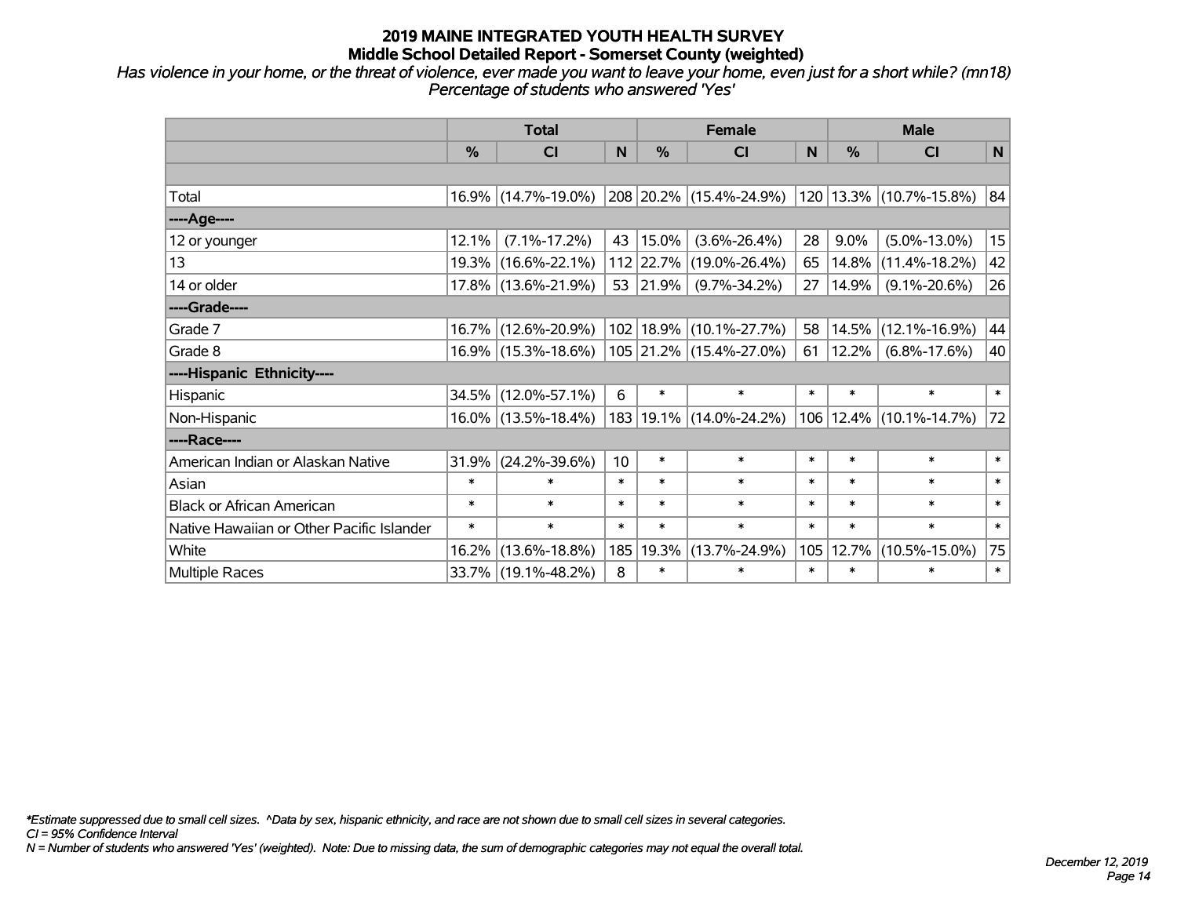# 2019 MAINE INTEGRATED YOUTH HEALTH SURVEY
## Middle School Detailed Report - Somerset County (weighted)

*Has violence in your home, or the threat of violence, ever made you want to leave your home, even just for a short while? (mn18)*
*Percentage of students who answered 'Yes'*

| | Total | | | Female | | | Male | | |
|---|---|---|---|---|---|---|---|---|---|
| | % | CI | N | % | CI | N | % | CI | N |
| Total | 16.9% | (14.7%-19.0%) | 208 | 20.2% | (15.4%-24.9%) | 120 | 13.3% | (10.7%-15.8%) | 84 |
| ----Age---- | | | | | | | | | |
| 12 or younger | 12.1% | (7.1%-17.2%) | 43 | 15.0% | (3.6%-26.4%) | 28 | 9.0% | (5.0%-13.0%) | 15 |
| 13 | 19.3% | (16.6%-22.1%) | 112 | 22.7% | (19.0%-26.4%) | 65 | 14.8% | (11.4%-18.2%) | 42 |
| 14 or older | 17.8% | (13.6%-21.9%) | 53 | 21.9% | (9.7%-34.2%) | 27 | 14.9% | (9.1%-20.6%) | 26 |
| ----Grade---- | | | | | | | | | |
| Grade 7 | 16.7% | (12.6%-20.9%) | 102 | 18.9% | (10.1%-27.7%) | 58 | 14.5% | (12.1%-16.9%) | 44 |
| Grade 8 | 16.9% | (15.3%-18.6%) | 105 | 21.2% | (15.4%-27.0%) | 61 | 12.2% | (6.8%-17.6%) | 40 |
| ----Hispanic Ethnicity---- | | | | | | | | | |
| Hispanic | 34.5% | (12.0%-57.1%) | 6 | * | * | * | * | * | * |
| Non-Hispanic | 16.0% | (13.5%-18.4%) | 183 | 19.1% | (14.0%-24.2%) | 106 | 12.4% | (10.1%-14.7%) | 72 |
| ----Race---- | | | | | | | | | |
| American Indian or Alaskan Native | 31.9% | (24.2%-39.6%) | 10 | * | * | * | * | * | * |
| Asian | * | * | * | * | * | * | * | * | * |
| Black or African American | * | * | * | * | * | * | * | * | * |
| Native Hawaiian or Other Pacific Islander | * | * | * | * | * | * | * | * | * |
| White | 16.2% | (13.6%-18.8%) | 185 | 19.3% | (13.7%-24.9%) | 105 | 12.7% | (10.5%-15.0%) | 75 |
| Multiple Races | 33.7% | (19.1%-48.2%) | 8 | * | * | * | * | * | * |

*\*Estimate suppressed due to small cell sizes. ^Data by sex, hispanic ethnicity, and race are not shown due to small cell sizes in several categories.*
*CI = 95% Confidence Interval*
*N = Number of students who answered 'Yes' (weighted). Note: Due to missing data, the sum of demographic categories may not equal the overall total.*

*December 12, 2019*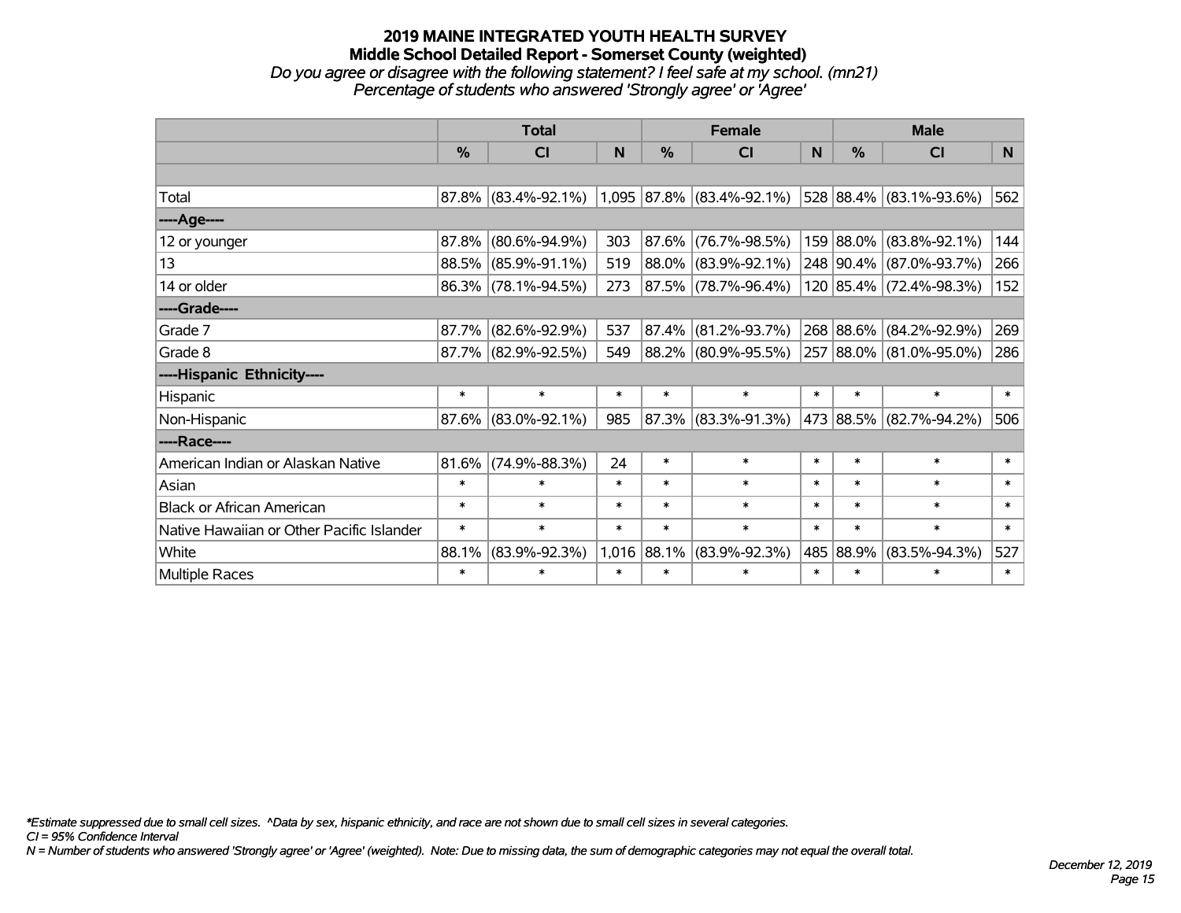# 2019 MAINE INTEGRATED YOUTH HEALTH SURVEY

## Middle School Detailed Report - Somerset County (weighted)

*Do you agree or disagree with the following statement? I feel safe at my school. (mn21)*
*Percentage of students who answered 'Strongly agree' or 'Agree'*

| | Total | | | Female | | | Male | | |
|---|---|---|---|---|---|---|---|---|---|
| | % | CI | N | % | CI | N | % | CI | N |
| | | | | | | | | | |
| Total | 87.8% | (83.4%-92.1%) | 1,095 | 87.8% | (83.4%-92.1%) | 528 | 88.4% | (83.1%-93.6%) | 562 |
| ----Age---- | | | | | | | | | |
| 12 or younger | 87.8% | (80.6%-94.9%) | 303 | 87.6% | (76.7%-98.5%) | 159 | 88.0% | (83.8%-92.1%) | 144 |
| 13 | 88.5% | (85.9%-91.1%) | 519 | 88.0% | (83.9%-92.1%) | 248 | 90.4% | (87.0%-93.7%) | 266 |
| 14 or older | 86.3% | (78.1%-94.5%) | 273 | 87.5% | (78.7%-96.4%) | 120 | 85.4% | (72.4%-98.3%) | 152 |
| ----Grade---- | | | | | | | | | |
| Grade 7 | 87.7% | (82.6%-92.9%) | 537 | 87.4% | (81.2%-93.7%) | 268 | 88.6% | (84.2%-92.9%) | 269 |
| Grade 8 | 87.7% | (82.9%-92.5%) | 549 | 88.2% | (80.9%-95.5%) | 257 | 88.0% | (81.0%-95.0%) | 286 |
| ----Hispanic Ethnicity---- | | | | | | | | | |
| Hispanic | * | * | * | * | * | * | * | * | * |
| Non-Hispanic | 87.6% | (83.0%-92.1%) | 985 | 87.3% | (83.3%-91.3%) | 473 | 88.5% | (82.7%-94.2%) | 506 |
| ----Race---- | | | | | | | | | |
| American Indian or Alaskan Native | 81.6% | (74.9%-88.3%) | 24 | * | * | * | * | * | * |
| Asian | * | * | * | * | * | * | * | * | * |
| Black or African American | * | * | * | * | * | * | * | * | * |
| Native Hawaiian or Other Pacific Islander | * | * | * | * | * | * | * | * | * |
| White | 88.1% | (83.9%-92.3%) | 1,016 | 88.1% | (83.9%-92.3%) | 485 | 88.9% | (83.5%-94.3%) | 527 |
| Multiple Races | * | * | * | * | * | * | * | * | * |

*\*Estimate suppressed due to small cell sizes. ^Data by sex, hispanic ethnicity, and race are not shown due to small cell sizes in several categories.*
*CI = 95% Confidence Interval*
*N = Number of students who answered 'Strongly agree' or 'Agree' (weighted). Note: Due to missing data, the sum of demographic categories may not equal the overall total.*

*December 12, 2019*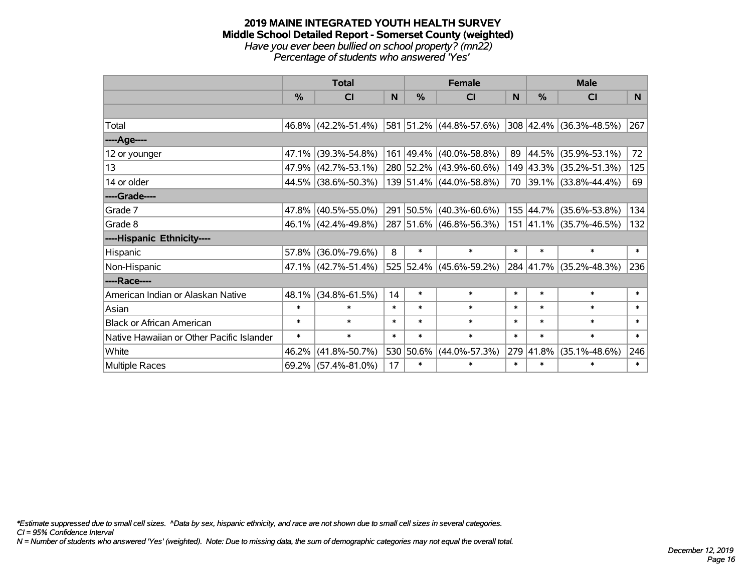# 2019 MAINE INTEGRATED YOUTH HEALTH SURVEY

## Middle School Detailed Report - Somerset County (weighted)

*Have you ever been bullied on school property? (mn22)*

*Percentage of students who answered 'Yes'*

| | Total | | | Female | | | Male | | |
|---|---|---|---|---|---|---|---|---|---|
| | % | CI | N | % | CI | N | % | CI | N |
| Total | 46.8% | (42.2%-51.4%) | 581 | 51.2% | (44.8%-57.6%) | 308 | 42.4% | (36.3%-48.5%) | 267 |
| ----Age---- | | | | | | | | | |
| 12 or younger | 47.1% | (39.3%-54.8%) | 161 | 49.4% | (40.0%-58.8%) | 89 | 44.5% | (35.9%-53.1%) | 72 |
| 13 | 47.9% | (42.7%-53.1%) | 280 | 52.2% | (43.9%-60.6%) | 149 | 43.3% | (35.2%-51.3%) | 125 |
| 14 or older | 44.5% | (38.6%-50.3%) | 139 | 51.4% | (44.0%-58.8%) | 70 | 39.1% | (33.8%-44.4%) | 69 |
| ----Grade---- | | | | | | | | | |
| Grade 7 | 47.8% | (40.5%-55.0%) | 291 | 50.5% | (40.3%-60.6%) | 155 | 44.7% | (35.6%-53.8%) | 134 |
| Grade 8 | 46.1% | (42.4%-49.8%) | 287 | 51.6% | (46.8%-56.3%) | 151 | 41.1% | (35.7%-46.5%) | 132 |
| ----Hispanic Ethnicity---- | | | | | | | | | |
| Hispanic | 57.8% | (36.0%-79.6%) | 8 | * | * | * | * | * | * |
| Non-Hispanic | 47.1% | (42.7%-51.4%) | 525 | 52.4% | (45.6%-59.2%) | 284 | 41.7% | (35.2%-48.3%) | 236 |
| ----Race---- | | | | | | | | | |
| American Indian or Alaskan Native | 48.1% | (34.8%-61.5%) | 14 | * | * | * | * | * | * |
| Asian | * | * | * | * | * | * | * | * | * |
| Black or African American | * | * | * | * | * | * | * | * | * |
| Native Hawaiian or Other Pacific Islander | * | * | * | * | * | * | * | * | * |
| White | 46.2% | (41.8%-50.7%) | 530 | 50.6% | (44.0%-57.3%) | 279 | 41.8% | (35.1%-48.6%) | 246 |
| Multiple Races | 69.2% | (57.4%-81.0%) | 17 | * | * | * | * | * | * |

*Estimate suppressed due to small cell sizes. ^Data by sex, hispanic ethnicity, and race are not shown due to small cell sizes in several categories.

CI = 95% Confidence Interval

N = Number of students who answered 'Yes' (weighted). Note: Due to missing data, the sum of demographic categories may not equal the overall total.

December 12, 2019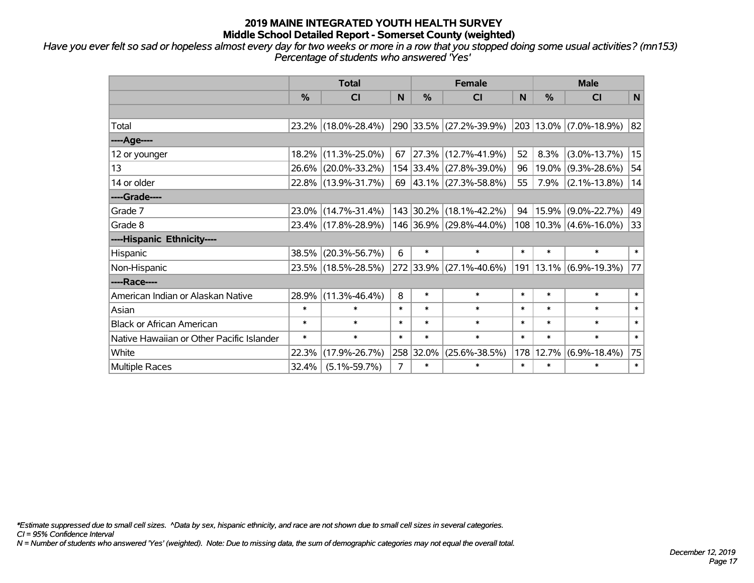# 2019 MAINE INTEGRATED YOUTH HEALTH SURVEY
## Middle School Detailed Report - Somerset County (weighted)

*Have you ever felt so sad or hopeless almost every day for two weeks or more in a row that you stopped doing some usual activities? (mn153)*
*Percentage of students who answered 'Yes'*

| | Total | | | Female | | | Male | | |
|---|---|---|---|---|---|---|---|---|---|
| | % | CI | N | % | CI | N | % | CI | N |
| | | | | | | | | | |
| Total | 23.2% | (18.0%-28.4%) | 290 | 33.5% | (27.2%-39.9%) | 203 | 13.0% | (7.0%-18.9%) | 82 |
| ----Age---- | | | | | | | | | |
| 12 or younger | 18.2% | (11.3%-25.0%) | 67 | 27.3% | (12.7%-41.9%) | 52 | 8.3% | (3.0%-13.7%) | 15 |
| 13 | 26.6% | (20.0%-33.2%) | 154 | 33.4% | (27.8%-39.0%) | 96 | 19.0% | (9.3%-28.6%) | 54 |
| 14 or older | 22.8% | (13.9%-31.7%) | 69 | 43.1% | (27.3%-58.8%) | 55 | 7.9% | (2.1%-13.8%) | 14 |
| ----Grade---- | | | | | | | | | |
| Grade 7 | 23.0% | (14.7%-31.4%) | 143 | 30.2% | (18.1%-42.2%) | 94 | 15.9% | (9.0%-22.7%) | 49 |
| Grade 8 | 23.4% | (17.8%-28.9%) | 146 | 36.9% | (29.8%-44.0%) | 108 | 10.3% | (4.6%-16.0%) | 33 |
| ----Hispanic Ethnicity---- | | | | | | | | | |
| Hispanic | 38.5% | (20.3%-56.7%) | 6 | * | * | * | * | * | * |
| Non-Hispanic | 23.5% | (18.5%-28.5%) | 272 | 33.9% | (27.1%-40.6%) | 191 | 13.1% | (6.9%-19.3%) | 77 |
| ----Race---- | | | | | | | | | |
| American Indian or Alaskan Native | 28.9% | (11.3%-46.4%) | 8 | * | * | * | * | * | * |
| Asian | * | * | * | * | * | * | * | * | * |
| Black or African American | * | * | * | * | * | * | * | * | * |
| Native Hawaiian or Other Pacific Islander | * | * | * | * | * | * | * | * | * |
| White | 22.3% | (17.9%-26.7%) | 258 | 32.0% | (25.6%-38.5%) | 178 | 12.7% | (6.9%-18.4%) | 75 |
| Multiple Races | 32.4% | (5.1%-59.7%) | 7 | * | * | * | * | * | * |

*\*Estimate suppressed due to small cell sizes. ^Data by sex, hispanic ethnicity, and race are not shown due to small cell sizes in several categories.*
*CI = 95% Confidence Interval*
*N = Number of students who answered 'Yes' (weighted). Note: Due to missing data, the sum of demographic categories may not equal the overall total.*

*December 12, 2019*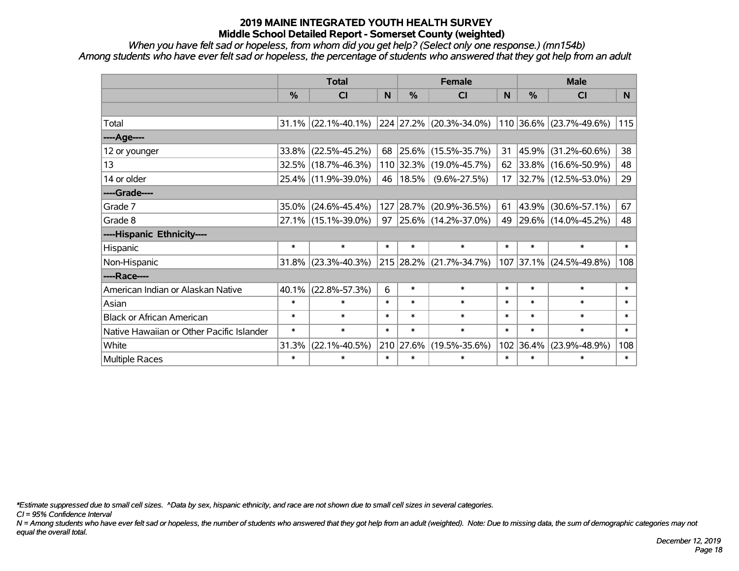# 2019 MAINE INTEGRATED YOUTH HEALTH SURVEY
## Middle School Detailed Report - Somerset County (weighted)

*When you have felt sad or hopeless, from whom did you get help? (Select only one response.) (mn154b)*
*Among students who have ever felt sad or hopeless, the percentage of students who answered that they got help from an adult*

| | Total | | | Female | | | Male | | |
|---|---|---|---|---|---|---|---|---|---|
| | % | CI | N | % | CI | N | % | CI | N |
| Total | 31.1% | (22.1%-40.1%) | 224 | 27.2% | (20.3%-34.0%) | 110 | 36.6% | (23.7%-49.6%) | 115 |
| ----Age---- | | | | | | | | | |
| 12 or younger | 33.8% | (22.5%-45.2%) | 68 | 25.6% | (15.5%-35.7%) | 31 | 45.9% | (31.2%-60.6%) | 38 |
| 13 | 32.5% | (18.7%-46.3%) | 110 | 32.3% | (19.0%-45.7%) | 62 | 33.8% | (16.6%-50.9%) | 48 |
| 14 or older | 25.4% | (11.9%-39.0%) | 46 | 18.5% | (9.6%-27.5%) | 17 | 32.7% | (12.5%-53.0%) | 29 |
| ----Grade---- | | | | | | | | | |
| Grade 7 | 35.0% | (24.6%-45.4%) | 127 | 28.7% | (20.9%-36.5%) | 61 | 43.9% | (30.6%-57.1%) | 67 |
| Grade 8 | 27.1% | (15.1%-39.0%) | 97 | 25.6% | (14.2%-37.0%) | 49 | 29.6% | (14.0%-45.2%) | 48 |
| ----Hispanic Ethnicity---- | | | | | | | | | |
| Hispanic | * | * | * | * | * | * | * | * | * |
| Non-Hispanic | 31.8% | (23.3%-40.3%) | 215 | 28.2% | (21.7%-34.7%) | 107 | 37.1% | (24.5%-49.8%) | 108 |
| ----Race---- | | | | | | | | | |
| American Indian or Alaskan Native | 40.1% | (22.8%-57.3%) | 6 | * | * | * | * | * | * |
| Asian | * | * | * | * | * | * | * | * | * |
| Black or African American | * | * | * | * | * | * | * | * | * |
| Native Hawaiian or Other Pacific Islander | * | * | * | * | * | * | * | * | * |
| White | 31.3% | (22.1%-40.5%) | 210 | 27.6% | (19.5%-35.6%) | 102 | 36.4% | (23.9%-48.9%) | 108 |
| Multiple Races | * | * | * | * | * | * | * | * | * |

*\*Estimate suppressed due to small cell sizes. ^Data by sex, hispanic ethnicity, and race are not shown due to small cell sizes in several categories.*

*CI = 95% Confidence Interval*

*N = Among students who have ever felt sad or hopeless, the number of students who answered that they got help from an adult (weighted). Note: Due to missing data, the sum of demographic categories may not equal the overall total.*

*December 12, 2019*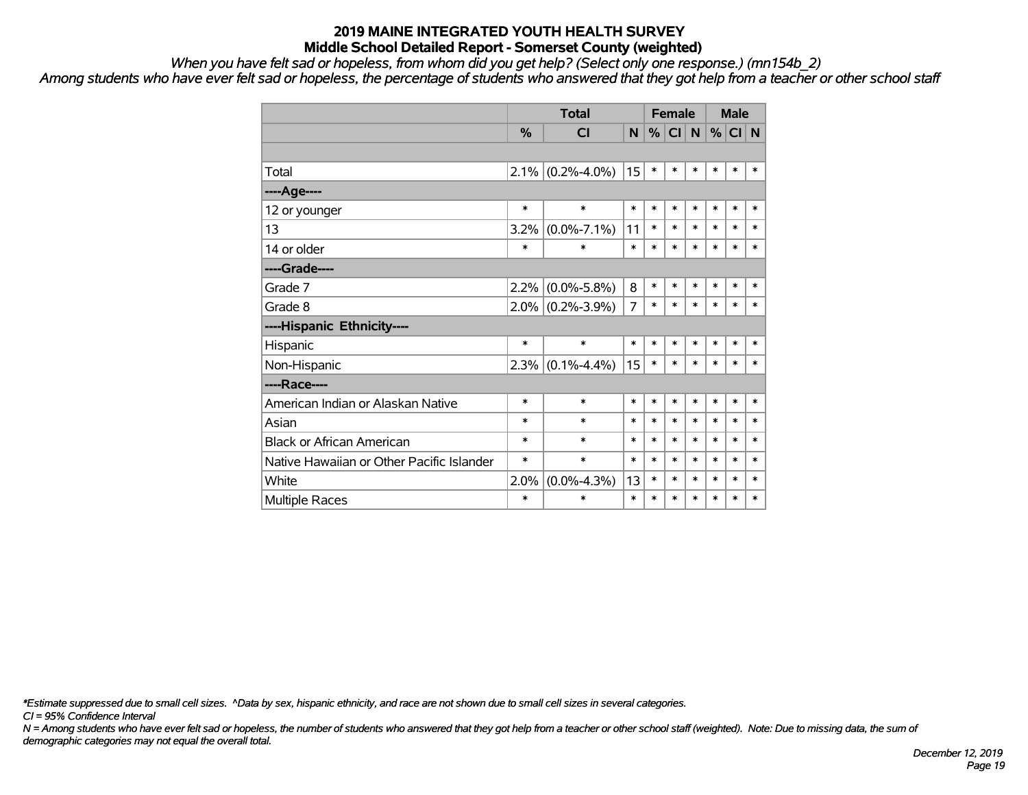# 2019 MAINE INTEGRATED YOUTH HEALTH SURVEY
## Middle School Detailed Report - Somerset County (weighted)

*When you have felt sad or hopeless, from whom did you get help? (Select only one response.) (mn154b_2)*

*Among students who have ever felt sad or hopeless, the percentage of students who answered that they got help from a teacher or other school staff*

| | Total | | | Female | | | Male | | |
|---|---|---|---|---|---|---|---|---|---|
| | % | CI | N | % | CI | N | % | CI | N |
| | | | | | | | | | |
| Total | 2.1% | (0.2%-4.0%) | 15 | * | * | * | * | * | * |
| ----Age---- | | | | | | | | | |
| 12 or younger | * | * | * | * | * | * | * | * | * |
| 13 | 3.2% | (0.0%-7.1%) | 11 | * | * | * | * | * | * |
| 14 or older | * | * | * | * | * | * | * | * | * |
| ----Grade---- | | | | | | | | | |
| Grade 7 | 2.2% | (0.0%-5.8%) | 8 | * | * | * | * | * | * |
| Grade 8 | 2.0% | (0.2%-3.9%) | 7 | * | * | * | * | * | * |
| ----Hispanic Ethnicity---- | | | | | | | | | |
| Hispanic | * | * | * | * | * | * | * | * | * |
| Non-Hispanic | 2.3% | (0.1%-4.4%) | 15 | * | * | * | * | * | * |
| ----Race---- | | | | | | | | | |
| American Indian or Alaskan Native | * | * | * | * | * | * | * | * | * |
| Asian | * | * | * | * | * | * | * | * | * |
| Black or African American | * | * | * | * | * | * | * | * | * |
| Native Hawaiian or Other Pacific Islander | * | * | * | * | * | * | * | * | * |
| White | 2.0% | (0.0%-4.3%) | 13 | * | * | * | * | * | * |
| Multiple Races | * | * | * | * | * | * | * | * | * |

*\*Estimate suppressed due to small cell sizes. ^Data by sex, hispanic ethnicity, and race are not shown due to small cell sizes in several categories.*

*CI = 95% Confidence Interval*

*N = Among students who have ever felt sad or hopeless, the number of students who answered that they got help from a teacher or other school staff (weighted). Note: Due to missing data, the sum of demographic categories may not equal the overall total.*

*December 12, 2019*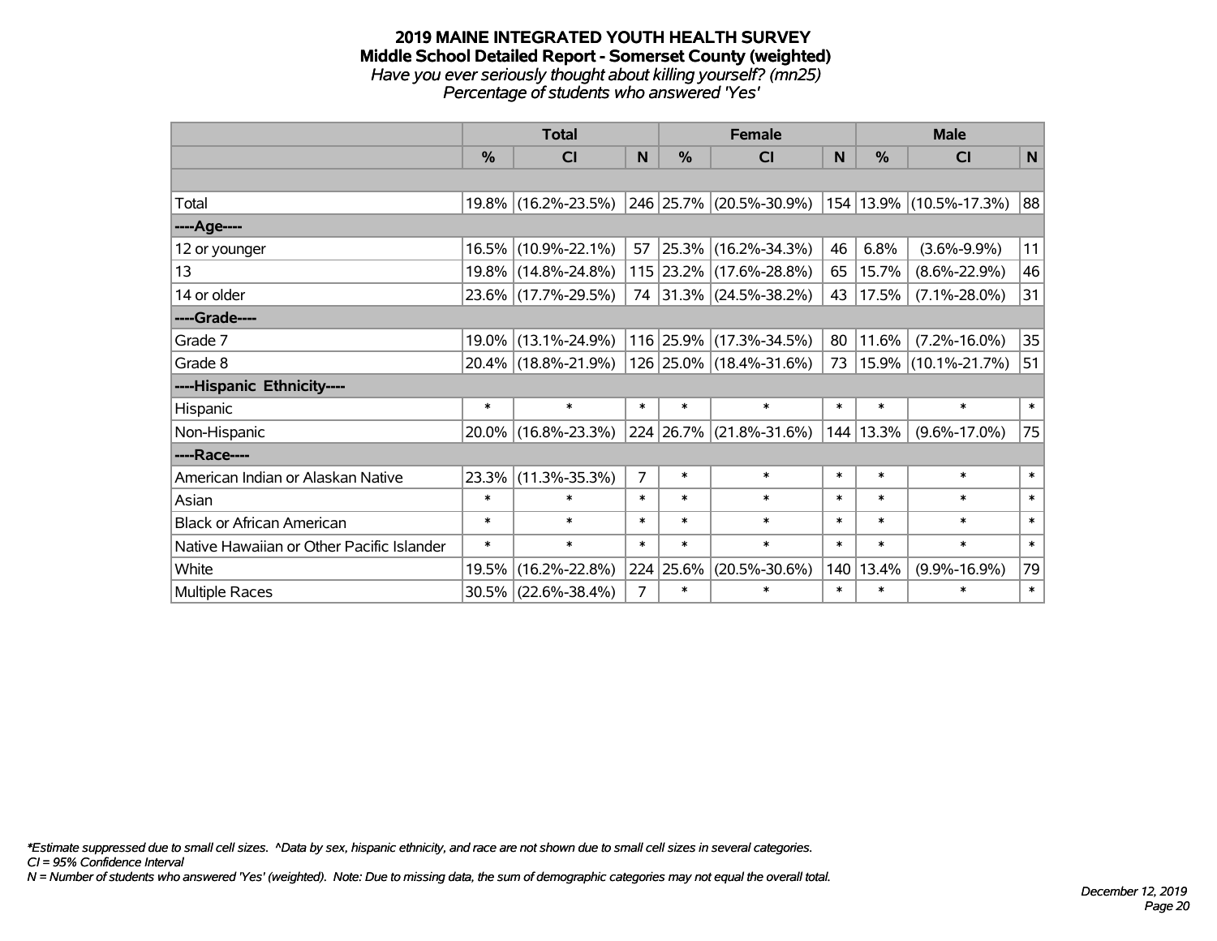# 2019 MAINE INTEGRATED YOUTH HEALTH SURVEY
## Middle School Detailed Report - Somerset County (weighted)
*Have you ever seriously thought about killing yourself? (mn25)*
*Percentage of students who answered 'Yes'*

| | Total | | | Female | | | Male | | |
|---|---|---|---|---|---|---|---|---|---|
| | % | CI | N | % | CI | N | % | CI | N |
| | | | | | | | | | |
| Total | 19.8% | (16.2%-23.5%) | 246 | 25.7% | (20.5%-30.9%) | 154 | 13.9% | (10.5%-17.3%) | 88 |
| ----Age---- | | | | | | | | | |
| 12 or younger | 16.5% | (10.9%-22.1%) | 57 | 25.3% | (16.2%-34.3%) | 46 | 6.8% | (3.6%-9.9%) | 11 |
| 13 | 19.8% | (14.8%-24.8%) | 115 | 23.2% | (17.6%-28.8%) | 65 | 15.7% | (8.6%-22.9%) | 46 |
| 14 or older | 23.6% | (17.7%-29.5%) | 74 | 31.3% | (24.5%-38.2%) | 43 | 17.5% | (7.1%-28.0%) | 31 |
| ----Grade---- | | | | | | | | | |
| Grade 7 | 19.0% | (13.1%-24.9%) | 116 | 25.9% | (17.3%-34.5%) | 80 | 11.6% | (7.2%-16.0%) | 35 |
| Grade 8 | 20.4% | (18.8%-21.9%) | 126 | 25.0% | (18.4%-31.6%) | 73 | 15.9% | (10.1%-21.7%) | 51 |
| ----Hispanic Ethnicity---- | | | | | | | | | |
| Hispanic | * | * | * | * | * | * | * | * | * |
| Non-Hispanic | 20.0% | (16.8%-23.3%) | 224 | 26.7% | (21.8%-31.6%) | 144 | 13.3% | (9.6%-17.0%) | 75 |
| ----Race---- | | | | | | | | | |
| American Indian or Alaskan Native | 23.3% | (11.3%-35.3%) | 7 | * | * | * | * | * | * |
| Asian | * | * | * | * | * | * | * | * | * |
| Black or African American | * | * | * | * | * | * | * | * | * |
| Native Hawaiian or Other Pacific Islander | * | * | * | * | * | * | * | * | * |
| White | 19.5% | (16.2%-22.8%) | 224 | 25.6% | (20.5%-30.6%) | 140 | 13.4% | (9.9%-16.9%) | 79 |
| Multiple Races | 30.5% | (22.6%-38.4%) | 7 | * | * | * | * | * | * |

*\*Estimate suppressed due to small cell sizes. ^Data by sex, hispanic ethnicity, and race are not shown due to small cell sizes in several categories.*
*CI = 95% Confidence Interval*
*N = Number of students who answered 'Yes' (weighted). Note: Due to missing data, the sum of demographic categories may not equal the overall total.*

*December 12, 2019*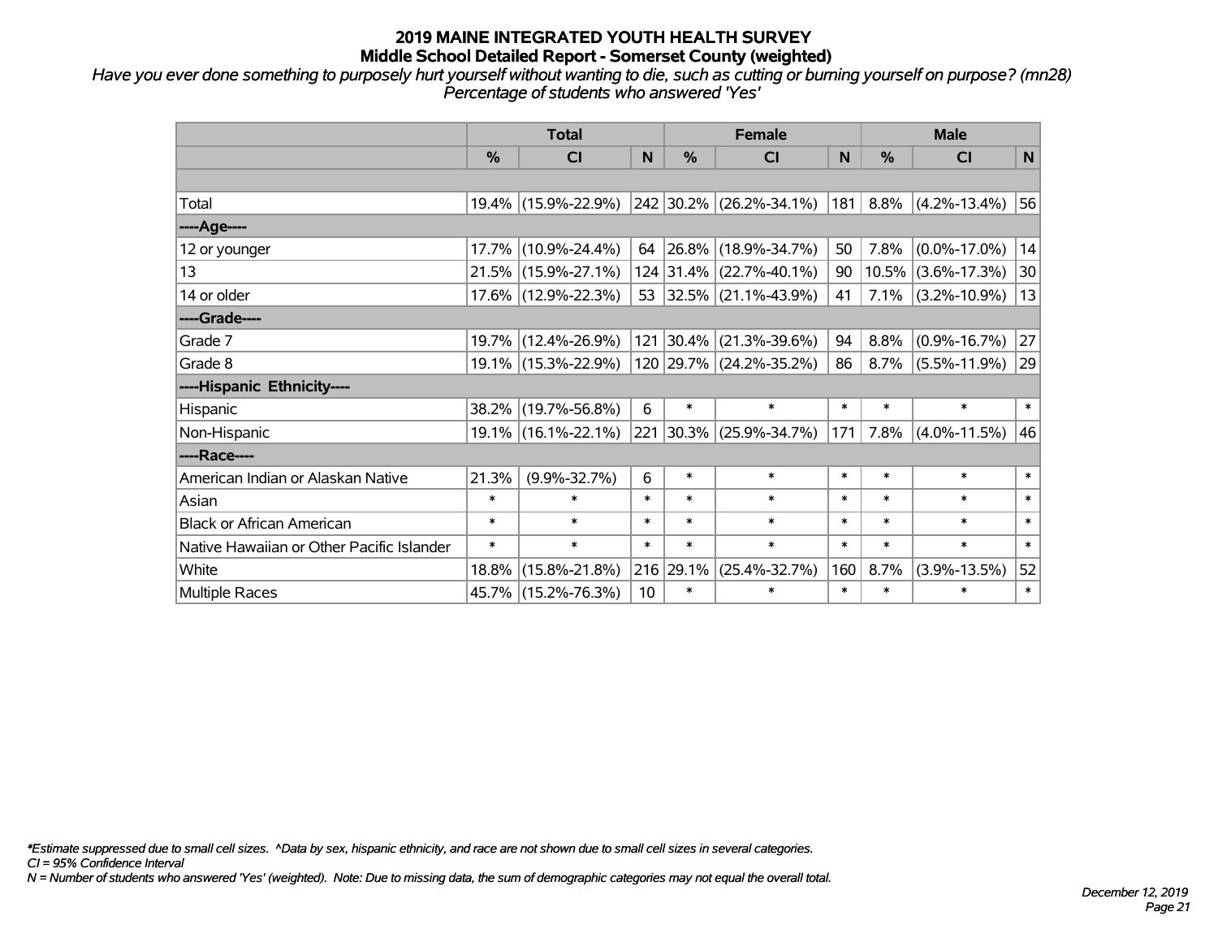# 2019 MAINE INTEGRATED YOUTH HEALTH SURVEY
## Middle School Detailed Report - Somerset County (weighted)

*Have you ever done something to purposely hurt yourself without wanting to die, such as cutting or burning yourself on purpose? (mn28)*
*Percentage of students who answered 'Yes'*

| | Total | | | Female | | | Male | | |
|---|---|---|---|---|---|---|---|---|---|
| | % | CI | N | % | CI | N | % | CI | N |
| | | | | | | | | | |
| Total | 19.4% | (15.9%-22.9%) | 242 | 30.2% | (26.2%-34.1%) | 181 | 8.8% | (4.2%-13.4%) | 56 |
| ----Age---- | | | | | | | | | |
| 12 or younger | 17.7% | (10.9%-24.4%) | 64 | 26.8% | (18.9%-34.7%) | 50 | 7.8% | (0.0%-17.0%) | 14 |
| 13 | 21.5% | (15.9%-27.1%) | 124 | 31.4% | (22.7%-40.1%) | 90 | 10.5% | (3.6%-17.3%) | 30 |
| 14 or older | 17.6% | (12.9%-22.3%) | 53 | 32.5% | (21.1%-43.9%) | 41 | 7.1% | (3.2%-10.9%) | 13 |
| ----Grade---- | | | | | | | | | |
| Grade 7 | 19.7% | (12.4%-26.9%) | 121 | 30.4% | (21.3%-39.6%) | 94 | 8.8% | (0.9%-16.7%) | 27 |
| Grade 8 | 19.1% | (15.3%-22.9%) | 120 | 29.7% | (24.2%-35.2%) | 86 | 8.7% | (5.5%-11.9%) | 29 |
| ----Hispanic Ethnicity---- | | | | | | | | | |
| Hispanic | 38.2% | (19.7%-56.8%) | 6 | * | * | * | * | * | * |
| Non-Hispanic | 19.1% | (16.1%-22.1%) | 221 | 30.3% | (25.9%-34.7%) | 171 | 7.8% | (4.0%-11.5%) | 46 |
| ----Race---- | | | | | | | | | |
| American Indian or Alaskan Native | 21.3% | (9.9%-32.7%) | 6 | * | * | * | * | * | * |
| Asian | * | * | * | * | * | * | * | * | * |
| Black or African American | * | * | * | * | * | * | * | * | * |
| Native Hawaiian or Other Pacific Islander | * | * | * | * | * | * | * | * | * |
| White | 18.8% | (15.8%-21.8%) | 216 | 29.1% | (25.4%-32.7%) | 160 | 8.7% | (3.9%-13.5%) | 52 |
| Multiple Races | 45.7% | (15.2%-76.3%) | 10 | * | * | * | * | * | * |

*\*Estimate suppressed due to small cell sizes. ^Data by sex, hispanic ethnicity, and race are not shown due to small cell sizes in several categories.*
*CI = 95% Confidence Interval*
*N = Number of students who answered 'Yes' (weighted). Note: Due to missing data, the sum of demographic categories may not equal the overall total.*

*December 12, 2019*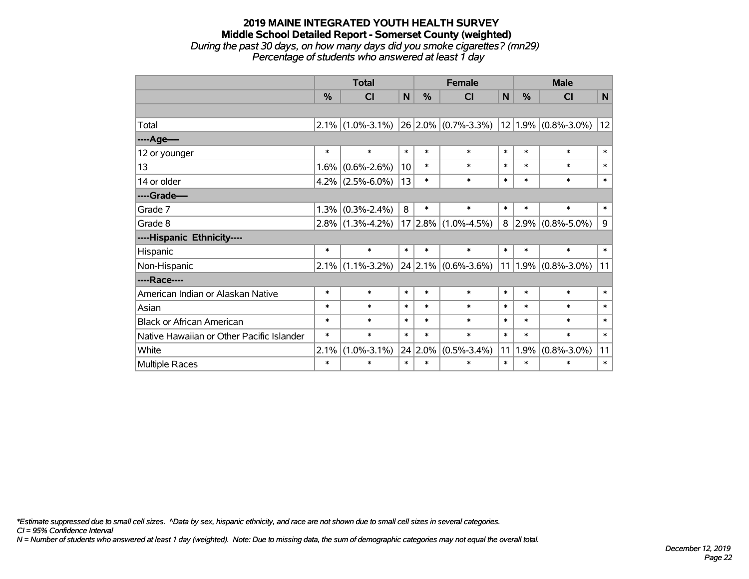# 2019 MAINE INTEGRATED YOUTH HEALTH SURVEY
## Middle School Detailed Report - Somerset County (weighted)
*During the past 30 days, on how many days did you smoke cigarettes? (mn29)*
*Percentage of students who answered at least 1 day*

| | Total | | | Female | | | Male | | |
|---|---|---|---|---|---|---|---|---|---|
| | % | CI | N | % | CI | N | % | CI | N |
| | | | | | | | | | |
| Total | 2.1% | (1.0%-3.1%) | 26 | 2.0% | (0.7%-3.3%) | 12 | 1.9% | (0.8%-3.0%) | 12 |
| ----Age---- | | | | | | | | | |
| 12 or younger | * | * | * | * | * | * | * | * | * |
| 13 | 1.6% | (0.6%-2.6%) | 10 | * | * | * | * | * | * |
| 14 or older | 4.2% | (2.5%-6.0%) | 13 | * | * | * | * | * | * |
| ----Grade---- | | | | | | | | | |
| Grade 7 | 1.3% | (0.3%-2.4%) | 8 | * | * | * | * | * | * |
| Grade 8 | 2.8% | (1.3%-4.2%) | 17 | 2.8% | (1.0%-4.5%) | 8 | 2.9% | (0.8%-5.0%) | 9 |
| ----Hispanic Ethnicity---- | | | | | | | | | |
| Hispanic | * | * | * | * | * | * | * | * | * |
| Non-Hispanic | 2.1% | (1.1%-3.2%) | 24 | 2.1% | (0.6%-3.6%) | 11 | 1.9% | (0.8%-3.0%) | 11 |
| ----Race---- | | | | | | | | | |
| American Indian or Alaskan Native | * | * | * | * | * | * | * | * | * |
| Asian | * | * | * | * | * | * | * | * | * |
| Black or African American | * | * | * | * | * | * | * | * | * |
| Native Hawaiian or Other Pacific Islander | * | * | * | * | * | * | * | * | * |
| White | 2.1% | (1.0%-3.1%) | 24 | 2.0% | (0.5%-3.4%) | 11 | 1.9% | (0.8%-3.0%) | 11 |
| Multiple Races | * | * | * | * | * | * | * | * | * |

*\*Estimate suppressed due to small cell sizes. ^Data by sex, hispanic ethnicity, and race are not shown due to small cell sizes in several categories.*
*CI = 95% Confidence Interval*
*N = Number of students who answered at least 1 day (weighted). Note: Due to missing data, the sum of demographic categories may not equal the overall total.*

*December 12, 2019*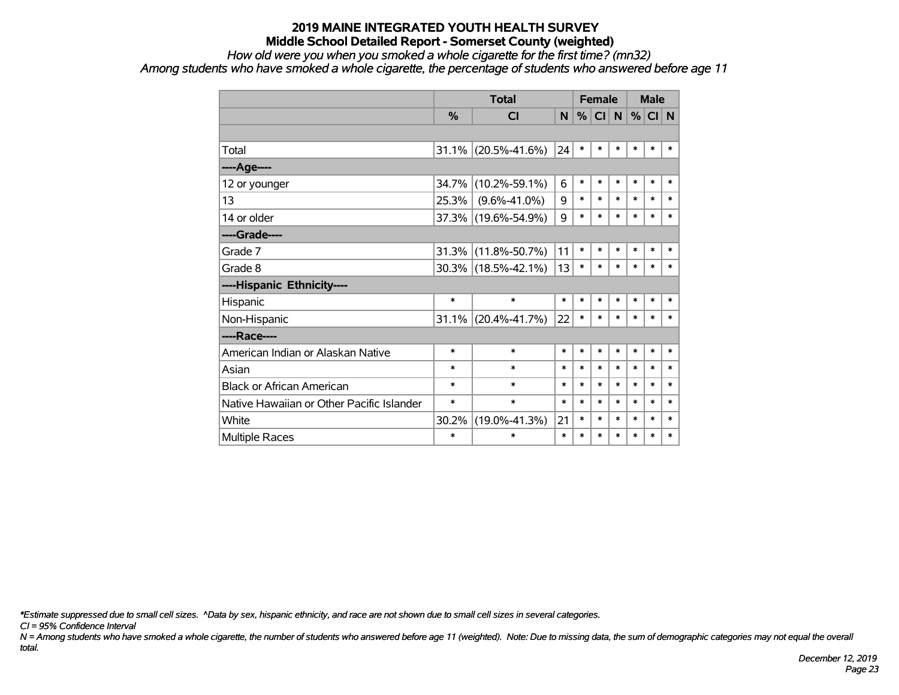# 2019 MAINE INTEGRATED YOUTH HEALTH SURVEY

## Middle School Detailed Report - Somerset County (weighted)

*How old were you when you smoked a whole cigarette for the first time? (mn32)*

*Among students who have smoked a whole cigarette, the percentage of students who answered before age 11*

| | Total | | | Female | | | Male | | |
|---|---|---|---|---|---|---|---|---|---|
| | % | CI | N | % | CI | N | % | CI | N |
| | | | | | | | | | |
| Total | 31.1% | (20.5%-41.6%) | 24 | * | * | * | * | * | * |
| ----Age---- | | | | | | | | | |
| 12 or younger | 34.7% | (10.2%-59.1%) | 6 | * | * | * | * | * | * |
| 13 | 25.3% | (9.6%-41.0%) | 9 | * | * | * | * | * | * |
| 14 or older | 37.3% | (19.6%-54.9%) | 9 | * | * | * | * | * | * |
| ----Grade---- | | | | | | | | | |
| Grade 7 | 31.3% | (11.8%-50.7%) | 11 | * | * | * | * | * | * |
| Grade 8 | 30.3% | (18.5%-42.1%) | 13 | * | * | * | * | * | * |
| ----Hispanic Ethnicity---- | | | | | | | | | |
| Hispanic | * | * | * | * | * | * | * | * | * |
| Non-Hispanic | 31.1% | (20.4%-41.7%) | 22 | * | * | * | * | * | * |
| ----Race---- | | | | | | | | | |
| American Indian or Alaskan Native | * | * | * | * | * | * | * | * | * |
| Asian | * | * | * | * | * | * | * | * | * |
| Black or African American | * | * | * | * | * | * | * | * | * |
| Native Hawaiian or Other Pacific Islander | * | * | * | * | * | * | * | * | * |
| White | 30.2% | (19.0%-41.3%) | 21 | * | * | * | * | * | * |
| Multiple Races | * | * | * | * | * | * | * | * | * |

*\*Estimate suppressed due to small cell sizes. ^Data by sex, hispanic ethnicity, and race are not shown due to small cell sizes in several categories.*

*CI = 95% Confidence Interval*

*N = Among students who have smoked a whole cigarette, the number of students who answered before age 11 (weighted). Note: Due to missing data, the sum of demographic categories may not equal the overall total.*

*December 12, 2019*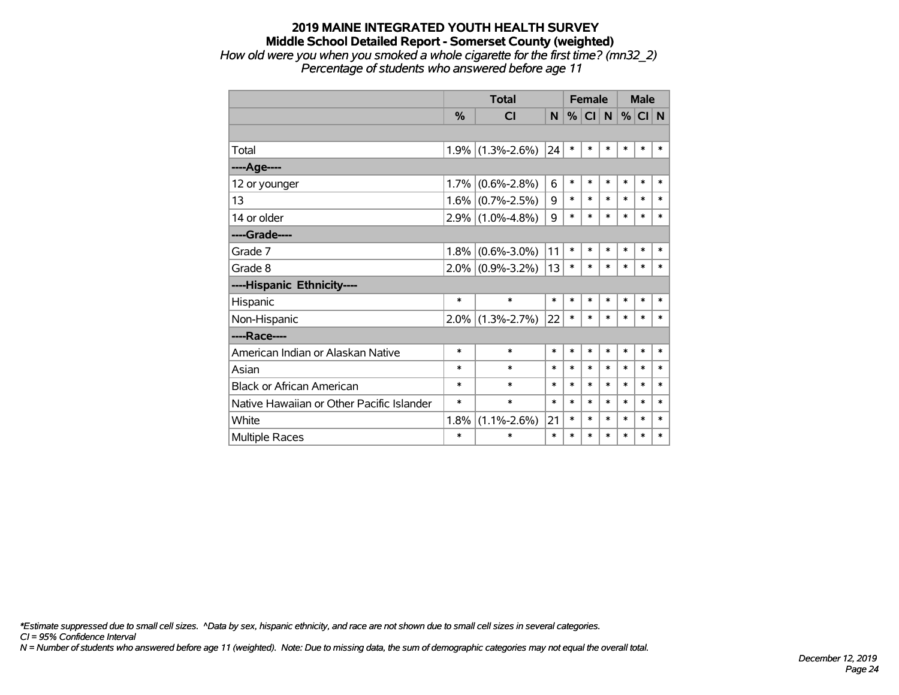# 2019 MAINE INTEGRATED YOUTH HEALTH SURVEY

## Middle School Detailed Report - Somerset County (weighted)

*How old were you when you smoked a whole cigarette for the first time? (mn32_2)*
*Percentage of students who answered before age 11*

| | Total | | | Female | | | Male | | |
|---|---|---|---|---|---|---|---|---|---|
| | % | CI | N | % | CI | N | % | CI | N |
| | | | | | | | | | |
| Total | 1.9% | (1.3%-2.6%) | 24 | * | * | * | * | * | * |
| ----Age---- | | | | | | | | | |
| 12 or younger | 1.7% | (0.6%-2.8%) | 6 | * | * | * | * | * | * |
| 13 | 1.6% | (0.7%-2.5%) | 9 | * | * | * | * | * | * |
| 14 or older | 2.9% | (1.0%-4.8%) | 9 | * | * | * | * | * | * |
| ----Grade---- | | | | | | | | | |
| Grade 7 | 1.8% | (0.6%-3.0%) | 11 | * | * | * | * | * | * |
| Grade 8 | 2.0% | (0.9%-3.2%) | 13 | * | * | * | * | * | * |
| ----Hispanic Ethnicity---- | | | | | | | | | |
| Hispanic | * | * | * | * | * | * | * | * | * |
| Non-Hispanic | 2.0% | (1.3%-2.7%) | 22 | * | * | * | * | * | * |
| ----Race---- | | | | | | | | | |
| American Indian or Alaskan Native | * | * | * | * | * | * | * | * | * |
| Asian | * | * | * | * | * | * | * | * | * |
| Black or African American | * | * | * | * | * | * | * | * | * |
| Native Hawaiian or Other Pacific Islander | * | * | * | * | * | * | * | * | * |
| White | 1.8% | (1.1%-2.6%) | 21 | * | * | * | * | * | * |
| Multiple Races | * | * | * | * | * | * | * | * | * |

*\*Estimate suppressed due to small cell sizes. ^Data by sex, hispanic ethnicity, and race are not shown due to small cell sizes in several categories.*
*CI = 95% Confidence Interval*
*N = Number of students who answered before age 11 (weighted). Note: Due to missing data, the sum of demographic categories may not equal the overall total.*

*December 12, 2019*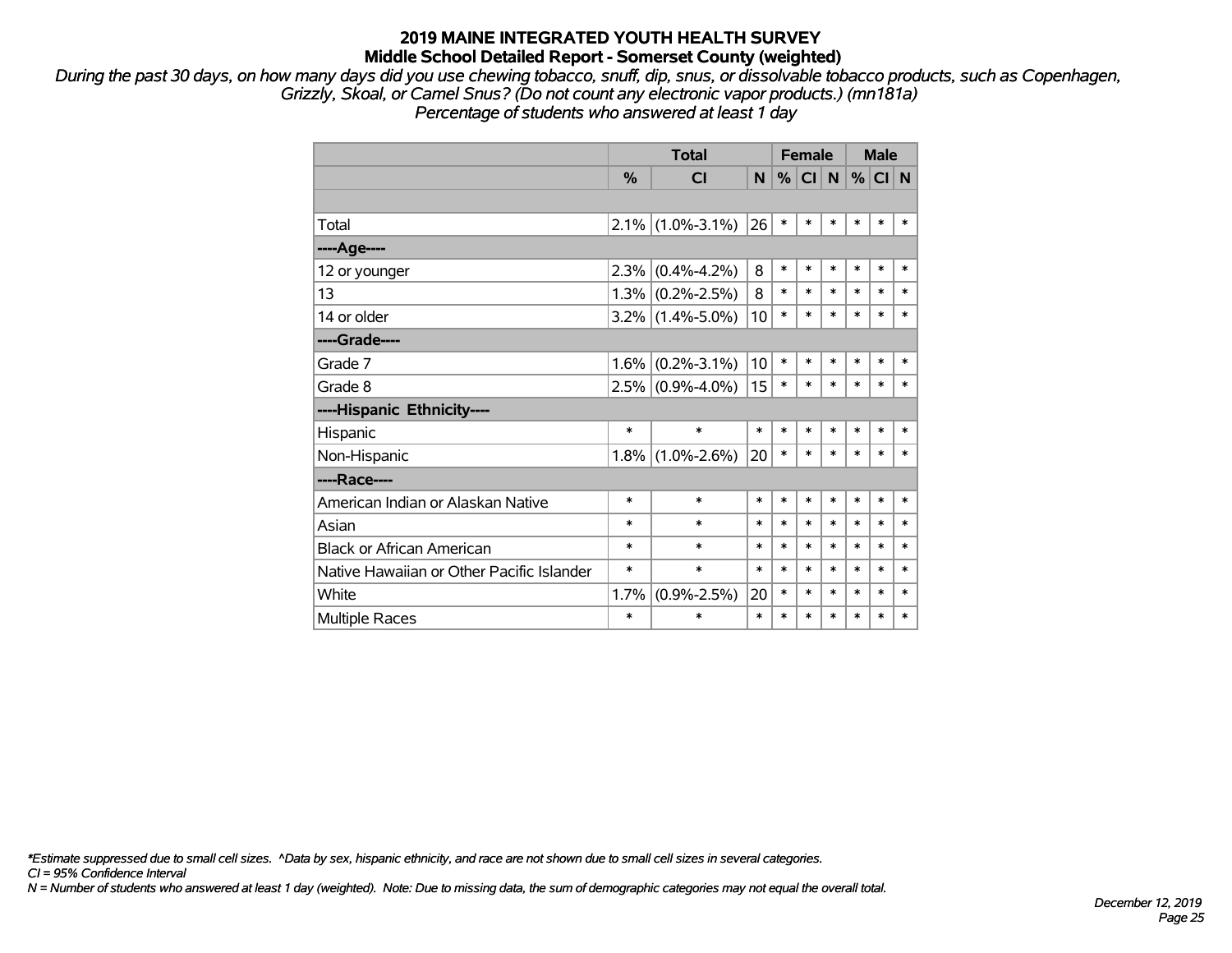# 2019 MAINE INTEGRATED YOUTH HEALTH SURVEY
## Middle School Detailed Report - Somerset County (weighted)

*During the past 30 days, on how many days did you use chewing tobacco, snuff, dip, snus, or dissolvable tobacco products, such as Copenhagen, Grizzly, Skoal, or Camel Snus? (Do not count any electronic vapor products.) (mn181a)*
*Percentage of students who answered at least 1 day*

| | Total | | | Female | | | Male | | |
|---|---|---|---|---|---|---|---|---|---|
| | % | CI | N | % | CI | N | % | CI | N |
| | | | | | | | | | |
| Total | 2.1% | (1.0%-3.1%) | 26 | * | * | * | * | * | * |
| ----Age---- | | | | | | | | | |
| 12 or younger | 2.3% | (0.4%-4.2%) | 8 | * | * | * | * | * | * |
| 13 | 1.3% | (0.2%-2.5%) | 8 | * | * | * | * | * | * |
| 14 or older | 3.2% | (1.4%-5.0%) | 10 | * | * | * | * | * | * |
| ----Grade---- | | | | | | | | | |
| Grade 7 | 1.6% | (0.2%-3.1%) | 10 | * | * | * | * | * | * |
| Grade 8 | 2.5% | (0.9%-4.0%) | 15 | * | * | * | * | * | * |
| ----Hispanic Ethnicity---- | | | | | | | | | |
| Hispanic | * | * | * | * | * | * | * | * | * |
| Non-Hispanic | 1.8% | (1.0%-2.6%) | 20 | * | * | * | * | * | * |
| ----Race---- | | | | | | | | | |
| American Indian or Alaskan Native | * | * | * | * | * | * | * | * | * |
| Asian | * | * | * | * | * | * | * | * | * |
| Black or African American | * | * | * | * | * | * | * | * | * |
| Native Hawaiian or Other Pacific Islander | * | * | * | * | * | * | * | * | * |
| White | 1.7% | (0.9%-2.5%) | 20 | * | * | * | * | * | * |
| Multiple Races | * | * | * | * | * | * | * | * | * |

*\*Estimate suppressed due to small cell sizes. ^Data by sex, hispanic ethnicity, and race are not shown due to small cell sizes in several categories.*
*CI = 95% Confidence Interval*
*N = Number of students who answered at least 1 day (weighted). Note: Due to missing data, the sum of demographic categories may not equal the overall total.*

*December 12, 2019*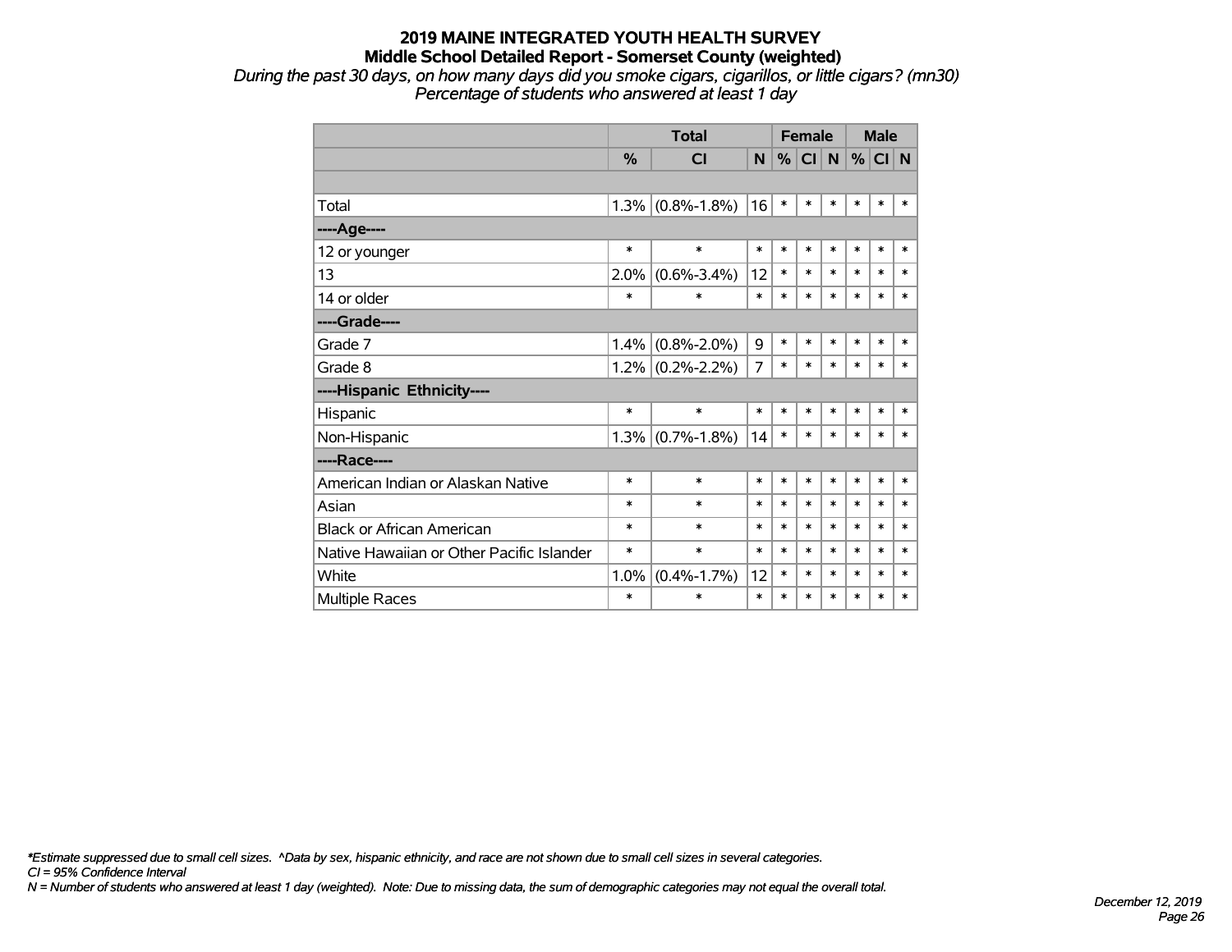# 2019 MAINE INTEGRATED YOUTH HEALTH SURVEY
## Middle School Detailed Report - Somerset County (weighted)

*During the past 30 days, on how many days did you smoke cigars, cigarillos, or little cigars? (mn30)*
*Percentage of students who answered at least 1 day*

| | Total | | | Female | | | Male | | |
|---|---|---|---|---|---|---|---|---|---|
| | % | CI | N | % | CI | N | % | CI | N |
| | | | | | | | | | |
| Total | 1.3% | (0.8%-1.8%) | 16 | * | * | * | * | * | * |
| ----Age---- | | | | | | | | | |
| 12 or younger | * | * | * | * | * | * | * | * | * |
| 13 | 2.0% | (0.6%-3.4%) | 12 | * | * | * | * | * | * |
| 14 or older | * | * | * | * | * | * | * | * | * |
| ----Grade---- | | | | | | | | | |
| Grade 7 | 1.4% | (0.8%-2.0%) | 9 | * | * | * | * | * | * |
| Grade 8 | 1.2% | (0.2%-2.2%) | 7 | * | * | * | * | * | * |
| ----Hispanic Ethnicity---- | | | | | | | | | |
| Hispanic | * | * | * | * | * | * | * | * | * |
| Non-Hispanic | 1.3% | (0.7%-1.8%) | 14 | * | * | * | * | * | * |
| ----Race---- | | | | | | | | | |
| American Indian or Alaskan Native | * | * | * | * | * | * | * | * | * |
| Asian | * | * | * | * | * | * | * | * | * |
| Black or African American | * | * | * | * | * | * | * | * | * |
| Native Hawaiian or Other Pacific Islander | * | * | * | * | * | * | * | * | * |
| White | 1.0% | (0.4%-1.7%) | 12 | * | * | * | * | * | * |
| Multiple Races | * | * | * | * | * | * | * | * | * |

*\*Estimate suppressed due to small cell sizes. ^Data by sex, hispanic ethnicity, and race are not shown due to small cell sizes in several categories.*
*CI = 95% Confidence Interval*
*N = Number of students who answered at least 1 day (weighted). Note: Due to missing data, the sum of demographic categories may not equal the overall total.*

*December 12, 2019*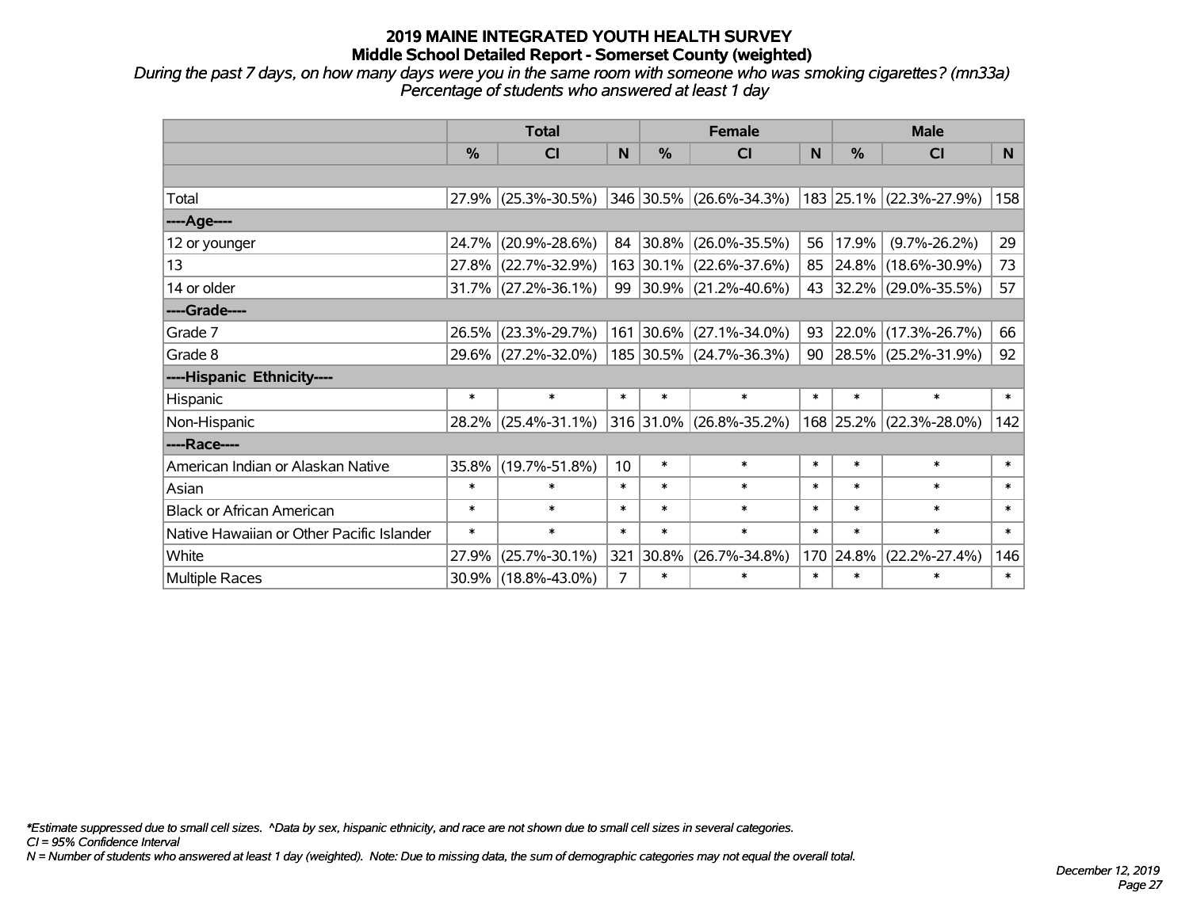# 2019 MAINE INTEGRATED YOUTH HEALTH SURVEY
## Middle School Detailed Report - Somerset County (weighted)

*During the past 7 days, on how many days were you in the same room with someone who was smoking cigarettes? (mn33a)*
*Percentage of students who answered at least 1 day*

| | Total | | | Female | | | Male | | |
|---|---|---|---|---|---|---|---|---|---|
| | % | CI | N | % | CI | N | % | CI | N |
| Total | 27.9% | (25.3%-30.5%) | 346 | 30.5% | (26.6%-34.3%) | 183 | 25.1% | (22.3%-27.9%) | 158 |
| ----Age---- | | | | | | | | | |
| 12 or younger | 24.7% | (20.9%-28.6%) | 84 | 30.8% | (26.0%-35.5%) | 56 | 17.9% | (9.7%-26.2%) | 29 |
| 13 | 27.8% | (22.7%-32.9%) | 163 | 30.1% | (22.6%-37.6%) | 85 | 24.8% | (18.6%-30.9%) | 73 |
| 14 or older | 31.7% | (27.2%-36.1%) | 99 | 30.9% | (21.2%-40.6%) | 43 | 32.2% | (29.0%-35.5%) | 57 |
| ----Grade---- | | | | | | | | | |
| Grade 7 | 26.5% | (23.3%-29.7%) | 161 | 30.6% | (27.1%-34.0%) | 93 | 22.0% | (17.3%-26.7%) | 66 |
| Grade 8 | 29.6% | (27.2%-32.0%) | 185 | 30.5% | (24.7%-36.3%) | 90 | 28.5% | (25.2%-31.9%) | 92 |
| ----Hispanic Ethnicity---- | | | | | | | | | |
| Hispanic | * | * | * | * | * | * | * | * | * |
| Non-Hispanic | 28.2% | (25.4%-31.1%) | 316 | 31.0% | (26.8%-35.2%) | 168 | 25.2% | (22.3%-28.0%) | 142 |
| ----Race---- | | | | | | | | | |
| American Indian or Alaskan Native | 35.8% | (19.7%-51.8%) | 10 | * | * | * | * | * | * |
| Asian | * | * | * | * | * | * | * | * | * |
| Black or African American | * | * | * | * | * | * | * | * | * |
| Native Hawaiian or Other Pacific Islander | * | * | * | * | * | * | * | * | * |
| White | 27.9% | (25.7%-30.1%) | 321 | 30.8% | (26.7%-34.8%) | 170 | 24.8% | (22.2%-27.4%) | 146 |
| Multiple Races | 30.9% | (18.8%-43.0%) | 7 | * | * | * | * | * | * |

*\*Estimate suppressed due to small cell sizes. ^Data by sex, hispanic ethnicity, and race are not shown due to small cell sizes in several categories.*
*CI = 95% Confidence Interval*
*N = Number of students who answered at least 1 day (weighted). Note: Due to missing data, the sum of demographic categories may not equal the overall total.*

*December 12, 2019*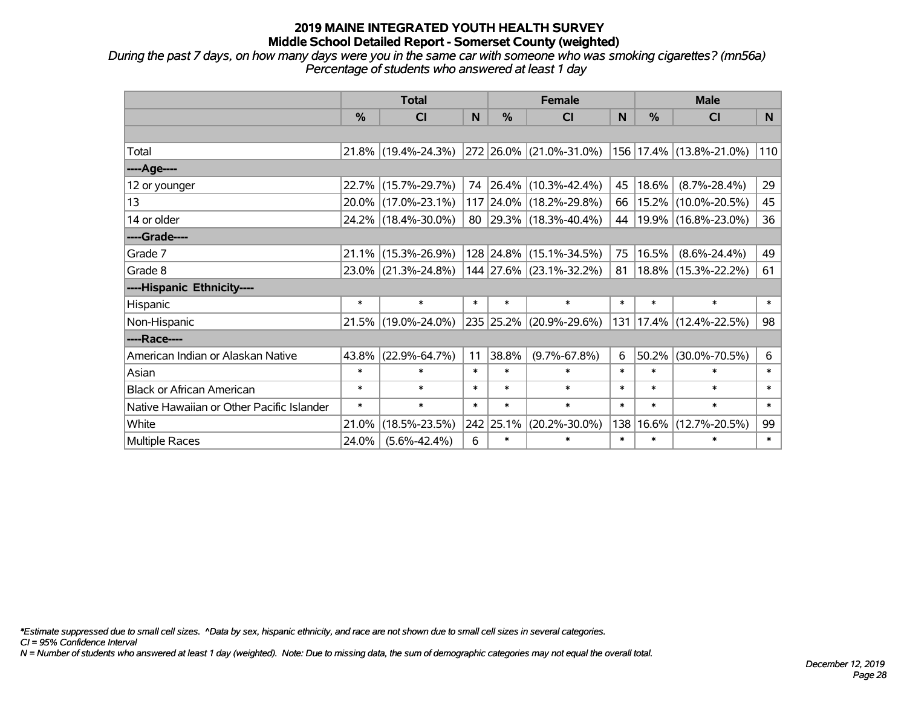# 2019 MAINE INTEGRATED YOUTH HEALTH SURVEY
## Middle School Detailed Report - Somerset County (weighted)

*During the past 7 days, on how many days were you in the same car with someone who was smoking cigarettes? (mn56a)*
*Percentage of students who answered at least 1 day*

| | Total | | | Female | | | Male | | |
|---|---|---|---|---|---|---|---|---|---|
| | % | CI | N | % | CI | N | % | CI | N |
| | | | | | | | | | |
| Total | 21.8% | (19.4%-24.3%) | 272 | 26.0% | (21.0%-31.0%) | 156 | 17.4% | (13.8%-21.0%) | 110 |
| ----Age---- | | | | | | | | | |
| 12 or younger | 22.7% | (15.7%-29.7%) | 74 | 26.4% | (10.3%-42.4%) | 45 | 18.6% | (8.7%-28.4%) | 29 |
| 13 | 20.0% | (17.0%-23.1%) | 117 | 24.0% | (18.2%-29.8%) | 66 | 15.2% | (10.0%-20.5%) | 45 |
| 14 or older | 24.2% | (18.4%-30.0%) | 80 | 29.3% | (18.3%-40.4%) | 44 | 19.9% | (16.8%-23.0%) | 36 |
| ----Grade---- | | | | | | | | | |
| Grade 7 | 21.1% | (15.3%-26.9%) | 128 | 24.8% | (15.1%-34.5%) | 75 | 16.5% | (8.6%-24.4%) | 49 |
| Grade 8 | 23.0% | (21.3%-24.8%) | 144 | 27.6% | (23.1%-32.2%) | 81 | 18.8% | (15.3%-22.2%) | 61 |
| ----Hispanic Ethnicity---- | | | | | | | | | |
| Hispanic | * | * | * | * | * | * | * | * | * |
| Non-Hispanic | 21.5% | (19.0%-24.0%) | 235 | 25.2% | (20.9%-29.6%) | 131 | 17.4% | (12.4%-22.5%) | 98 |
| ----Race---- | | | | | | | | | |
| American Indian or Alaskan Native | 43.8% | (22.9%-64.7%) | 11 | 38.8% | (9.7%-67.8%) | 6 | 50.2% | (30.0%-70.5%) | 6 |
| Asian | * | * | * | * | * | * | * | * | * |
| Black or African American | * | * | * | * | * | * | * | * | * |
| Native Hawaiian or Other Pacific Islander | * | * | * | * | * | * | * | * | * |
| White | 21.0% | (18.5%-23.5%) | 242 | 25.1% | (20.2%-30.0%) | 138 | 16.6% | (12.7%-20.5%) | 99 |
| Multiple Races | 24.0% | (5.6%-42.4%) | 6 | * | * | * | * | * | * |

*\*Estimate suppressed due to small cell sizes. ^Data by sex, hispanic ethnicity, and race are not shown due to small cell sizes in several categories.*
*CI = 95% Confidence Interval*
*N = Number of students who answered at least 1 day (weighted). Note: Due to missing data, the sum of demographic categories may not equal the overall total.*

*December 12, 2019*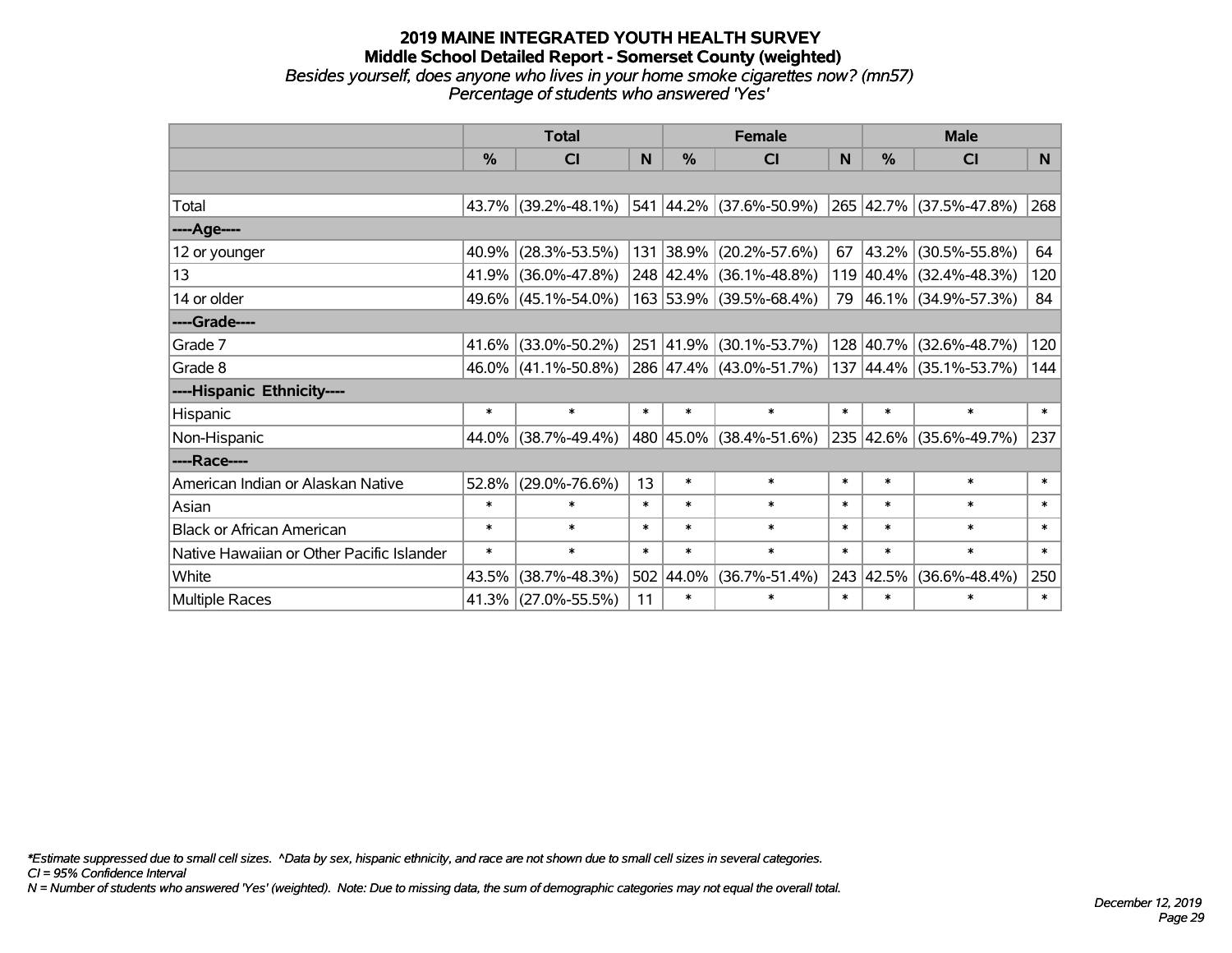# 2019 MAINE INTEGRATED YOUTH HEALTH SURVEY

## Middle School Detailed Report - Somerset County (weighted)

*Besides yourself, does anyone who lives in your home smoke cigarettes now? (mn57)*
*Percentage of students who answered 'Yes'*

| | Total | | | Female | | | Male | | |
|---|---|---|---|---|---|---|---|---|---|
| | % | CI | N | % | CI | N | % | CI | N |
| | | | | | | | | | |
| Total | 43.7% | (39.2%-48.1%) | 541 | 44.2% | (37.6%-50.9%) | 265 | 42.7% | (37.5%-47.8%) | 268 |
| ----Age---- | | | | | | | | | |
| 12 or younger | 40.9% | (28.3%-53.5%) | 131 | 38.9% | (20.2%-57.6%) | 67 | 43.2% | (30.5%-55.8%) | 64 |
| 13 | 41.9% | (36.0%-47.8%) | 248 | 42.4% | (36.1%-48.8%) | 119 | 40.4% | (32.4%-48.3%) | 120 |
| 14 or older | 49.6% | (45.1%-54.0%) | 163 | 53.9% | (39.5%-68.4%) | 79 | 46.1% | (34.9%-57.3%) | 84 |
| ----Grade---- | | | | | | | | | |
| Grade 7 | 41.6% | (33.0%-50.2%) | 251 | 41.9% | (30.1%-53.7%) | 128 | 40.7% | (32.6%-48.7%) | 120 |
| Grade 8 | 46.0% | (41.1%-50.8%) | 286 | 47.4% | (43.0%-51.7%) | 137 | 44.4% | (35.1%-53.7%) | 144 |
| ----Hispanic Ethnicity---- | | | | | | | | | |
| Hispanic | * | * | * | * | * | * | * | * | * |
| Non-Hispanic | 44.0% | (38.7%-49.4%) | 480 | 45.0% | (38.4%-51.6%) | 235 | 42.6% | (35.6%-49.7%) | 237 |
| ----Race---- | | | | | | | | | |
| American Indian or Alaskan Native | 52.8% | (29.0%-76.6%) | 13 | * | * | * | * | * | * |
| Asian | * | * | * | * | * | * | * | * | * |
| Black or African American | * | * | * | * | * | * | * | * | * |
| Native Hawaiian or Other Pacific Islander | * | * | * | * | * | * | * | * | * |
| White | 43.5% | (38.7%-48.3%) | 502 | 44.0% | (36.7%-51.4%) | 243 | 42.5% | (36.6%-48.4%) | 250 |
| Multiple Races | 41.3% | (27.0%-55.5%) | 11 | * | * | * | * | * | * |

*\*Estimate suppressed due to small cell sizes. ^Data by sex, hispanic ethnicity, and race are not shown due to small cell sizes in several categories.*
*CI = 95% Confidence Interval*
*N = Number of students who answered 'Yes' (weighted). Note: Due to missing data, the sum of demographic categories may not equal the overall total.*

*December 12, 2019*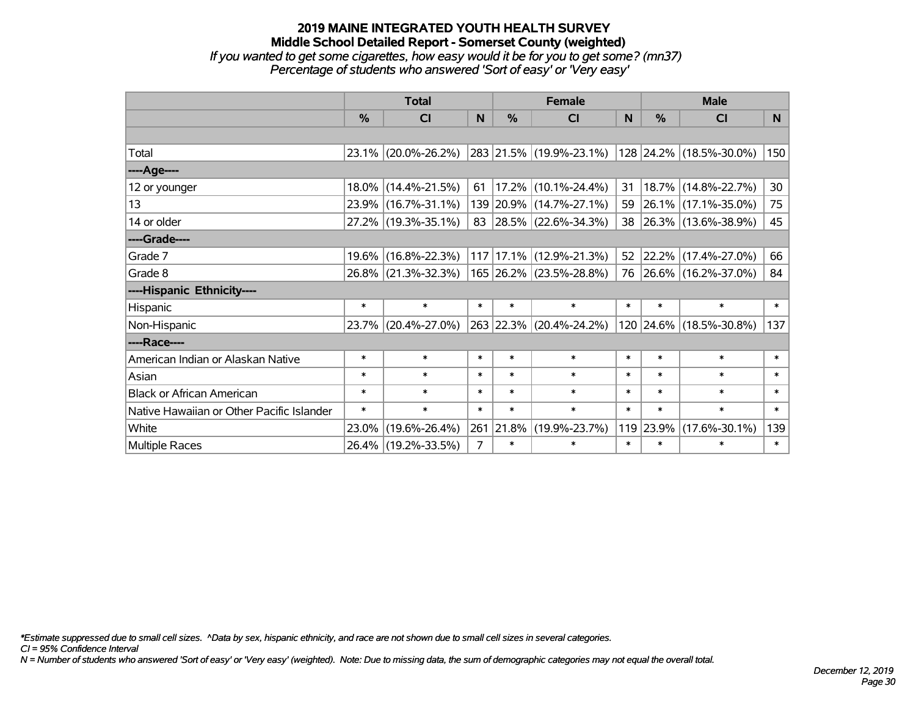# 2019 MAINE INTEGRATED YOUTH HEALTH SURVEY

## Middle School Detailed Report - Somerset County (weighted)

*If you wanted to get some cigarettes, how easy would it be for you to get some? (mn37)*
*Percentage of students who answered 'Sort of easy' or 'Very easy'*

| | Total | | | Female | | | Male | | |
|---|---|---|---|---|---|---|---|---|---|
| | % | CI | N | % | CI | N | % | CI | N |
| Total | 23.1% | (20.0%-26.2%) | 283 | 21.5% | (19.9%-23.1%) | 128 | 24.2% | (18.5%-30.0%) | 150 |
| ----Age---- | | | | | | | | | |
| 12 or younger | 18.0% | (14.4%-21.5%) | 61 | 17.2% | (10.1%-24.4%) | 31 | 18.7% | (14.8%-22.7%) | 30 |
| 13 | 23.9% | (16.7%-31.1%) | 139 | 20.9% | (14.7%-27.1%) | 59 | 26.1% | (17.1%-35.0%) | 75 |
| 14 or older | 27.2% | (19.3%-35.1%) | 83 | 28.5% | (22.6%-34.3%) | 38 | 26.3% | (13.6%-38.9%) | 45 |
| ----Grade---- | | | | | | | | | |
| Grade 7 | 19.6% | (16.8%-22.3%) | 117 | 17.1% | (12.9%-21.3%) | 52 | 22.2% | (17.4%-27.0%) | 66 |
| Grade 8 | 26.8% | (21.3%-32.3%) | 165 | 26.2% | (23.5%-28.8%) | 76 | 26.6% | (16.2%-37.0%) | 84 |
| ----Hispanic Ethnicity---- | | | | | | | | | |
| Hispanic | * | * | * | * | * | * | * | * | * |
| Non-Hispanic | 23.7% | (20.4%-27.0%) | 263 | 22.3% | (20.4%-24.2%) | 120 | 24.6% | (18.5%-30.8%) | 137 |
| ----Race---- | | | | | | | | | |
| American Indian or Alaskan Native | * | * | * | * | * | * | * | * | * |
| Asian | * | * | * | * | * | * | * | * | * |
| Black or African American | * | * | * | * | * | * | * | * | * |
| Native Hawaiian or Other Pacific Islander | * | * | * | * | * | * | * | * | * |
| White | 23.0% | (19.6%-26.4%) | 261 | 21.8% | (19.9%-23.7%) | 119 | 23.9% | (17.6%-30.1%) | 139 |
| Multiple Races | 26.4% | (19.2%-33.5%) | 7 | * | * | * | * | * | * |

*\*Estimate suppressed due to small cell sizes. ^Data by sex, hispanic ethnicity, and race are not shown due to small cell sizes in several categories.*
*CI = 95% Confidence Interval*
*N = Number of students who answered 'Sort of easy' or 'Very easy' (weighted). Note: Due to missing data, the sum of demographic categories may not equal the overall total.*

*December 12, 2019*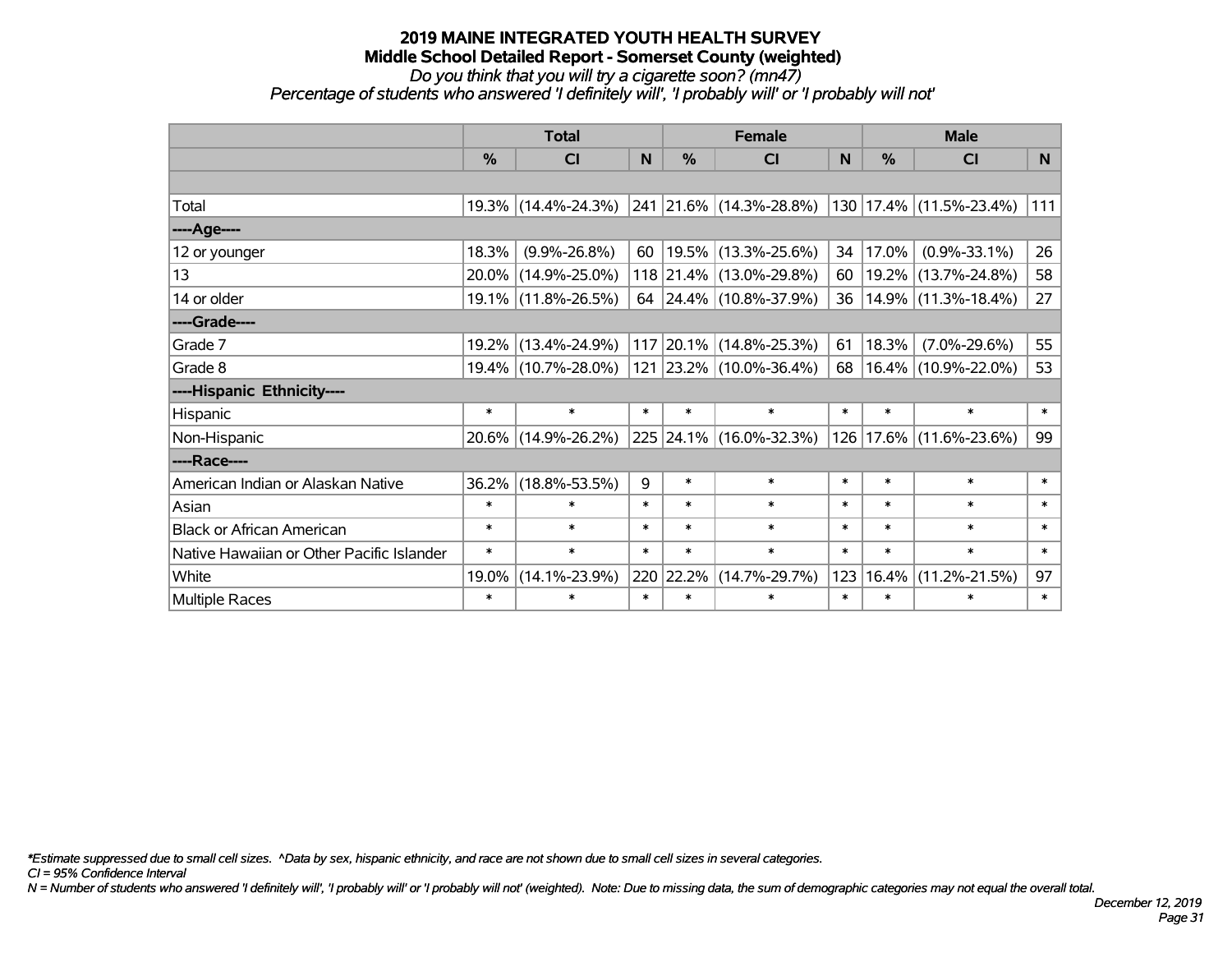# 2019 MAINE INTEGRATED YOUTH HEALTH SURVEY
## Middle School Detailed Report - Somerset County (weighted)
### *Do you think that you will try a cigarette soon? (mn47)*
### *Percentage of students who answered 'I definitely will', 'I probably will' or 'I probably will not'*

| | Total | | | Female | | | Male | | |
|---|---|---|---|---|---|---|---|---|---|
| | % | CI | N | % | CI | N | % | CI | N |
| Total | 19.3% | (14.4%-24.3%) | 241 | 21.6% | (14.3%-28.8%) | 130 | 17.4% | (11.5%-23.4%) | 111 |
| ----Age---- | | | | | | | | | |
| 12 or younger | 18.3% | (9.9%-26.8%) | 60 | 19.5% | (13.3%-25.6%) | 34 | 17.0% | (0.9%-33.1%) | 26 |
| 13 | 20.0% | (14.9%-25.0%) | 118 | 21.4% | (13.0%-29.8%) | 60 | 19.2% | (13.7%-24.8%) | 58 |
| 14 or older | 19.1% | (11.8%-26.5%) | 64 | 24.4% | (10.8%-37.9%) | 36 | 14.9% | (11.3%-18.4%) | 27 |
| ----Grade---- | | | | | | | | | |
| Grade 7 | 19.2% | (13.4%-24.9%) | 117 | 20.1% | (14.8%-25.3%) | 61 | 18.3% | (7.0%-29.6%) | 55 |
| Grade 8 | 19.4% | (10.7%-28.0%) | 121 | 23.2% | (10.0%-36.4%) | 68 | 16.4% | (10.9%-22.0%) | 53 |
| ----Hispanic Ethnicity---- | | | | | | | | | |
| Hispanic | * | * | * | * | * | * | * | * | * |
| Non-Hispanic | 20.6% | (14.9%-26.2%) | 225 | 24.1% | (16.0%-32.3%) | 126 | 17.6% | (11.6%-23.6%) | 99 |
| ----Race---- | | | | | | | | | |
| American Indian or Alaskan Native | 36.2% | (18.8%-53.5%) | 9 | * | * | * | * | * | * |
| Asian | * | * | * | * | * | * | * | * | * |
| Black or African American | * | * | * | * | * | * | * | * | * |
| Native Hawaiian or Other Pacific Islander | * | * | * | * | * | * | * | * | * |
| White | 19.0% | (14.1%-23.9%) | 220 | 22.2% | (14.7%-29.7%) | 123 | 16.4% | (11.2%-21.5%) | 97 |
| Multiple Races | * | * | * | * | * | * | * | * | * |

*\*Estimate suppressed due to small cell sizes. ^Data by sex, hispanic ethnicity, and race are not shown due to small cell sizes in several categories.*

*CI = 95% Confidence Interval*

*N = Number of students who answered 'I definitely will', 'I probably will' or 'I probably will not' (weighted). Note: Due to missing data, the sum of demographic categories may not equal the overall total.*

*December 12, 2019*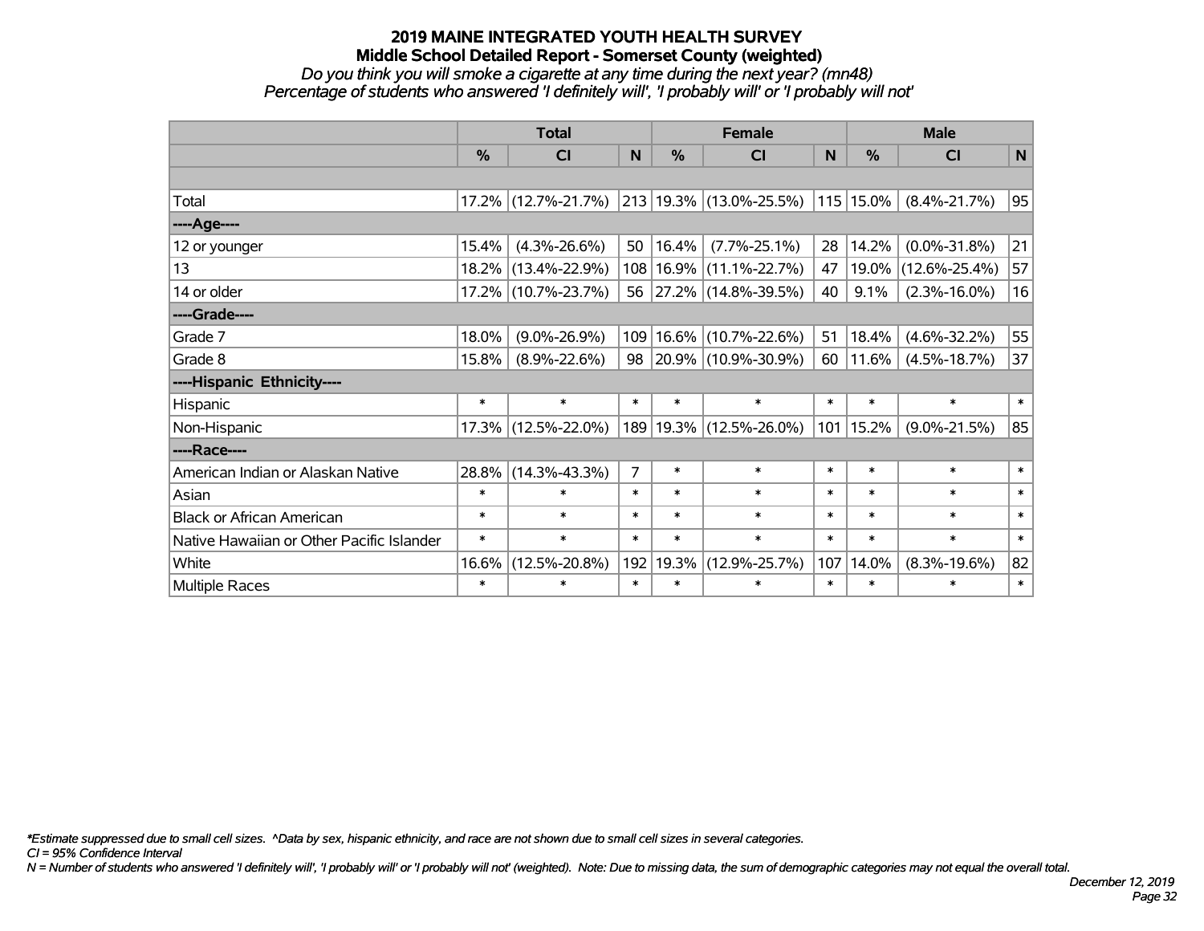# 2019 MAINE INTEGRATED YOUTH HEALTH SURVEY

## Middle School Detailed Report - Somerset County (weighted)

*Do you think you will smoke a cigarette at any time during the next year? (mn48)*

*Percentage of students who answered 'I definitely will', 'I probably will' or 'I probably will not'*

| | Total | | | Female | | | Male | | |
|---|---|---|---|---|---|---|---|---|---|
| | % | CI | N | % | CI | N | % | CI | N |
| | | | | | | | | | |
| Total | 17.2% | (12.7%-21.7%) | 213 | 19.3% | (13.0%-25.5%) | 115 | 15.0% | (8.4%-21.7%) | 95 |
| ----Age---- | | | | | | | | | |
| 12 or younger | 15.4% | (4.3%-26.6%) | 50 | 16.4% | (7.7%-25.1%) | 28 | 14.2% | (0.0%-31.8%) | 21 |
| 13 | 18.2% | (13.4%-22.9%) | 108 | 16.9% | (11.1%-22.7%) | 47 | 19.0% | (12.6%-25.4%) | 57 |
| 14 or older | 17.2% | (10.7%-23.7%) | 56 | 27.2% | (14.8%-39.5%) | 40 | 9.1% | (2.3%-16.0%) | 16 |
| ----Grade---- | | | | | | | | | |
| Grade 7 | 18.0% | (9.0%-26.9%) | 109 | 16.6% | (10.7%-22.6%) | 51 | 18.4% | (4.6%-32.2%) | 55 |
| Grade 8 | 15.8% | (8.9%-22.6%) | 98 | 20.9% | (10.9%-30.9%) | 60 | 11.6% | (4.5%-18.7%) | 37 |
| ----Hispanic Ethnicity---- | | | | | | | | | |
| Hispanic | * | * | * | * | * | * | * | * | * |
| Non-Hispanic | 17.3% | (12.5%-22.0%) | 189 | 19.3% | (12.5%-26.0%) | 101 | 15.2% | (9.0%-21.5%) | 85 |
| ----Race---- | | | | | | | | | |
| American Indian or Alaskan Native | 28.8% | (14.3%-43.3%) | 7 | * | * | * | * | * | * |
| Asian | * | * | * | * | * | * | * | * | * |
| Black or African American | * | * | * | * | * | * | * | * | * |
| Native Hawaiian or Other Pacific Islander | * | * | * | * | * | * | * | * | * |
| White | 16.6% | (12.5%-20.8%) | 192 | 19.3% | (12.9%-25.7%) | 107 | 14.0% | (8.3%-19.6%) | 82 |
| Multiple Races | * | * | * | * | * | * | * | * | * |

*\*Estimate suppressed due to small cell sizes. ^Data by sex, hispanic ethnicity, and race are not shown due to small cell sizes in several categories.*

*CI = 95% Confidence Interval*

*N = Number of students who answered 'I definitely will', 'I probably will' or 'I probably will not' (weighted). Note: Due to missing data, the sum of demographic categories may not equal the overall total.*

*December 12, 2019*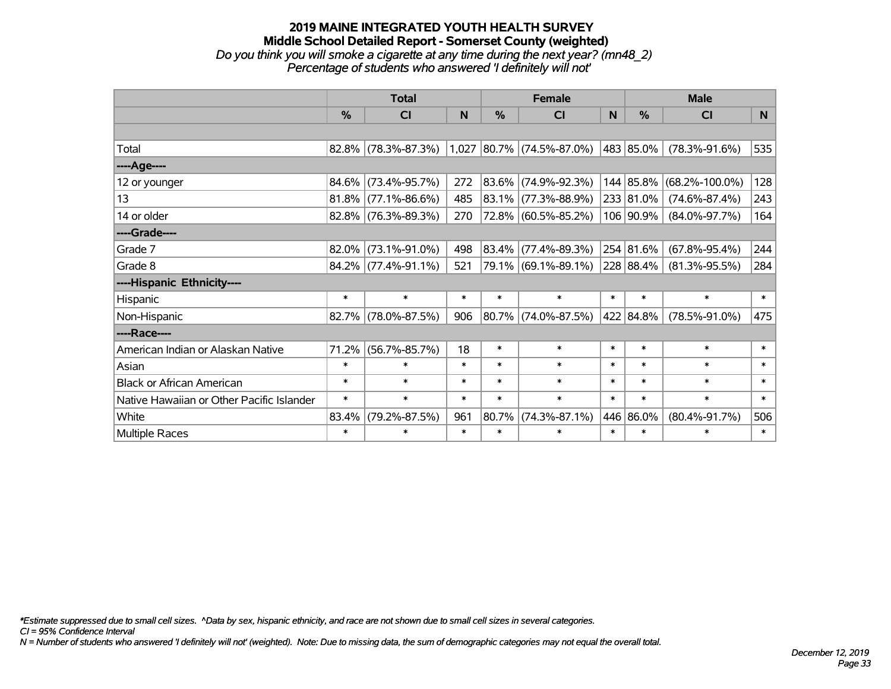# 2019 MAINE INTEGRATED YOUTH HEALTH SURVEY
## Middle School Detailed Report - Somerset County (weighted)
*Do you think you will smoke a cigarette at any time during the next year? (mn48_2)*
*Percentage of students who answered 'I definitely will not'*

| | Total | | | Female | | | Male | | |
|---|---|---|---|---|---|---|---|---|---|
| | % | CI | N | % | CI | N | % | CI | N |
| | | | | | | | | | |
| Total | 82.8% | (78.3%-87.3%) | 1,027 | 80.7% | (74.5%-87.0%) | 483 | 85.0% | (78.3%-91.6%) | 535 |
| ----Age---- | | | | | | | | | |
| 12 or younger | 84.6% | (73.4%-95.7%) | 272 | 83.6% | (74.9%-92.3%) | 144 | 85.8% | (68.2%-100.0%) | 128 |
| 13 | 81.8% | (77.1%-86.6%) | 485 | 83.1% | (77.3%-88.9%) | 233 | 81.0% | (74.6%-87.4%) | 243 |
| 14 or older | 82.8% | (76.3%-89.3%) | 270 | 72.8% | (60.5%-85.2%) | 106 | 90.9% | (84.0%-97.7%) | 164 |
| ----Grade---- | | | | | | | | | |
| Grade 7 | 82.0% | (73.1%-91.0%) | 498 | 83.4% | (77.4%-89.3%) | 254 | 81.6% | (67.8%-95.4%) | 244 |
| Grade 8 | 84.2% | (77.4%-91.1%) | 521 | 79.1% | (69.1%-89.1%) | 228 | 88.4% | (81.3%-95.5%) | 284 |
| ----Hispanic Ethnicity---- | | | | | | | | | |
| Hispanic | * | * | * | * | * | * | * | * | * |
| Non-Hispanic | 82.7% | (78.0%-87.5%) | 906 | 80.7% | (74.0%-87.5%) | 422 | 84.8% | (78.5%-91.0%) | 475 |
| ----Race---- | | | | | | | | | |
| American Indian or Alaskan Native | 71.2% | (56.7%-85.7%) | 18 | * | * | * | * | * | * |
| Asian | * | * | * | * | * | * | * | * | * |
| Black or African American | * | * | * | * | * | * | * | * | * |
| Native Hawaiian or Other Pacific Islander | * | * | * | * | * | * | * | * | * |
| White | 83.4% | (79.2%-87.5%) | 961 | 80.7% | (74.3%-87.1%) | 446 | 86.0% | (80.4%-91.7%) | 506 |
| Multiple Races | * | * | * | * | * | * | * | * | * |

*\*Estimate suppressed due to small cell sizes. ^Data by sex, hispanic ethnicity, and race are not shown due to small cell sizes in several categories.*
*CI = 95% Confidence Interval*
*N = Number of students who answered 'I definitely will not' (weighted). Note: Due to missing data, the sum of demographic categories may not equal the overall total.*

*December 12, 2019*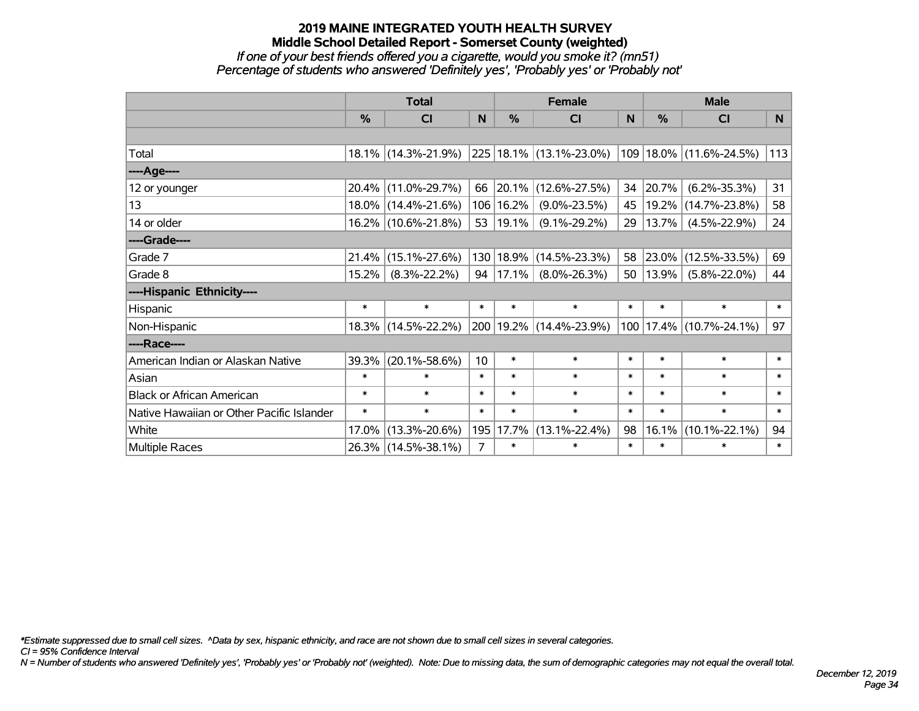# 2019 MAINE INTEGRATED YOUTH HEALTH SURVEY
## Middle School Detailed Report - Somerset County (weighted)
*If one of your best friends offered you a cigarette, would you smoke it? (mn51)*
*Percentage of students who answered 'Definitely yes', 'Probably yes' or 'Probably not'*

| | Total | | | Female | | | Male | | |
|---|---|---|---|---|---|---|---|---|---|
| | % | CI | N | % | CI | N | % | CI | N |
| Total | 18.1% | (14.3%-21.9%) | 225 | 18.1% | (13.1%-23.0%) | 109 | 18.0% | (11.6%-24.5%) | 113 |
| ----Age---- | | | | | | | | | |
| 12 or younger | 20.4% | (11.0%-29.7%) | 66 | 20.1% | (12.6%-27.5%) | 34 | 20.7% | (6.2%-35.3%) | 31 |
| 13 | 18.0% | (14.4%-21.6%) | 106 | 16.2% | (9.0%-23.5%) | 45 | 19.2% | (14.7%-23.8%) | 58 |
| 14 or older | 16.2% | (10.6%-21.8%) | 53 | 19.1% | (9.1%-29.2%) | 29 | 13.7% | (4.5%-22.9%) | 24 |
| ----Grade---- | | | | | | | | | |
| Grade 7 | 21.4% | (15.1%-27.6%) | 130 | 18.9% | (14.5%-23.3%) | 58 | 23.0% | (12.5%-33.5%) | 69 |
| Grade 8 | 15.2% | (8.3%-22.2%) | 94 | 17.1% | (8.0%-26.3%) | 50 | 13.9% | (5.8%-22.0%) | 44 |
| ----Hispanic Ethnicity---- | | | | | | | | | |
| Hispanic | * | * | * | * | * | * | * | * | * |
| Non-Hispanic | 18.3% | (14.5%-22.2%) | 200 | 19.2% | (14.4%-23.9%) | 100 | 17.4% | (10.7%-24.1%) | 97 |
| ----Race---- | | | | | | | | | |
| American Indian or Alaskan Native | 39.3% | (20.1%-58.6%) | 10 | * | * | * | * | * | * |
| Asian | * | * | * | * | * | * | * | * | * |
| Black or African American | * | * | * | * | * | * | * | * | * |
| Native Hawaiian or Other Pacific Islander | * | * | * | * | * | * | * | * | * |
| White | 17.0% | (13.3%-20.6%) | 195 | 17.7% | (13.1%-22.4%) | 98 | 16.1% | (10.1%-22.1%) | 94 |
| Multiple Races | 26.3% | (14.5%-38.1%) | 7 | * | * | * | * | * | * |

*\*Estimate suppressed due to small cell sizes. ^Data by sex, hispanic ethnicity, and race are not shown due to small cell sizes in several categories.*
*CI = 95% Confidence Interval*
*N = Number of students who answered 'Definitely yes', 'Probably yes' or 'Probably not' (weighted). Note: Due to missing data, the sum of demographic categories may not equal the overall total.*

*December 12, 2019*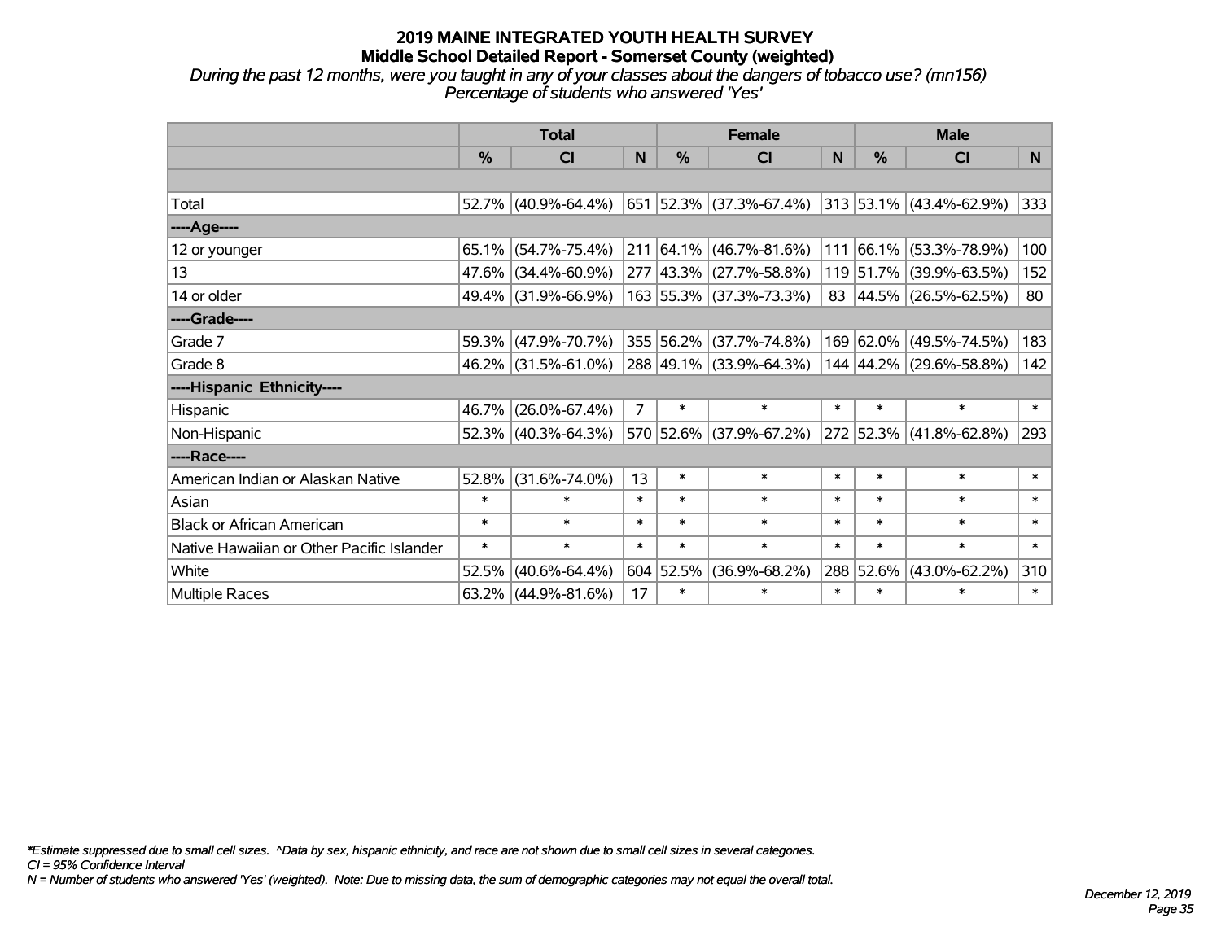# 2019 MAINE INTEGRATED YOUTH HEALTH SURVEY
## Middle School Detailed Report - Somerset County (weighted)
*During the past 12 months, were you taught in any of your classes about the dangers of tobacco use? (mn156)*
*Percentage of students who answered 'Yes'*

| | Total | | | Female | | | Male | | |
|---|---|---|---|---|---|---|---|---|---|
| | % | CI | N | % | CI | N | % | CI | N |
| Total | 52.7% | (40.9%-64.4%) | 651 | 52.3% | (37.3%-67.4%) | 313 | 53.1% | (43.4%-62.9%) | 333 |
| **----Age----** | | | | | | | | | |
| 12 or younger | 65.1% | (54.7%-75.4%) | 211 | 64.1% | (46.7%-81.6%) | 111 | 66.1% | (53.3%-78.9%) | 100 |
| 13 | 47.6% | (34.4%-60.9%) | 277 | 43.3% | (27.7%-58.8%) | 119 | 51.7% | (39.9%-63.5%) | 152 |
| 14 or older | 49.4% | (31.9%-66.9%) | 163 | 55.3% | (37.3%-73.3%) | 83 | 44.5% | (26.5%-62.5%) | 80 |
| **----Grade----** | | | | | | | | | |
| Grade 7 | 59.3% | (47.9%-70.7%) | 355 | 56.2% | (37.7%-74.8%) | 169 | 62.0% | (49.5%-74.5%) | 183 |
| Grade 8 | 46.2% | (31.5%-61.0%) | 288 | 49.1% | (33.9%-64.3%) | 144 | 44.2% | (29.6%-58.8%) | 142 |
| **----Hispanic Ethnicity----** | | | | | | | | | |
| Hispanic | 46.7% | (26.0%-67.4%) | 7 | * | * | * | * | * | * |
| Non-Hispanic | 52.3% | (40.3%-64.3%) | 570 | 52.6% | (37.9%-67.2%) | 272 | 52.3% | (41.8%-62.8%) | 293 |
| **----Race----** | | | | | | | | | |
| American Indian or Alaskan Native | 52.8% | (31.6%-74.0%) | 13 | * | * | * | * | * | * |
| Asian | * | * | * | * | * | * | * | * | * |
| Black or African American | * | * | * | * | * | * | * | * | * |
| Native Hawaiian or Other Pacific Islander | * | * | * | * | * | * | * | * | * |
| White | 52.5% | (40.6%-64.4%) | 604 | 52.5% | (36.9%-68.2%) | 288 | 52.6% | (43.0%-62.2%) | 310 |
| Multiple Races | 63.2% | (44.9%-81.6%) | 17 | * | * | * | * | * | * |

*\*Estimate suppressed due to small cell sizes. ^Data by sex, hispanic ethnicity, and race are not shown due to small cell sizes in several categories.*
*CI = 95% Confidence Interval*
*N = Number of students who answered 'Yes' (weighted). Note: Due to missing data, the sum of demographic categories may not equal the overall total.*

*December 12, 2019*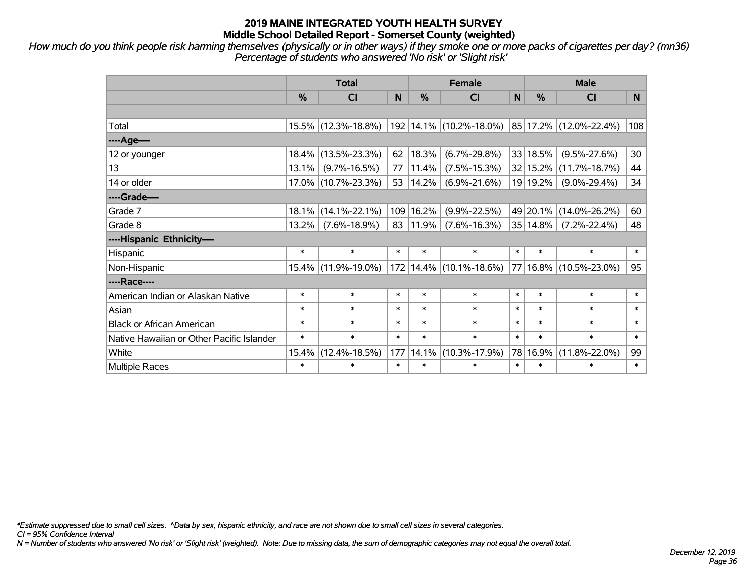# 2019 MAINE INTEGRATED YOUTH HEALTH SURVEY
## Middle School Detailed Report - Somerset County (weighted)

*How much do you think people risk harming themselves (physically or in other ways) if they smoke one or more packs of cigarettes per day? (mn36)*
*Percentage of students who answered 'No risk' or 'Slight risk'*

| | Total | | | Female | | | Male | | |
|---|---|---|---|---|---|---|---|---|---|
| | % | CI | N | % | CI | N | % | CI | N |
| | | | | | | | | | |
| Total | 15.5% | (12.3%-18.8%) | 192 | 14.1% | (10.2%-18.0%) | 85 | 17.2% | (12.0%-22.4%) | 108 |
| ----Age---- | | | | | | | | | |
| 12 or younger | 18.4% | (13.5%-23.3%) | 62 | 18.3% | (6.7%-29.8%) | 33 | 18.5% | (9.5%-27.6%) | 30 |
| 13 | 13.1% | (9.7%-16.5%) | 77 | 11.4% | (7.5%-15.3%) | 32 | 15.2% | (11.7%-18.7%) | 44 |
| 14 or older | 17.0% | (10.7%-23.3%) | 53 | 14.2% | (6.9%-21.6%) | 19 | 19.2% | (9.0%-29.4%) | 34 |
| ----Grade---- | | | | | | | | | |
| Grade 7 | 18.1% | (14.1%-22.1%) | 109 | 16.2% | (9.9%-22.5%) | 49 | 20.1% | (14.0%-26.2%) | 60 |
| Grade 8 | 13.2% | (7.6%-18.9%) | 83 | 11.9% | (7.6%-16.3%) | 35 | 14.8% | (7.2%-22.4%) | 48 |
| ----Hispanic Ethnicity---- | | | | | | | | | |
| Hispanic | * | * | * | * | * | * | * | * | * |
| Non-Hispanic | 15.4% | (11.9%-19.0%) | 172 | 14.4% | (10.1%-18.6%) | 77 | 16.8% | (10.5%-23.0%) | 95 |
| ----Race---- | | | | | | | | | |
| American Indian or Alaskan Native | * | * | * | * | * | * | * | * | * |
| Asian | * | * | * | * | * | * | * | * | * |
| Black or African American | * | * | * | * | * | * | * | * | * |
| Native Hawaiian or Other Pacific Islander | * | * | * | * | * | * | * | * | * |
| White | 15.4% | (12.4%-18.5%) | 177 | 14.1% | (10.3%-17.9%) | 78 | 16.9% | (11.8%-22.0%) | 99 |
| Multiple Races | * | * | * | * | * | * | * | * | * |

*\*Estimate suppressed due to small cell sizes. ^Data by sex, hispanic ethnicity, and race are not shown due to small cell sizes in several categories.*
*CI = 95% Confidence Interval*
*N = Number of students who answered 'No risk' or 'Slight risk' (weighted). Note: Due to missing data, the sum of demographic categories may not equal the overall total.*

*December 12, 2019*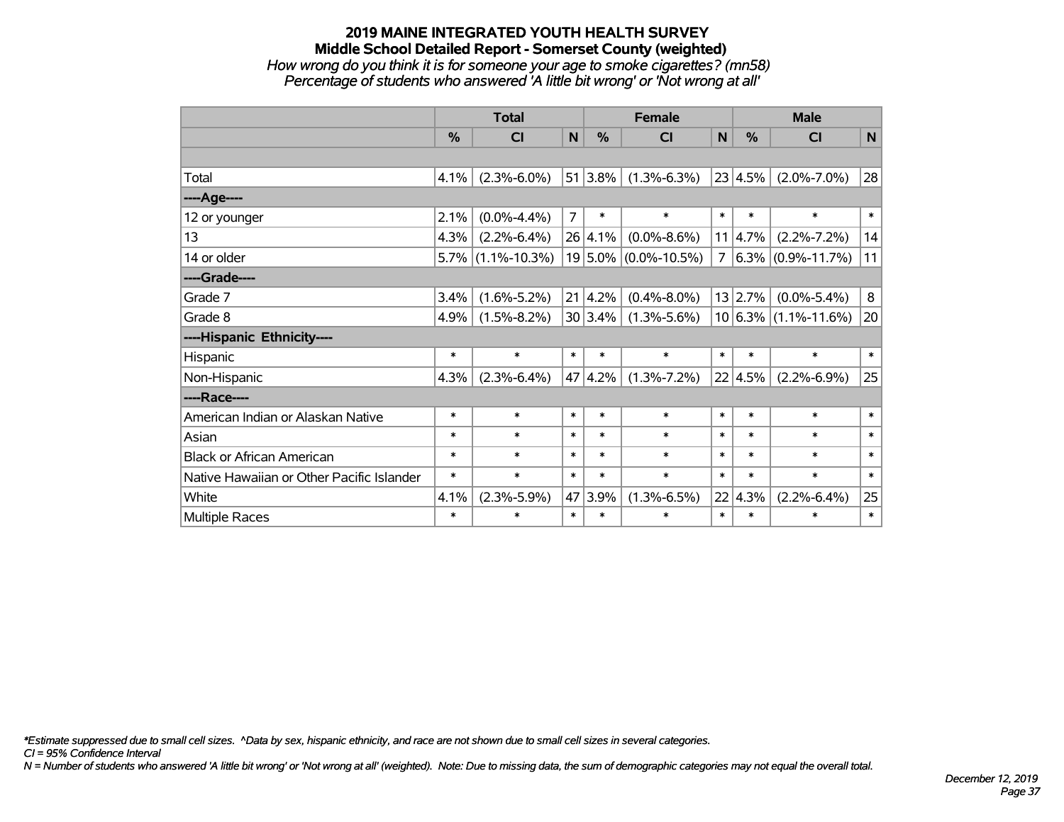# 2019 MAINE INTEGRATED YOUTH HEALTH SURVEY
## Middle School Detailed Report - Somerset County (weighted)
*How wrong do you think it is for someone your age to smoke cigarettes? (mn58)*
*Percentage of students who answered 'A little bit wrong' or 'Not wrong at all'*

| | Total | | | Female | | | Male | | |
|---|---|---|---|---|---|---|---|---|---|
| | % | CI | N | % | CI | N | % | CI | N |
| Total | 4.1% | (2.3%-6.0%) | 51 | 3.8% | (1.3%-6.3%) | 23 | 4.5% | (2.0%-7.0%) | 28 |
| **----Age----** | | | | | | | | | |
| 12 or younger | 2.1% | (0.0%-4.4%) | 7 | * | * | * | * | * | * |
| 13 | 4.3% | (2.2%-6.4%) | 26 | 4.1% | (0.0%-8.6%) | 11 | 4.7% | (2.2%-7.2%) | 14 |
| 14 or older | 5.7% | (1.1%-10.3%) | 19 | 5.0% | (0.0%-10.5%) | 7 | 6.3% | (0.9%-11.7%) | 11 |
| **----Grade----** | | | | | | | | | |
| Grade 7 | 3.4% | (1.6%-5.2%) | 21 | 4.2% | (0.4%-8.0%) | 13 | 2.7% | (0.0%-5.4%) | 8 |
| Grade 8 | 4.9% | (1.5%-8.2%) | 30 | 3.4% | (1.3%-5.6%) | 10 | 6.3% | (1.1%-11.6%) | 20 |
| **----Hispanic Ethnicity----** | | | | | | | | | |
| Hispanic | * | * | * | * | * | * | * | * | * |
| Non-Hispanic | 4.3% | (2.3%-6.4%) | 47 | 4.2% | (1.3%-7.2%) | 22 | 4.5% | (2.2%-6.9%) | 25 |
| **----Race----** | | | | | | | | | |
| American Indian or Alaskan Native | * | * | * | * | * | * | * | * | * |
| Asian | * | * | * | * | * | * | * | * | * |
| Black or African American | * | * | * | * | * | * | * | * | * |
| Native Hawaiian or Other Pacific Islander | * | * | * | * | * | * | * | * | * |
| White | 4.1% | (2.3%-5.9%) | 47 | 3.9% | (1.3%-6.5%) | 22 | 4.3% | (2.2%-6.4%) | 25 |
| Multiple Races | * | * | * | * | * | * | * | * | * |

*\*Estimate suppressed due to small cell sizes. ^Data by sex, hispanic ethnicity, and race are not shown due to small cell sizes in several categories.*
*CI = 95% Confidence Interval*
*N = Number of students who answered 'A little bit wrong' or 'Not wrong at all' (weighted). Note: Due to missing data, the sum of demographic categories may not equal the overall total.*

*December 12, 2019*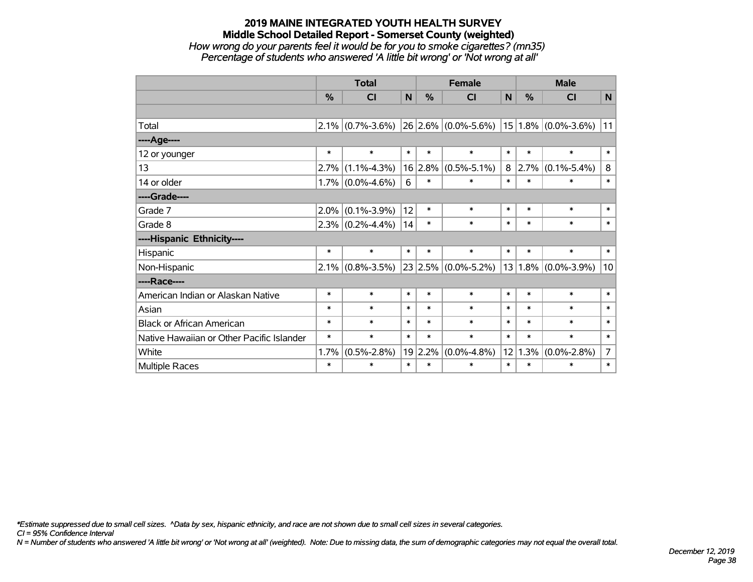# 2019 MAINE INTEGRATED YOUTH HEALTH SURVEY

## Middle School Detailed Report - Somerset County (weighted)

*How wrong do your parents feel it would be for you to smoke cigarettes? (mn35)*

*Percentage of students who answered 'A little bit wrong' or 'Not wrong at all'*

| | Total | | | Female | | | Male | | |
|---|---|---|---|---|---|---|---|---|---|
| | % | CI | N | % | CI | N | % | CI | N |
| | | | | | | | | | |
| Total | 2.1% | (0.7%-3.6%) | 26 | 2.6% | (0.0%-5.6%) | 15 | 1.8% | (0.0%-3.6%) | 11 |
| ----Age---- | | | | | | | | | |
| 12 or younger | * | * | * | * | * | * | * | * | * |
| 13 | 2.7% | (1.1%-4.3%) | 16 | 2.8% | (0.5%-5.1%) | 8 | 2.7% | (0.1%-5.4%) | 8 |
| 14 or older | 1.7% | (0.0%-4.6%) | 6 | * | * | * | * | * | * |
| ----Grade---- | | | | | | | | | |
| Grade 7 | 2.0% | (0.1%-3.9%) | 12 | * | * | * | * | * | * |
| Grade 8 | 2.3% | (0.2%-4.4%) | 14 | * | * | * | * | * | * |
| ----Hispanic Ethnicity---- | | | | | | | | | |
| Hispanic | * | * | * | * | * | * | * | * | * |
| Non-Hispanic | 2.1% | (0.8%-3.5%) | 23 | 2.5% | (0.0%-5.2%) | 13 | 1.8% | (0.0%-3.9%) | 10 |
| ----Race---- | | | | | | | | | |
| American Indian or Alaskan Native | * | * | * | * | * | * | * | * | * |
| Asian | * | * | * | * | * | * | * | * | * |
| Black or African American | * | * | * | * | * | * | * | * | * |
| Native Hawaiian or Other Pacific Islander | * | * | * | * | * | * | * | * | * |
| White | 1.7% | (0.5%-2.8%) | 19 | 2.2% | (0.0%-4.8%) | 12 | 1.3% | (0.0%-2.8%) | 7 |
| Multiple Races | * | * | * | * | * | * | * | * | * |

*\*Estimate suppressed due to small cell sizes. ^Data by sex, hispanic ethnicity, and race are not shown due to small cell sizes in several categories.*

*CI = 95% Confidence Interval*

*N = Number of students who answered 'A little bit wrong' or 'Not wrong at all' (weighted). Note: Due to missing data, the sum of demographic categories may not equal the overall total.*

*December 12, 2019*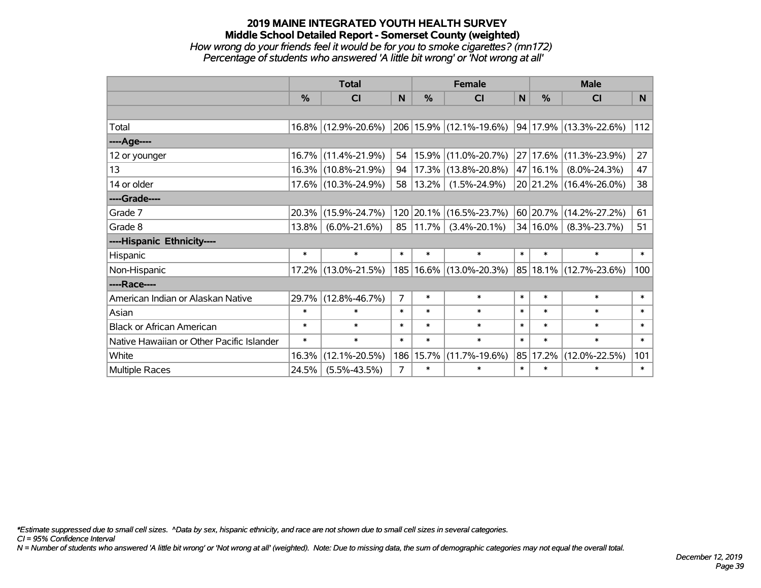# 2019 MAINE INTEGRATED YOUTH HEALTH SURVEY

## Middle School Detailed Report - Somerset County (weighted)

*How wrong do your friends feel it would be for you to smoke cigarettes? (mn172)*

*Percentage of students who answered 'A little bit wrong' or 'Not wrong at all'*

| | Total | | | Female | | | Male | | |
|---|---|---|---|---|---|---|---|---|---|
| | % | CI | N | % | CI | N | % | CI | N |
| Total | 16.8% | (12.9%-20.6%) | 206 | 15.9% | (12.1%-19.6%) | 94 | 17.9% | (13.3%-22.6%) | 112 |
| ----Age---- | | | | | | | | | |
| 12 or younger | 16.7% | (11.4%-21.9%) | 54 | 15.9% | (11.0%-20.7%) | 27 | 17.6% | (11.3%-23.9%) | 27 |
| 13 | 16.3% | (10.8%-21.9%) | 94 | 17.3% | (13.8%-20.8%) | 47 | 16.1% | (8.0%-24.3%) | 47 |
| 14 or older | 17.6% | (10.3%-24.9%) | 58 | 13.2% | (1.5%-24.9%) | 20 | 21.2% | (16.4%-26.0%) | 38 |
| ----Grade---- | | | | | | | | | |
| Grade 7 | 20.3% | (15.9%-24.7%) | 120 | 20.1% | (16.5%-23.7%) | 60 | 20.7% | (14.2%-27.2%) | 61 |
| Grade 8 | 13.8% | (6.0%-21.6%) | 85 | 11.7% | (3.4%-20.1%) | 34 | 16.0% | (8.3%-23.7%) | 51 |
| ----Hispanic Ethnicity---- | | | | | | | | | |
| Hispanic | * | * | * | * | * | * | * | * | * |
| Non-Hispanic | 17.2% | (13.0%-21.5%) | 185 | 16.6% | (13.0%-20.3%) | 85 | 18.1% | (12.7%-23.6%) | 100 |
| ----Race---- | | | | | | | | | |
| American Indian or Alaskan Native | 29.7% | (12.8%-46.7%) | 7 | * | * | * | * | * | * |
| Asian | * | * | * | * | * | * | * | * | * |
| Black or African American | * | * | * | * | * | * | * | * | * |
| Native Hawaiian or Other Pacific Islander | * | * | * | * | * | * | * | * | * |
| White | 16.3% | (12.1%-20.5%) | 186 | 15.7% | (11.7%-19.6%) | 85 | 17.2% | (12.0%-22.5%) | 101 |
| Multiple Races | 24.5% | (5.5%-43.5%) | 7 | * | * | * | * | * | * |

*Estimate suppressed due to small cell sizes. ^Data by sex, hispanic ethnicity, and race are not shown due to small cell sizes in several categories.*

*CI = 95% Confidence Interval*

*N = Number of students who answered 'A little bit wrong' or 'Not wrong at all' (weighted). Note: Due to missing data, the sum of demographic categories may not equal the overall total.*

*December 12, 2019*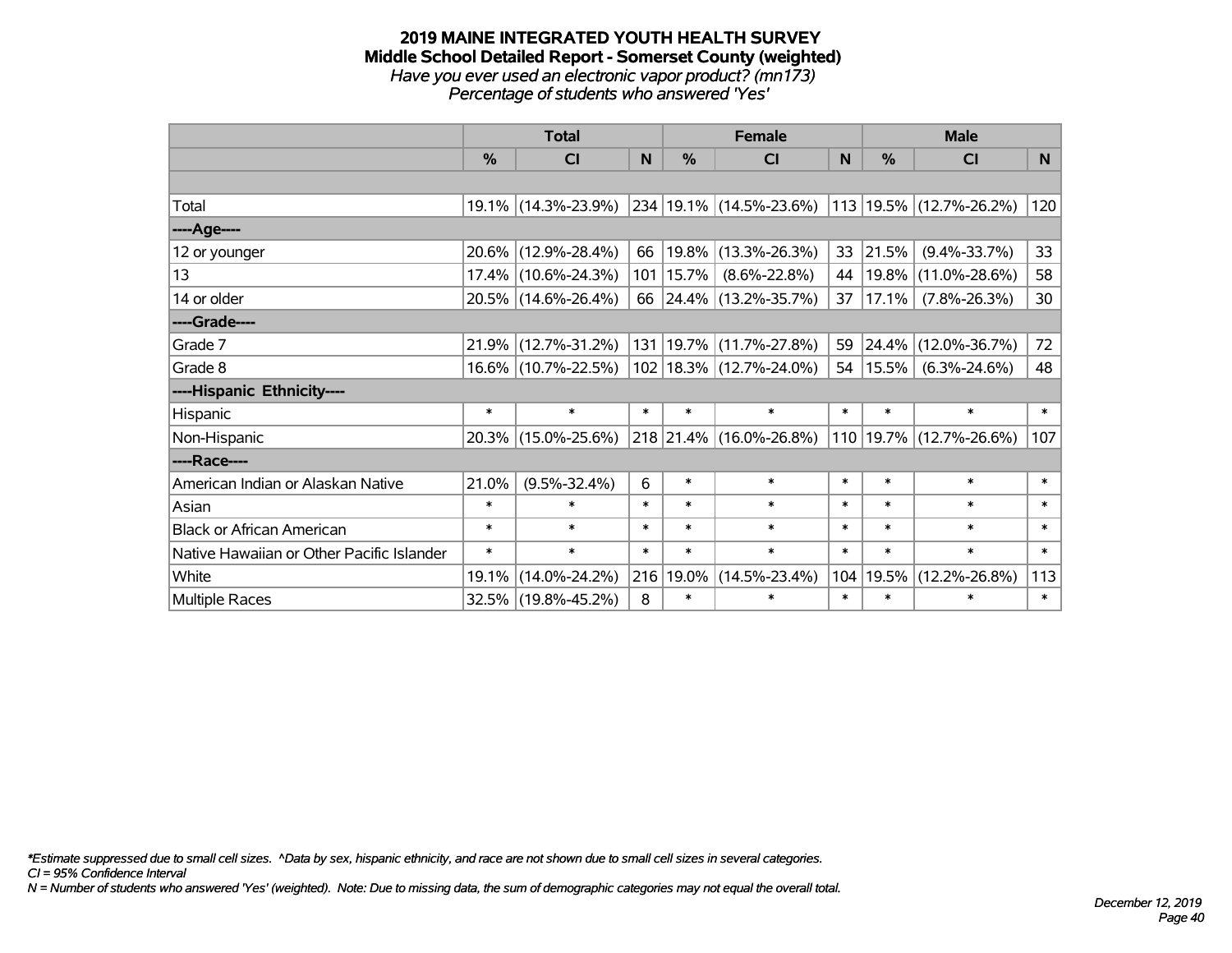# 2019 MAINE INTEGRATED YOUTH HEALTH SURVEY
## Middle School Detailed Report - Somerset County (weighted)
### *Have you ever used an electronic vapor product? (mn173)*
### *Percentage of students who answered 'Yes'*

| | Total | | | Female | | | Male | | |
|---|---|---|---|---|---|---|---|---|---|
| | % | CI | N | % | CI | N | % | CI | N |
| | | | | | | | | | |
| Total | 19.1% | (14.3%-23.9%) | 234 | 19.1% | (14.5%-23.6%) | 113 | 19.5% | (12.7%-26.2%) | 120 |
| ----Age---- | | | | | | | | | |
| 12 or younger | 20.6% | (12.9%-28.4%) | 66 | 19.8% | (13.3%-26.3%) | 33 | 21.5% | (9.4%-33.7%) | 33 |
| 13 | 17.4% | (10.6%-24.3%) | 101 | 15.7% | (8.6%-22.8%) | 44 | 19.8% | (11.0%-28.6%) | 58 |
| 14 or older | 20.5% | (14.6%-26.4%) | 66 | 24.4% | (13.2%-35.7%) | 37 | 17.1% | (7.8%-26.3%) | 30 |
| ----Grade---- | | | | | | | | | |
| Grade 7 | 21.9% | (12.7%-31.2%) | 131 | 19.7% | (11.7%-27.8%) | 59 | 24.4% | (12.0%-36.7%) | 72 |
| Grade 8 | 16.6% | (10.7%-22.5%) | 102 | 18.3% | (12.7%-24.0%) | 54 | 15.5% | (6.3%-24.6%) | 48 |
| ----Hispanic Ethnicity---- | | | | | | | | | |
| Hispanic | * | * | * | * | * | * | * | * | * |
| Non-Hispanic | 20.3% | (15.0%-25.6%) | 218 | 21.4% | (16.0%-26.8%) | 110 | 19.7% | (12.7%-26.6%) | 107 |
| ----Race---- | | | | | | | | | |
| American Indian or Alaskan Native | 21.0% | (9.5%-32.4%) | 6 | * | * | * | * | * | * |
| Asian | * | * | * | * | * | * | * | * | * |
| Black or African American | * | * | * | * | * | * | * | * | * |
| Native Hawaiian or Other Pacific Islander | * | * | * | * | * | * | * | * | * |
| White | 19.1% | (14.0%-24.2%) | 216 | 19.0% | (14.5%-23.4%) | 104 | 19.5% | (12.2%-26.8%) | 113 |
| Multiple Races | 32.5% | (19.8%-45.2%) | 8 | * | * | * | * | * | * |

*\*Estimate suppressed due to small cell sizes. ^Data by sex, hispanic ethnicity, and race are not shown due to small cell sizes in several categories.*
*CI = 95% Confidence Interval*
*N = Number of students who answered 'Yes' (weighted). Note: Due to missing data, the sum of demographic categories may not equal the overall total.*

*December 12, 2019*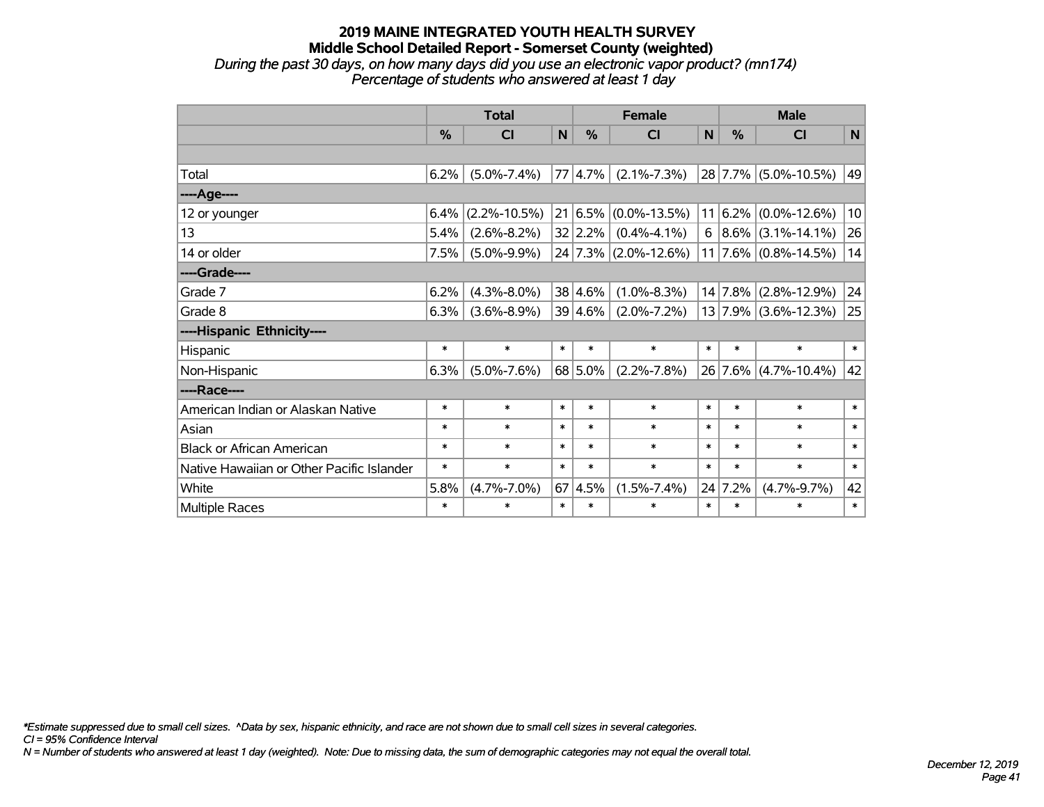# 2019 MAINE INTEGRATED YOUTH HEALTH SURVEY
## Middle School Detailed Report - Somerset County (weighted)
*During the past 30 days, on how many days did you use an electronic vapor product? (mn174)*
*Percentage of students who answered at least 1 day*

| | Total | | | Female | | | Male | | |
|---|---|---|---|---|---|---|---|---|---|
| | % | CI | N | % | CI | N | % | CI | N |
| | | | | | | | | | |
| Total | 6.2% | (5.0%-7.4%) | 77 | 4.7% | (2.1%-7.3%) | 28 | 7.7% | (5.0%-10.5%) | 49 |
| ----Age---- | | | | | | | | | |
| 12 or younger | 6.4% | (2.2%-10.5%) | 21 | 6.5% | (0.0%-13.5%) | 11 | 6.2% | (0.0%-12.6%) | 10 |
| 13 | 5.4% | (2.6%-8.2%) | 32 | 2.2% | (0.4%-4.1%) | 6 | 8.6% | (3.1%-14.1%) | 26 |
| 14 or older | 7.5% | (5.0%-9.9%) | 24 | 7.3% | (2.0%-12.6%) | 11 | 7.6% | (0.8%-14.5%) | 14 |
| ----Grade---- | | | | | | | | | |
| Grade 7 | 6.2% | (4.3%-8.0%) | 38 | 4.6% | (1.0%-8.3%) | 14 | 7.8% | (2.8%-12.9%) | 24 |
| Grade 8 | 6.3% | (3.6%-8.9%) | 39 | 4.6% | (2.0%-7.2%) | 13 | 7.9% | (3.6%-12.3%) | 25 |
| ----Hispanic Ethnicity---- | | | | | | | | | |
| Hispanic | * | * | * | * | * | * | * | * | * |
| Non-Hispanic | 6.3% | (5.0%-7.6%) | 68 | 5.0% | (2.2%-7.8%) | 26 | 7.6% | (4.7%-10.4%) | 42 |
| ----Race---- | | | | | | | | | |
| American Indian or Alaskan Native | * | * | * | * | * | * | * | * | * |
| Asian | * | * | * | * | * | * | * | * | * |
| Black or African American | * | * | * | * | * | * | * | * | * |
| Native Hawaiian or Other Pacific Islander | * | * | * | * | * | * | * | * | * |
| White | 5.8% | (4.7%-7.0%) | 67 | 4.5% | (1.5%-7.4%) | 24 | 7.2% | (4.7%-9.7%) | 42 |
| Multiple Races | * | * | * | * | * | * | * | * | * |

*\*Estimate suppressed due to small cell sizes. ^Data by sex, hispanic ethnicity, and race are not shown due to small cell sizes in several categories.*
*CI = 95% Confidence Interval*
*N = Number of students who answered at least 1 day (weighted). Note: Due to missing data, the sum of demographic categories may not equal the overall total.*

*December 12, 2019*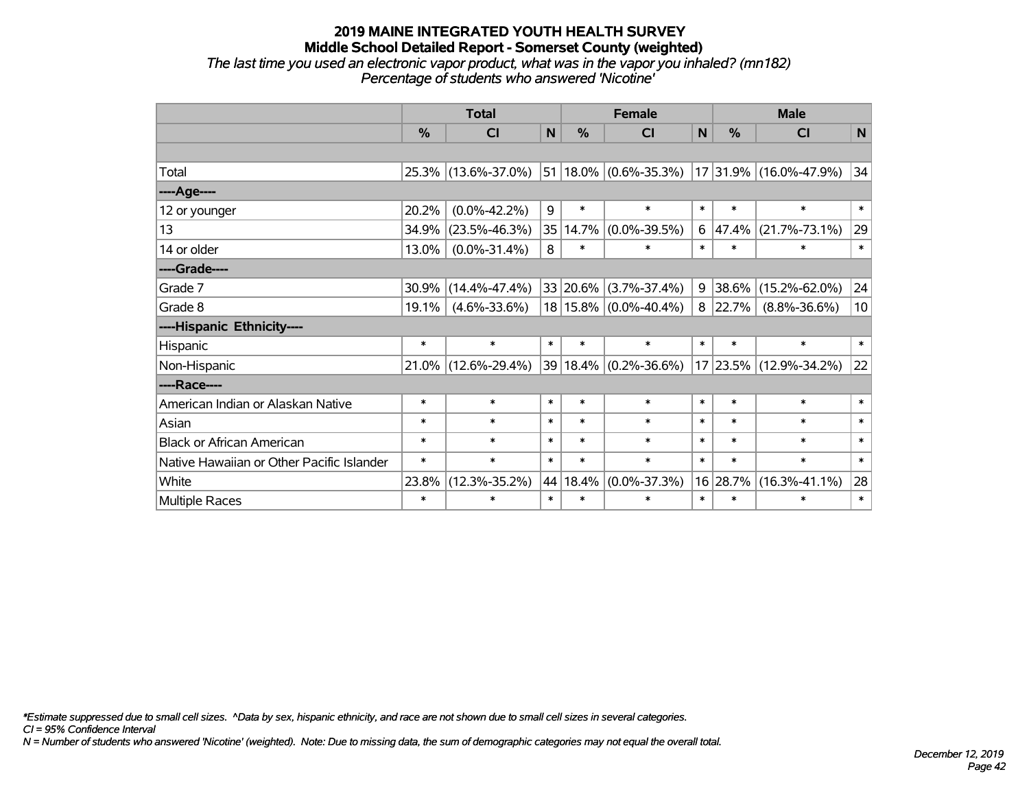# 2019 MAINE INTEGRATED YOUTH HEALTH SURVEY
## Middle School Detailed Report - Somerset County (weighted)
*The last time you used an electronic vapor product, what was in the vapor you inhaled? (mn182)*
*Percentage of students who answered 'Nicotine'*

| | Total | | | Female | | | Male | | |
|---|---|---|---|---|---|---|---|---|---|
| | % | CI | N | % | CI | N | % | CI | N |
| Total | 25.3% | (13.6%-37.0%) | 51 | 18.0% | (0.6%-35.3%) | 17 | 31.9% | (16.0%-47.9%) | 34 |
| ----Age---- | | | | | | | | | |
| 12 or younger | 20.2% | (0.0%-42.2%) | 9 | * | * | * | * | * | * |
| 13 | 34.9% | (23.5%-46.3%) | 35 | 14.7% | (0.0%-39.5%) | 6 | 47.4% | (21.7%-73.1%) | 29 |
| 14 or older | 13.0% | (0.0%-31.4%) | 8 | * | * | * | * | * | * |
| ----Grade---- | | | | | | | | | |
| Grade 7 | 30.9% | (14.4%-47.4%) | 33 | 20.6% | (3.7%-37.4%) | 9 | 38.6% | (15.2%-62.0%) | 24 |
| Grade 8 | 19.1% | (4.6%-33.6%) | 18 | 15.8% | (0.0%-40.4%) | 8 | 22.7% | (8.8%-36.6%) | 10 |
| ----Hispanic Ethnicity---- | | | | | | | | | |
| Hispanic | * | * | * | * | * | * | * | * | * |
| Non-Hispanic | 21.0% | (12.6%-29.4%) | 39 | 18.4% | (0.2%-36.6%) | 17 | 23.5% | (12.9%-34.2%) | 22 |
| ----Race---- | | | | | | | | | |
| American Indian or Alaskan Native | * | * | * | * | * | * | * | * | * |
| Asian | * | * | * | * | * | * | * | * | * |
| Black or African American | * | * | * | * | * | * | * | * | * |
| Native Hawaiian or Other Pacific Islander | * | * | * | * | * | * | * | * | * |
| White | 23.8% | (12.3%-35.2%) | 44 | 18.4% | (0.0%-37.3%) | 16 | 28.7% | (16.3%-41.1%) | 28 |
| Multiple Races | * | * | * | * | * | * | * | * | * |

*\*Estimate suppressed due to small cell sizes. ^Data by sex, hispanic ethnicity, and race are not shown due to small cell sizes in several categories.*
*CI = 95% Confidence Interval*
*N = Number of students who answered 'Nicotine' (weighted). Note: Due to missing data, the sum of demographic categories may not equal the overall total.*

*December 12, 2019*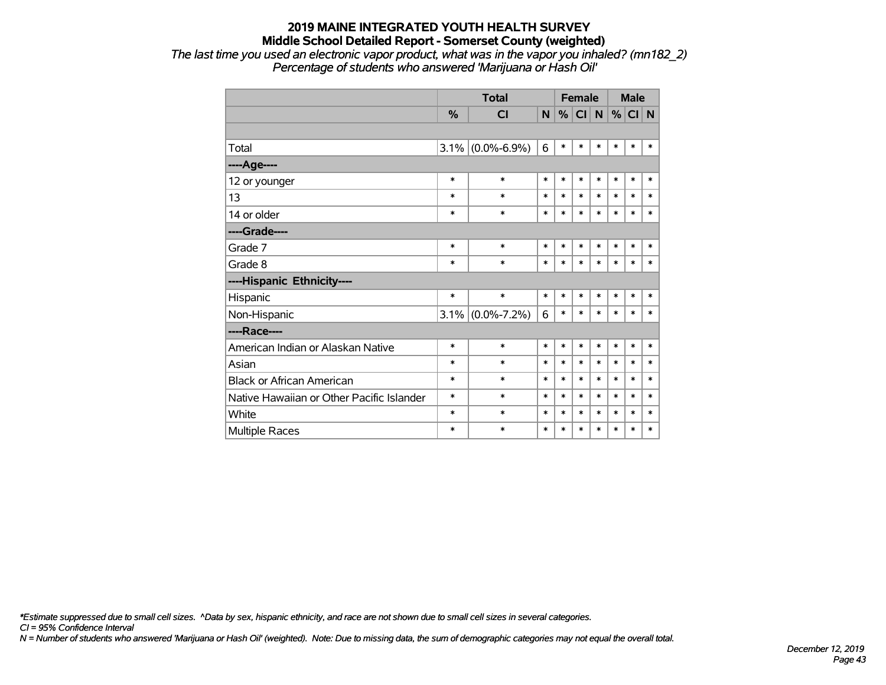# 2019 MAINE INTEGRATED YOUTH HEALTH SURVEY
## Middle School Detailed Report - Somerset County (weighted)

*The last time you used an electronic vapor product, what was in the vapor you inhaled? (mn182_2)*
*Percentage of students who answered 'Marijuana or Hash Oil'*

| | Total | | | Female | | | Male | | |
|---|---|---|---|---|---|---|---|---|---|
| | % | CI | N | % | CI | N | % | CI | N |
| | | | | | | | | | |
| Total | 3.1% | (0.0%-6.9%) | 6 | * | * | * | * | * | * |
| ----Age---- | | | | | | | | | |
| 12 or younger | * | * | * | * | * | * | * | * | * |
| 13 | * | * | * | * | * | * | * | * | * |
| 14 or older | * | * | * | * | * | * | * | * | * |
| ----Grade---- | | | | | | | | | |
| Grade 7 | * | * | * | * | * | * | * | * | * |
| Grade 8 | * | * | * | * | * | * | * | * | * |
| ----Hispanic Ethnicity---- | | | | | | | | | |
| Hispanic | * | * | * | * | * | * | * | * | * |
| Non-Hispanic | 3.1% | (0.0%-7.2%) | 6 | * | * | * | * | * | * |
| ----Race---- | | | | | | | | | |
| American Indian or Alaskan Native | * | * | * | * | * | * | * | * | * |
| Asian | * | * | * | * | * | * | * | * | * |
| Black or African American | * | * | * | * | * | * | * | * | * |
| Native Hawaiian or Other Pacific Islander | * | * | * | * | * | * | * | * | * |
| White | * | * | * | * | * | * | * | * | * |
| Multiple Races | * | * | * | * | * | * | * | * | * |

*\*Estimate suppressed due to small cell sizes. ^Data by sex, hispanic ethnicity, and race are not shown due to small cell sizes in several categories.*
*CI = 95% Confidence Interval*
*N = Number of students who answered 'Marijuana or Hash Oil' (weighted). Note: Due to missing data, the sum of demographic categories may not equal the overall total.*

*December 12, 2019*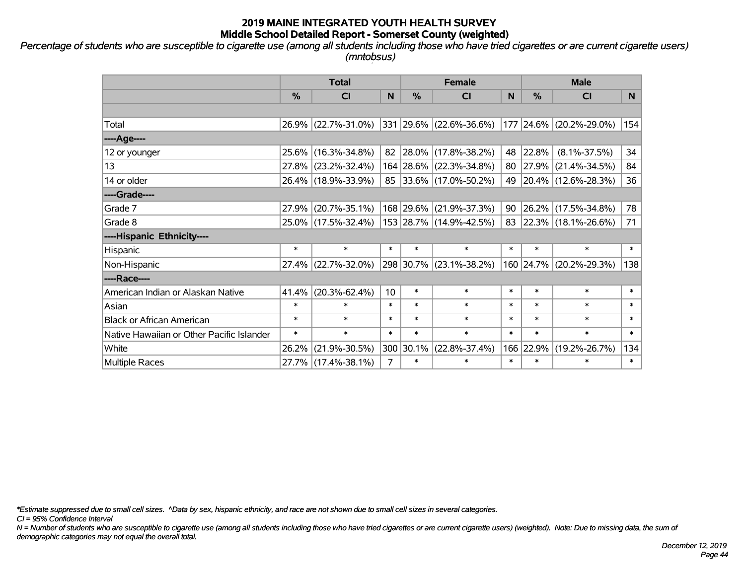# 2019 MAINE INTEGRATED YOUTH HEALTH SURVEY
## Middle School Detailed Report - Somerset County (weighted)

*Percentage of students who are susceptible to cigarette use (among all students including those who have tried cigarettes or are current cigarette users) (mntobsus)*

| | Total | | | Female | | | Male | | |
|---|---|---|---|---|---|---|---|---|---|
| | % | CI | N | % | CI | N | % | CI | N |
| Total | 26.9% | (22.7%-31.0%) | 331 | 29.6% | (22.6%-36.6%) | 177 | 24.6% | (20.2%-29.0%) | 154 |
| ----Age---- | | | | | | | | | |
| 12 or younger | 25.6% | (16.3%-34.8%) | 82 | 28.0% | (17.8%-38.2%) | 48 | 22.8% | (8.1%-37.5%) | 34 |
| 13 | 27.8% | (23.2%-32.4%) | 164 | 28.6% | (22.3%-34.8%) | 80 | 27.9% | (21.4%-34.5%) | 84 |
| 14 or older | 26.4% | (18.9%-33.9%) | 85 | 33.6% | (17.0%-50.2%) | 49 | 20.4% | (12.6%-28.3%) | 36 |
| ----Grade---- | | | | | | | | | |
| Grade 7 | 27.9% | (20.7%-35.1%) | 168 | 29.6% | (21.9%-37.3%) | 90 | 26.2% | (17.5%-34.8%) | 78 |
| Grade 8 | 25.0% | (17.5%-32.4%) | 153 | 28.7% | (14.9%-42.5%) | 83 | 22.3% | (18.1%-26.6%) | 71 |
| ----Hispanic Ethnicity---- | | | | | | | | | |
| Hispanic | * | * | * | * | * | * | * | * | * |
| Non-Hispanic | 27.4% | (22.7%-32.0%) | 298 | 30.7% | (23.1%-38.2%) | 160 | 24.7% | (20.2%-29.3%) | 138 |
| ----Race---- | | | | | | | | | |
| American Indian or Alaskan Native | 41.4% | (20.3%-62.4%) | 10 | * | * | * | * | * | * |
| Asian | * | * | * | * | * | * | * | * | * |
| Black or African American | * | * | * | * | * | * | * | * | * |
| Native Hawaiian or Other Pacific Islander | * | * | * | * | * | * | * | * | * |
| White | 26.2% | (21.9%-30.5%) | 300 | 30.1% | (22.8%-37.4%) | 166 | 22.9% | (19.2%-26.7%) | 134 |
| Multiple Races | 27.7% | (17.4%-38.1%) | 7 | * | * | * | * | * | * |

*\*Estimate suppressed due to small cell sizes. ^Data by sex, hispanic ethnicity, and race are not shown due to small cell sizes in several categories.*

*CI = 95% Confidence Interval*

*N = Number of students who are susceptible to cigarette use (among all students including those who have tried cigarettes or are current cigarette users) (weighted). Note: Due to missing data, the sum of demographic categories may not equal the overall total.*

*December 12, 2019*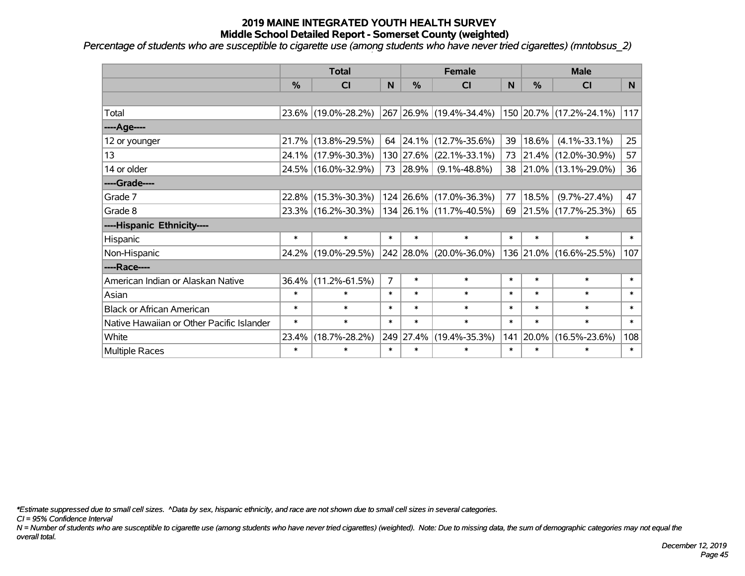# 2019 MAINE INTEGRATED YOUTH HEALTH SURVEY
## Middle School Detailed Report - Somerset County (weighted)

*Percentage of students who are susceptible to cigarette use (among students who have never tried cigarettes) (mntobsus_2)*

| | Total | | | Female | | | Male | | |
|---|---|---|---|---|---|---|---|---|---|
| | % | CI | N | % | CI | N | % | CI | N |
| Total | 23.6% | (19.0%-28.2%) | 267 | 26.9% | (19.4%-34.4%) | 150 | 20.7% | (17.2%-24.1%) | 117 |
| ----Age---- | | | | | | | | | |
| 12 or younger | 21.7% | (13.8%-29.5%) | 64 | 24.1% | (12.7%-35.6%) | 39 | 18.6% | (4.1%-33.1%) | 25 |
| 13 | 24.1% | (17.9%-30.3%) | 130 | 27.6% | (22.1%-33.1%) | 73 | 21.4% | (12.0%-30.9%) | 57 |
| 14 or older | 24.5% | (16.0%-32.9%) | 73 | 28.9% | (9.1%-48.8%) | 38 | 21.0% | (13.1%-29.0%) | 36 |
| ----Grade---- | | | | | | | | | |
| Grade 7 | 22.8% | (15.3%-30.3%) | 124 | 26.6% | (17.0%-36.3%) | 77 | 18.5% | (9.7%-27.4%) | 47 |
| Grade 8 | 23.3% | (16.2%-30.3%) | 134 | 26.1% | (11.7%-40.5%) | 69 | 21.5% | (17.7%-25.3%) | 65 |
| ----Hispanic Ethnicity---- | | | | | | | | | |
| Hispanic | * | * | * | * | * | * | * | * | * |
| Non-Hispanic | 24.2% | (19.0%-29.5%) | 242 | 28.0% | (20.0%-36.0%) | 136 | 21.0% | (16.6%-25.5%) | 107 |
| ----Race---- | | | | | | | | | |
| American Indian or Alaskan Native | 36.4% | (11.2%-61.5%) | 7 | * | * | * | * | * | * |
| Asian | * | * | * | * | * | * | * | * | * |
| Black or African American | * | * | * | * | * | * | * | * | * |
| Native Hawaiian or Other Pacific Islander | * | * | * | * | * | * | * | * | * |
| White | 23.4% | (18.7%-28.2%) | 249 | 27.4% | (19.4%-35.3%) | 141 | 20.0% | (16.5%-23.6%) | 108 |
| Multiple Races | * | * | * | * | * | * | * | * | * |

*\*Estimate suppressed due to small cell sizes. ^Data by sex, hispanic ethnicity, and race are not shown due to small cell sizes in several categories.*

*CI = 95% Confidence Interval*

*N = Number of students who are susceptible to cigarette use (among students who have never tried cigarettes) (weighted). Note: Due to missing data, the sum of demographic categories may not equal the overall total.*

*December 12, 2019*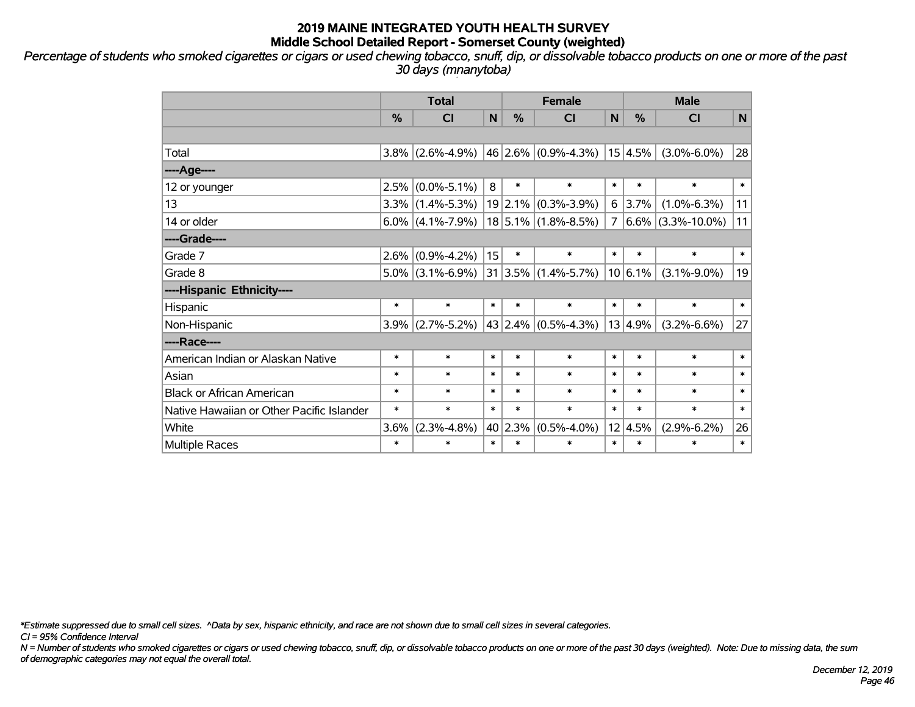# 2019 MAINE INTEGRATED YOUTH HEALTH SURVEY
## Middle School Detailed Report - Somerset County (weighted)

*Percentage of students who smoked cigarettes or cigars or used chewing tobacco, snuff, dip, or dissolvable tobacco products on one or more of the past 30 days (mnanytoba)*

| | Total | | | Female | | | Male | | |
|---|---|---|---|---|---|---|---|---|---|
| | % | CI | N | % | CI | N | % | CI | N |
| | | | | | | | | | |
| Total | 3.8% | (2.6%-4.9%) | 46 | 2.6% | (0.9%-4.3%) | 15 | 4.5% | (3.0%-6.0%) | 28 |
| ----Age---- | | | | | | | | | |
| 12 or younger | 2.5% | (0.0%-5.1%) | 8 | * | * | * | * | * | * |
| 13 | 3.3% | (1.4%-5.3%) | 19 | 2.1% | (0.3%-3.9%) | 6 | 3.7% | (1.0%-6.3%) | 11 |
| 14 or older | 6.0% | (4.1%-7.9%) | 18 | 5.1% | (1.8%-8.5%) | 7 | 6.6% | (3.3%-10.0%) | 11 |
| ----Grade---- | | | | | | | | | |
| Grade 7 | 2.6% | (0.9%-4.2%) | 15 | * | * | * | * | * | * |
| Grade 8 | 5.0% | (3.1%-6.9%) | 31 | 3.5% | (1.4%-5.7%) | 10 | 6.1% | (3.1%-9.0%) | 19 |
| ----Hispanic Ethnicity---- | | | | | | | | | |
| Hispanic | * | * | * | * | * | * | * | * | * |
| Non-Hispanic | 3.9% | (2.7%-5.2%) | 43 | 2.4% | (0.5%-4.3%) | 13 | 4.9% | (3.2%-6.6%) | 27 |
| ----Race---- | | | | | | | | | |
| American Indian or Alaskan Native | * | * | * | * | * | * | * | * | * |
| Asian | * | * | * | * | * | * | * | * | * |
| Black or African American | * | * | * | * | * | * | * | * | * |
| Native Hawaiian or Other Pacific Islander | * | * | * | * | * | * | * | * | * |
| White | 3.6% | (2.3%-4.8%) | 40 | 2.3% | (0.5%-4.0%) | 12 | 4.5% | (2.9%-6.2%) | 26 |
| Multiple Races | * | * | * | * | * | * | * | * | * |

*\*Estimate suppressed due to small cell sizes. ^Data by sex, hispanic ethnicity, and race are not shown due to small cell sizes in several categories.*

*CI = 95% Confidence Interval*

*N = Number of students who smoked cigarettes or cigars or used chewing tobacco, snuff, dip, or dissolvable tobacco products on one or more of the past 30 days (weighted). Note: Due to missing data, the sum of demographic categories may not equal the overall total.*

*December 12, 2019*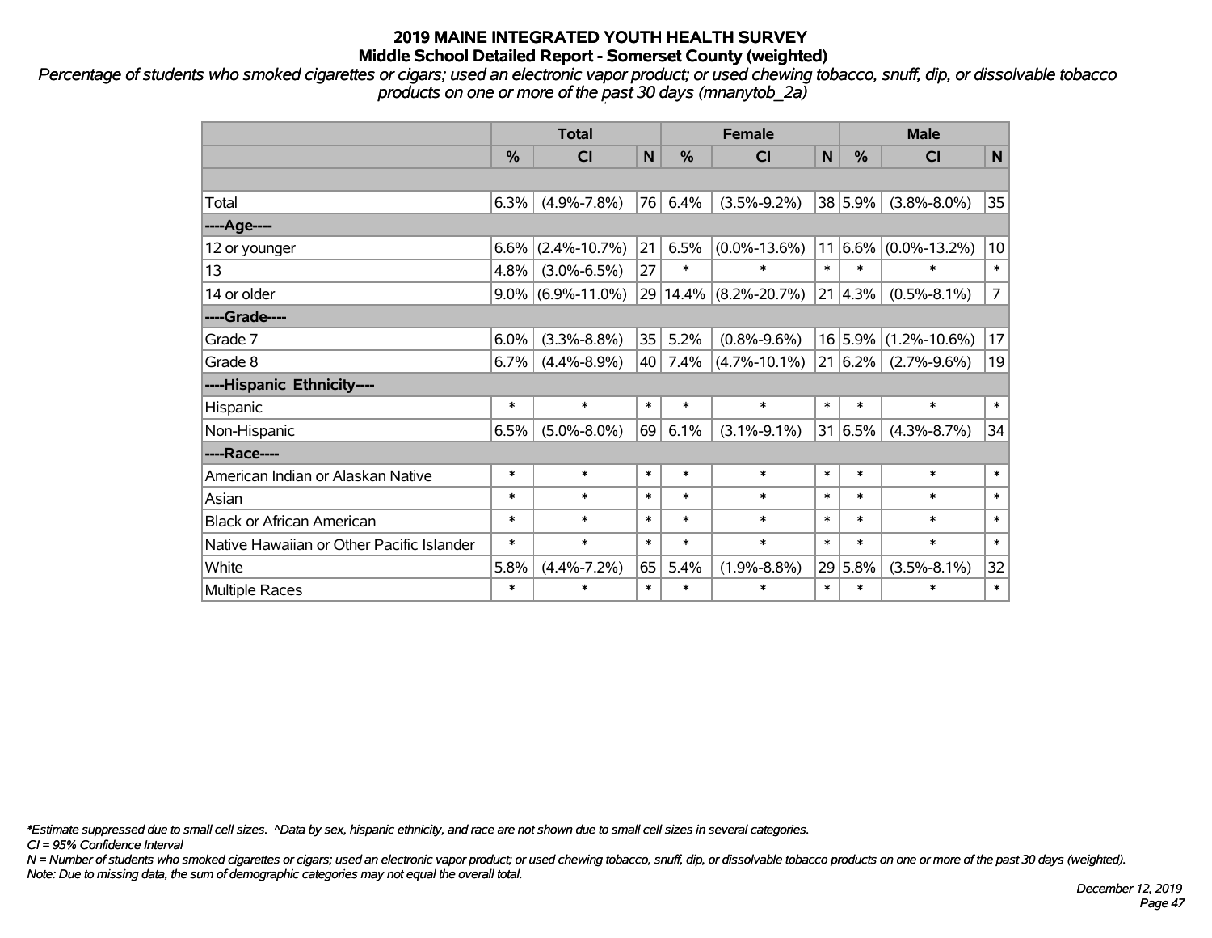# 2019 MAINE INTEGRATED YOUTH HEALTH SURVEY
## Middle School Detailed Report - Somerset County (weighted)

*Percentage of students who smoked cigarettes or cigars; used an electronic vapor product; or used chewing tobacco, snuff, dip, or dissolvable tobacco products on one or more of the past 30 days (mnanytob_2a)*

| | Total | | | Female | | | Male | | |
|---|---|---|---|---|---|---|---|---|---|
| | % | CI | N | % | CI | N | % | CI | N |
| | | | | | | | | | |
| Total | 6.3% | (4.9%-7.8%) | 76 | 6.4% | (3.5%-9.2%) | 38 | 5.9% | (3.8%-8.0%) | 35 |
| ----Age---- | | | | | | | | | |
| 12 or younger | 6.6% | (2.4%-10.7%) | 21 | 6.5% | (0.0%-13.6%) | 11 | 6.6% | (0.0%-13.2%) | 10 |
| 13 | 4.8% | (3.0%-6.5%) | 27 | * | * | * | * | * | * |
| 14 or older | 9.0% | (6.9%-11.0%) | 29 | 14.4% | (8.2%-20.7%) | 21 | 4.3% | (0.5%-8.1%) | 7 |
| ----Grade---- | | | | | | | | | |
| Grade 7 | 6.0% | (3.3%-8.8%) | 35 | 5.2% | (0.8%-9.6%) | 16 | 5.9% | (1.2%-10.6%) | 17 |
| Grade 8 | 6.7% | (4.4%-8.9%) | 40 | 7.4% | (4.7%-10.1%) | 21 | 6.2% | (2.7%-9.6%) | 19 |
| ----Hispanic Ethnicity---- | | | | | | | | | |
| Hispanic | * | * | * | * | * | * | * | * | * |
| Non-Hispanic | 6.5% | (5.0%-8.0%) | 69 | 6.1% | (3.1%-9.1%) | 31 | 6.5% | (4.3%-8.7%) | 34 |
| ----Race---- | | | | | | | | | |
| American Indian or Alaskan Native | * | * | * | * | * | * | * | * | * |
| Asian | * | * | * | * | * | * | * | * | * |
| Black or African American | * | * | * | * | * | * | * | * | * |
| Native Hawaiian or Other Pacific Islander | * | * | * | * | * | * | * | * | * |
| White | 5.8% | (4.4%-7.2%) | 65 | 5.4% | (1.9%-8.8%) | 29 | 5.8% | (3.5%-8.1%) | 32 |
| Multiple Races | * | * | * | * | * | * | * | * | * |

*\*Estimate suppressed due to small cell sizes. ^Data by sex, hispanic ethnicity, and race are not shown due to small cell sizes in several categories.*

*CI = 95% Confidence Interval*

*N = Number of students who smoked cigarettes or cigars; used an electronic vapor product; or used chewing tobacco, snuff, dip, or dissolvable tobacco products on one or more of the past 30 days (weighted).*

*Note: Due to missing data, the sum of demographic categories may not equal the overall total.*

*December 12, 2019*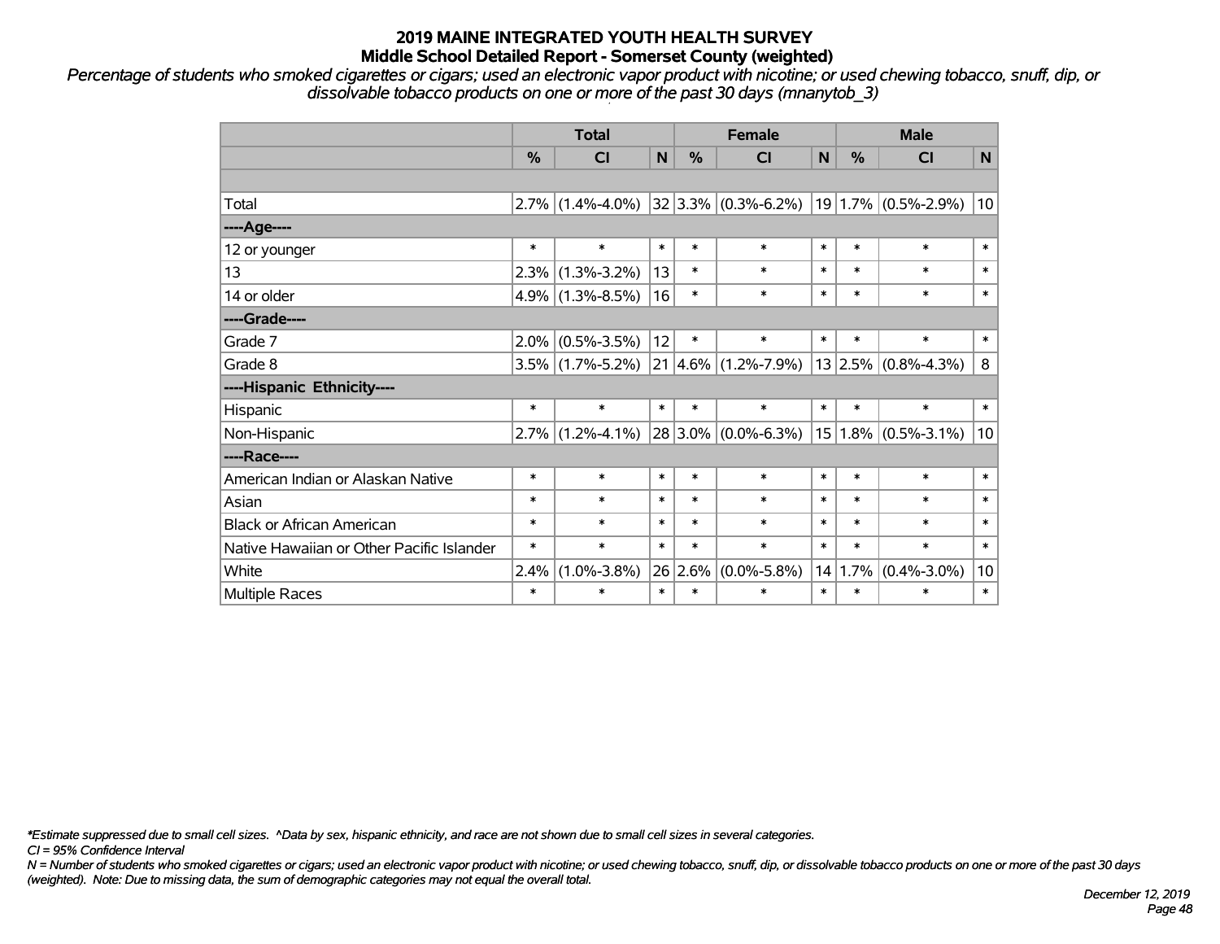# 2019 MAINE INTEGRATED YOUTH HEALTH SURVEY
## Middle School Detailed Report - Somerset County (weighted)

*Percentage of students who smoked cigarettes or cigars; used an electronic vapor product with nicotine; or used chewing tobacco, snuff, dip, or dissolvable tobacco products on one or more of the past 30 days (mnanytob_3)*

| | Total | | | Female | | | Male | | |
|---|---|---|---|---|---|---|---|---|---|
| | % | CI | N | % | CI | N | % | CI | N |
| | | | | | | | | | |
| Total | 2.7% | (1.4%-4.0%) | 32 | 3.3% | (0.3%-6.2%) | 19 | 1.7% | (0.5%-2.9%) | 10 |
| ----Age---- | | | | | | | | | |
| 12 or younger | * | * | * | * | * | * | * | * | * |
| 13 | 2.3% | (1.3%-3.2%) | 13 | * | * | * | * | * | * |
| 14 or older | 4.9% | (1.3%-8.5%) | 16 | * | * | * | * | * | * |
| ----Grade---- | | | | | | | | | |
| Grade 7 | 2.0% | (0.5%-3.5%) | 12 | * | * | * | * | * | * |
| Grade 8 | 3.5% | (1.7%-5.2%) | 21 | 4.6% | (1.2%-7.9%) | 13 | 2.5% | (0.8%-4.3%) | 8 |
| ----Hispanic Ethnicity---- | | | | | | | | | |
| Hispanic | * | * | * | * | * | * | * | * | * |
| Non-Hispanic | 2.7% | (1.2%-4.1%) | 28 | 3.0% | (0.0%-6.3%) | 15 | 1.8% | (0.5%-3.1%) | 10 |
| ----Race---- | | | | | | | | | |
| American Indian or Alaskan Native | * | * | * | * | * | * | * | * | * |
| Asian | * | * | * | * | * | * | * | * | * |
| Black or African American | * | * | * | * | * | * | * | * | * |
| Native Hawaiian or Other Pacific Islander | * | * | * | * | * | * | * | * | * |
| White | 2.4% | (1.0%-3.8%) | 26 | 2.6% | (0.0%-5.8%) | 14 | 1.7% | (0.4%-3.0%) | 10 |
| Multiple Races | * | * | * | * | * | * | * | * | * |

*Estimate suppressed due to small cell sizes. ^Data by sex, hispanic ethnicity, and race are not shown due to small cell sizes in several categories.

*CI = 95% Confidence Interval*

*N = Number of students who smoked cigarettes or cigars; used an electronic vapor product with nicotine; or used chewing tobacco, snuff, dip, or dissolvable tobacco products on one or more of the past 30 days (weighted). Note: Due to missing data, the sum of demographic categories may not equal the overall total.*

*December 12, 2019*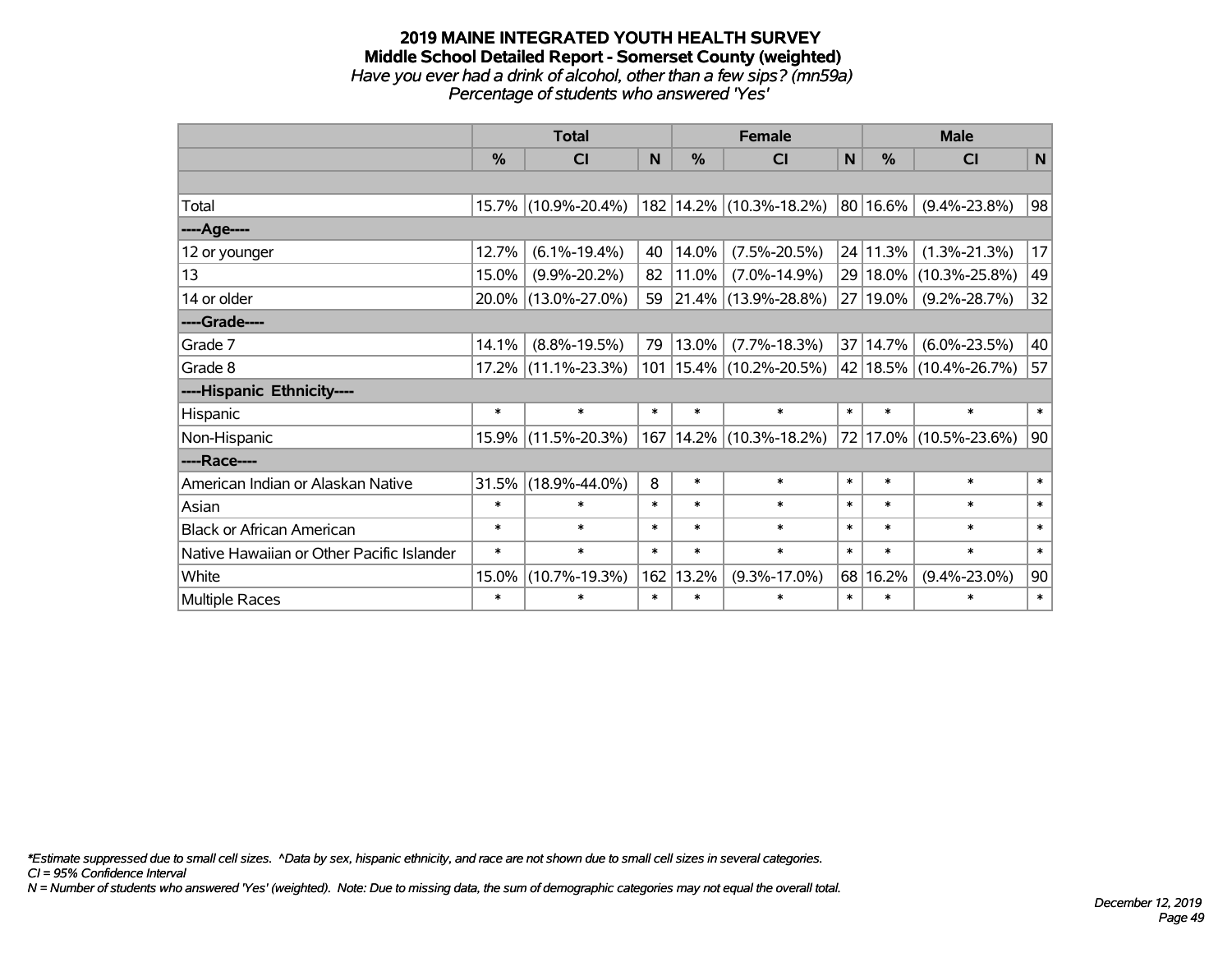# 2019 MAINE INTEGRATED YOUTH HEALTH SURVEY
## Middle School Detailed Report - Somerset County (weighted)
*Have you ever had a drink of alcohol, other than a few sips? (mn59a)*
*Percentage of students who answered 'Yes'*

| | Total | | | Female | | | Male | | |
|---|---|---|---|---|---|---|---|---|---|
| | % | CI | N | % | CI | N | % | CI | N |
| | | | | | | | | | |
| Total | 15.7% | (10.9%-20.4%) | 182 | 14.2% | (10.3%-18.2%) | 80 | 16.6% | (9.4%-23.8%) | 98 |
| ----Age---- | | | | | | | | | |
| 12 or younger | 12.7% | (6.1%-19.4%) | 40 | 14.0% | (7.5%-20.5%) | 24 | 11.3% | (1.3%-21.3%) | 17 |
| 13 | 15.0% | (9.9%-20.2%) | 82 | 11.0% | (7.0%-14.9%) | 29 | 18.0% | (10.3%-25.8%) | 49 |
| 14 or older | 20.0% | (13.0%-27.0%) | 59 | 21.4% | (13.9%-28.8%) | 27 | 19.0% | (9.2%-28.7%) | 32 |
| ----Grade---- | | | | | | | | | |
| Grade 7 | 14.1% | (8.8%-19.5%) | 79 | 13.0% | (7.7%-18.3%) | 37 | 14.7% | (6.0%-23.5%) | 40 |
| Grade 8 | 17.2% | (11.1%-23.3%) | 101 | 15.4% | (10.2%-20.5%) | 42 | 18.5% | (10.4%-26.7%) | 57 |
| ----Hispanic Ethnicity---- | | | | | | | | | |
| Hispanic | * | * | * | * | * | * | * | * | * |
| Non-Hispanic | 15.9% | (11.5%-20.3%) | 167 | 14.2% | (10.3%-18.2%) | 72 | 17.0% | (10.5%-23.6%) | 90 |
| ----Race---- | | | | | | | | | |
| American Indian or Alaskan Native | 31.5% | (18.9%-44.0%) | 8 | * | * | * | * | * | * |
| Asian | * | * | * | * | * | * | * | * | * |
| Black or African American | * | * | * | * | * | * | * | * | * |
| Native Hawaiian or Other Pacific Islander | * | * | * | * | * | * | * | * | * |
| White | 15.0% | (10.7%-19.3%) | 162 | 13.2% | (9.3%-17.0%) | 68 | 16.2% | (9.4%-23.0%) | 90 |
| Multiple Races | * | * | * | * | * | * | * | * | * |

*\*Estimate suppressed due to small cell sizes. ^Data by sex, hispanic ethnicity, and race are not shown due to small cell sizes in several categories.*
*CI = 95% Confidence Interval*
*N = Number of students who answered 'Yes' (weighted). Note: Due to missing data, the sum of demographic categories may not equal the overall total.*

*December 12, 2019*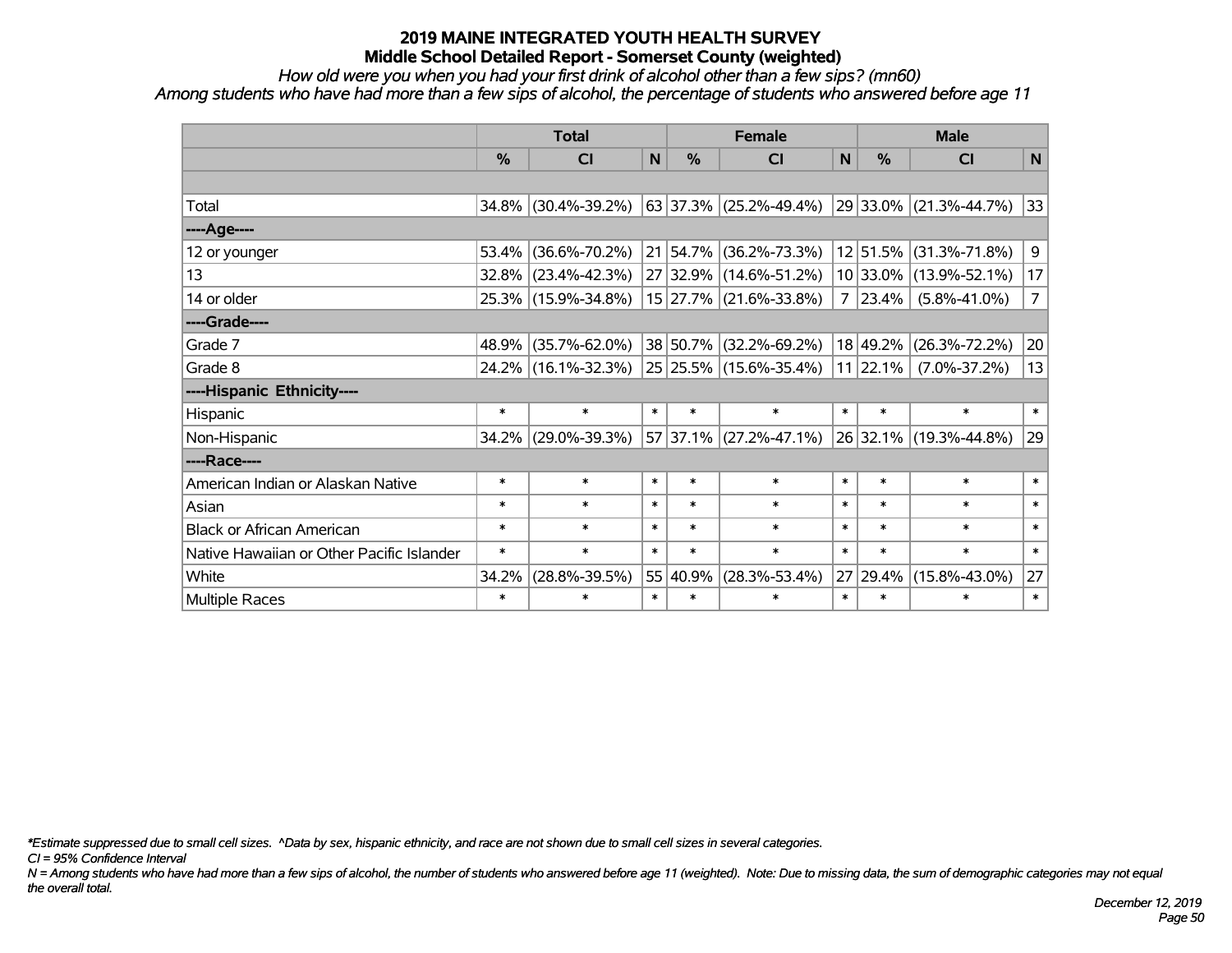# 2019 MAINE INTEGRATED YOUTH HEALTH SURVEY
## Middle School Detailed Report - Somerset County (weighted)

*How old were you when you had your first drink of alcohol other than a few sips? (mn60)*
*Among students who have had more than a few sips of alcohol, the percentage of students who answered before age 11*

| | Total | | | Female | | | Male | | |
|---|---|---|---|---|---|---|---|---|---|
| | % | CI | N | % | CI | N | % | CI | N |
| | | | | | | | | | |
| Total | 34.8% | (30.4%-39.2%) | 63 | 37.3% | (25.2%-49.4%) | 29 | 33.0% | (21.3%-44.7%) | 33 |
| ----Age---- | | | | | | | | | |
| 12 or younger | 53.4% | (36.6%-70.2%) | 21 | 54.7% | (36.2%-73.3%) | 12 | 51.5% | (31.3%-71.8%) | 9 |
| 13 | 32.8% | (23.4%-42.3%) | 27 | 32.9% | (14.6%-51.2%) | 10 | 33.0% | (13.9%-52.1%) | 17 |
| 14 or older | 25.3% | (15.9%-34.8%) | 15 | 27.7% | (21.6%-33.8%) | 7 | 23.4% | (5.8%-41.0%) | 7 |
| ----Grade---- | | | | | | | | | |
| Grade 7 | 48.9% | (35.7%-62.0%) | 38 | 50.7% | (32.2%-69.2%) | 18 | 49.2% | (26.3%-72.2%) | 20 |
| Grade 8 | 24.2% | (16.1%-32.3%) | 25 | 25.5% | (15.6%-35.4%) | 11 | 22.1% | (7.0%-37.2%) | 13 |
| ----Hispanic Ethnicity---- | | | | | | | | | |
| Hispanic | * | * | * | * | * | * | * | * | * |
| Non-Hispanic | 34.2% | (29.0%-39.3%) | 57 | 37.1% | (27.2%-47.1%) | 26 | 32.1% | (19.3%-44.8%) | 29 |
| ----Race---- | | | | | | | | | |
| American Indian or Alaskan Native | * | * | * | * | * | * | * | * | * |
| Asian | * | * | * | * | * | * | * | * | * |
| Black or African American | * | * | * | * | * | * | * | * | * |
| Native Hawaiian or Other Pacific Islander | * | * | * | * | * | * | * | * | * |
| White | 34.2% | (28.8%-39.5%) | 55 | 40.9% | (28.3%-53.4%) | 27 | 29.4% | (15.8%-43.0%) | 27 |
| Multiple Races | * | * | * | * | * | * | * | * | * |

*\*Estimate suppressed due to small cell sizes. ^Data by sex, hispanic ethnicity, and race are not shown due to small cell sizes in several categories.*

*CI = 95% Confidence Interval*

*N = Among students who have had more than a few sips of alcohol, the number of students who answered before age 11 (weighted). Note: Due to missing data, the sum of demographic categories may not equal the overall total.*

*December 12, 2019*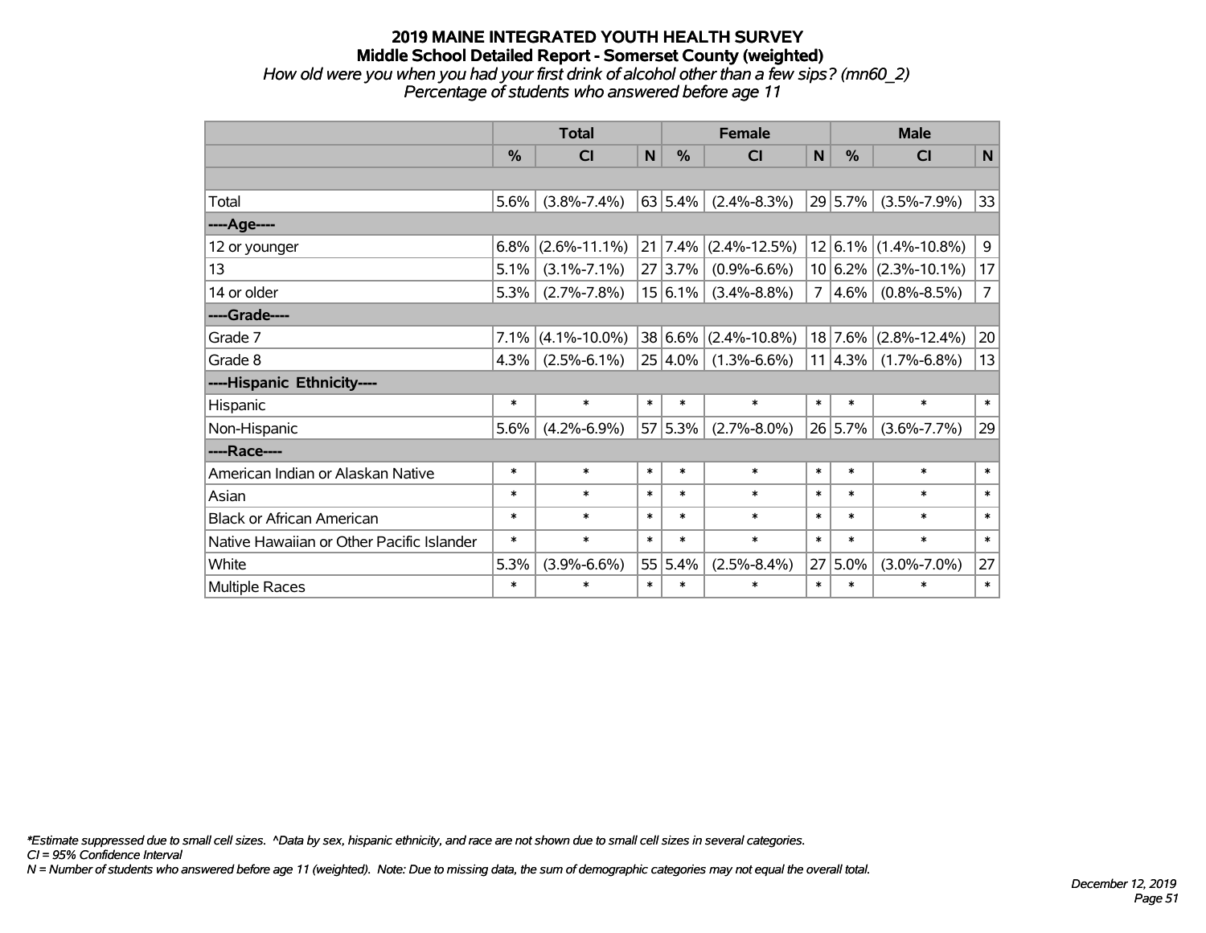# 2019 MAINE INTEGRATED YOUTH HEALTH SURVEY
## Middle School Detailed Report - Somerset County (weighted)

*How old were you when you had your first drink of alcohol other than a few sips? (mn60_2)*
*Percentage of students who answered before age 11*

| | Total | | | Female | | | Male | | |
|---|---|---|---|---|---|---|---|---|---|
| | % | CI | N | % | CI | N | % | CI | N |
| | | | | | | | | | |
| Total | 5.6% | (3.8%-7.4%) | 63 | 5.4% | (2.4%-8.3%) | 29 | 5.7% | (3.5%-7.9%) | 33 |
| ----Age---- | | | | | | | | | |
| 12 or younger | 6.8% | (2.6%-11.1%) | 21 | 7.4% | (2.4%-12.5%) | 12 | 6.1% | (1.4%-10.8%) | 9 |
| 13 | 5.1% | (3.1%-7.1%) | 27 | 3.7% | (0.9%-6.6%) | 10 | 6.2% | (2.3%-10.1%) | 17 |
| 14 or older | 5.3% | (2.7%-7.8%) | 15 | 6.1% | (3.4%-8.8%) | 7 | 4.6% | (0.8%-8.5%) | 7 |
| ----Grade---- | | | | | | | | | |
| Grade 7 | 7.1% | (4.1%-10.0%) | 38 | 6.6% | (2.4%-10.8%) | 18 | 7.6% | (2.8%-12.4%) | 20 |
| Grade 8 | 4.3% | (2.5%-6.1%) | 25 | 4.0% | (1.3%-6.6%) | 11 | 4.3% | (1.7%-6.8%) | 13 |
| ----Hispanic Ethnicity---- | | | | | | | | | |
| Hispanic | * | * | * | * | * | * | * | * | * |
| Non-Hispanic | 5.6% | (4.2%-6.9%) | 57 | 5.3% | (2.7%-8.0%) | 26 | 5.7% | (3.6%-7.7%) | 29 |
| ----Race---- | | | | | | | | | |
| American Indian or Alaskan Native | * | * | * | * | * | * | * | * | * |
| Asian | * | * | * | * | * | * | * | * | * |
| Black or African American | * | * | * | * | * | * | * | * | * |
| Native Hawaiian or Other Pacific Islander | * | * | * | * | * | * | * | * | * |
| White | 5.3% | (3.9%-6.6%) | 55 | 5.4% | (2.5%-8.4%) | 27 | 5.0% | (3.0%-7.0%) | 27 |
| Multiple Races | * | * | * | * | * | * | * | * | * |

*\*Estimate suppressed due to small cell sizes. ^Data by sex, hispanic ethnicity, and race are not shown due to small cell sizes in several categories.*
*CI = 95% Confidence Interval*
*N = Number of students who answered before age 11 (weighted). Note: Due to missing data, the sum of demographic categories may not equal the overall total.*

*December 12, 2019*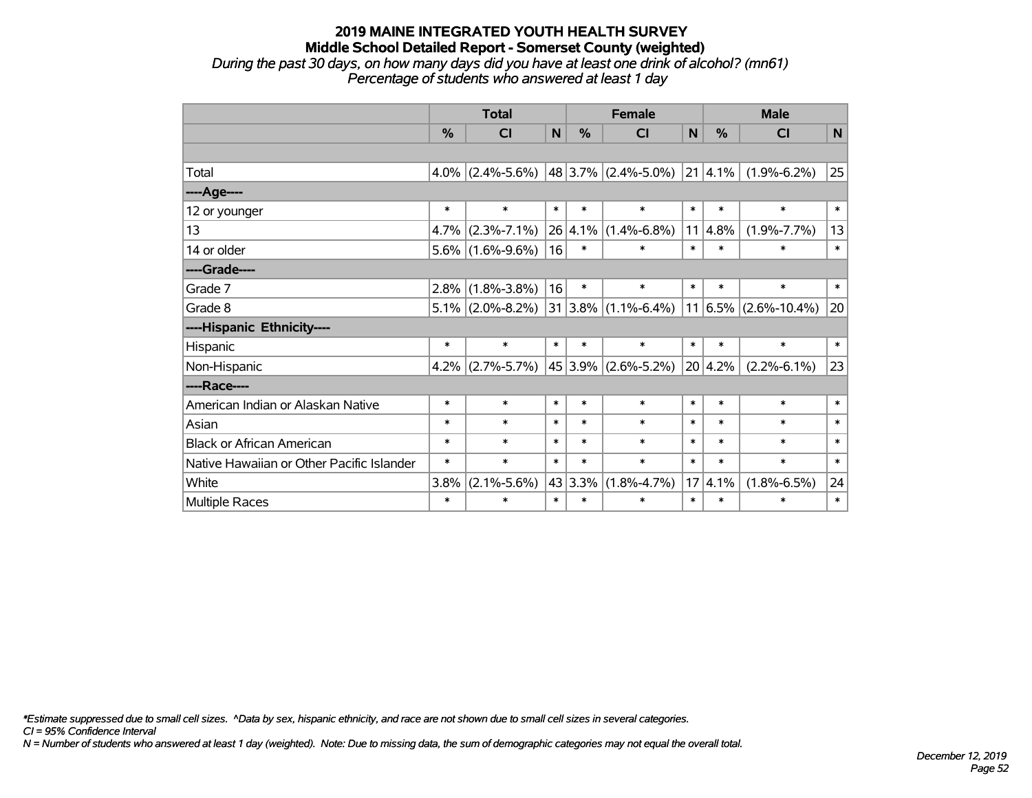# 2019 MAINE INTEGRATED YOUTH HEALTH SURVEY
## Middle School Detailed Report - Somerset County (weighted)
*During the past 30 days, on how many days did you have at least one drink of alcohol? (mn61)*
*Percentage of students who answered at least 1 day*

| | Total | | | Female | | | Male | | |
|---|---|---|---|---|---|---|---|---|---|
| | % | CI | N | % | CI | N | % | CI | N |
| Total | 4.0% | (2.4%-5.6%) | 48 | 3.7% | (2.4%-5.0%) | 21 | 4.1% | (1.9%-6.2%) | 25 |
| ----Age---- | | | | | | | | | |
| 12 or younger | * | * | * | * | * | * | * | * | * |
| 13 | 4.7% | (2.3%-7.1%) | 26 | 4.1% | (1.4%-6.8%) | 11 | 4.8% | (1.9%-7.7%) | 13 |
| 14 or older | 5.6% | (1.6%-9.6%) | 16 | * | * | * | * | * | * |
| ----Grade---- | | | | | | | | | |
| Grade 7 | 2.8% | (1.8%-3.8%) | 16 | * | * | * | * | * | * |
| Grade 8 | 5.1% | (2.0%-8.2%) | 31 | 3.8% | (1.1%-6.4%) | 11 | 6.5% | (2.6%-10.4%) | 20 |
| ----Hispanic Ethnicity---- | | | | | | | | | |
| Hispanic | * | * | * | * | * | * | * | * | * |
| Non-Hispanic | 4.2% | (2.7%-5.7%) | 45 | 3.9% | (2.6%-5.2%) | 20 | 4.2% | (2.2%-6.1%) | 23 |
| ----Race---- | | | | | | | | | |
| American Indian or Alaskan Native | * | * | * | * | * | * | * | * | * |
| Asian | * | * | * | * | * | * | * | * | * |
| Black or African American | * | * | * | * | * | * | * | * | * |
| Native Hawaiian or Other Pacific Islander | * | * | * | * | * | * | * | * | * |
| White | 3.8% | (2.1%-5.6%) | 43 | 3.3% | (1.8%-4.7%) | 17 | 4.1% | (1.8%-6.5%) | 24 |
| Multiple Races | * | * | * | * | * | * | * | * | * |

*\*Estimate suppressed due to small cell sizes. ^Data by sex, hispanic ethnicity, and race are not shown due to small cell sizes in several categories.*
*CI = 95% Confidence Interval*
*N = Number of students who answered at least 1 day (weighted). Note: Due to missing data, the sum of demographic categories may not equal the overall total.*

*December 12, 2019*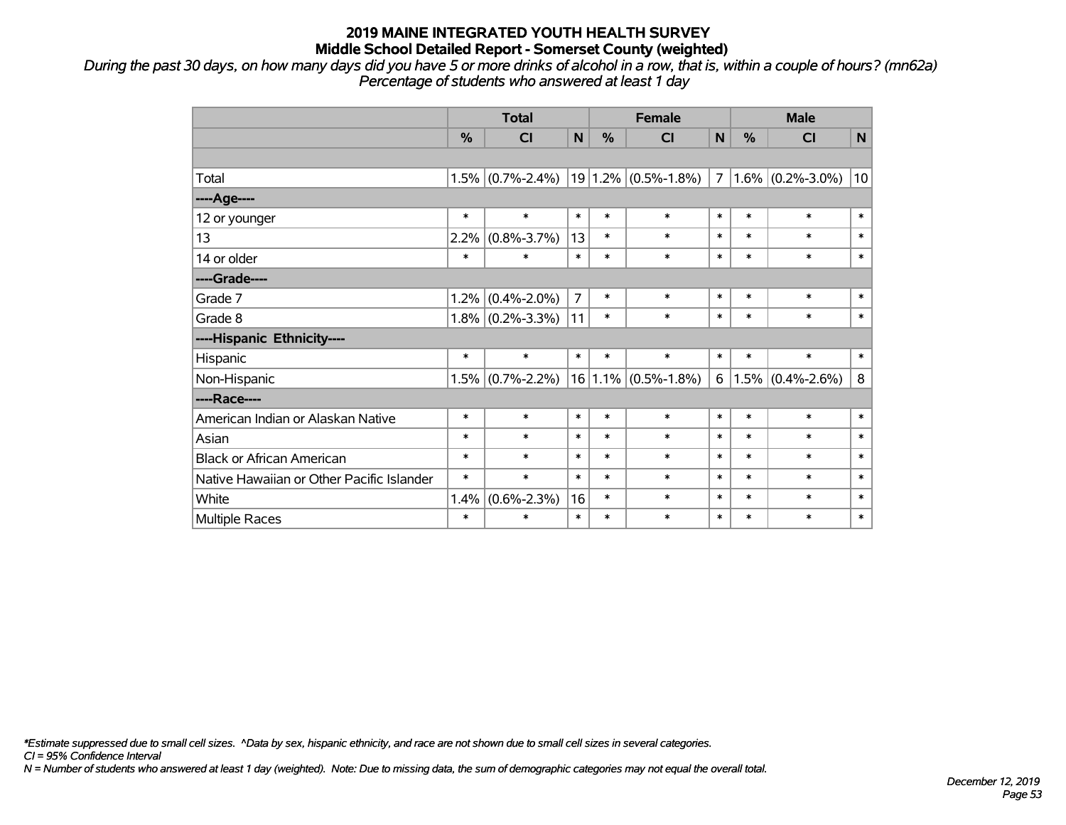# 2019 MAINE INTEGRATED YOUTH HEALTH SURVEY

## Middle School Detailed Report - Somerset County (weighted)

*During the past 30 days, on how many days did you have 5 or more drinks of alcohol in a row, that is, within a couple of hours? (mn62a)*
*Percentage of students who answered at least 1 day*

| | Total | | | Female | | | Male | | |
|---|---|---|---|---|---|---|---|---|---|
| | % | CI | N | % | CI | N | % | CI | N |
| | | | | | | | | | |
| Total | 1.5% | (0.7%-2.4%) | 19 | 1.2% | (0.5%-1.8%) | 7 | 1.6% | (0.2%-3.0%) | 10 |
| ----Age---- | | | | | | | | | |
| 12 or younger | * | * | * | * | * | * | * | * | * |
| 13 | 2.2% | (0.8%-3.7%) | 13 | * | * | * | * | * | * |
| 14 or older | * | * | * | * | * | * | * | * | * |
| ----Grade---- | | | | | | | | | |
| Grade 7 | 1.2% | (0.4%-2.0%) | 7 | * | * | * | * | * | * |
| Grade 8 | 1.8% | (0.2%-3.3%) | 11 | * | * | * | * | * | * |
| ----Hispanic Ethnicity---- | | | | | | | | | |
| Hispanic | * | * | * | * | * | * | * | * | * |
| Non-Hispanic | 1.5% | (0.7%-2.2%) | 16 | 1.1% | (0.5%-1.8%) | 6 | 1.5% | (0.4%-2.6%) | 8 |
| ----Race---- | | | | | | | | | |
| American Indian or Alaskan Native | * | * | * | * | * | * | * | * | * |
| Asian | * | * | * | * | * | * | * | * | * |
| Black or African American | * | * | * | * | * | * | * | * | * |
| Native Hawaiian or Other Pacific Islander | * | * | * | * | * | * | * | * | * |
| White | 1.4% | (0.6%-2.3%) | 16 | * | * | * | * | * | * |
| Multiple Races | * | * | * | * | * | * | * | * | * |

*\*Estimate suppressed due to small cell sizes. ^Data by sex, hispanic ethnicity, and race are not shown due to small cell sizes in several categories.*
*CI = 95% Confidence Interval*
*N = Number of students who answered at least 1 day (weighted). Note: Due to missing data, the sum of demographic categories may not equal the overall total.*

*December 12, 2019*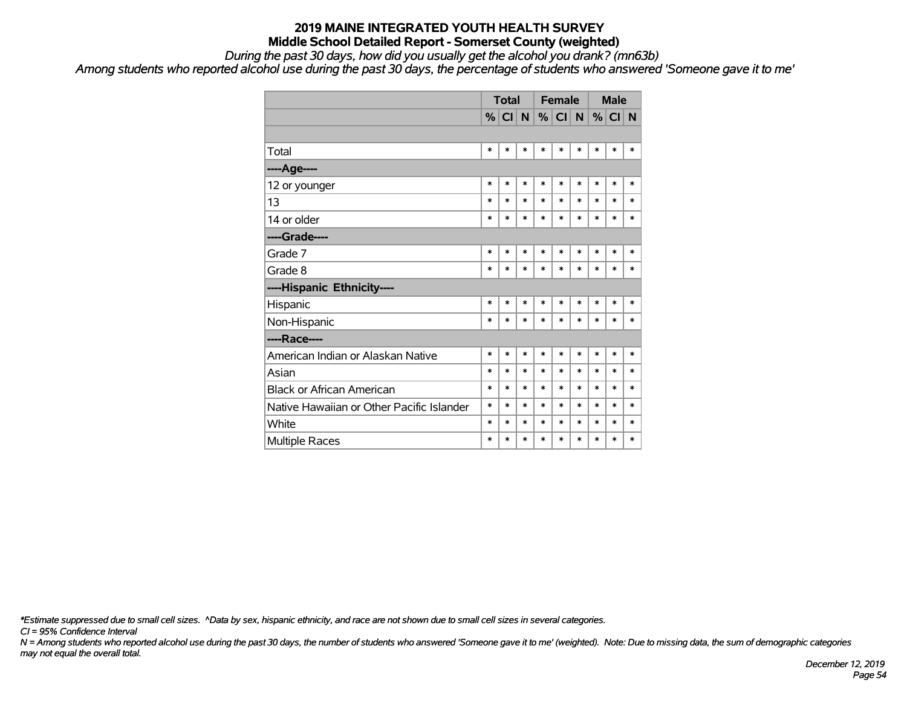# 2019 MAINE INTEGRATED YOUTH HEALTH SURVEY
## Middle School Detailed Report - Somerset County (weighted)

*During the past 30 days, how did you usually get the alcohol you drank? (mn63b)*

*Among students who reported alcohol use during the past 30 days, the percentage of students who answered 'Someone gave it to me'*

| | Total | | | Female | | | Male | | |
|---|---|---|---|---|---|---|---|---|---|
| | % | CI | N | % | CI | N | % | CI | N |
| | | | | | | | | | |
| Total | * | * | * | * | * | * | * | * | * |
| **----Age----** | | | | | | | | | |
| 12 or younger | * | * | * | * | * | * | * | * | * |
| 13 | * | * | * | * | * | * | * | * | * |
| 14 or older | * | * | * | * | * | * | * | * | * |
| **----Grade----** | | | | | | | | | |
| Grade 7 | * | * | * | * | * | * | * | * | * |
| Grade 8 | * | * | * | * | * | * | * | * | * |
| **----Hispanic Ethnicity----** | | | | | | | | | |
| Hispanic | * | * | * | * | * | * | * | * | * |
| Non-Hispanic | * | * | * | * | * | * | * | * | * |
| **----Race----** | | | | | | | | | |
| American Indian or Alaskan Native | * | * | * | * | * | * | * | * | * |
| Asian | * | * | * | * | * | * | * | * | * |
| Black or African American | * | * | * | * | * | * | * | * | * |
| Native Hawaiian or Other Pacific Islander | * | * | * | * | * | * | * | * | * |
| White | * | * | * | * | * | * | * | * | * |
| Multiple Races | * | * | * | * | * | * | * | * | * |

*\*Estimate suppressed due to small cell sizes. ^Data by sex, hispanic ethnicity, and race are not shown due to small cell sizes in several categories.*

*CI = 95% Confidence Interval*

*N = Among students who reported alcohol use during the past 30 days, the number of students who answered 'Someone gave it to me' (weighted). Note: Due to missing data, the sum of demographic categories may not equal the overall total.*

*December 12, 2019*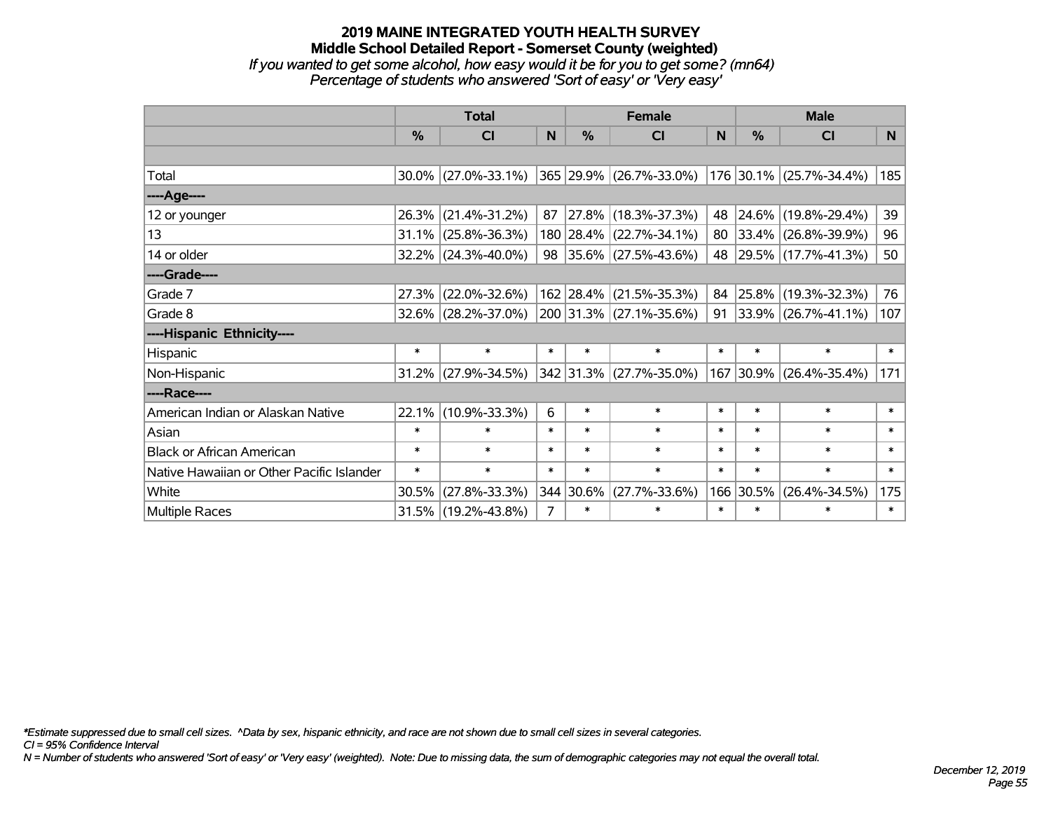# 2019 MAINE INTEGRATED YOUTH HEALTH SURVEY

## Middle School Detailed Report - Somerset County (weighted)

*If you wanted to get some alcohol, how easy would it be for you to get some? (mn64)*

*Percentage of students who answered 'Sort of easy' or 'Very easy'*

| | Total | | | Female | | | Male | | |
|---|---|---|---|---|---|---|---|---|---|
| | % | CI | N | % | CI | N | % | CI | N |
| | | | | | | | | | |
| Total | 30.0% | (27.0%-33.1%) | 365 | 29.9% | (26.7%-33.0%) | 176 | 30.1% | (25.7%-34.4%) | 185 |
| ----Age---- | | | | | | | | | |
| 12 or younger | 26.3% | (21.4%-31.2%) | 87 | 27.8% | (18.3%-37.3%) | 48 | 24.6% | (19.8%-29.4%) | 39 |
| 13 | 31.1% | (25.8%-36.3%) | 180 | 28.4% | (22.7%-34.1%) | 80 | 33.4% | (26.8%-39.9%) | 96 |
| 14 or older | 32.2% | (24.3%-40.0%) | 98 | 35.6% | (27.5%-43.6%) | 48 | 29.5% | (17.7%-41.3%) | 50 |
| ----Grade---- | | | | | | | | | |
| Grade 7 | 27.3% | (22.0%-32.6%) | 162 | 28.4% | (21.5%-35.3%) | 84 | 25.8% | (19.3%-32.3%) | 76 |
| Grade 8 | 32.6% | (28.2%-37.0%) | 200 | 31.3% | (27.1%-35.6%) | 91 | 33.9% | (26.7%-41.1%) | 107 |
| ----Hispanic Ethnicity---- | | | | | | | | | |
| Hispanic | * | * | * | * | * | * | * | * | * |
| Non-Hispanic | 31.2% | (27.9%-34.5%) | 342 | 31.3% | (27.7%-35.0%) | 167 | 30.9% | (26.4%-35.4%) | 171 |
| ----Race---- | | | | | | | | | |
| American Indian or Alaskan Native | 22.1% | (10.9%-33.3%) | 6 | * | * | * | * | * | * |
| Asian | * | * | * | * | * | * | * | * | * |
| Black or African American | * | * | * | * | * | * | * | * | * |
| Native Hawaiian or Other Pacific Islander | * | * | * | * | * | * | * | * | * |
| White | 30.5% | (27.8%-33.3%) | 344 | 30.6% | (27.7%-33.6%) | 166 | 30.5% | (26.4%-34.5%) | 175 |
| Multiple Races | 31.5% | (19.2%-43.8%) | 7 | * | * | * | * | * | * |

*\*Estimate suppressed due to small cell sizes. ^Data by sex, hispanic ethnicity, and race are not shown due to small cell sizes in several categories.*

*CI = 95% Confidence Interval*

*N = Number of students who answered 'Sort of easy' or 'Very easy' (weighted). Note: Due to missing data, the sum of demographic categories may not equal the overall total.*

*December 12, 2019*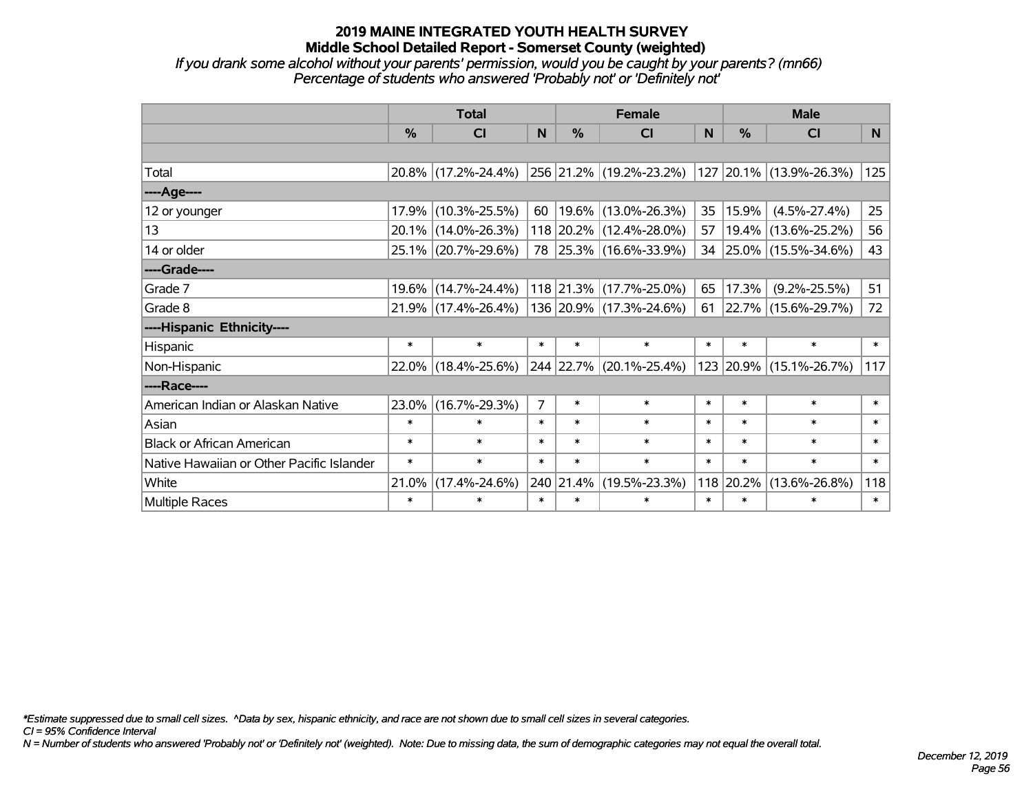# 2019 MAINE INTEGRATED YOUTH HEALTH SURVEY

## Middle School Detailed Report - Somerset County (weighted)

*If you drank some alcohol without your parents' permission, would you be caught by your parents? (mn66)*

*Percentage of students who answered 'Probably not' or 'Definitely not'*

| | Total | | | Female | | | Male | | |
|---|---|---|---|---|---|---|---|---|---|
| | % | CI | N | % | CI | N | % | CI | N |
| Total | 20.8% | (17.2%-24.4%) | 256 | 21.2% | (19.2%-23.2%) | 127 | 20.1% | (13.9%-26.3%) | 125 |
| ----Age---- | | | | | | | | | |
| 12 or younger | 17.9% | (10.3%-25.5%) | 60 | 19.6% | (13.0%-26.3%) | 35 | 15.9% | (4.5%-27.4%) | 25 |
| 13 | 20.1% | (14.0%-26.3%) | 118 | 20.2% | (12.4%-28.0%) | 57 | 19.4% | (13.6%-25.2%) | 56 |
| 14 or older | 25.1% | (20.7%-29.6%) | 78 | 25.3% | (16.6%-33.9%) | 34 | 25.0% | (15.5%-34.6%) | 43 |
| ----Grade---- | | | | | | | | | |
| Grade 7 | 19.6% | (14.7%-24.4%) | 118 | 21.3% | (17.7%-25.0%) | 65 | 17.3% | (9.2%-25.5%) | 51 |
| Grade 8 | 21.9% | (17.4%-26.4%) | 136 | 20.9% | (17.3%-24.6%) | 61 | 22.7% | (15.6%-29.7%) | 72 |
| ----Hispanic Ethnicity---- | | | | | | | | | |
| Hispanic | * | * | * | * | * | * | * | * | * |
| Non-Hispanic | 22.0% | (18.4%-25.6%) | 244 | 22.7% | (20.1%-25.4%) | 123 | 20.9% | (15.1%-26.7%) | 117 |
| ----Race---- | | | | | | | | | |
| American Indian or Alaskan Native | 23.0% | (16.7%-29.3%) | 7 | * | * | * | * | * | * |
| Asian | * | * | * | * | * | * | * | * | * |
| Black or African American | * | * | * | * | * | * | * | * | * |
| Native Hawaiian or Other Pacific Islander | * | * | * | * | * | * | * | * | * |
| White | 21.0% | (17.4%-24.6%) | 240 | 21.4% | (19.5%-23.3%) | 118 | 20.2% | (13.6%-26.8%) | 118 |
| Multiple Races | * | * | * | * | * | * | * | * | * |

*\*Estimate suppressed due to small cell sizes. ^Data by sex, hispanic ethnicity, and race are not shown due to small cell sizes in several categories.*

*CI = 95% Confidence Interval*

*N = Number of students who answered 'Probably not' or 'Definitely not' (weighted). Note: Due to missing data, the sum of demographic categories may not equal the overall total.*

*December 12, 2019*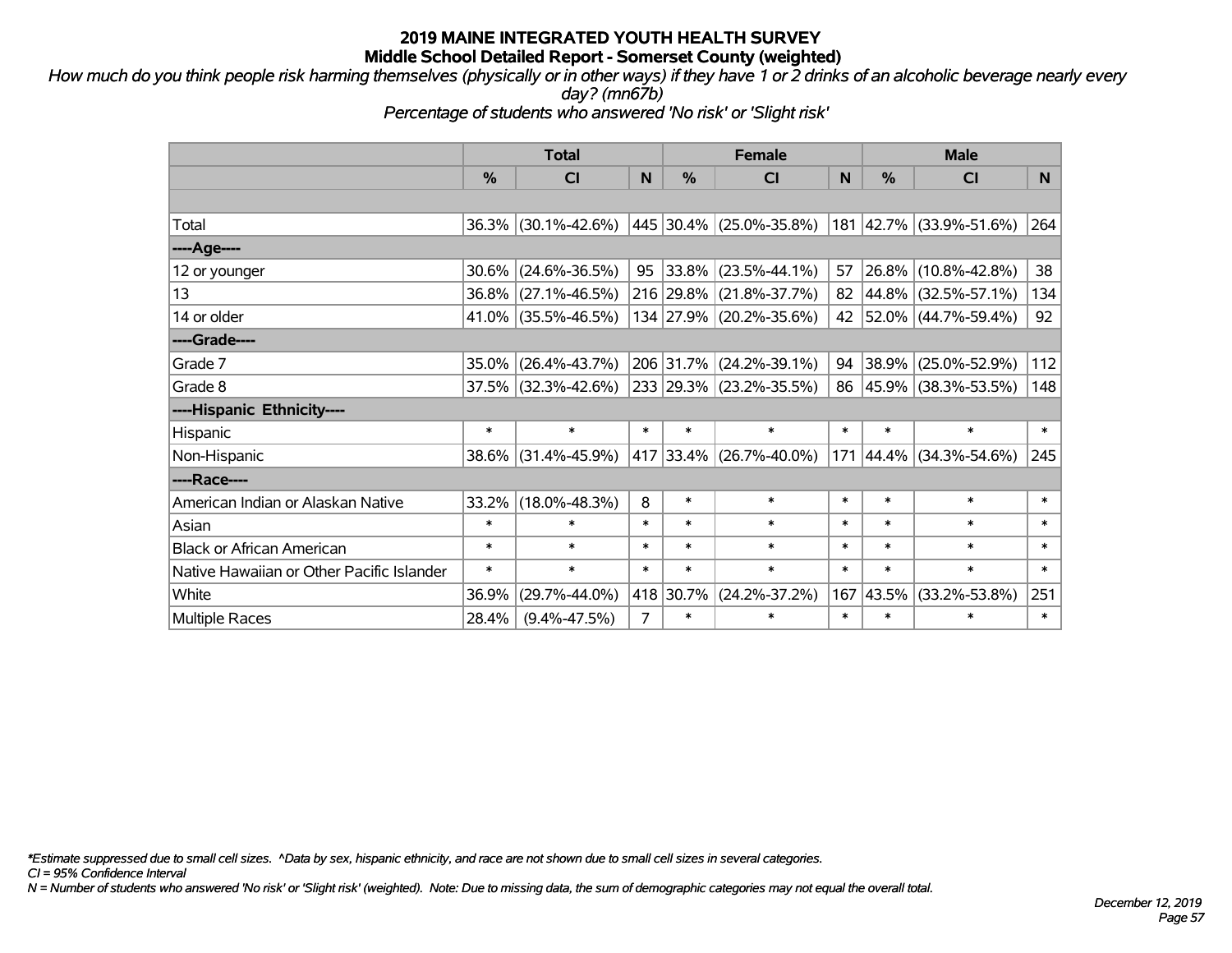# 2019 MAINE INTEGRATED YOUTH HEALTH SURVEY
## Middle School Detailed Report - Somerset County (weighted)

*How much do you think people risk harming themselves (physically or in other ways) if they have 1 or 2 drinks of an alcoholic beverage nearly every day? (mn67b)*

*Percentage of students who answered 'No risk' or 'Slight risk'*

| | Total | | | Female | | | Male | | |
|---|---|---|---|---|---|---|---|---|---|
| | % | CI | N | % | CI | N | % | CI | N |
| | | | | | | | | | |
| Total | 36.3% | (30.1%-42.6%) | 445 | 30.4% | (25.0%-35.8%) | 181 | 42.7% | (33.9%-51.6%) | 264 |
| ----Age---- | | | | | | | | | |
| 12 or younger | 30.6% | (24.6%-36.5%) | 95 | 33.8% | (23.5%-44.1%) | 57 | 26.8% | (10.8%-42.8%) | 38 |
| 13 | 36.8% | (27.1%-46.5%) | 216 | 29.8% | (21.8%-37.7%) | 82 | 44.8% | (32.5%-57.1%) | 134 |
| 14 or older | 41.0% | (35.5%-46.5%) | 134 | 27.9% | (20.2%-35.6%) | 42 | 52.0% | (44.7%-59.4%) | 92 |
| ----Grade---- | | | | | | | | | |
| Grade 7 | 35.0% | (26.4%-43.7%) | 206 | 31.7% | (24.2%-39.1%) | 94 | 38.9% | (25.0%-52.9%) | 112 |
| Grade 8 | 37.5% | (32.3%-42.6%) | 233 | 29.3% | (23.2%-35.5%) | 86 | 45.9% | (38.3%-53.5%) | 148 |
| ----Hispanic Ethnicity---- | | | | | | | | | |
| Hispanic | * | * | * | * | * | * | * | * | * |
| Non-Hispanic | 38.6% | (31.4%-45.9%) | 417 | 33.4% | (26.7%-40.0%) | 171 | 44.4% | (34.3%-54.6%) | 245 |
| ----Race---- | | | | | | | | | |
| American Indian or Alaskan Native | 33.2% | (18.0%-48.3%) | 8 | * | * | * | * | * | * |
| Asian | * | * | * | * | * | * | * | * | * |
| Black or African American | * | * | * | * | * | * | * | * | * |
| Native Hawaiian or Other Pacific Islander | * | * | * | * | * | * | * | * | * |
| White | 36.9% | (29.7%-44.0%) | 418 | 30.7% | (24.2%-37.2%) | 167 | 43.5% | (33.2%-53.8%) | 251 |
| Multiple Races | 28.4% | (9.4%-47.5%) | 7 | * | * | * | * | * | * |

*\*Estimate suppressed due to small cell sizes. ^Data by sex, hispanic ethnicity, and race are not shown due to small cell sizes in several categories.*

*CI = 95% Confidence Interval*

*N = Number of students who answered 'No risk' or 'Slight risk' (weighted). Note: Due to missing data, the sum of demographic categories may not equal the overall total.*

*December 12, 2019*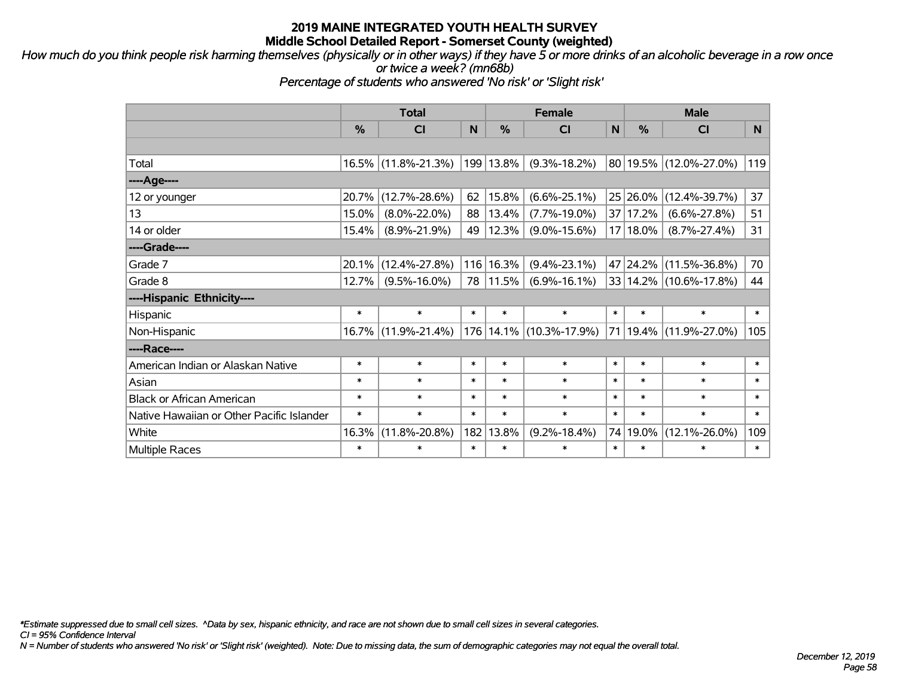# 2019 MAINE INTEGRATED YOUTH HEALTH SURVEY
## Middle School Detailed Report - Somerset County (weighted)

*How much do you think people risk harming themselves (physically or in other ways) if they have 5 or more drinks of an alcoholic beverage in a row once or twice a week? (mn68b)*

*Percentage of students who answered 'No risk' or 'Slight risk'*

| | Total | | | Female | | | Male | | |
|---|---|---|---|---|---|---|---|---|---|
| | % | CI | N | % | CI | N | % | CI | N |
| | | | | | | | | | |
| Total | 16.5% | (11.8%-21.3%) | 199 | 13.8% | (9.3%-18.2%) | 80 | 19.5% | (12.0%-27.0%) | 119 |
| ----Age---- | | | | | | | | | |
| 12 or younger | 20.7% | (12.7%-28.6%) | 62 | 15.8% | (6.6%-25.1%) | 25 | 26.0% | (12.4%-39.7%) | 37 |
| 13 | 15.0% | (8.0%-22.0%) | 88 | 13.4% | (7.7%-19.0%) | 37 | 17.2% | (6.6%-27.8%) | 51 |
| 14 or older | 15.4% | (8.9%-21.9%) | 49 | 12.3% | (9.0%-15.6%) | 17 | 18.0% | (8.7%-27.4%) | 31 |
| ----Grade---- | | | | | | | | | |
| Grade 7 | 20.1% | (12.4%-27.8%) | 116 | 16.3% | (9.4%-23.1%) | 47 | 24.2% | (11.5%-36.8%) | 70 |
| Grade 8 | 12.7% | (9.5%-16.0%) | 78 | 11.5% | (6.9%-16.1%) | 33 | 14.2% | (10.6%-17.8%) | 44 |
| ----Hispanic Ethnicity---- | | | | | | | | | |
| Hispanic | * | * | * | * | * | * | * | * | * |
| Non-Hispanic | 16.7% | (11.9%-21.4%) | 176 | 14.1% | (10.3%-17.9%) | 71 | 19.4% | (11.9%-27.0%) | 105 |
| ----Race---- | | | | | | | | | |
| American Indian or Alaskan Native | * | * | * | * | * | * | * | * | * |
| Asian | * | * | * | * | * | * | * | * | * |
| Black or African American | * | * | * | * | * | * | * | * | * |
| Native Hawaiian or Other Pacific Islander | * | * | * | * | * | * | * | * | * |
| White | 16.3% | (11.8%-20.8%) | 182 | 13.8% | (9.2%-18.4%) | 74 | 19.0% | (12.1%-26.0%) | 109 |
| Multiple Races | * | * | * | * | * | * | * | * | * |

*\*Estimate suppressed due to small cell sizes. ^Data by sex, hispanic ethnicity, and race are not shown due to small cell sizes in several categories.*

*CI = 95% Confidence Interval*

*N = Number of students who answered 'No risk' or 'Slight risk' (weighted). Note: Due to missing data, the sum of demographic categories may not equal the overall total.*

*December 12, 2019*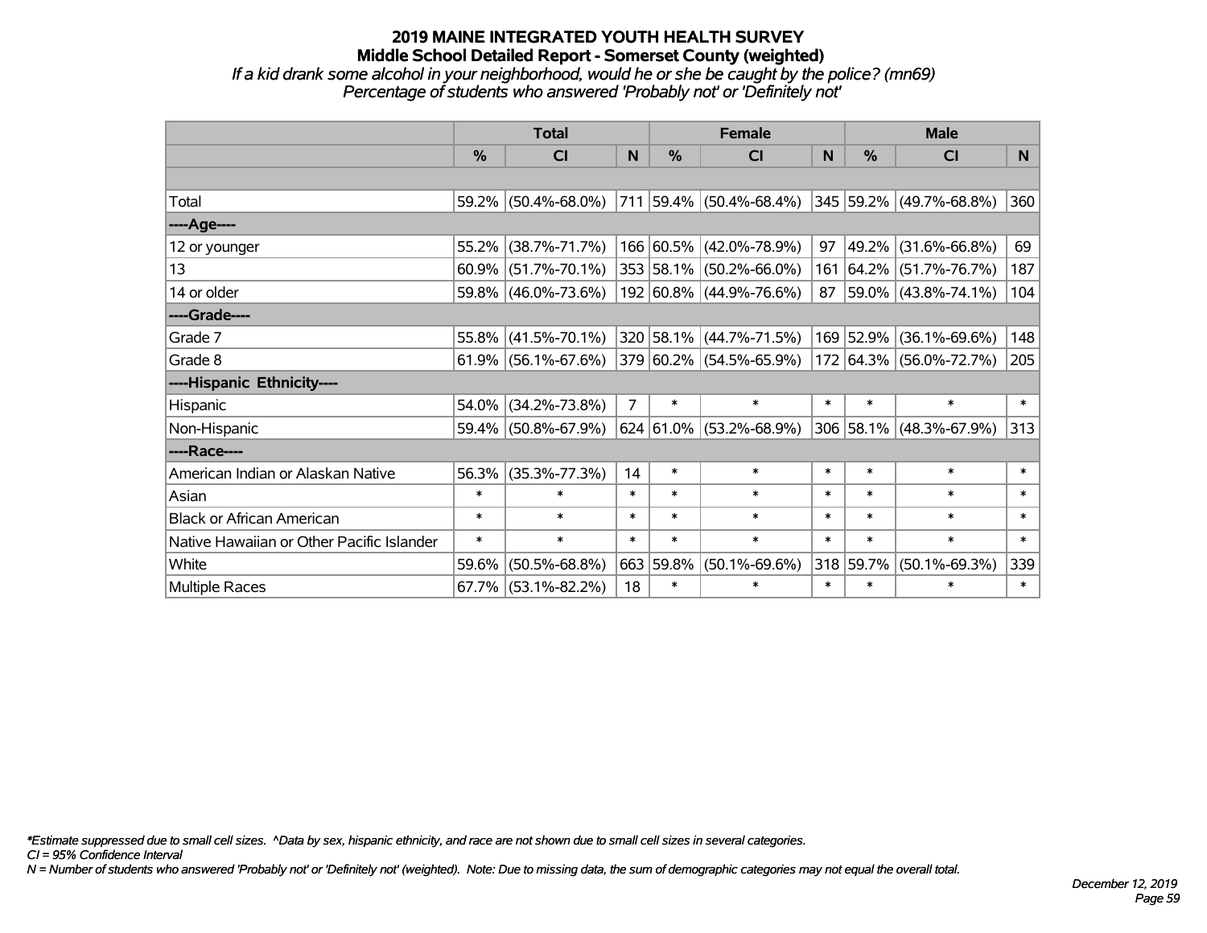# 2019 MAINE INTEGRATED YOUTH HEALTH SURVEY

## Middle School Detailed Report - Somerset County (weighted)

*If a kid drank some alcohol in your neighborhood, would he or she be caught by the police? (mn69)*

*Percentage of students who answered 'Probably not' or 'Definitely not'*

| | Total | | | Female | | | Male | | |
|---|---|---|---|---|---|---|---|---|---|
| | % | CI | N | % | CI | N | % | CI | N |
| | | | | | | | | | |
| Total | 59.2% | (50.4%-68.0%) | 711 | 59.4% | (50.4%-68.4%) | 345 | 59.2% | (49.7%-68.8%) | 360 |
| ----Age---- | | | | | | | | | |
| 12 or younger | 55.2% | (38.7%-71.7%) | 166 | 60.5% | (42.0%-78.9%) | 97 | 49.2% | (31.6%-66.8%) | 69 |
| 13 | 60.9% | (51.7%-70.1%) | 353 | 58.1% | (50.2%-66.0%) | 161 | 64.2% | (51.7%-76.7%) | 187 |
| 14 or older | 59.8% | (46.0%-73.6%) | 192 | 60.8% | (44.9%-76.6%) | 87 | 59.0% | (43.8%-74.1%) | 104 |
| ----Grade---- | | | | | | | | | |
| Grade 7 | 55.8% | (41.5%-70.1%) | 320 | 58.1% | (44.7%-71.5%) | 169 | 52.9% | (36.1%-69.6%) | 148 |
| Grade 8 | 61.9% | (56.1%-67.6%) | 379 | 60.2% | (54.5%-65.9%) | 172 | 64.3% | (56.0%-72.7%) | 205 |
| ----Hispanic Ethnicity---- | | | | | | | | | |
| Hispanic | 54.0% | (34.2%-73.8%) | 7 | * | * | * | * | * | * |
| Non-Hispanic | 59.4% | (50.8%-67.9%) | 624 | 61.0% | (53.2%-68.9%) | 306 | 58.1% | (48.3%-67.9%) | 313 |
| ----Race---- | | | | | | | | | |
| American Indian or Alaskan Native | 56.3% | (35.3%-77.3%) | 14 | * | * | * | * | * | * |
| Asian | * | * | * | * | * | * | * | * | * |
| Black or African American | * | * | * | * | * | * | * | * | * |
| Native Hawaiian or Other Pacific Islander | * | * | * | * | * | * | * | * | * |
| White | 59.6% | (50.5%-68.8%) | 663 | 59.8% | (50.1%-69.6%) | 318 | 59.7% | (50.1%-69.3%) | 339 |
| Multiple Races | 67.7% | (53.1%-82.2%) | 18 | * | * | * | * | * | * |

*\*Estimate suppressed due to small cell sizes. ^Data by sex, hispanic ethnicity, and race are not shown due to small cell sizes in several categories.*

*CI = 95% Confidence Interval*

*N = Number of students who answered 'Probably not' or 'Definitely not' (weighted). Note: Due to missing data, the sum of demographic categories may not equal the overall total.*

*December 12, 2019*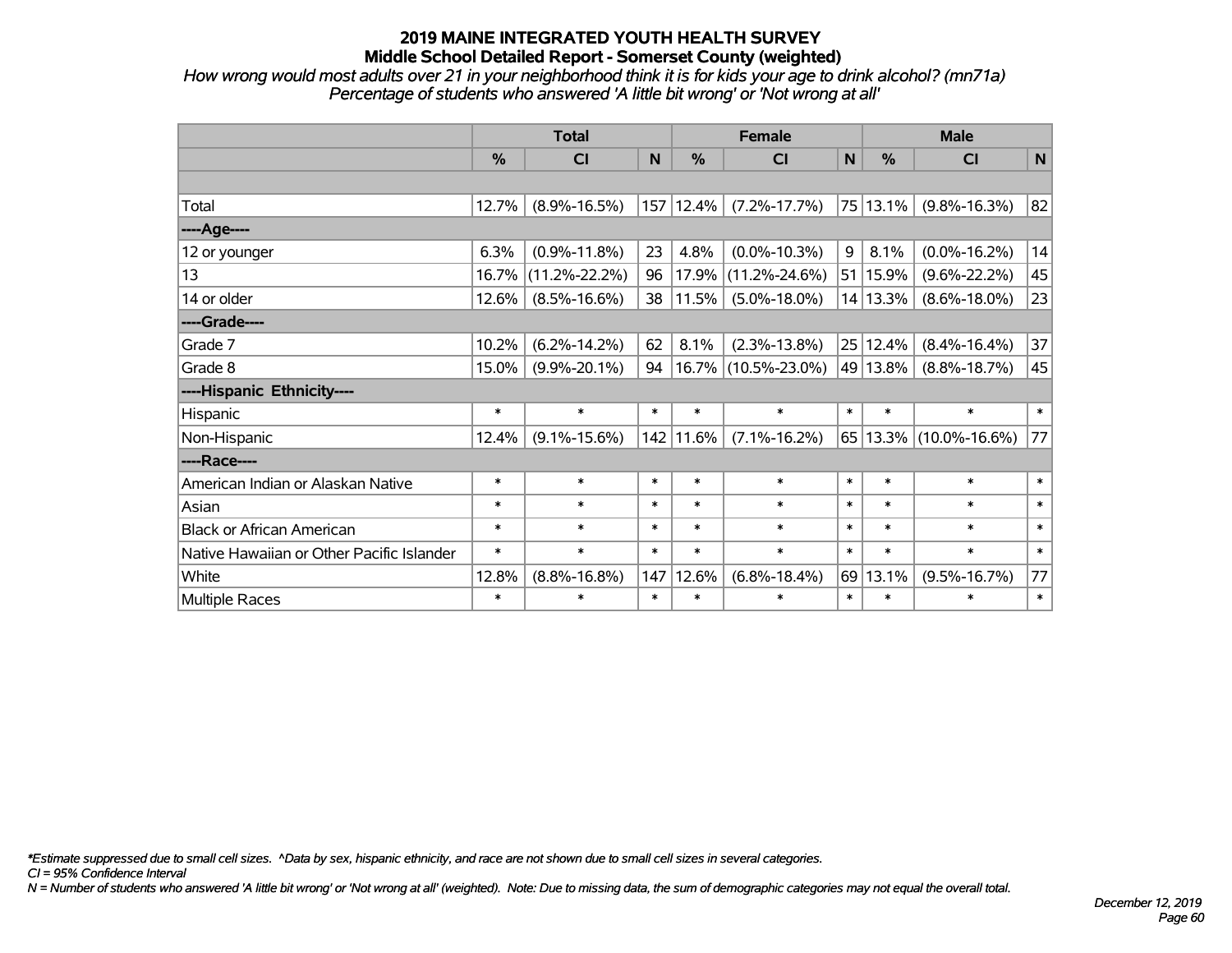# 2019 MAINE INTEGRATED YOUTH HEALTH SURVEY
## Middle School Detailed Report - Somerset County (weighted)

*How wrong would most adults over 21 in your neighborhood think it is for kids your age to drink alcohol? (mn71a)*
*Percentage of students who answered 'A little bit wrong' or 'Not wrong at all'*

| | Total | | | Female | | | Male | | |
|---|---|---|---|---|---|---|---|---|---|
| | % | CI | N | % | CI | N | % | CI | N |
| Total | 12.7% | (8.9%-16.5%) | 157 | 12.4% | (7.2%-17.7%) | 75 | 13.1% | (9.8%-16.3%) | 82 |
| ----Age---- | | | | | | | | | |
| 12 or younger | 6.3% | (0.9%-11.8%) | 23 | 4.8% | (0.0%-10.3%) | 9 | 8.1% | (0.0%-16.2%) | 14 |
| 13 | 16.7% | (11.2%-22.2%) | 96 | 17.9% | (11.2%-24.6%) | 51 | 15.9% | (9.6%-22.2%) | 45 |
| 14 or older | 12.6% | (8.5%-16.6%) | 38 | 11.5% | (5.0%-18.0%) | 14 | 13.3% | (8.6%-18.0%) | 23 |
| ----Grade---- | | | | | | | | | |
| Grade 7 | 10.2% | (6.2%-14.2%) | 62 | 8.1% | (2.3%-13.8%) | 25 | 12.4% | (8.4%-16.4%) | 37 |
| Grade 8 | 15.0% | (9.9%-20.1%) | 94 | 16.7% | (10.5%-23.0%) | 49 | 13.8% | (8.8%-18.7%) | 45 |
| ----Hispanic Ethnicity---- | | | | | | | | | |
| Hispanic | * | * | * | * | * | * | * | * | * |
| Non-Hispanic | 12.4% | (9.1%-15.6%) | 142 | 11.6% | (7.1%-16.2%) | 65 | 13.3% | (10.0%-16.6%) | 77 |
| ----Race---- | | | | | | | | | |
| American Indian or Alaskan Native | * | * | * | * | * | * | * | * | * |
| Asian | * | * | * | * | * | * | * | * | * |
| Black or African American | * | * | * | * | * | * | * | * | * |
| Native Hawaiian or Other Pacific Islander | * | * | * | * | * | * | * | * | * |
| White | 12.8% | (8.8%-16.8%) | 147 | 12.6% | (6.8%-18.4%) | 69 | 13.1% | (9.5%-16.7%) | 77 |
| Multiple Races | * | * | * | * | * | * | * | * | * |

*\*Estimate suppressed due to small cell sizes. ^Data by sex, hispanic ethnicity, and race are not shown due to small cell sizes in several categories.*
*CI = 95% Confidence Interval*
*N = Number of students who answered 'A little bit wrong' or 'Not wrong at all' (weighted). Note: Due to missing data, the sum of demographic categories may not equal the overall total.*

*December 12, 2019*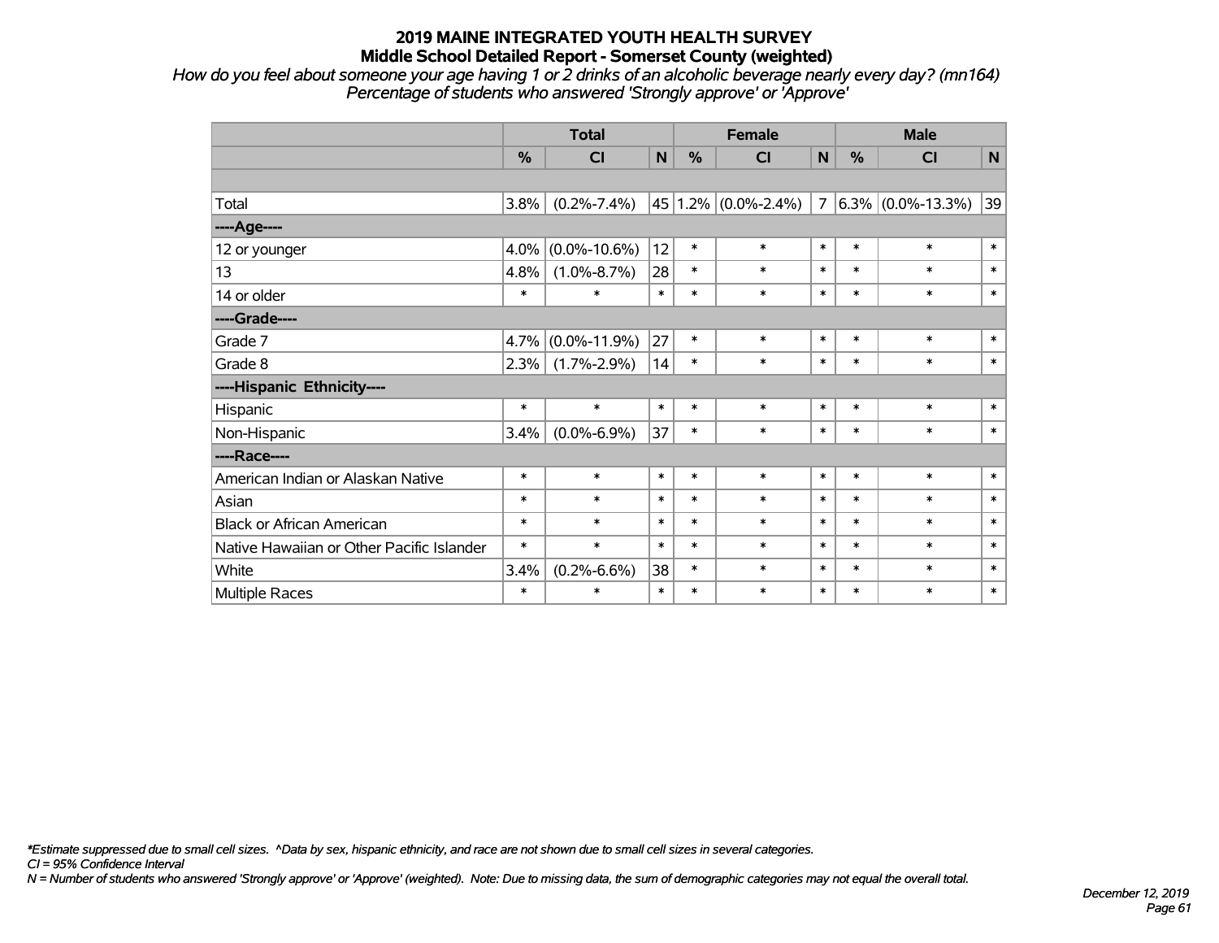# 2019 MAINE INTEGRATED YOUTH HEALTH SURVEY
## Middle School Detailed Report - Somerset County (weighted)

*How do you feel about someone your age having 1 or 2 drinks of an alcoholic beverage nearly every day? (mn164)*
*Percentage of students who answered 'Strongly approve' or 'Approve'*

| | Total | | | Female | | | Male | | |
|---|---|---|---|---|---|---|---|---|---|
| | % | CI | N | % | CI | N | % | CI | N |
| Total | 3.8% | (0.2%-7.4%) | 45 | 1.2% | (0.0%-2.4%) | 7 | 6.3% | (0.0%-13.3%) | 39 |
| ----Age---- | | | | | | | | | |
| 12 or younger | 4.0% | (0.0%-10.6%) | 12 | * | * | * | * | * | * |
| 13 | 4.8% | (1.0%-8.7%) | 28 | * | * | * | * | * | * |
| 14 or older | * | * | * | * | * | * | * | * | * |
| ----Grade---- | | | | | | | | | |
| Grade 7 | 4.7% | (0.0%-11.9%) | 27 | * | * | * | * | * | * |
| Grade 8 | 2.3% | (1.7%-2.9%) | 14 | * | * | * | * | * | * |
| ----Hispanic Ethnicity---- | | | | | | | | | |
| Hispanic | * | * | * | * | * | * | * | * | * |
| Non-Hispanic | 3.4% | (0.0%-6.9%) | 37 | * | * | * | * | * | * |
| ----Race---- | | | | | | | | | |
| American Indian or Alaskan Native | * | * | * | * | * | * | * | * | * |
| Asian | * | * | * | * | * | * | * | * | * |
| Black or African American | * | * | * | * | * | * | * | * | * |
| Native Hawaiian or Other Pacific Islander | * | * | * | * | * | * | * | * | * |
| White | 3.4% | (0.2%-6.6%) | 38 | * | * | * | * | * | * |
| Multiple Races | * | * | * | * | * | * | * | * | * |

*\*Estimate suppressed due to small cell sizes. ^Data by sex, hispanic ethnicity, and race are not shown due to small cell sizes in several categories.*

*CI = 95% Confidence Interval*

*N = Number of students who answered 'Strongly approve' or 'Approve' (weighted). Note: Due to missing data, the sum of demographic categories may not equal the overall total.*

*December 12, 2019*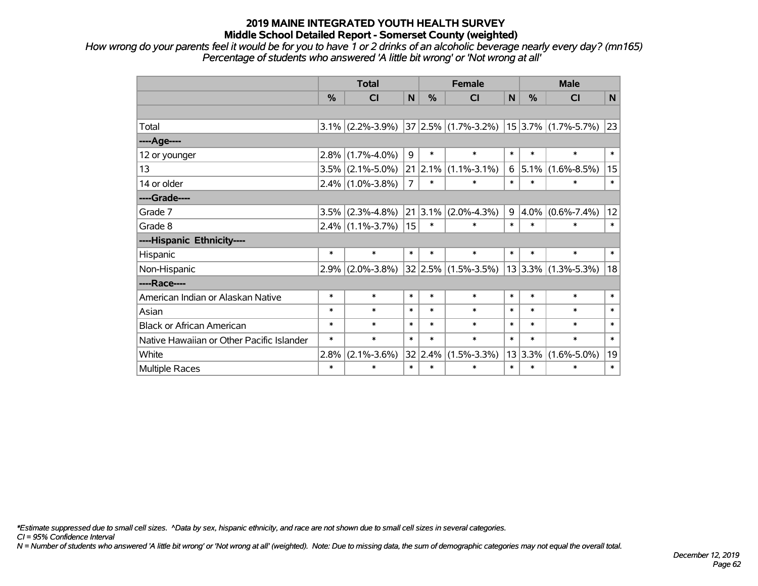# 2019 MAINE INTEGRATED YOUTH HEALTH SURVEY
## Middle School Detailed Report - Somerset County (weighted)

*How wrong do your parents feel it would be for you to have 1 or 2 drinks of an alcoholic beverage nearly every day? (mn165)*
*Percentage of students who answered 'A little bit wrong' or 'Not wrong at all'*

| | Total | | | Female | | | Male | | |
|---|---|---|---|---|---|---|---|---|---|
| | % | CI | N | % | CI | N | % | CI | N |
| | | | | | | | | | |
| Total | 3.1% | (2.2%-3.9%) | 37 | 2.5% | (1.7%-3.2%) | 15 | 3.7% | (1.7%-5.7%) | 23 |
| ----Age---- | | | | | | | | | |
| 12 or younger | 2.8% | (1.7%-4.0%) | 9 | * | * | * | * | * | * |
| 13 | 3.5% | (2.1%-5.0%) | 21 | 2.1% | (1.1%-3.1%) | 6 | 5.1% | (1.6%-8.5%) | 15 |
| 14 or older | 2.4% | (1.0%-3.8%) | 7 | * | * | * | * | * | * |
| ----Grade---- | | | | | | | | | |
| Grade 7 | 3.5% | (2.3%-4.8%) | 21 | 3.1% | (2.0%-4.3%) | 9 | 4.0% | (0.6%-7.4%) | 12 |
| Grade 8 | 2.4% | (1.1%-3.7%) | 15 | * | * | * | * | * | * |
| ----Hispanic Ethnicity---- | | | | | | | | | |
| Hispanic | * | * | * | * | * | * | * | * | * |
| Non-Hispanic | 2.9% | (2.0%-3.8%) | 32 | 2.5% | (1.5%-3.5%) | 13 | 3.3% | (1.3%-5.3%) | 18 |
| ----Race---- | | | | | | | | | |
| American Indian or Alaskan Native | * | * | * | * | * | * | * | * | * |
| Asian | * | * | * | * | * | * | * | * | * |
| Black or African American | * | * | * | * | * | * | * | * | * |
| Native Hawaiian or Other Pacific Islander | * | * | * | * | * | * | * | * | * |
| White | 2.8% | (2.1%-3.6%) | 32 | 2.4% | (1.5%-3.3%) | 13 | 3.3% | (1.6%-5.0%) | 19 |
| Multiple Races | * | * | * | * | * | * | * | * | * |

*\*Estimate suppressed due to small cell sizes. ^Data by sex, hispanic ethnicity, and race are not shown due to small cell sizes in several categories.*
*CI = 95% Confidence Interval*
*N = Number of students who answered 'A little bit wrong' or 'Not wrong at all' (weighted). Note: Due to missing data, the sum of demographic categories may not equal the overall total.*

*December 12, 2019*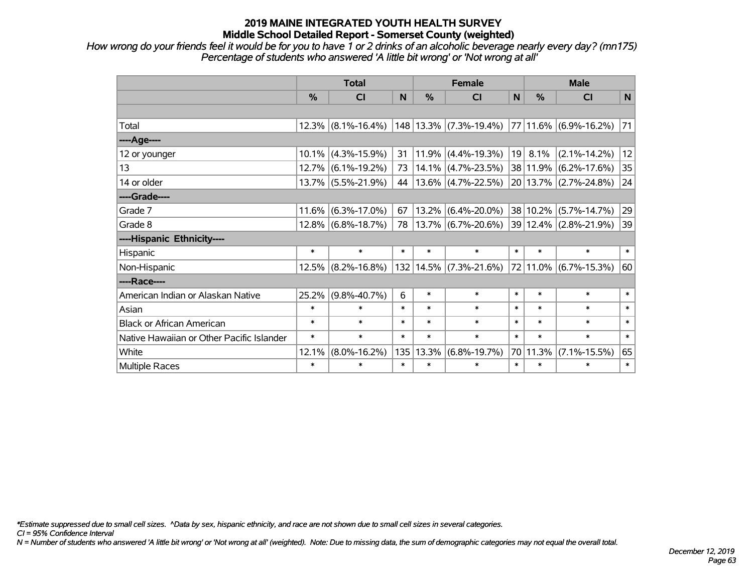# 2019 MAINE INTEGRATED YOUTH HEALTH SURVEY

## Middle School Detailed Report - Somerset County (weighted)

*How wrong do your friends feel it would be for you to have 1 or 2 drinks of an alcoholic beverage nearly every day? (mn175)*
*Percentage of students who answered 'A little bit wrong' or 'Not wrong at all'*

| | Total | | | Female | | | Male | | |
|---|---|---|---|---|---|---|---|---|---|
| | % | CI | N | % | CI | N | % | CI | N |
| Total | 12.3% | (8.1%-16.4%) | 148 | 13.3% | (7.3%-19.4%) | 77 | 11.6% | (6.9%-16.2%) | 71 |
| ----Age---- | | | | | | | | | |
| 12 or younger | 10.1% | (4.3%-15.9%) | 31 | 11.9% | (4.4%-19.3%) | 19 | 8.1% | (2.1%-14.2%) | 12 |
| 13 | 12.7% | (6.1%-19.2%) | 73 | 14.1% | (4.7%-23.5%) | 38 | 11.9% | (6.2%-17.6%) | 35 |
| 14 or older | 13.7% | (5.5%-21.9%) | 44 | 13.6% | (4.7%-22.5%) | 20 | 13.7% | (2.7%-24.8%) | 24 |
| ----Grade---- | | | | | | | | | |
| Grade 7 | 11.6% | (6.3%-17.0%) | 67 | 13.2% | (6.4%-20.0%) | 38 | 10.2% | (5.7%-14.7%) | 29 |
| Grade 8 | 12.8% | (6.8%-18.7%) | 78 | 13.7% | (6.7%-20.6%) | 39 | 12.4% | (2.8%-21.9%) | 39 |
| ----Hispanic Ethnicity---- | | | | | | | | | |
| Hispanic | * | * | * | * | * | * | * | * | * |
| Non-Hispanic | 12.5% | (8.2%-16.8%) | 132 | 14.5% | (7.3%-21.6%) | 72 | 11.0% | (6.7%-15.3%) | 60 |
| ----Race---- | | | | | | | | | |
| American Indian or Alaskan Native | 25.2% | (9.8%-40.7%) | 6 | * | * | * | * | * | * |
| Asian | * | * | * | * | * | * | * | * | * |
| Black or African American | * | * | * | * | * | * | * | * | * |
| Native Hawaiian or Other Pacific Islander | * | * | * | * | * | * | * | * | * |
| White | 12.1% | (8.0%-16.2%) | 135 | 13.3% | (6.8%-19.7%) | 70 | 11.3% | (7.1%-15.5%) | 65 |
| Multiple Races | * | * | * | * | * | * | * | * | * |

*\*Estimate suppressed due to small cell sizes. ^Data by sex, hispanic ethnicity, and race are not shown due to small cell sizes in several categories.*
*CI = 95% Confidence Interval*
*N = Number of students who answered 'A little bit wrong' or 'Not wrong at all' (weighted). Note: Due to missing data, the sum of demographic categories may not equal the overall total.*

*December 12, 2019*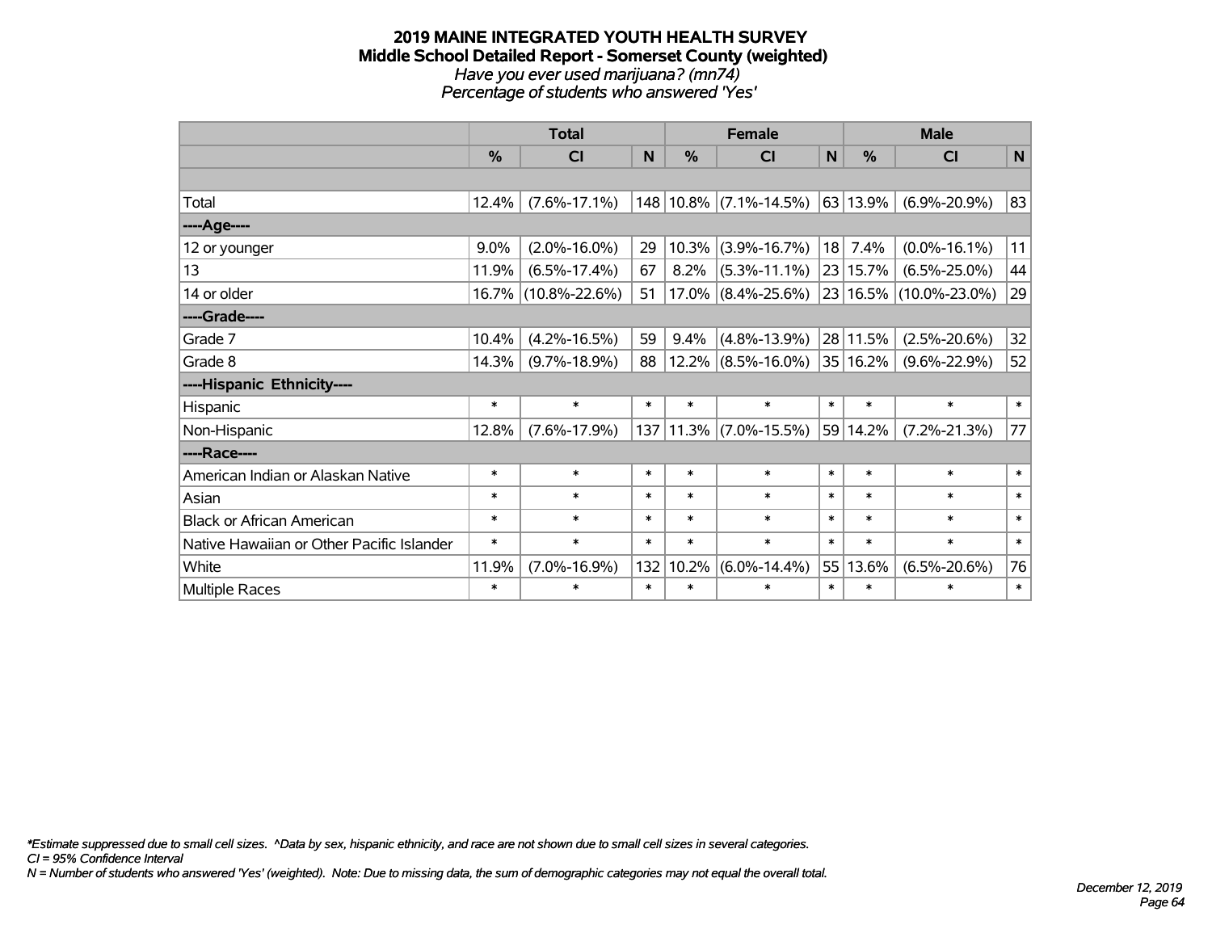**2019 MAINE INTEGRATED YOUTH HEALTH SURVEY**
**Middle School Detailed Report - Somerset County (weighted)**
*Have you ever used marijuana? (mn74)*
*Percentage of students who answered 'Yes'*

| | Total | | | Female | | | Male | | |
|---|---|---|---|---|---|---|---|---|---|
| | % | CI | N | % | CI | N | % | CI | N |
| | | | | | | | | | |
| Total | 12.4% | (7.6%-17.1%) | 148 | 10.8% | (7.1%-14.5%) | 63 | 13.9% | (6.9%-20.9%) | 83 |
| ----Age---- | | | | | | | | | |
| 12 or younger | 9.0% | (2.0%-16.0%) | 29 | 10.3% | (3.9%-16.7%) | 18 | 7.4% | (0.0%-16.1%) | 11 |
| 13 | 11.9% | (6.5%-17.4%) | 67 | 8.2% | (5.3%-11.1%) | 23 | 15.7% | (6.5%-25.0%) | 44 |
| 14 or older | 16.7% | (10.8%-22.6%) | 51 | 17.0% | (8.4%-25.6%) | 23 | 16.5% | (10.0%-23.0%) | 29 |
| ----Grade---- | | | | | | | | | |
| Grade 7 | 10.4% | (4.2%-16.5%) | 59 | 9.4% | (4.8%-13.9%) | 28 | 11.5% | (2.5%-20.6%) | 32 |
| Grade 8 | 14.3% | (9.7%-18.9%) | 88 | 12.2% | (8.5%-16.0%) | 35 | 16.2% | (9.6%-22.9%) | 52 |
| ----Hispanic Ethnicity---- | | | | | | | | | |
| Hispanic | * | * | * | * | * | * | * | * | * |
| Non-Hispanic | 12.8% | (7.6%-17.9%) | 137 | 11.3% | (7.0%-15.5%) | 59 | 14.2% | (7.2%-21.3%) | 77 |
| ----Race---- | | | | | | | | | |
| American Indian or Alaskan Native | * | * | * | * | * | * | * | * | * |
| Asian | * | * | * | * | * | * | * | * | * |
| Black or African American | * | * | * | * | * | * | * | * | * |
| Native Hawaiian or Other Pacific Islander | * | * | * | * | * | * | * | * | * |
| White | 11.9% | (7.0%-16.9%) | 132 | 10.2% | (6.0%-14.4%) | 55 | 13.6% | (6.5%-20.6%) | 76 |
| Multiple Races | * | * | * | * | * | * | * | * | * |

*\*Estimate suppressed due to small cell sizes. ^Data by sex, hispanic ethnicity, and race are not shown due to small cell sizes in several categories.*
*CI = 95% Confidence Interval*
*N = Number of students who answered 'Yes' (weighted). Note: Due to missing data, the sum of demographic categories may not equal the overall total.*

*December 12, 2019*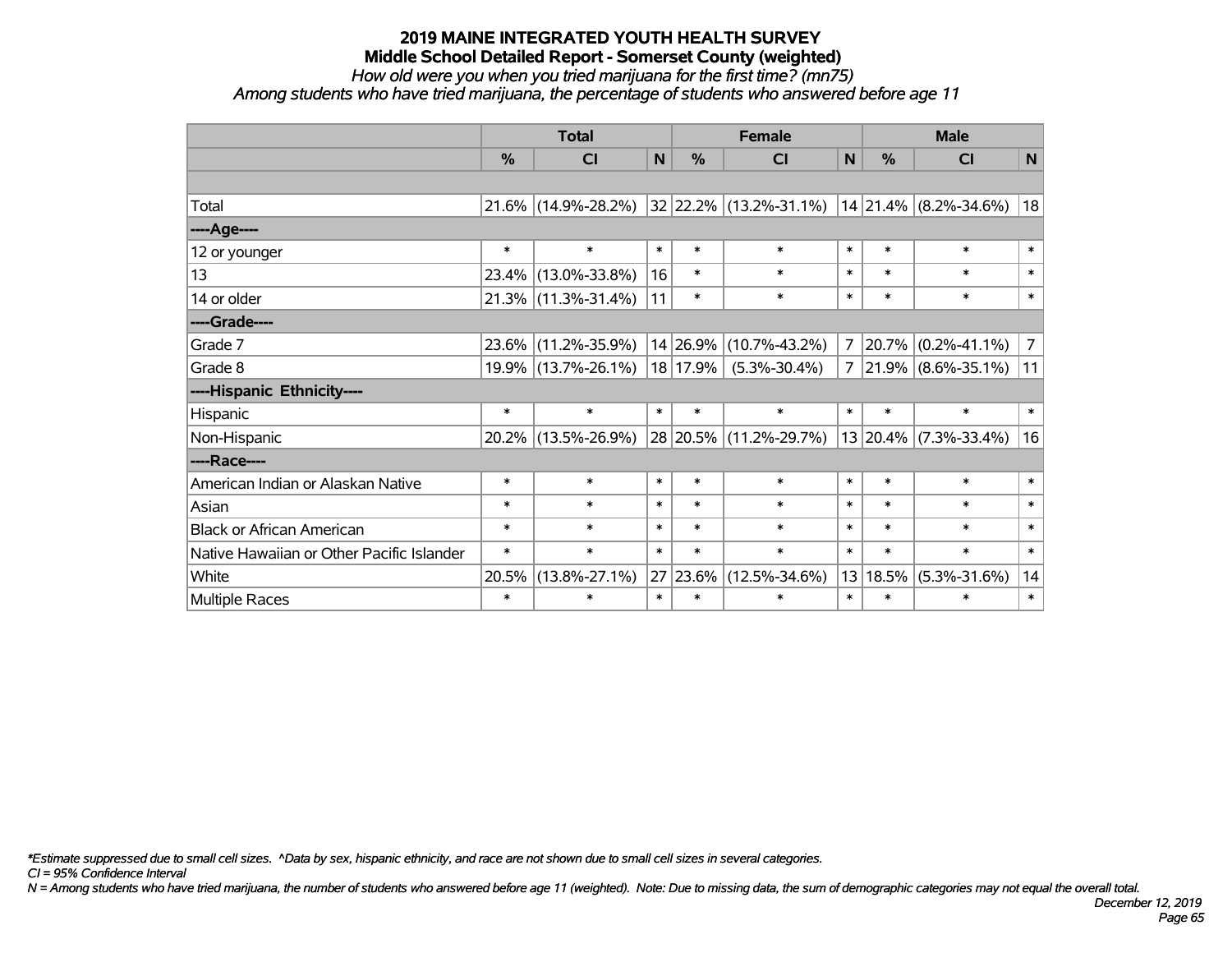# 2019 MAINE INTEGRATED YOUTH HEALTH SURVEY

## Middle School Detailed Report - Somerset County (weighted)

*How old were you when you tried marijuana for the first time? (mn75)*

*Among students who have tried marijuana, the percentage of students who answered before age 11*

| | Total | | | Female | | | Male | | |
|---|---|---|---|---|---|---|---|---|---|
| | % | CI | N | % | CI | N | % | CI | N |
| Total | 21.6% | (14.9%-28.2%) | 32 | 22.2% | (13.2%-31.1%) | 14 | 21.4% | (8.2%-34.6%) | 18 |
| **----Age----** | | | | | | | | | |
| 12 or younger | * | * | * | * | * | * | * | * | * |
| 13 | 23.4% | (13.0%-33.8%) | 16 | * | * | * | * | * | * |
| 14 or older | 21.3% | (11.3%-31.4%) | 11 | * | * | * | * | * | * |
| **----Grade----** | | | | | | | | | |
| Grade 7 | 23.6% | (11.2%-35.9%) | 14 | 26.9% | (10.7%-43.2%) | 7 | 20.7% | (0.2%-41.1%) | 7 |
| Grade 8 | 19.9% | (13.7%-26.1%) | 18 | 17.9% | (5.3%-30.4%) | 7 | 21.9% | (8.6%-35.1%) | 11 |
| **----Hispanic Ethnicity----** | | | | | | | | | |
| Hispanic | * | * | * | * | * | * | * | * | * |
| Non-Hispanic | 20.2% | (13.5%-26.9%) | 28 | 20.5% | (11.2%-29.7%) | 13 | 20.4% | (7.3%-33.4%) | 16 |
| **----Race----** | | | | | | | | | |
| American Indian or Alaskan Native | * | * | * | * | * | * | * | * | * |
| Asian | * | * | * | * | * | * | * | * | * |
| Black or African American | * | * | * | * | * | * | * | * | * |
| Native Hawaiian or Other Pacific Islander | * | * | * | * | * | * | * | * | * |
| White | 20.5% | (13.8%-27.1%) | 27 | 23.6% | (12.5%-34.6%) | 13 | 18.5% | (5.3%-31.6%) | 14 |
| Multiple Races | * | * | * | * | * | * | * | * | * |

*\*Estimate suppressed due to small cell sizes. ^Data by sex, hispanic ethnicity, and race are not shown due to small cell sizes in several categories.*

*CI = 95% Confidence Interval*

*N = Among students who have tried marijuana, the number of students who answered before age 11 (weighted). Note: Due to missing data, the sum of demographic categories may not equal the overall total.*

*December 12, 2019*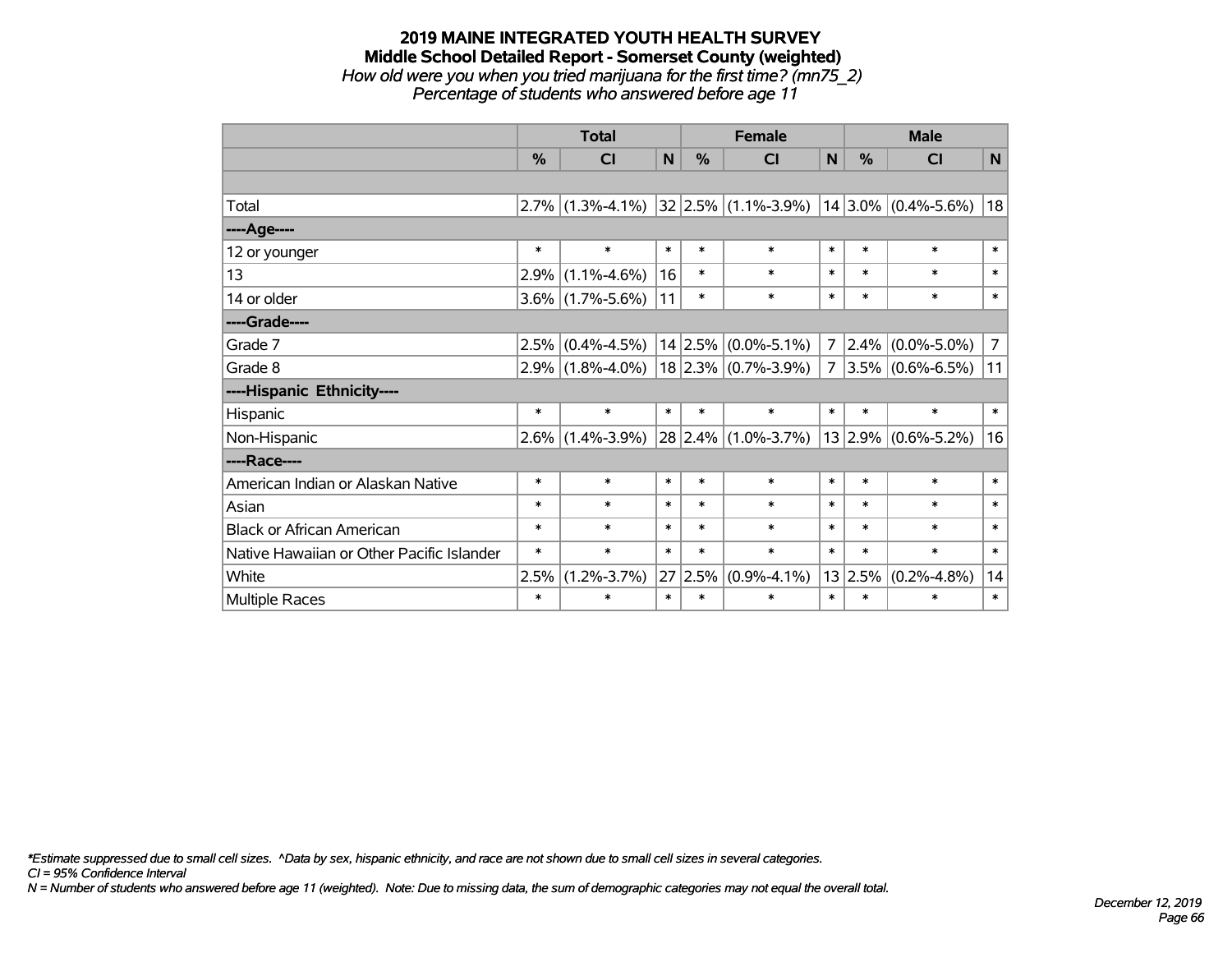# 2019 MAINE INTEGRATED YOUTH HEALTH SURVEY
## Middle School Detailed Report - Somerset County (weighted)
*How old were you when you tried marijuana for the first time? (mn75_2)*
*Percentage of students who answered before age 11*

| | Total | | | Female | | | Male | | |
|---|---|---|---|---|---|---|---|---|---|
| | % | CI | N | % | CI | N | % | CI | N |
| | | | | | | | | | |
| Total | 2.7% | (1.3%-4.1%) | 32 | 2.5% | (1.1%-3.9%) | 14 | 3.0% | (0.4%-5.6%) | 18 |
| ----Age---- | | | | | | | | | |
| 12 or younger | * | * | * | * | * | * | * | * | * |
| 13 | 2.9% | (1.1%-4.6%) | 16 | * | * | * | * | * | * |
| 14 or older | 3.6% | (1.7%-5.6%) | 11 | * | * | * | * | * | * |
| ----Grade---- | | | | | | | | | |
| Grade 7 | 2.5% | (0.4%-4.5%) | 14 | 2.5% | (0.0%-5.1%) | 7 | 2.4% | (0.0%-5.0%) | 7 |
| Grade 8 | 2.9% | (1.8%-4.0%) | 18 | 2.3% | (0.7%-3.9%) | 7 | 3.5% | (0.6%-6.5%) | 11 |
| ----Hispanic Ethnicity---- | | | | | | | | | |
| Hispanic | * | * | * | * | * | * | * | * | * |
| Non-Hispanic | 2.6% | (1.4%-3.9%) | 28 | 2.4% | (1.0%-3.7%) | 13 | 2.9% | (0.6%-5.2%) | 16 |
| ----Race---- | | | | | | | | | |
| American Indian or Alaskan Native | * | * | * | * | * | * | * | * | * |
| Asian | * | * | * | * | * | * | * | * | * |
| Black or African American | * | * | * | * | * | * | * | * | * |
| Native Hawaiian or Other Pacific Islander | * | * | * | * | * | * | * | * | * |
| White | 2.5% | (1.2%-3.7%) | 27 | 2.5% | (0.9%-4.1%) | 13 | 2.5% | (0.2%-4.8%) | 14 |
| Multiple Races | * | * | * | * | * | * | * | * | * |

*\*Estimate suppressed due to small cell sizes. ^Data by sex, hispanic ethnicity, and race are not shown due to small cell sizes in several categories.*
*CI = 95% Confidence Interval*
*N = Number of students who answered before age 11 (weighted). Note: Due to missing data, the sum of demographic categories may not equal the overall total.*

*December 12, 2019*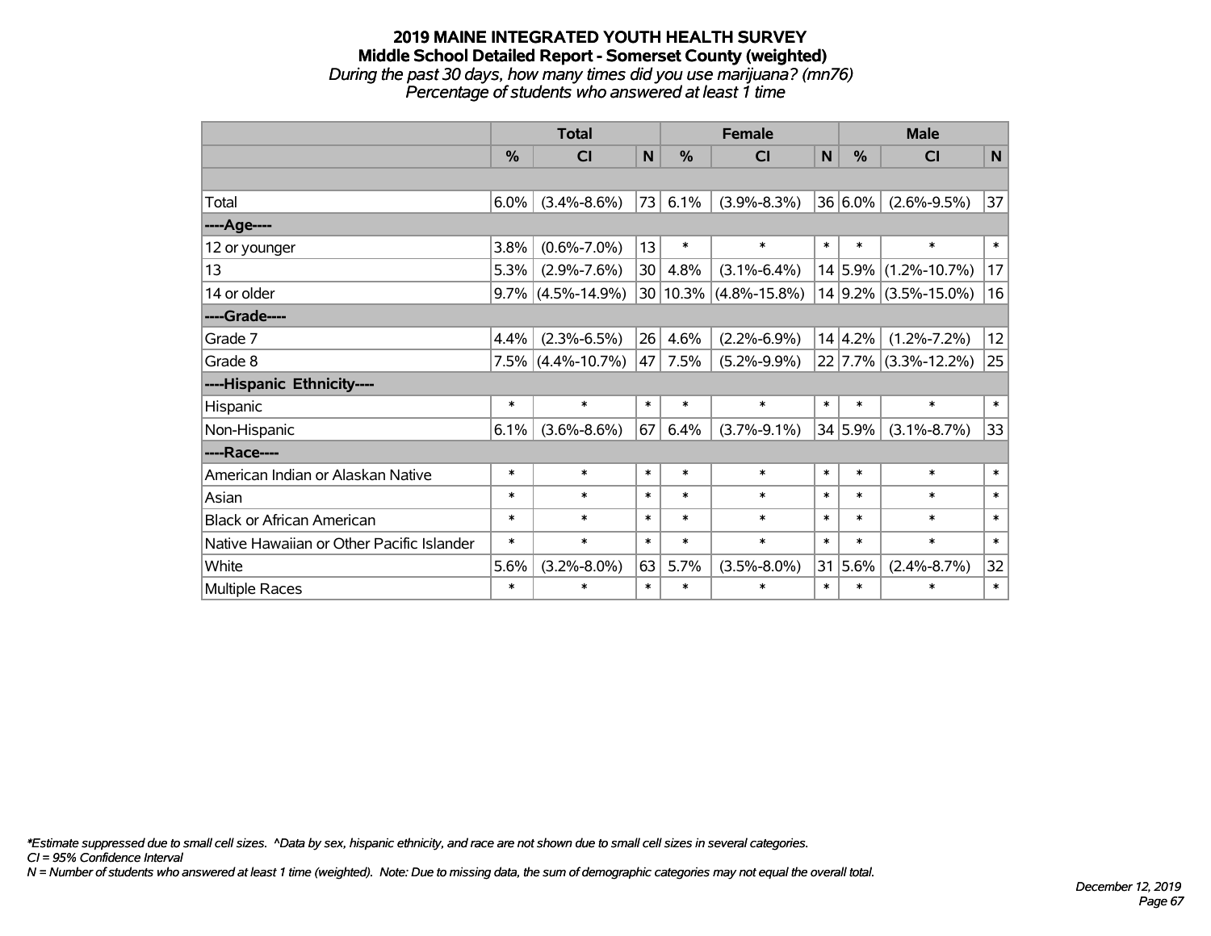# 2019 MAINE INTEGRATED YOUTH HEALTH SURVEY

## Middle School Detailed Report - Somerset County (weighted)

*During the past 30 days, how many times did you use marijuana? (mn76)*

*Percentage of students who answered at least 1 time*

| | Total | | | Female | | | Male | | |
|---|---|---|---|---|---|---|---|---|---|
| | % | CI | N | % | CI | N | % | CI | N |
| | | | | | | | | | |
| Total | 6.0% | (3.4%-8.6%) | 73 | 6.1% | (3.9%-8.3%) | 36 | 6.0% | (2.6%-9.5%) | 37 |
| ----Age---- | | | | | | | | | |
| 12 or younger | 3.8% | (0.6%-7.0%) | 13 | * | * | * | * | * | * |
| 13 | 5.3% | (2.9%-7.6%) | 30 | 4.8% | (3.1%-6.4%) | 14 | 5.9% | (1.2%-10.7%) | 17 |
| 14 or older | 9.7% | (4.5%-14.9%) | 30 | 10.3% | (4.8%-15.8%) | 14 | 9.2% | (3.5%-15.0%) | 16 |
| ----Grade---- | | | | | | | | | |
| Grade 7 | 4.4% | (2.3%-6.5%) | 26 | 4.6% | (2.2%-6.9%) | 14 | 4.2% | (1.2%-7.2%) | 12 |
| Grade 8 | 7.5% | (4.4%-10.7%) | 47 | 7.5% | (5.2%-9.9%) | 22 | 7.7% | (3.3%-12.2%) | 25 |
| ----Hispanic Ethnicity---- | | | | | | | | | |
| Hispanic | * | * | * | * | * | * | * | * | * |
| Non-Hispanic | 6.1% | (3.6%-8.6%) | 67 | 6.4% | (3.7%-9.1%) | 34 | 5.9% | (3.1%-8.7%) | 33 |
| ----Race---- | | | | | | | | | |
| American Indian or Alaskan Native | * | * | * | * | * | * | * | * | * |
| Asian | * | * | * | * | * | * | * | * | * |
| Black or African American | * | * | * | * | * | * | * | * | * |
| Native Hawaiian or Other Pacific Islander | * | * | * | * | * | * | * | * | * |
| White | 5.6% | (3.2%-8.0%) | 63 | 5.7% | (3.5%-8.0%) | 31 | 5.6% | (2.4%-8.7%) | 32 |
| Multiple Races | * | * | * | * | * | * | * | * | * |

*\*Estimate suppressed due to small cell sizes. ^Data by sex, hispanic ethnicity, and race are not shown due to small cell sizes in several categories.*

*CI = 95% Confidence Interval*

*N = Number of students who answered at least 1 time (weighted). Note: Due to missing data, the sum of demographic categories may not equal the overall total.*

*December 12, 2019*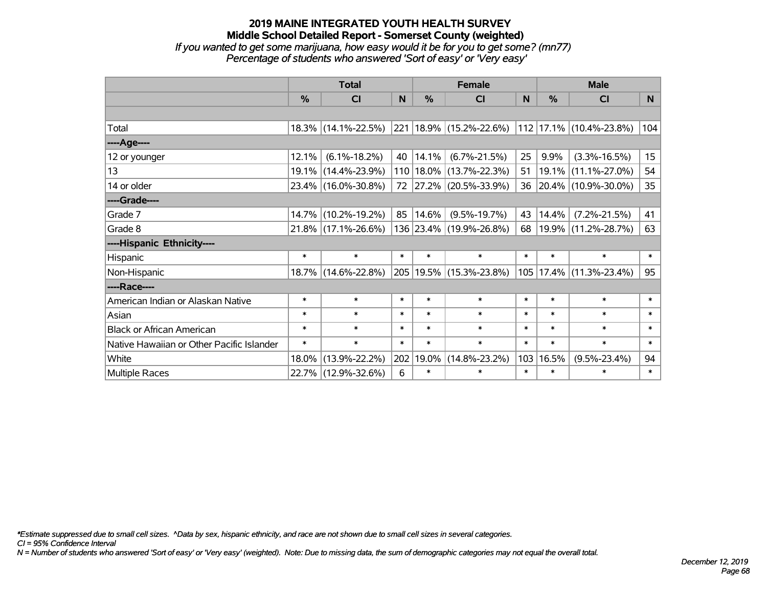# 2019 MAINE INTEGRATED YOUTH HEALTH SURVEY
## Middle School Detailed Report - Somerset County (weighted)
*If you wanted to get some marijuana, how easy would it be for you to get some? (mn77)*
*Percentage of students who answered 'Sort of easy' or 'Very easy'*

| | Total | | | Female | | | Male | | |
|---|---|---|---|---|---|---|---|---|---|
| | % | CI | N | % | CI | N | % | CI | N |
| Total | 18.3% | (14.1%-22.5%) | 221 | 18.9% | (15.2%-22.6%) | 112 | 17.1% | (10.4%-23.8%) | 104 |
| ----Age---- | | | | | | | | | |
| 12 or younger | 12.1% | (6.1%-18.2%) | 40 | 14.1% | (6.7%-21.5%) | 25 | 9.9% | (3.3%-16.5%) | 15 |
| 13 | 19.1% | (14.4%-23.9%) | 110 | 18.0% | (13.7%-22.3%) | 51 | 19.1% | (11.1%-27.0%) | 54 |
| 14 or older | 23.4% | (16.0%-30.8%) | 72 | 27.2% | (20.5%-33.9%) | 36 | 20.4% | (10.9%-30.0%) | 35 |
| ----Grade---- | | | | | | | | | |
| Grade 7 | 14.7% | (10.2%-19.2%) | 85 | 14.6% | (9.5%-19.7%) | 43 | 14.4% | (7.2%-21.5%) | 41 |
| Grade 8 | 21.8% | (17.1%-26.6%) | 136 | 23.4% | (19.9%-26.8%) | 68 | 19.9% | (11.2%-28.7%) | 63 |
| ----Hispanic Ethnicity---- | | | | | | | | | |
| Hispanic | * | * | * | * | * | * | * | * | * |
| Non-Hispanic | 18.7% | (14.6%-22.8%) | 205 | 19.5% | (15.3%-23.8%) | 105 | 17.4% | (11.3%-23.4%) | 95 |
| ----Race---- | | | | | | | | | |
| American Indian or Alaskan Native | * | * | * | * | * | * | * | * | * |
| Asian | * | * | * | * | * | * | * | * | * |
| Black or African American | * | * | * | * | * | * | * | * | * |
| Native Hawaiian or Other Pacific Islander | * | * | * | * | * | * | * | * | * |
| White | 18.0% | (13.9%-22.2%) | 202 | 19.0% | (14.8%-23.2%) | 103 | 16.5% | (9.5%-23.4%) | 94 |
| Multiple Races | 22.7% | (12.9%-32.6%) | 6 | * | * | * | * | * | * |

*\*Estimate suppressed due to small cell sizes. ^Data by sex, hispanic ethnicity, and race are not shown due to small cell sizes in several categories.*
*CI = 95% Confidence Interval*
*N = Number of students who answered 'Sort of easy' or 'Very easy' (weighted). Note: Due to missing data, the sum of demographic categories may not equal the overall total.*

*December 12, 2019*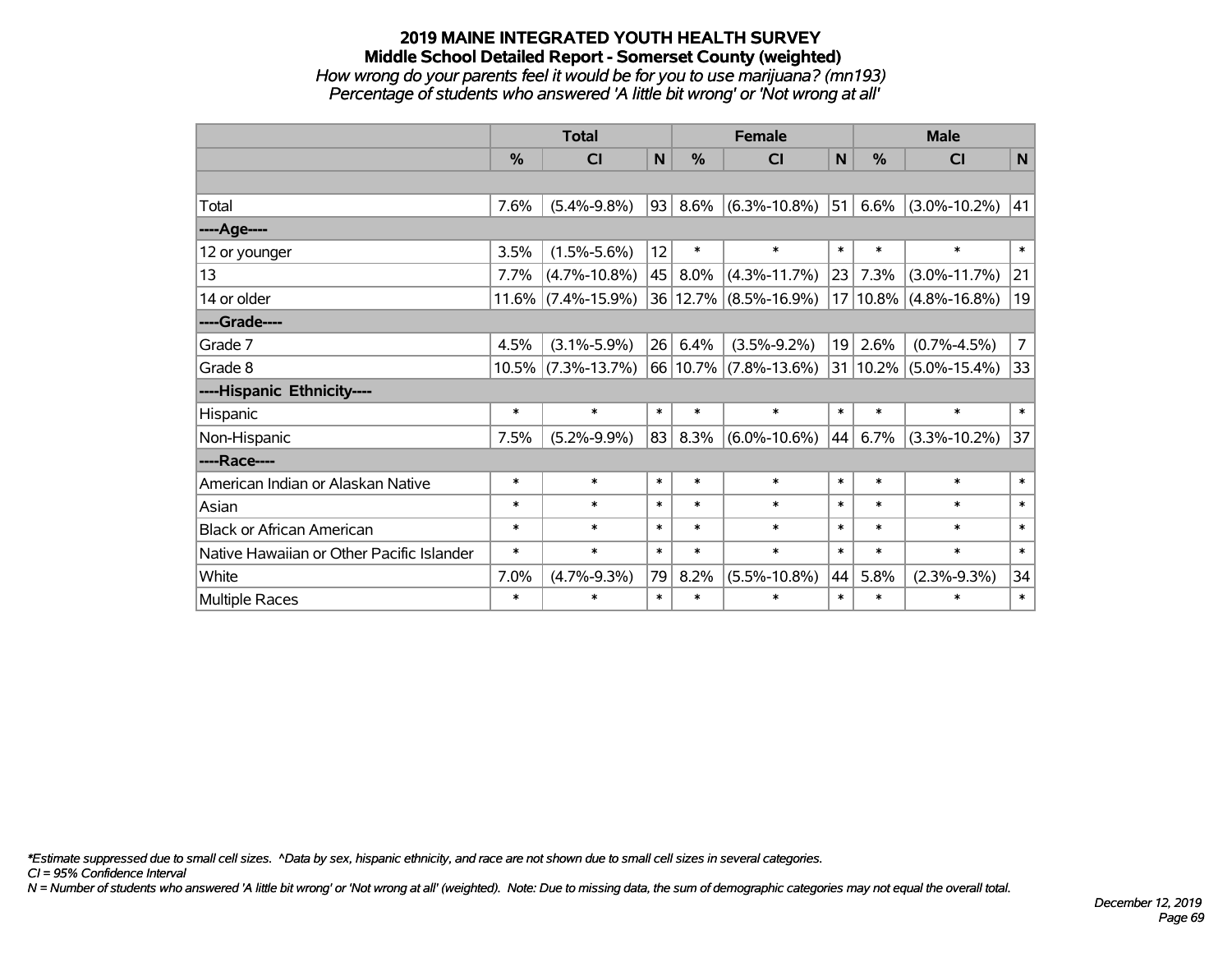# 2019 MAINE INTEGRATED YOUTH HEALTH SURVEY

## Middle School Detailed Report - Somerset County (weighted)

*How wrong do your parents feel it would be for you to use marijuana? (mn193)*

*Percentage of students who answered 'A little bit wrong' or 'Not wrong at all'*

| | Total | | | Female | | | Male | | |
|---|---|---|---|---|---|---|---|---|---|
| | % | CI | N | % | CI | N | % | CI | N |
| | | | | | | | | | |
| Total | 7.6% | (5.4%-9.8%) | 93 | 8.6% | (6.3%-10.8%) | 51 | 6.6% | (3.0%-10.2%) | 41 |
| ----Age---- | | | | | | | | | |
| 12 or younger | 3.5% | (1.5%-5.6%) | 12 | * | * | * | * | * | * |
| 13 | 7.7% | (4.7%-10.8%) | 45 | 8.0% | (4.3%-11.7%) | 23 | 7.3% | (3.0%-11.7%) | 21 |
| 14 or older | 11.6% | (7.4%-15.9%) | 36 | 12.7% | (8.5%-16.9%) | 17 | 10.8% | (4.8%-16.8%) | 19 |
| ----Grade---- | | | | | | | | | |
| Grade 7 | 4.5% | (3.1%-5.9%) | 26 | 6.4% | (3.5%-9.2%) | 19 | 2.6% | (0.7%-4.5%) | 7 |
| Grade 8 | 10.5% | (7.3%-13.7%) | 66 | 10.7% | (7.8%-13.6%) | 31 | 10.2% | (5.0%-15.4%) | 33 |
| ----Hispanic Ethnicity---- | | | | | | | | | |
| Hispanic | * | * | * | * | * | * | * | * | * |
| Non-Hispanic | 7.5% | (5.2%-9.9%) | 83 | 8.3% | (6.0%-10.6%) | 44 | 6.7% | (3.3%-10.2%) | 37 |
| ----Race---- | | | | | | | | | |
| American Indian or Alaskan Native | * | * | * | * | * | * | * | * | * |
| Asian | * | * | * | * | * | * | * | * | * |
| Black or African American | * | * | * | * | * | * | * | * | * |
| Native Hawaiian or Other Pacific Islander | * | * | * | * | * | * | * | * | * |
| White | 7.0% | (4.7%-9.3%) | 79 | 8.2% | (5.5%-10.8%) | 44 | 5.8% | (2.3%-9.3%) | 34 |
| Multiple Races | * | * | * | * | * | * | * | * | * |

*\*Estimate suppressed due to small cell sizes. ^Data by sex, hispanic ethnicity, and race are not shown due to small cell sizes in several categories.*

*CI = 95% Confidence Interval*

*N = Number of students who answered 'A little bit wrong' or 'Not wrong at all' (weighted). Note: Due to missing data, the sum of demographic categories may not equal the overall total.*

*December 12, 2019*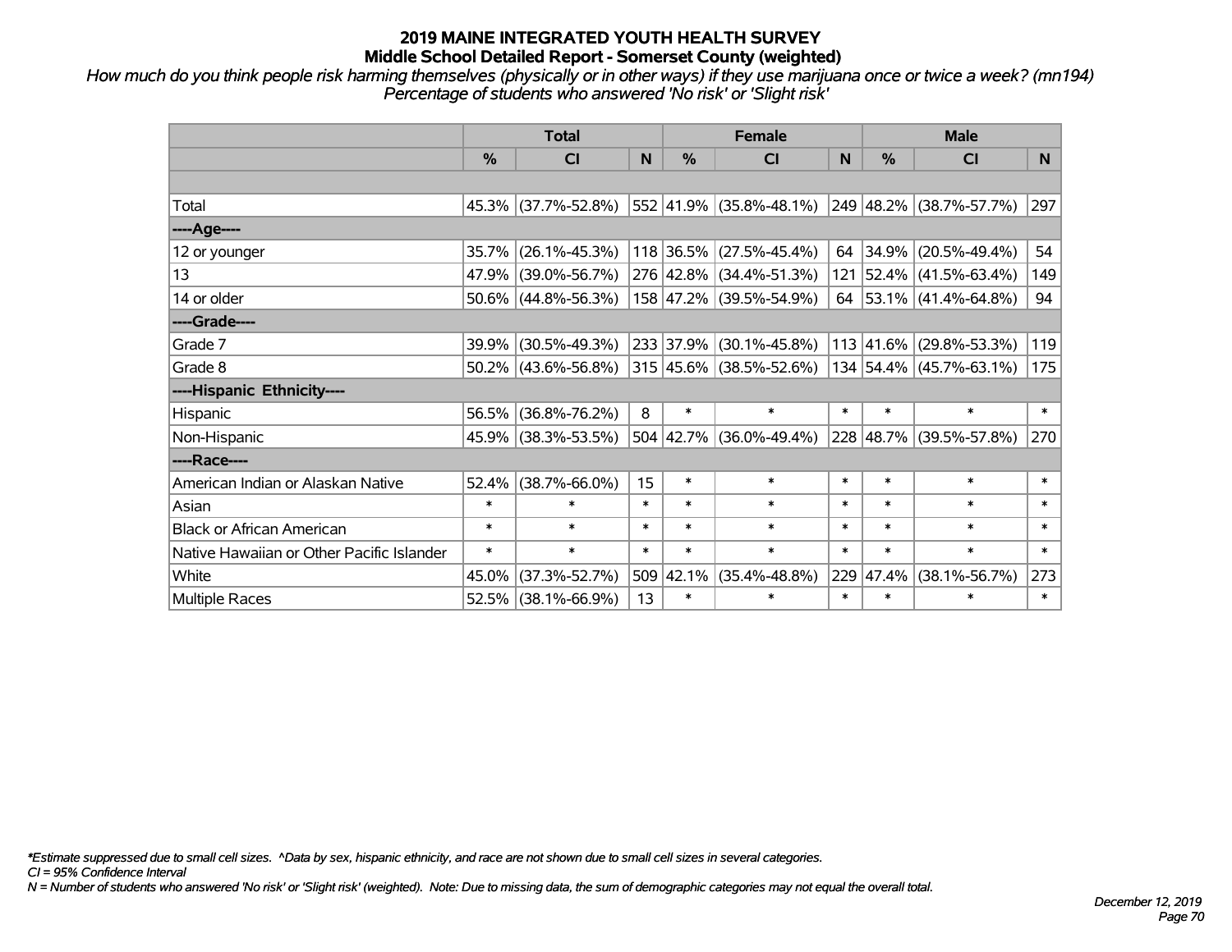# 2019 MAINE INTEGRATED YOUTH HEALTH SURVEY
## Middle School Detailed Report - Somerset County (weighted)

*How much do you think people risk harming themselves (physically or in other ways) if they use marijuana once or twice a week? (mn194)*
*Percentage of students who answered 'No risk' or 'Slight risk'*

| | Total | | | Female | | | Male | | |
|---|---|---|---|---|---|---|---|---|---|
| | % | CI | N | % | CI | N | % | CI | N |
| Total | 45.3% | (37.7%-52.8%) | 552 | 41.9% | (35.8%-48.1%) | 249 | 48.2% | (38.7%-57.7%) | 297 |
| ----Age---- | | | | | | | | | |
| 12 or younger | 35.7% | (26.1%-45.3%) | 118 | 36.5% | (27.5%-45.4%) | 64 | 34.9% | (20.5%-49.4%) | 54 |
| 13 | 47.9% | (39.0%-56.7%) | 276 | 42.8% | (34.4%-51.3%) | 121 | 52.4% | (41.5%-63.4%) | 149 |
| 14 or older | 50.6% | (44.8%-56.3%) | 158 | 47.2% | (39.5%-54.9%) | 64 | 53.1% | (41.4%-64.8%) | 94 |
| ----Grade---- | | | | | | | | | |
| Grade 7 | 39.9% | (30.5%-49.3%) | 233 | 37.9% | (30.1%-45.8%) | 113 | 41.6% | (29.8%-53.3%) | 119 |
| Grade 8 | 50.2% | (43.6%-56.8%) | 315 | 45.6% | (38.5%-52.6%) | 134 | 54.4% | (45.7%-63.1%) | 175 |
| ----Hispanic Ethnicity---- | | | | | | | | | |
| Hispanic | 56.5% | (36.8%-76.2%) | 8 | * | * | * | * | * | * |
| Non-Hispanic | 45.9% | (38.3%-53.5%) | 504 | 42.7% | (36.0%-49.4%) | 228 | 48.7% | (39.5%-57.8%) | 270 |
| ----Race---- | | | | | | | | | |
| American Indian or Alaskan Native | 52.4% | (38.7%-66.0%) | 15 | * | * | * | * | * | * |
| Asian | * | * | * | * | * | * | * | * | * |
| Black or African American | * | * | * | * | * | * | * | * | * |
| Native Hawaiian or Other Pacific Islander | * | * | * | * | * | * | * | * | * |
| White | 45.0% | (37.3%-52.7%) | 509 | 42.1% | (35.4%-48.8%) | 229 | 47.4% | (38.1%-56.7%) | 273 |
| Multiple Races | 52.5% | (38.1%-66.9%) | 13 | * | * | * | * | * | * |

*Estimate suppressed due to small cell sizes. ^Data by sex, hispanic ethnicity, and race are not shown due to small cell sizes in several categories.
CI = 95% Confidence Interval
N = Number of students who answered 'No risk' or 'Slight risk' (weighted). Note: Due to missing data, the sum of demographic categories may not equal the overall total.

*December 12, 2019*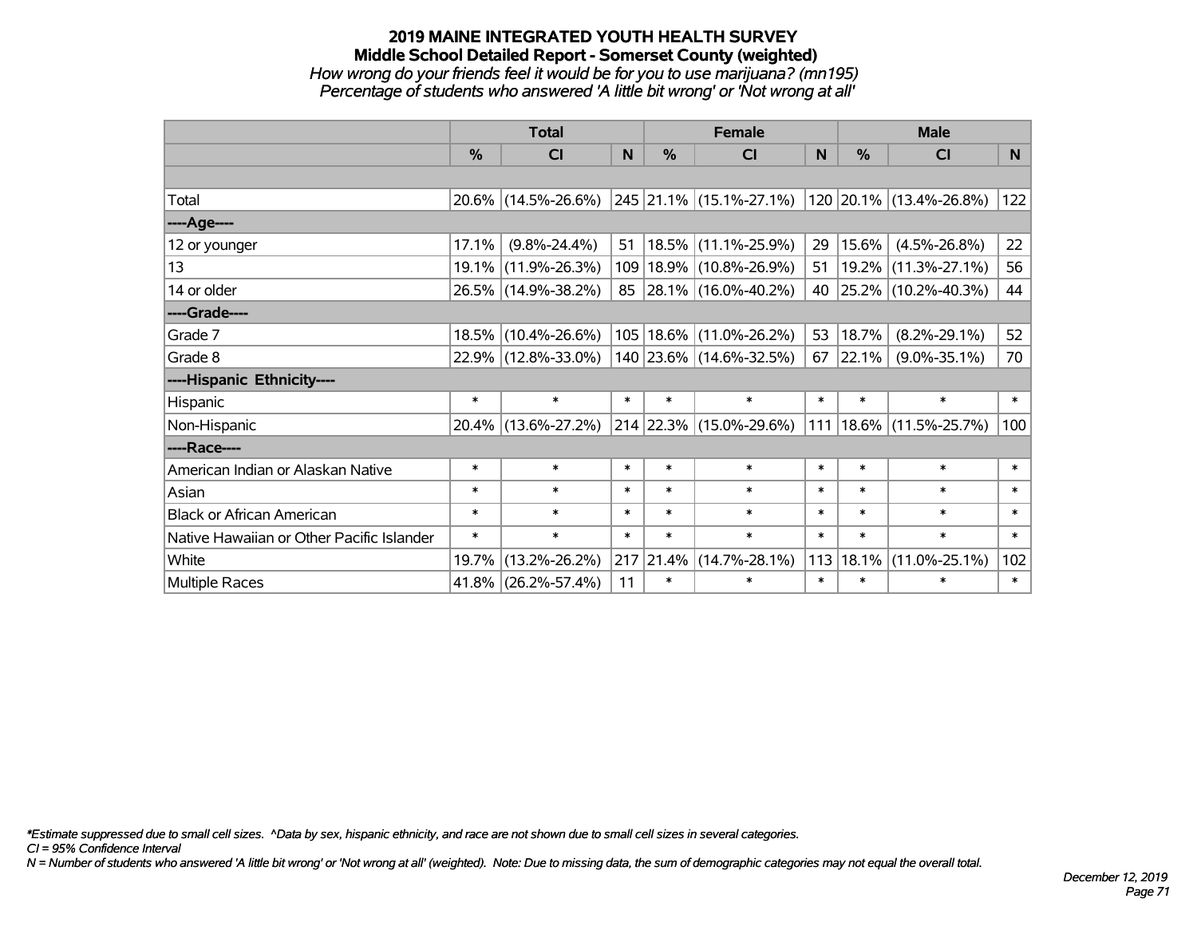# 2019 MAINE INTEGRATED YOUTH HEALTH SURVEY

## Middle School Detailed Report - Somerset County (weighted)

*How wrong do your friends feel it would be for you to use marijuana? (mn195)*

*Percentage of students who answered 'A little bit wrong' or 'Not wrong at all'*

| | Total | | | Female | | | Male | | |
|---|---|---|---|---|---|---|---|---|---|
| | % | CI | N | % | CI | N | % | CI | N |
| Total | 20.6% | (14.5%-26.6%) | 245 | 21.1% | (15.1%-27.1%) | 120 | 20.1% | (13.4%-26.8%) | 122 |
| ----Age---- | | | | | | | | | |
| 12 or younger | 17.1% | (9.8%-24.4%) | 51 | 18.5% | (11.1%-25.9%) | 29 | 15.6% | (4.5%-26.8%) | 22 |
| 13 | 19.1% | (11.9%-26.3%) | 109 | 18.9% | (10.8%-26.9%) | 51 | 19.2% | (11.3%-27.1%) | 56 |
| 14 or older | 26.5% | (14.9%-38.2%) | 85 | 28.1% | (16.0%-40.2%) | 40 | 25.2% | (10.2%-40.3%) | 44 |
| ----Grade---- | | | | | | | | | |
| Grade 7 | 18.5% | (10.4%-26.6%) | 105 | 18.6% | (11.0%-26.2%) | 53 | 18.7% | (8.2%-29.1%) | 52 |
| Grade 8 | 22.9% | (12.8%-33.0%) | 140 | 23.6% | (14.6%-32.5%) | 67 | 22.1% | (9.0%-35.1%) | 70 |
| ----Hispanic Ethnicity---- | | | | | | | | | |
| Hispanic | * | * | * | * | * | * | * | * | * |
| Non-Hispanic | 20.4% | (13.6%-27.2%) | 214 | 22.3% | (15.0%-29.6%) | 111 | 18.6% | (11.5%-25.7%) | 100 |
| ----Race---- | | | | | | | | | |
| American Indian or Alaskan Native | * | * | * | * | * | * | * | * | * |
| Asian | * | * | * | * | * | * | * | * | * |
| Black or African American | * | * | * | * | * | * | * | * | * |
| Native Hawaiian or Other Pacific Islander | * | * | * | * | * | * | * | * | * |
| White | 19.7% | (13.2%-26.2%) | 217 | 21.4% | (14.7%-28.1%) | 113 | 18.1% | (11.0%-25.1%) | 102 |
| Multiple Races | 41.8% | (26.2%-57.4%) | 11 | * | * | * | * | * | * |

*Estimate suppressed due to small cell sizes. ^Data by sex, hispanic ethnicity, and race are not shown due to small cell sizes in several categories.*

*CI = 95% Confidence Interval*

*N = Number of students who answered 'A little bit wrong' or 'Not wrong at all' (weighted). Note: Due to missing data, the sum of demographic categories may not equal the overall total.*

*December 12, 2019*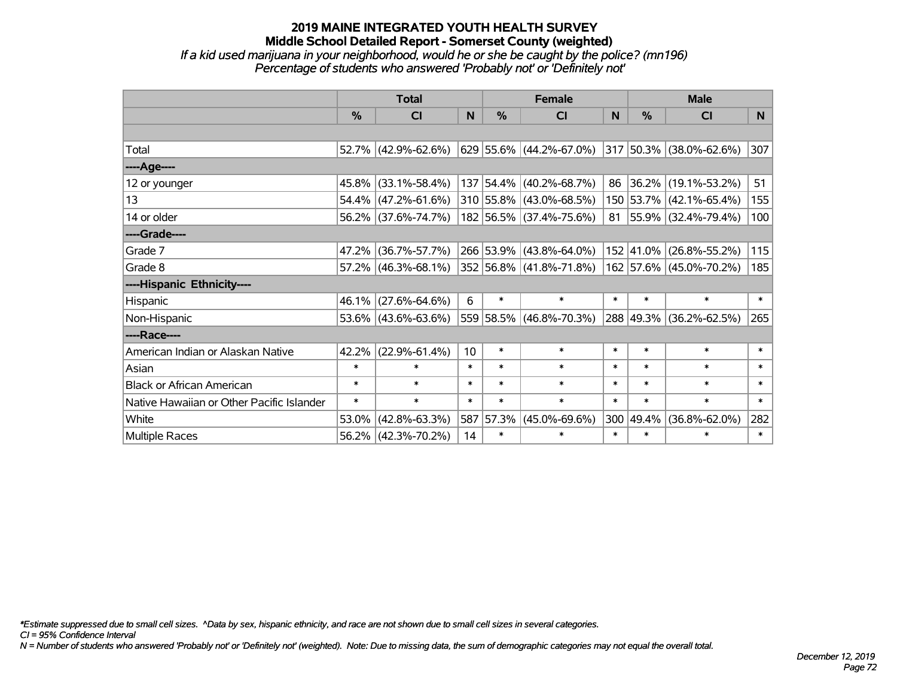# 2019 MAINE INTEGRATED YOUTH HEALTH SURVEY
## Middle School Detailed Report - Somerset County (weighted)
*If a kid used marijuana in your neighborhood, would he or she be caught by the police? (mn196)*
*Percentage of students who answered 'Probably not' or 'Definitely not'*

| | Total | | | Female | | | Male | | |
|---|---|---|---|---|---|---|---|---|---|
| | % | CI | N | % | CI | N | % | CI | N |
| Total | 52.7% | (42.9%-62.6%) | 629 | 55.6% | (44.2%-67.0%) | 317 | 50.3% | (38.0%-62.6%) | 307 |
| ----Age---- | | | | | | | | | |
| 12 or younger | 45.8% | (33.1%-58.4%) | 137 | 54.4% | (40.2%-68.7%) | 86 | 36.2% | (19.1%-53.2%) | 51 |
| 13 | 54.4% | (47.2%-61.6%) | 310 | 55.8% | (43.0%-68.5%) | 150 | 53.7% | (42.1%-65.4%) | 155 |
| 14 or older | 56.2% | (37.6%-74.7%) | 182 | 56.5% | (37.4%-75.6%) | 81 | 55.9% | (32.4%-79.4%) | 100 |
| ----Grade---- | | | | | | | | | |
| Grade 7 | 47.2% | (36.7%-57.7%) | 266 | 53.9% | (43.8%-64.0%) | 152 | 41.0% | (26.8%-55.2%) | 115 |
| Grade 8 | 57.2% | (46.3%-68.1%) | 352 | 56.8% | (41.8%-71.8%) | 162 | 57.6% | (45.0%-70.2%) | 185 |
| ----Hispanic Ethnicity---- | | | | | | | | | |
| Hispanic | 46.1% | (27.6%-64.6%) | 6 | * | * | * | * | * | * |
| Non-Hispanic | 53.6% | (43.6%-63.6%) | 559 | 58.5% | (46.8%-70.3%) | 288 | 49.3% | (36.2%-62.5%) | 265 |
| ----Race---- | | | | | | | | | |
| American Indian or Alaskan Native | 42.2% | (22.9%-61.4%) | 10 | * | * | * | * | * | * |
| Asian | * | * | * | * | * | * | * | * | * |
| Black or African American | * | * | * | * | * | * | * | * | * |
| Native Hawaiian or Other Pacific Islander | * | * | * | * | * | * | * | * | * |
| White | 53.0% | (42.8%-63.3%) | 587 | 57.3% | (45.0%-69.6%) | 300 | 49.4% | (36.8%-62.0%) | 282 |
| Multiple Races | 56.2% | (42.3%-70.2%) | 14 | * | * | * | * | * | * |

*\*Estimate suppressed due to small cell sizes. ^Data by sex, hispanic ethnicity, and race are not shown due to small cell sizes in several categories.*
*CI = 95% Confidence Interval*
*N = Number of students who answered 'Probably not' or 'Definitely not' (weighted). Note: Due to missing data, the sum of demographic categories may not equal the overall total.*

*December 12, 2019*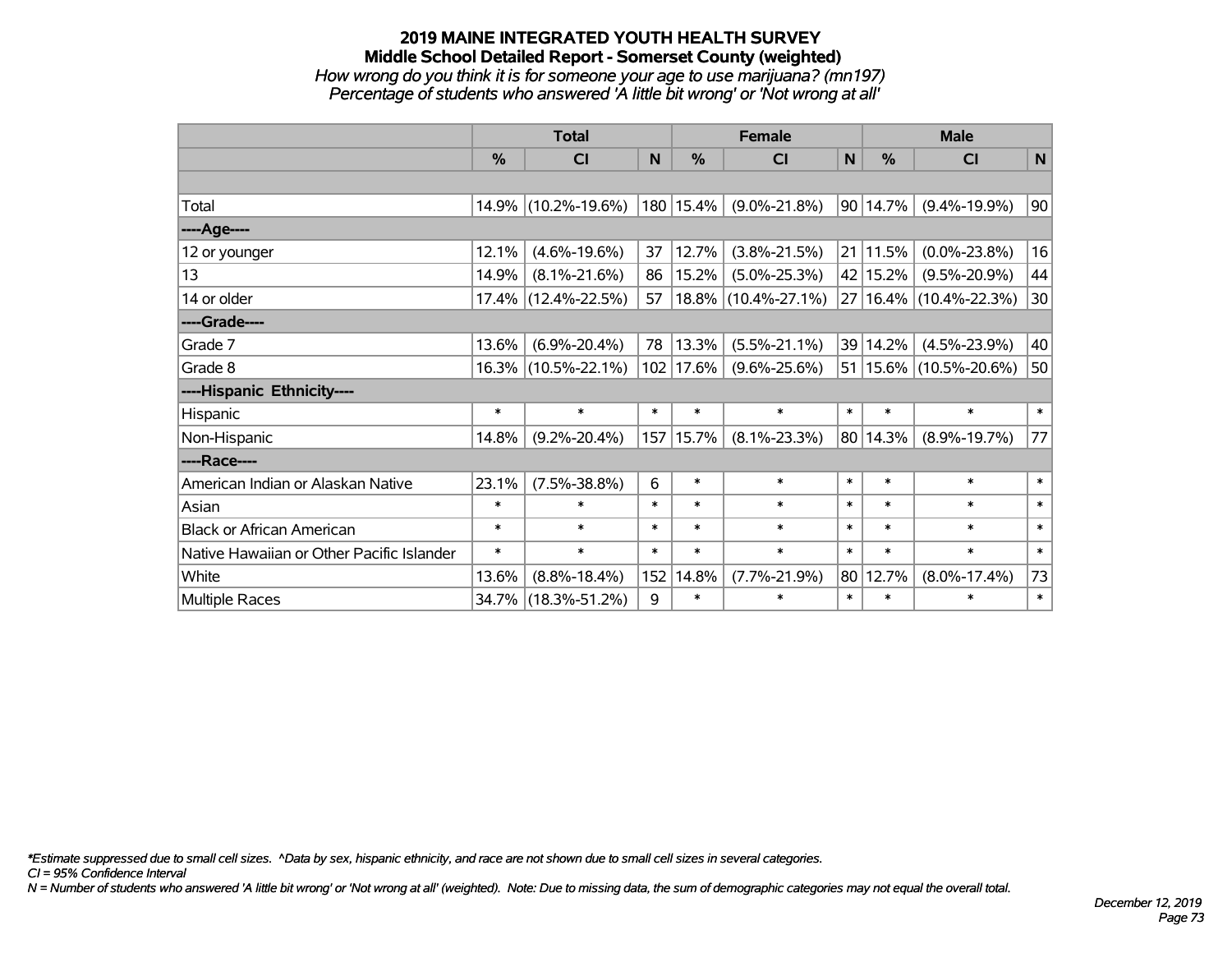# 2019 MAINE INTEGRATED YOUTH HEALTH SURVEY
## Middle School Detailed Report - Somerset County (weighted)
*How wrong do you think it is for someone your age to use marijuana? (mn197)*
*Percentage of students who answered 'A little bit wrong' or 'Not wrong at all'*

| | Total | | | Female | | | Male | | |
|---|---|---|---|---|---|---|---|---|---|
| | % | CI | N | % | CI | N | % | CI | N |
| | | | | | | | | | |
| Total | 14.9% | (10.2%-19.6%) | 180 | 15.4% | (9.0%-21.8%) | 90 | 14.7% | (9.4%-19.9%) | 90 |
| ----Age---- | | | | | | | | | |
| 12 or younger | 12.1% | (4.6%-19.6%) | 37 | 12.7% | (3.8%-21.5%) | 21 | 11.5% | (0.0%-23.8%) | 16 |
| 13 | 14.9% | (8.1%-21.6%) | 86 | 15.2% | (5.0%-25.3%) | 42 | 15.2% | (9.5%-20.9%) | 44 |
| 14 or older | 17.4% | (12.4%-22.5%) | 57 | 18.8% | (10.4%-27.1%) | 27 | 16.4% | (10.4%-22.3%) | 30 |
| ----Grade---- | | | | | | | | | |
| Grade 7 | 13.6% | (6.9%-20.4%) | 78 | 13.3% | (5.5%-21.1%) | 39 | 14.2% | (4.5%-23.9%) | 40 |
| Grade 8 | 16.3% | (10.5%-22.1%) | 102 | 17.6% | (9.6%-25.6%) | 51 | 15.6% | (10.5%-20.6%) | 50 |
| ----Hispanic Ethnicity---- | | | | | | | | | |
| Hispanic | * | * | * | * | * | * | * | * | * |
| Non-Hispanic | 14.8% | (9.2%-20.4%) | 157 | 15.7% | (8.1%-23.3%) | 80 | 14.3% | (8.9%-19.7%) | 77 |
| ----Race---- | | | | | | | | | |
| American Indian or Alaskan Native | 23.1% | (7.5%-38.8%) | 6 | * | * | * | * | * | * |
| Asian | * | * | * | * | * | * | * | * | * |
| Black or African American | * | * | * | * | * | * | * | * | * |
| Native Hawaiian or Other Pacific Islander | * | * | * | * | * | * | * | * | * |
| White | 13.6% | (8.8%-18.4%) | 152 | 14.8% | (7.7%-21.9%) | 80 | 12.7% | (8.0%-17.4%) | 73 |
| Multiple Races | 34.7% | (18.3%-51.2%) | 9 | * | * | * | * | * | * |

*\*Estimate suppressed due to small cell sizes. ^Data by sex, hispanic ethnicity, and race are not shown due to small cell sizes in several categories.*
*CI = 95% Confidence Interval*
*N = Number of students who answered 'A little bit wrong' or 'Not wrong at all' (weighted). Note: Due to missing data, the sum of demographic categories may not equal the overall total.*

*December 12, 2019*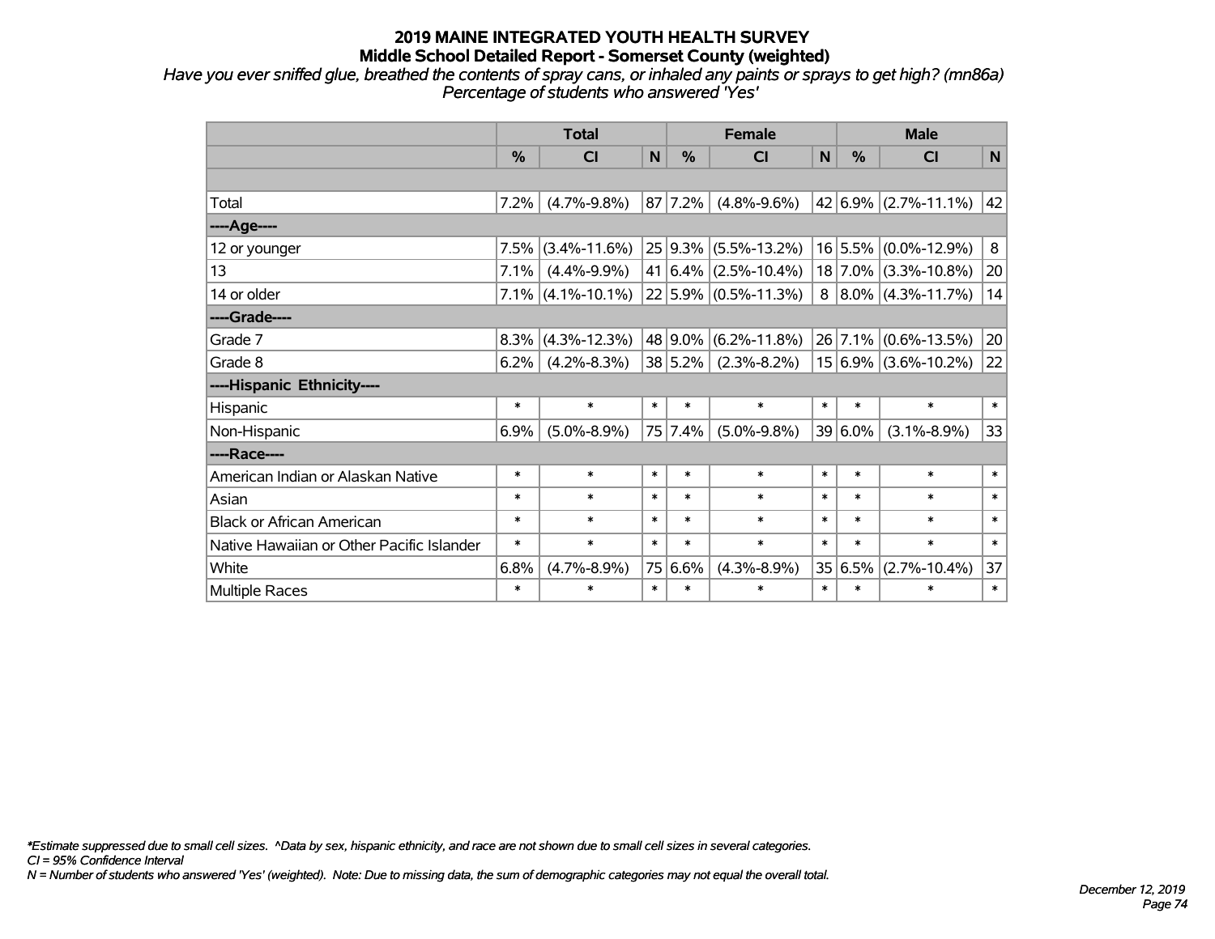# 2019 MAINE INTEGRATED YOUTH HEALTH SURVEY
## Middle School Detailed Report - Somerset County (weighted)

*Have you ever sniffed glue, breathed the contents of spray cans, or inhaled any paints or sprays to get high? (mn86a)*
*Percentage of students who answered 'Yes'*

| | Total | | | Female | | | Male | | |
|---|---|---|---|---|---|---|---|---|---|
| | % | CI | N | % | CI | N | % | CI | N |
| | | | | | | | | | |
| Total | 7.2% | (4.7%-9.8%) | 87 | 7.2% | (4.8%-9.6%) | 42 | 6.9% | (2.7%-11.1%) | 42 |
| **----Age----** | | | | | | | | | |
| 12 or younger | 7.5% | (3.4%-11.6%) | 25 | 9.3% | (5.5%-13.2%) | 16 | 5.5% | (0.0%-12.9%) | 8 |
| 13 | 7.1% | (4.4%-9.9%) | 41 | 6.4% | (2.5%-10.4%) | 18 | 7.0% | (3.3%-10.8%) | 20 |
| 14 or older | 7.1% | (4.1%-10.1%) | 22 | 5.9% | (0.5%-11.3%) | 8 | 8.0% | (4.3%-11.7%) | 14 |
| **----Grade----** | | | | | | | | | |
| Grade 7 | 8.3% | (4.3%-12.3%) | 48 | 9.0% | (6.2%-11.8%) | 26 | 7.1% | (0.6%-13.5%) | 20 |
| Grade 8 | 6.2% | (4.2%-8.3%) | 38 | 5.2% | (2.3%-8.2%) | 15 | 6.9% | (3.6%-10.2%) | 22 |
| **----Hispanic Ethnicity----** | | | | | | | | | |
| Hispanic | * | * | * | * | * | * | * | * | * |
| Non-Hispanic | 6.9% | (5.0%-8.9%) | 75 | 7.4% | (5.0%-9.8%) | 39 | 6.0% | (3.1%-8.9%) | 33 |
| **----Race----** | | | | | | | | | |
| American Indian or Alaskan Native | * | * | * | * | * | * | * | * | * |
| Asian | * | * | * | * | * | * | * | * | * |
| Black or African American | * | * | * | * | * | * | * | * | * |
| Native Hawaiian or Other Pacific Islander | * | * | * | * | * | * | * | * | * |
| White | 6.8% | (4.7%-8.9%) | 75 | 6.6% | (4.3%-8.9%) | 35 | 6.5% | (2.7%-10.4%) | 37 |
| Multiple Races | * | * | * | * | * | * | * | * | * |

*\*Estimate suppressed due to small cell sizes. ^Data by sex, hispanic ethnicity, and race are not shown due to small cell sizes in several categories.*
*CI = 95% Confidence Interval*
*N = Number of students who answered 'Yes' (weighted). Note: Due to missing data, the sum of demographic categories may not equal the overall total.*

*December 12, 2019*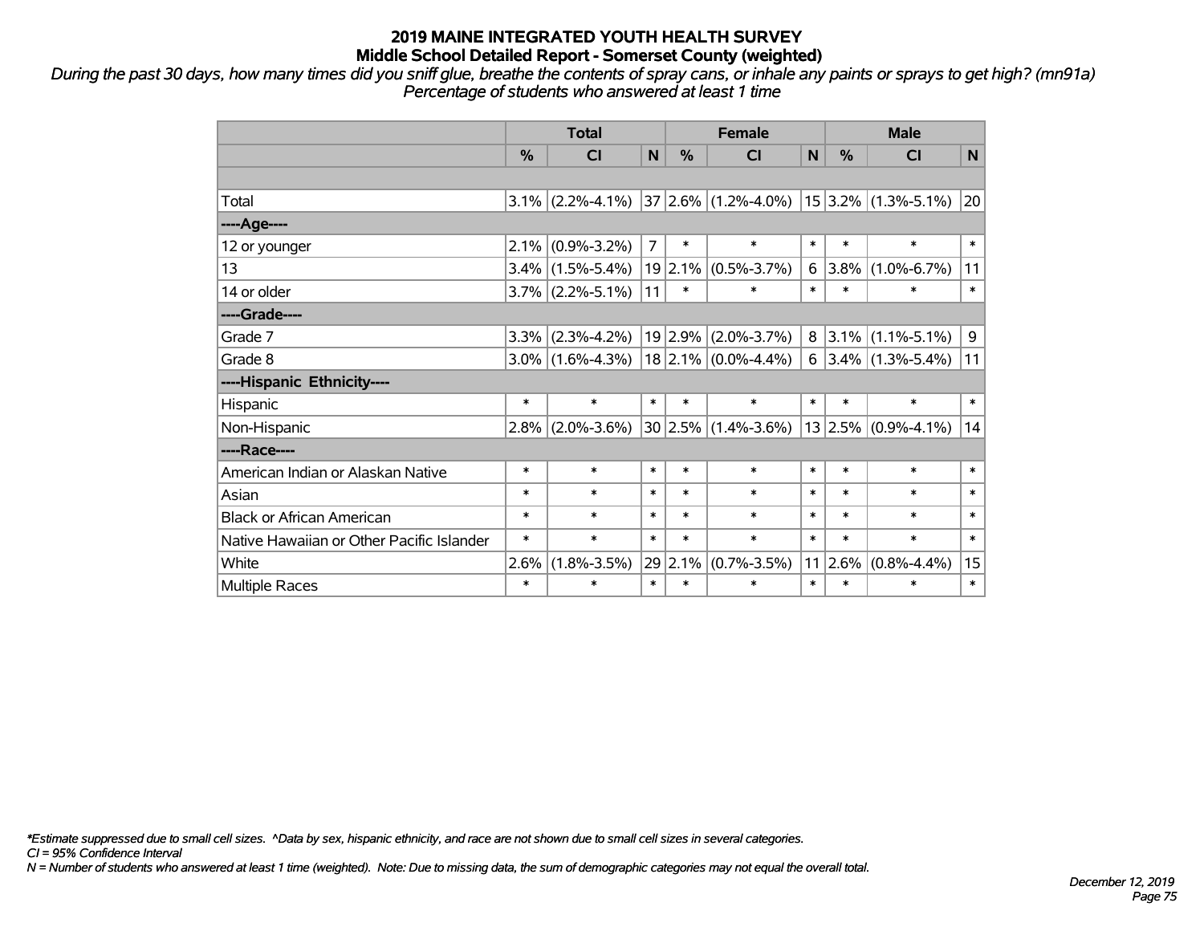# 2019 MAINE INTEGRATED YOUTH HEALTH SURVEY

## Middle School Detailed Report - Somerset County (weighted)

*During the past 30 days, how many times did you sniff glue, breathe the contents of spray cans, or inhale any paints or sprays to get high? (mn91a)*
*Percentage of students who answered at least 1 time*

| | Total | | | Female | | | Male | | |
|---|---|---|---|---|---|---|---|---|---|
| | % | CI | N | % | CI | N | % | CI | N |
| | | | | | | | | | |
| Total | 3.1% | (2.2%-4.1%) | 37 | 2.6% | (1.2%-4.0%) | 15 | 3.2% | (1.3%-5.1%) | 20 |
| ----Age---- | | | | | | | | | |
| 12 or younger | 2.1% | (0.9%-3.2%) | 7 | * | * | * | * | * | * |
| 13 | 3.4% | (1.5%-5.4%) | 19 | 2.1% | (0.5%-3.7%) | 6 | 3.8% | (1.0%-6.7%) | 11 |
| 14 or older | 3.7% | (2.2%-5.1%) | 11 | * | * | * | * | * | * |
| ----Grade---- | | | | | | | | | |
| Grade 7 | 3.3% | (2.3%-4.2%) | 19 | 2.9% | (2.0%-3.7%) | 8 | 3.1% | (1.1%-5.1%) | 9 |
| Grade 8 | 3.0% | (1.6%-4.3%) | 18 | 2.1% | (0.0%-4.4%) | 6 | 3.4% | (1.3%-5.4%) | 11 |
| ----Hispanic Ethnicity---- | | | | | | | | | |
| Hispanic | * | * | * | * | * | * | * | * | * |
| Non-Hispanic | 2.8% | (2.0%-3.6%) | 30 | 2.5% | (1.4%-3.6%) | 13 | 2.5% | (0.9%-4.1%) | 14 |
| ----Race---- | | | | | | | | | |
| American Indian or Alaskan Native | * | * | * | * | * | * | * | * | * |
| Asian | * | * | * | * | * | * | * | * | * |
| Black or African American | * | * | * | * | * | * | * | * | * |
| Native Hawaiian or Other Pacific Islander | * | * | * | * | * | * | * | * | * |
| White | 2.6% | (1.8%-3.5%) | 29 | 2.1% | (0.7%-3.5%) | 11 | 2.6% | (0.8%-4.4%) | 15 |
| Multiple Races | * | * | * | * | * | * | * | * | * |

*\*Estimate suppressed due to small cell sizes. ^Data by sex, hispanic ethnicity, and race are not shown due to small cell sizes in several categories.*
*CI = 95% Confidence Interval*
*N = Number of students who answered at least 1 time (weighted). Note: Due to missing data, the sum of demographic categories may not equal the overall total.*

*December 12, 2019*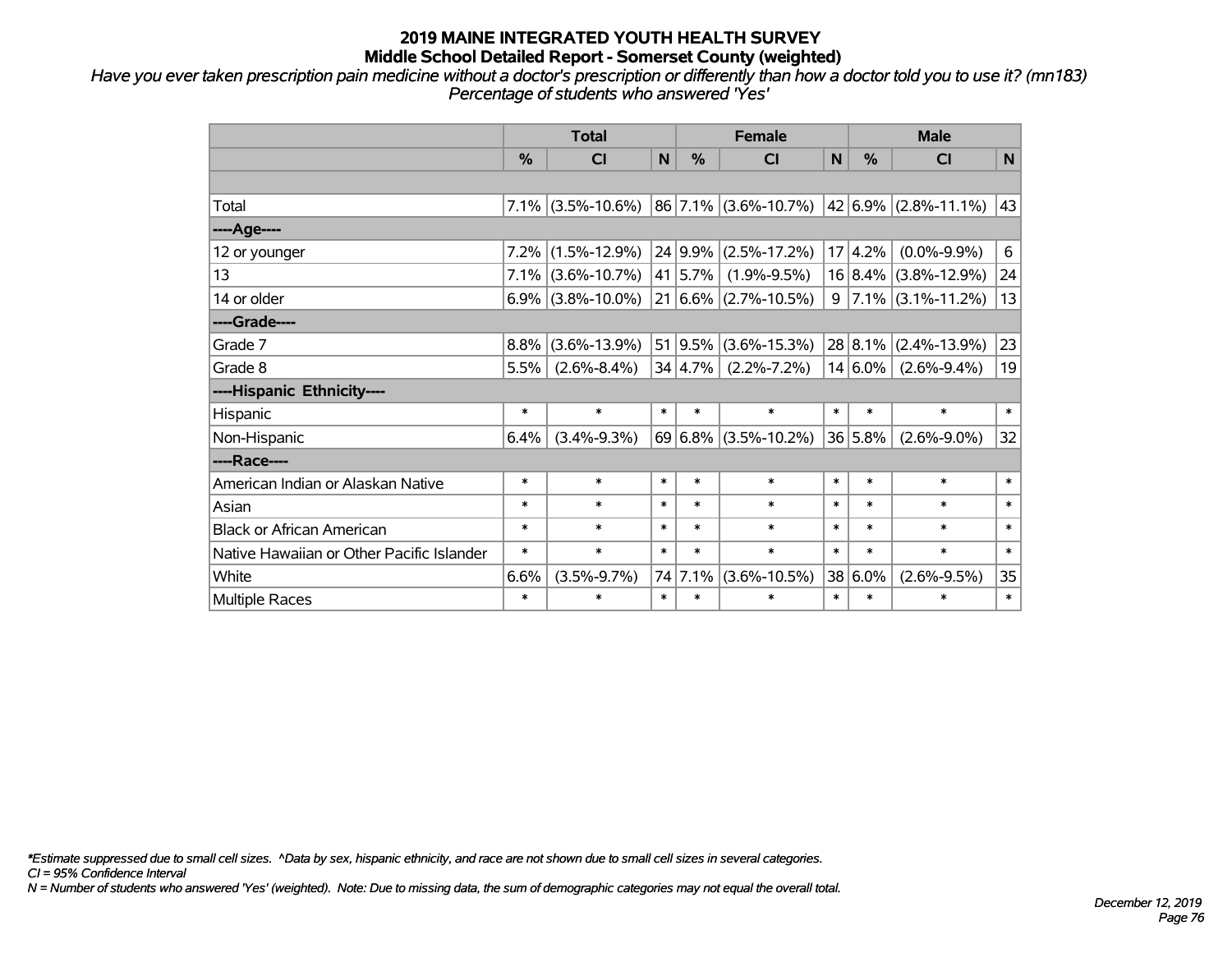# 2019 MAINE INTEGRATED YOUTH HEALTH SURVEY
## Middle School Detailed Report - Somerset County (weighted)

*Have you ever taken prescription pain medicine without a doctor's prescription or differently than how a doctor told you to use it? (mn183)*
*Percentage of students who answered 'Yes'*

| | Total | | | Female | | | Male | | |
|---|---|---|---|---|---|---|---|---|---|
| | % | CI | N | % | CI | N | % | CI | N |
| | | | | | | | | | |
| Total | 7.1% | (3.5%-10.6%) | 86 | 7.1% | (3.6%-10.7%) | 42 | 6.9% | (2.8%-11.1%) | 43 |
| ----Age---- | | | | | | | | | |
| 12 or younger | 7.2% | (1.5%-12.9%) | 24 | 9.9% | (2.5%-17.2%) | 17 | 4.2% | (0.0%-9.9%) | 6 |
| 13 | 7.1% | (3.6%-10.7%) | 41 | 5.7% | (1.9%-9.5%) | 16 | 8.4% | (3.8%-12.9%) | 24 |
| 14 or older | 6.9% | (3.8%-10.0%) | 21 | 6.6% | (2.7%-10.5%) | 9 | 7.1% | (3.1%-11.2%) | 13 |
| ----Grade---- | | | | | | | | | |
| Grade 7 | 8.8% | (3.6%-13.9%) | 51 | 9.5% | (3.6%-15.3%) | 28 | 8.1% | (2.4%-13.9%) | 23 |
| Grade 8 | 5.5% | (2.6%-8.4%) | 34 | 4.7% | (2.2%-7.2%) | 14 | 6.0% | (2.6%-9.4%) | 19 |
| ----Hispanic Ethnicity---- | | | | | | | | | |
| Hispanic | * | * | * | * | * | * | * | * | * |
| Non-Hispanic | 6.4% | (3.4%-9.3%) | 69 | 6.8% | (3.5%-10.2%) | 36 | 5.8% | (2.6%-9.0%) | 32 |
| ----Race---- | | | | | | | | | |
| American Indian or Alaskan Native | * | * | * | * | * | * | * | * | * |
| Asian | * | * | * | * | * | * | * | * | * |
| Black or African American | * | * | * | * | * | * | * | * | * |
| Native Hawaiian or Other Pacific Islander | * | * | * | * | * | * | * | * | * |
| White | 6.6% | (3.5%-9.7%) | 74 | 7.1% | (3.6%-10.5%) | 38 | 6.0% | (2.6%-9.5%) | 35 |
| Multiple Races | * | * | * | * | * | * | * | * | * |

*\*Estimate suppressed due to small cell sizes. ^Data by sex, hispanic ethnicity, and race are not shown due to small cell sizes in several categories.*
*CI = 95% Confidence Interval*
*N = Number of students who answered 'Yes' (weighted). Note: Due to missing data, the sum of demographic categories may not equal the overall total.*

*December 12, 2019*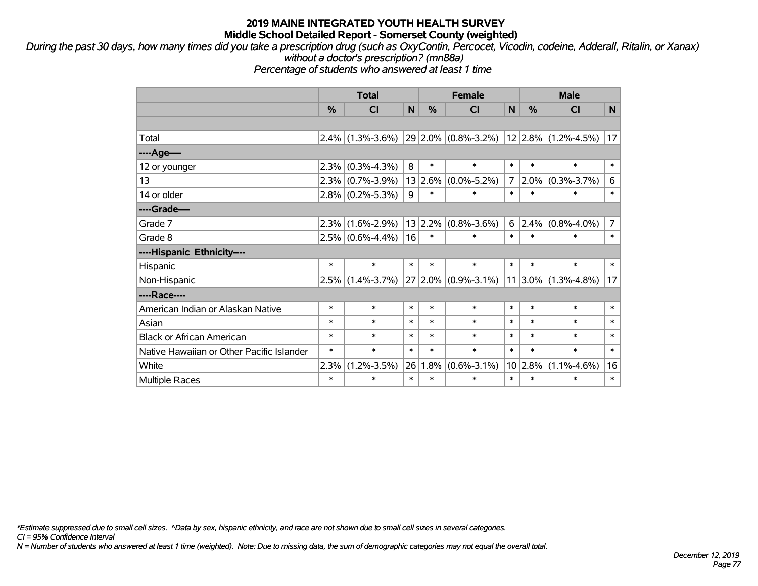# 2019 MAINE INTEGRATED YOUTH HEALTH SURVEY

## Middle School Detailed Report - Somerset County (weighted)

*During the past 30 days, how many times did you take a prescription drug (such as OxyContin, Percocet, Vicodin, codeine, Adderall, Ritalin, or Xanax) without a doctor's prescription? (mn88a)*

*Percentage of students who answered at least 1 time*

| | Total | | | Female | | | Male | | |
|---|---|---|---|---|---|---|---|---|---|
| | % | CI | N | % | CI | N | % | CI | N |
| | | | | | | | | | |
| Total | 2.4% | (1.3%-3.6%) | 29 | 2.0% | (0.8%-3.2%) | 12 | 2.8% | (1.2%-4.5%) | 17 |
| ----Age---- | | | | | | | | | |
| 12 or younger | 2.3% | (0.3%-4.3%) | 8 | * | * | * | * | * | * |
| 13 | 2.3% | (0.7%-3.9%) | 13 | 2.6% | (0.0%-5.2%) | 7 | 2.0% | (0.3%-3.7%) | 6 |
| 14 or older | 2.8% | (0.2%-5.3%) | 9 | * | * | * | * | * | * |
| ----Grade---- | | | | | | | | | |
| Grade 7 | 2.3% | (1.6%-2.9%) | 13 | 2.2% | (0.8%-3.6%) | 6 | 2.4% | (0.8%-4.0%) | 7 |
| Grade 8 | 2.5% | (0.6%-4.4%) | 16 | * | * | * | * | * | * |
| ----Hispanic Ethnicity---- | | | | | | | | | |
| Hispanic | * | * | * | * | * | * | * | * | * |
| Non-Hispanic | 2.5% | (1.4%-3.7%) | 27 | 2.0% | (0.9%-3.1%) | 11 | 3.0% | (1.3%-4.8%) | 17 |
| ----Race---- | | | | | | | | | |
| American Indian or Alaskan Native | * | * | * | * | * | * | * | * | * |
| Asian | * | * | * | * | * | * | * | * | * |
| Black or African American | * | * | * | * | * | * | * | * | * |
| Native Hawaiian or Other Pacific Islander | * | * | * | * | * | * | * | * | * |
| White | 2.3% | (1.2%-3.5%) | 26 | 1.8% | (0.6%-3.1%) | 10 | 2.8% | (1.1%-4.6%) | 16 |
| Multiple Races | * | * | * | * | * | * | * | * | * |

*\*Estimate suppressed due to small cell sizes. ^Data by sex, hispanic ethnicity, and race are not shown due to small cell sizes in several categories.*

*CI = 95% Confidence Interval*

*N = Number of students who answered at least 1 time (weighted). Note: Due to missing data, the sum of demographic categories may not equal the overall total.*

*December 12, 2019*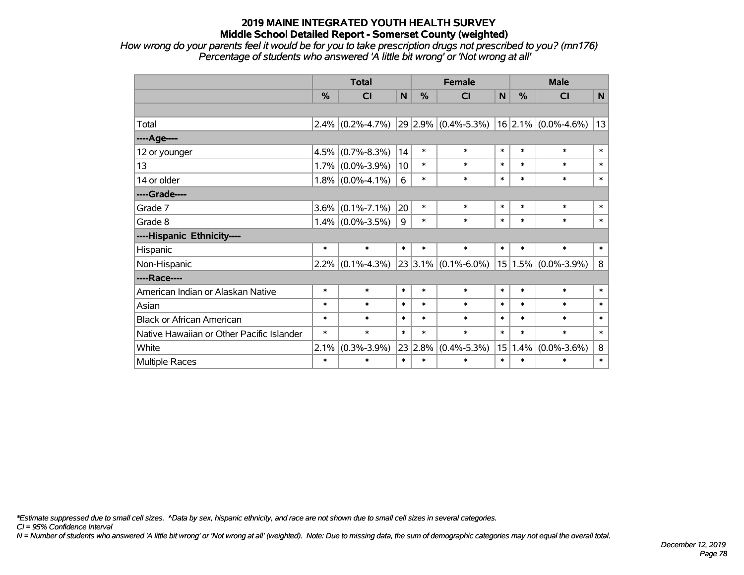# 2019 MAINE INTEGRATED YOUTH HEALTH SURVEY
## Middle School Detailed Report - Somerset County (weighted)

*How wrong do your parents feel it would be for you to take prescription drugs not prescribed to you? (mn176)*
*Percentage of students who answered 'A little bit wrong' or 'Not wrong at all'*

| | Total | | | Female | | | Male | | |
|---|---|---|---|---|---|---|---|---|---|
| | % | CI | N | % | CI | N | % | CI | N |
| | | | | | | | | | |
| Total | 2.4% | (0.2%-4.7%) | 29 | 2.9% | (0.4%-5.3%) | 16 | 2.1% | (0.0%-4.6%) | 13 |
| ----Age---- | | | | | | | | | |
| 12 or younger | 4.5% | (0.7%-8.3%) | 14 | * | * | * | * | * | * |
| 13 | 1.7% | (0.0%-3.9%) | 10 | * | * | * | * | * | * |
| 14 or older | 1.8% | (0.0%-4.1%) | 6 | * | * | * | * | * | * |
| ----Grade---- | | | | | | | | | |
| Grade 7 | 3.6% | (0.1%-7.1%) | 20 | * | * | * | * | * | * |
| Grade 8 | 1.4% | (0.0%-3.5%) | 9 | * | * | * | * | * | * |
| ----Hispanic Ethnicity---- | | | | | | | | | |
| Hispanic | * | * | * | * | * | * | * | * | * |
| Non-Hispanic | 2.2% | (0.1%-4.3%) | 23 | 3.1% | (0.1%-6.0%) | 15 | 1.5% | (0.0%-3.9%) | 8 |
| ----Race---- | | | | | | | | | |
| American Indian or Alaskan Native | * | * | * | * | * | * | * | * | * |
| Asian | * | * | * | * | * | * | * | * | * |
| Black or African American | * | * | * | * | * | * | * | * | * |
| Native Hawaiian or Other Pacific Islander | * | * | * | * | * | * | * | * | * |
| White | 2.1% | (0.3%-3.9%) | 23 | 2.8% | (0.4%-5.3%) | 15 | 1.4% | (0.0%-3.6%) | 8 |
| Multiple Races | * | * | * | * | * | * | * | * | * |

*\*Estimate suppressed due to small cell sizes. ^Data by sex, hispanic ethnicity, and race are not shown due to small cell sizes in several categories.*
*CI = 95% Confidence Interval*
*N = Number of students who answered 'A little bit wrong' or 'Not wrong at all' (weighted). Note: Due to missing data, the sum of demographic categories may not equal the overall total.*

*December 12, 2019*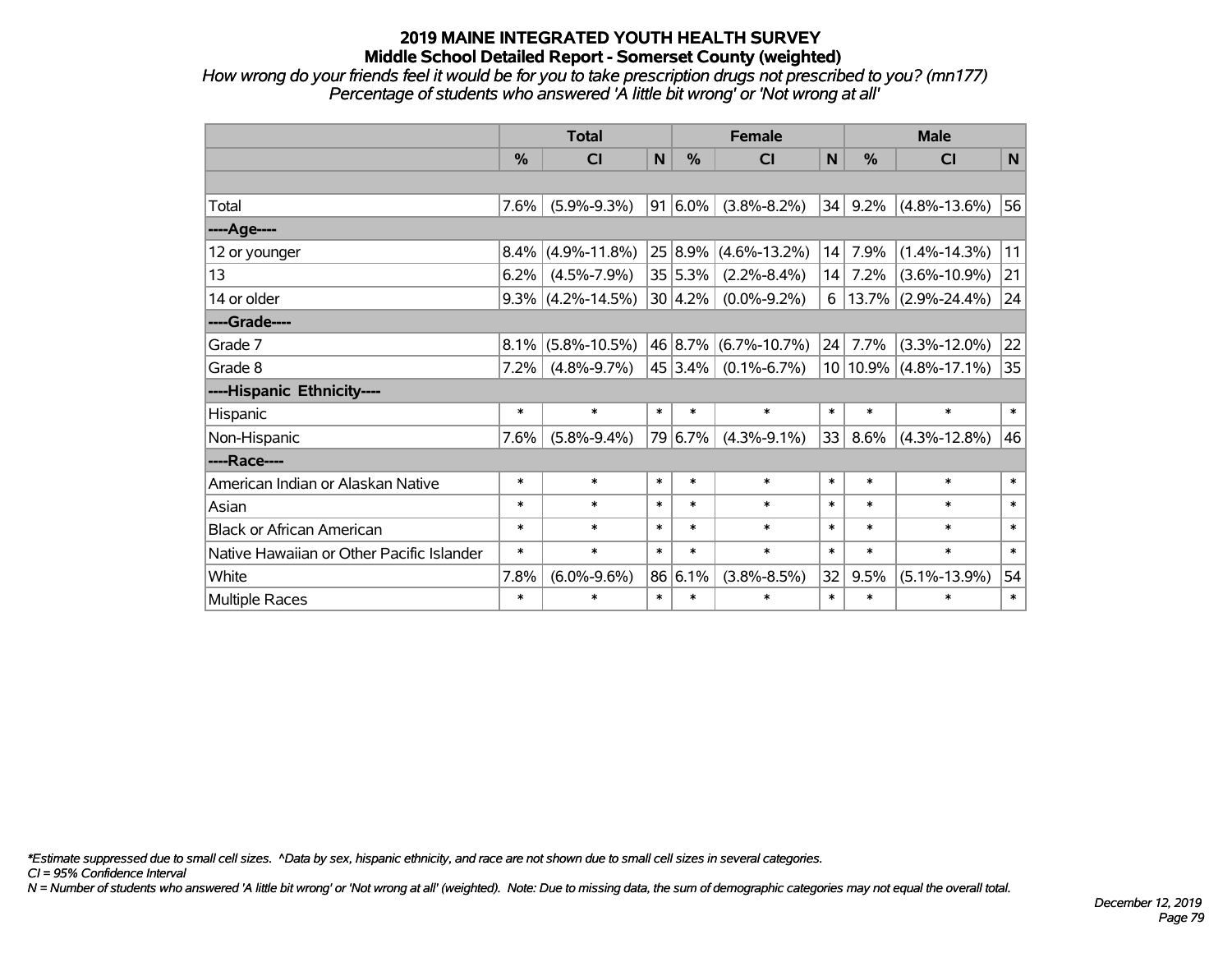# 2019 MAINE INTEGRATED YOUTH HEALTH SURVEY
## Middle School Detailed Report - Somerset County (weighted)

*How wrong do your friends feel it would be for you to take prescription drugs not prescribed to you? (mn177)*
*Percentage of students who answered 'A little bit wrong' or 'Not wrong at all'*

| | Total | | | Female | | | Male | | |
|---|---|---|---|---|---|---|---|---|---|
| | % | CI | N | % | CI | N | % | CI | N |
| | | | | | | | | | |
| Total | 7.6% | (5.9%-9.3%) | 91 | 6.0% | (3.8%-8.2%) | 34 | 9.2% | (4.8%-13.6%) | 56 |
| ----Age---- | | | | | | | | | |
| 12 or younger | 8.4% | (4.9%-11.8%) | 25 | 8.9% | (4.6%-13.2%) | 14 | 7.9% | (1.4%-14.3%) | 11 |
| 13 | 6.2% | (4.5%-7.9%) | 35 | 5.3% | (2.2%-8.4%) | 14 | 7.2% | (3.6%-10.9%) | 21 |
| 14 or older | 9.3% | (4.2%-14.5%) | 30 | 4.2% | (0.0%-9.2%) | 6 | 13.7% | (2.9%-24.4%) | 24 |
| ----Grade---- | | | | | | | | | |
| Grade 7 | 8.1% | (5.8%-10.5%) | 46 | 8.7% | (6.7%-10.7%) | 24 | 7.7% | (3.3%-12.0%) | 22 |
| Grade 8 | 7.2% | (4.8%-9.7%) | 45 | 3.4% | (0.1%-6.7%) | 10 | 10.9% | (4.8%-17.1%) | 35 |
| ----Hispanic Ethnicity---- | | | | | | | | | |
| Hispanic | * | * | * | * | * | * | * | * | * |
| Non-Hispanic | 7.6% | (5.8%-9.4%) | 79 | 6.7% | (4.3%-9.1%) | 33 | 8.6% | (4.3%-12.8%) | 46 |
| ----Race---- | | | | | | | | | |
| American Indian or Alaskan Native | * | * | * | * | * | * | * | * | * |
| Asian | * | * | * | * | * | * | * | * | * |
| Black or African American | * | * | * | * | * | * | * | * | * |
| Native Hawaiian or Other Pacific Islander | * | * | * | * | * | * | * | * | * |
| White | 7.8% | (6.0%-9.6%) | 86 | 6.1% | (3.8%-8.5%) | 32 | 9.5% | (5.1%-13.9%) | 54 |
| Multiple Races | * | * | * | * | * | * | * | * | * |

*\*Estimate suppressed due to small cell sizes. ^Data by sex, hispanic ethnicity, and race are not shown due to small cell sizes in several categories.*
*CI = 95% Confidence Interval*
*N = Number of students who answered 'A little bit wrong' or 'Not wrong at all' (weighted). Note: Due to missing data, the sum of demographic categories may not equal the overall total.*

*December 12, 2019*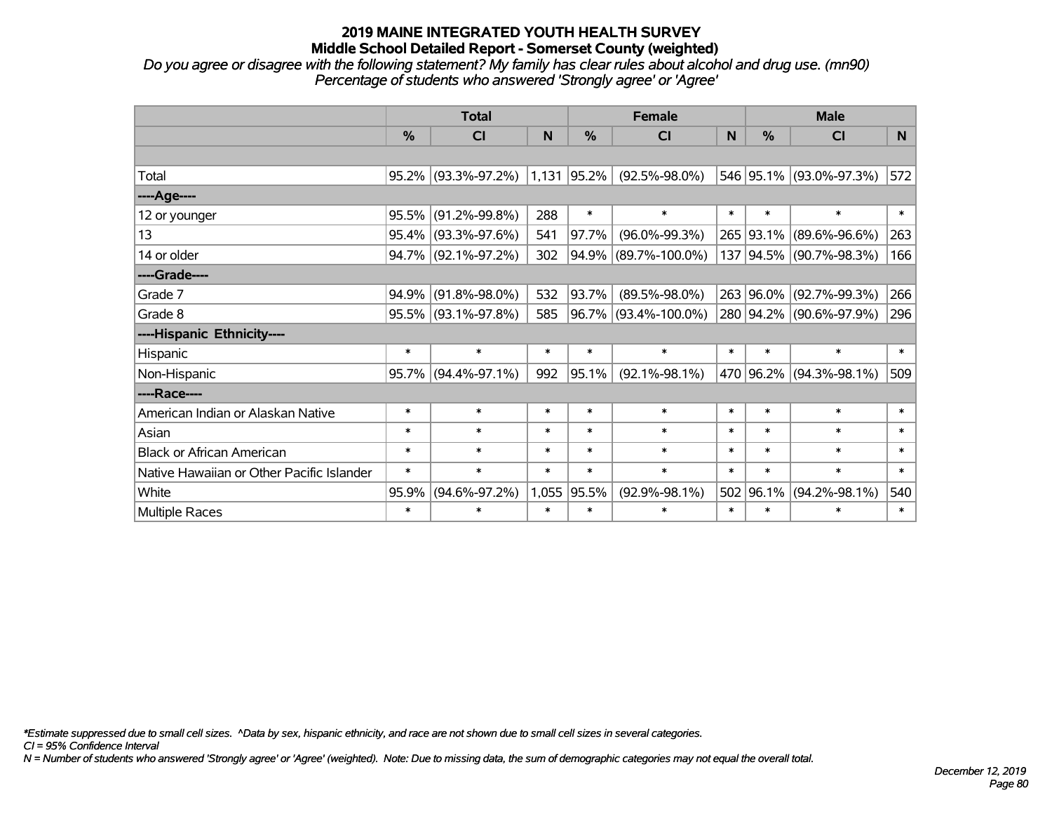# 2019 MAINE INTEGRATED YOUTH HEALTH SURVEY

## Middle School Detailed Report - Somerset County (weighted)

*Do you agree or disagree with the following statement? My family has clear rules about alcohol and drug use. (mn90)*
*Percentage of students who answered 'Strongly agree' or 'Agree'*

| | Total | | | Female | | | Male | | |
|---|---|---|---|---|---|---|---|---|---|
| | % | CI | N | % | CI | N | % | CI | N |
| | | | | | | | | | |
| Total | 95.2% | (93.3%-97.2%) | 1,131 | 95.2% | (92.5%-98.0%) | 546 | 95.1% | (93.0%-97.3%) | 572 |
| ----Age---- | | | | | | | | | |
| 12 or younger | 95.5% | (91.2%-99.8%) | 288 | * | * | * | * | * | * |
| 13 | 95.4% | (93.3%-97.6%) | 541 | 97.7% | (96.0%-99.3%) | 265 | 93.1% | (89.6%-96.6%) | 263 |
| 14 or older | 94.7% | (92.1%-97.2%) | 302 | 94.9% | (89.7%-100.0%) | 137 | 94.5% | (90.7%-98.3%) | 166 |
| ----Grade---- | | | | | | | | | |
| Grade 7 | 94.9% | (91.8%-98.0%) | 532 | 93.7% | (89.5%-98.0%) | 263 | 96.0% | (92.7%-99.3%) | 266 |
| Grade 8 | 95.5% | (93.1%-97.8%) | 585 | 96.7% | (93.4%-100.0%) | 280 | 94.2% | (90.6%-97.9%) | 296 |
| ----Hispanic Ethnicity---- | | | | | | | | | |
| Hispanic | * | * | * | * | * | * | * | * | * |
| Non-Hispanic | 95.7% | (94.4%-97.1%) | 992 | 95.1% | (92.1%-98.1%) | 470 | 96.2% | (94.3%-98.1%) | 509 |
| ----Race---- | | | | | | | | | |
| American Indian or Alaskan Native | * | * | * | * | * | * | * | * | * |
| Asian | * | * | * | * | * | * | * | * | * |
| Black or African American | * | * | * | * | * | * | * | * | * |
| Native Hawaiian or Other Pacific Islander | * | * | * | * | * | * | * | * | * |
| White | 95.9% | (94.6%-97.2%) | 1,055 | 95.5% | (92.9%-98.1%) | 502 | 96.1% | (94.2%-98.1%) | 540 |
| Multiple Races | * | * | * | * | * | * | * | * | * |

*\*Estimate suppressed due to small cell sizes. ^Data by sex, hispanic ethnicity, and race are not shown due to small cell sizes in several categories.*
*CI = 95% Confidence Interval*
*N = Number of students who answered 'Strongly agree' or 'Agree' (weighted). Note: Due to missing data, the sum of demographic categories may not equal the overall total.*

*December 12, 2019*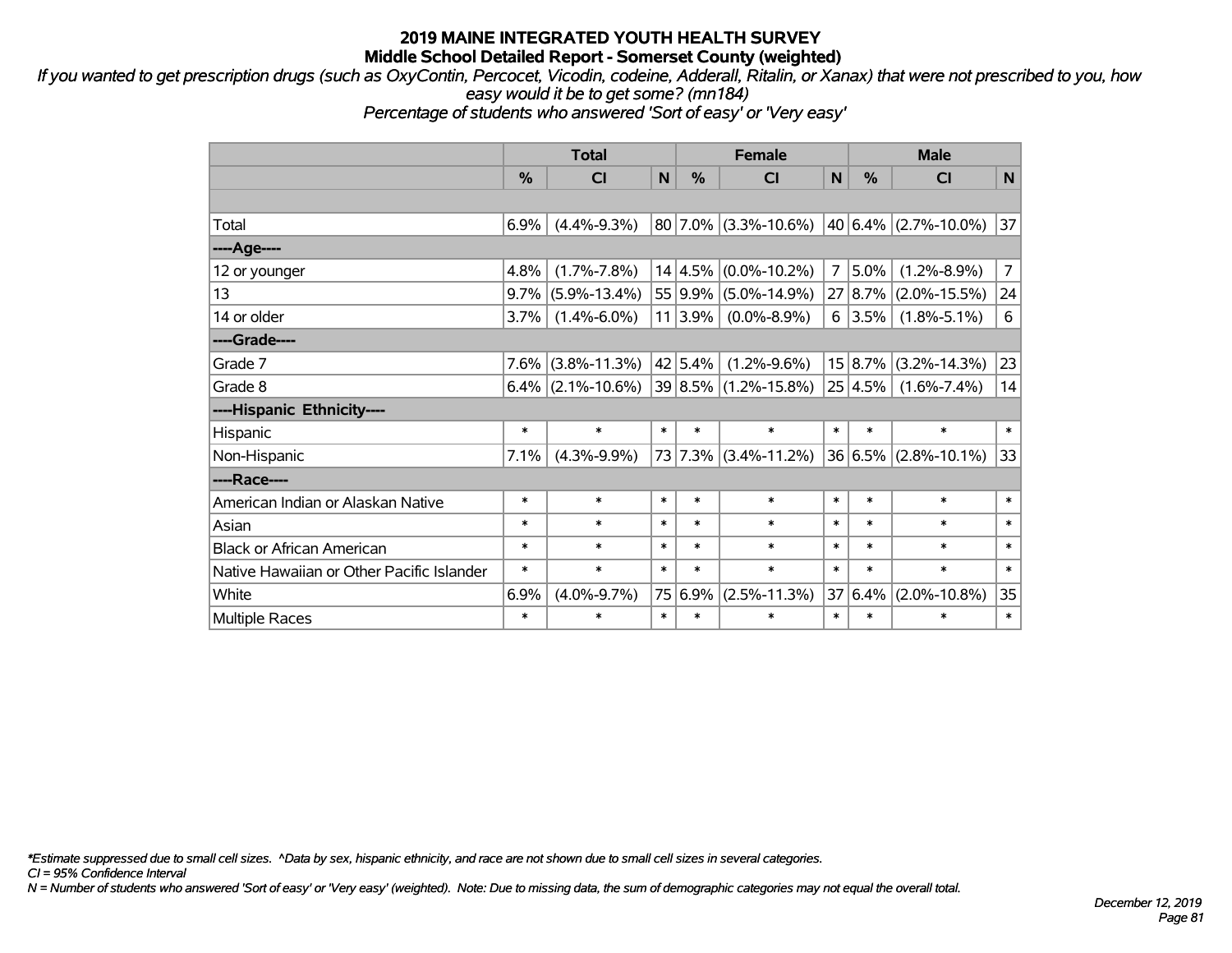# 2019 MAINE INTEGRATED YOUTH HEALTH SURVEY
## Middle School Detailed Report - Somerset County (weighted)

*If you wanted to get prescription drugs (such as OxyContin, Percocet, Vicodin, codeine, Adderall, Ritalin, or Xanax) that were not prescribed to you, how easy would it be to get some? (mn184)*
*Percentage of students who answered 'Sort of easy' or 'Very easy'*

| | Total | | | Female | | | Male | | |
|---|---|---|---|---|---|---|---|---|---|
| | % | CI | N | % | CI | N | % | CI | N |
| | | | | | | | | | |
| Total | 6.9% | (4.4%-9.3%) | 80 | 7.0% | (3.3%-10.6%) | 40 | 6.4% | (2.7%-10.0%) | 37 |
| ----Age---- | | | | | | | | | |
| 12 or younger | 4.8% | (1.7%-7.8%) | 14 | 4.5% | (0.0%-10.2%) | 7 | 5.0% | (1.2%-8.9%) | 7 |
| 13 | 9.7% | (5.9%-13.4%) | 55 | 9.9% | (5.0%-14.9%) | 27 | 8.7% | (2.0%-15.5%) | 24 |
| 14 or older | 3.7% | (1.4%-6.0%) | 11 | 3.9% | (0.0%-8.9%) | 6 | 3.5% | (1.8%-5.1%) | 6 |
| ----Grade---- | | | | | | | | | |
| Grade 7 | 7.6% | (3.8%-11.3%) | 42 | 5.4% | (1.2%-9.6%) | 15 | 8.7% | (3.2%-14.3%) | 23 |
| Grade 8 | 6.4% | (2.1%-10.6%) | 39 | 8.5% | (1.2%-15.8%) | 25 | 4.5% | (1.6%-7.4%) | 14 |
| ----Hispanic Ethnicity---- | | | | | | | | | |
| Hispanic | * | * | * | * | * | * | * | * | * |
| Non-Hispanic | 7.1% | (4.3%-9.9%) | 73 | 7.3% | (3.4%-11.2%) | 36 | 6.5% | (2.8%-10.1%) | 33 |
| ----Race---- | | | | | | | | | |
| American Indian or Alaskan Native | * | * | * | * | * | * | * | * | * |
| Asian | * | * | * | * | * | * | * | * | * |
| Black or African American | * | * | * | * | * | * | * | * | * |
| Native Hawaiian or Other Pacific Islander | * | * | * | * | * | * | * | * | * |
| White | 6.9% | (4.0%-9.7%) | 75 | 6.9% | (2.5%-11.3%) | 37 | 6.4% | (2.0%-10.8%) | 35 |
| Multiple Races | * | * | * | * | * | * | * | * | * |

*\*Estimate suppressed due to small cell sizes. ^Data by sex, hispanic ethnicity, and race are not shown due to small cell sizes in several categories.*
*CI = 95% Confidence Interval*
*N = Number of students who answered 'Sort of easy' or 'Very easy' (weighted). Note: Due to missing data, the sum of demographic categories may not equal the overall total.*

*December 12, 2019*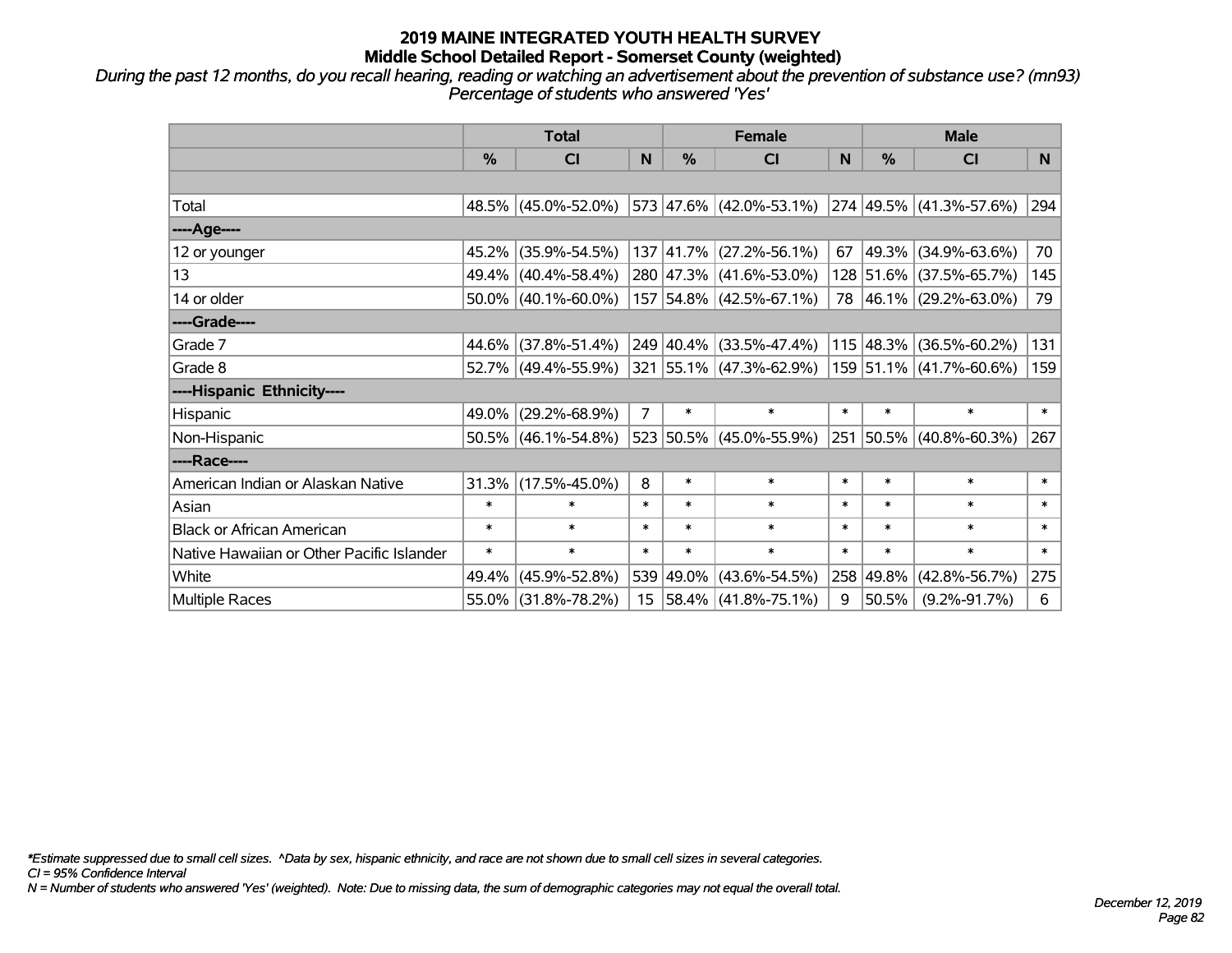## 2019 MAINE INTEGRATED YOUTH HEALTH SURVEY
## Middle School Detailed Report - Somerset County (weighted)

*During the past 12 months, do you recall hearing, reading or watching an advertisement about the prevention of substance use? (mn93)*
*Percentage of students who answered 'Yes'*

| | Total | | | Female | | | Male | | |
|---|---|---|---|---|---|---|---|---|---|
| | % | CI | N | % | CI | N | % | CI | N |
| | | | | | | | | | |
| Total | 48.5% | (45.0%-52.0%) | 573 | 47.6% | (42.0%-53.1%) | 274 | 49.5% | (41.3%-57.6%) | 294 |
| ----Age---- | | | | | | | | | |
| 12 or younger | 45.2% | (35.9%-54.5%) | 137 | 41.7% | (27.2%-56.1%) | 67 | 49.3% | (34.9%-63.6%) | 70 |
| 13 | 49.4% | (40.4%-58.4%) | 280 | 47.3% | (41.6%-53.0%) | 128 | 51.6% | (37.5%-65.7%) | 145 |
| 14 or older | 50.0% | (40.1%-60.0%) | 157 | 54.8% | (42.5%-67.1%) | 78 | 46.1% | (29.2%-63.0%) | 79 |
| ----Grade---- | | | | | | | | | |
| Grade 7 | 44.6% | (37.8%-51.4%) | 249 | 40.4% | (33.5%-47.4%) | 115 | 48.3% | (36.5%-60.2%) | 131 |
| Grade 8 | 52.7% | (49.4%-55.9%) | 321 | 55.1% | (47.3%-62.9%) | 159 | 51.1% | (41.7%-60.6%) | 159 |
| ----Hispanic Ethnicity---- | | | | | | | | | |
| Hispanic | 49.0% | (29.2%-68.9%) | 7 | * | * | * | * | * | * |
| Non-Hispanic | 50.5% | (46.1%-54.8%) | 523 | 50.5% | (45.0%-55.9%) | 251 | 50.5% | (40.8%-60.3%) | 267 |
| ----Race---- | | | | | | | | | |
| American Indian or Alaskan Native | 31.3% | (17.5%-45.0%) | 8 | * | * | * | * | * | * |
| Asian | * | * | * | * | * | * | * | * | * |
| Black or African American | * | * | * | * | * | * | * | * | * |
| Native Hawaiian or Other Pacific Islander | * | * | * | * | * | * | * | * | * |
| White | 49.4% | (45.9%-52.8%) | 539 | 49.0% | (43.6%-54.5%) | 258 | 49.8% | (42.8%-56.7%) | 275 |
| Multiple Races | 55.0% | (31.8%-78.2%) | 15 | 58.4% | (41.8%-75.1%) | 9 | 50.5% | (9.2%-91.7%) | 6 |

*\*Estimate suppressed due to small cell sizes. ^Data by sex, hispanic ethnicity, and race are not shown due to small cell sizes in several categories.*
*CI = 95% Confidence Interval*
*N = Number of students who answered 'Yes' (weighted). Note: Due to missing data, the sum of demographic categories may not equal the overall total.*

*December 12, 2019*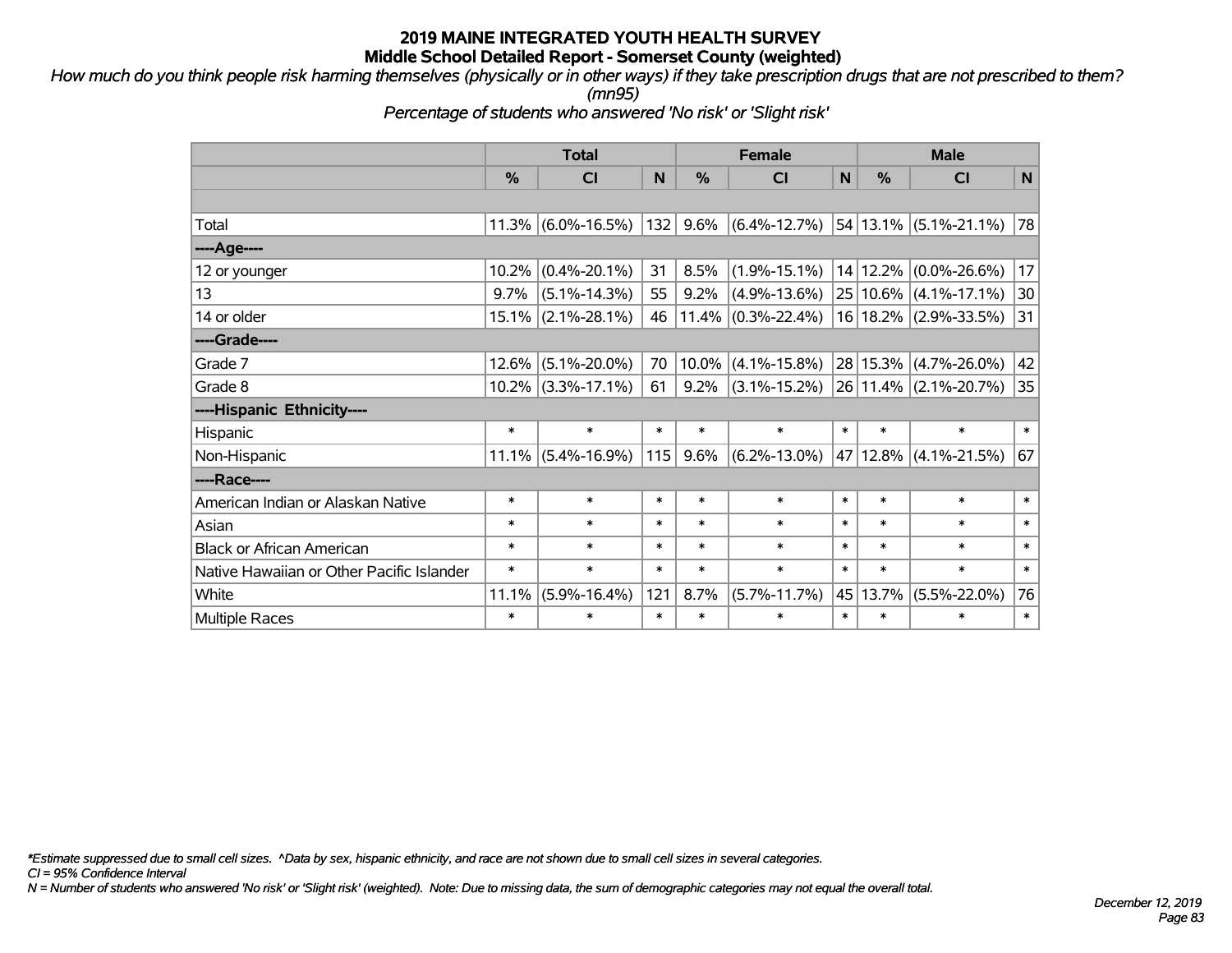# 2019 MAINE INTEGRATED YOUTH HEALTH SURVEY
## Middle School Detailed Report - Somerset County (weighted)

*How much do you think people risk harming themselves (physically or in other ways) if they take prescription drugs that are not prescribed to them? (mn95)*

*Percentage of students who answered 'No risk' or 'Slight risk'*

| | Total | | | Female | | | Male | | |
|---|---|---|---|---|---|---|---|---|---|
| | % | CI | N | % | CI | N | % | CI | N |
| Total | 11.3% | (6.0%-16.5%) | 132 | 9.6% | (6.4%-12.7%) | 54 | 13.1% | (5.1%-21.1%) | 78 |
| ----Age---- | | | | | | | | | |
| 12 or younger | 10.2% | (0.4%-20.1%) | 31 | 8.5% | (1.9%-15.1%) | 14 | 12.2% | (0.0%-26.6%) | 17 |
| 13 | 9.7% | (5.1%-14.3%) | 55 | 9.2% | (4.9%-13.6%) | 25 | 10.6% | (4.1%-17.1%) | 30 |
| 14 or older | 15.1% | (2.1%-28.1%) | 46 | 11.4% | (0.3%-22.4%) | 16 | 18.2% | (2.9%-33.5%) | 31 |
| ----Grade---- | | | | | | | | | |
| Grade 7 | 12.6% | (5.1%-20.0%) | 70 | 10.0% | (4.1%-15.8%) | 28 | 15.3% | (4.7%-26.0%) | 42 |
| Grade 8 | 10.2% | (3.3%-17.1%) | 61 | 9.2% | (3.1%-15.2%) | 26 | 11.4% | (2.1%-20.7%) | 35 |
| ----Hispanic Ethnicity---- | | | | | | | | | |
| Hispanic | * | * | * | * | * | * | * | * | * |
| Non-Hispanic | 11.1% | (5.4%-16.9%) | 115 | 9.6% | (6.2%-13.0%) | 47 | 12.8% | (4.1%-21.5%) | 67 |
| ----Race---- | | | | | | | | | |
| American Indian or Alaskan Native | * | * | * | * | * | * | * | * | * |
| Asian | * | * | * | * | * | * | * | * | * |
| Black or African American | * | * | * | * | * | * | * | * | * |
| Native Hawaiian or Other Pacific Islander | * | * | * | * | * | * | * | * | * |
| White | 11.1% | (5.9%-16.4%) | 121 | 8.7% | (5.7%-11.7%) | 45 | 13.7% | (5.5%-22.0%) | 76 |
| Multiple Races | * | * | * | * | * | * | * | * | * |

*\*Estimate suppressed due to small cell sizes. ^Data by sex, hispanic ethnicity, and race are not shown due to small cell sizes in several categories.*

*CI = 95% Confidence Interval*

*N = Number of students who answered 'No risk' or 'Slight risk' (weighted). Note: Due to missing data, the sum of demographic categories may not equal the overall total.*

*December 12, 2019*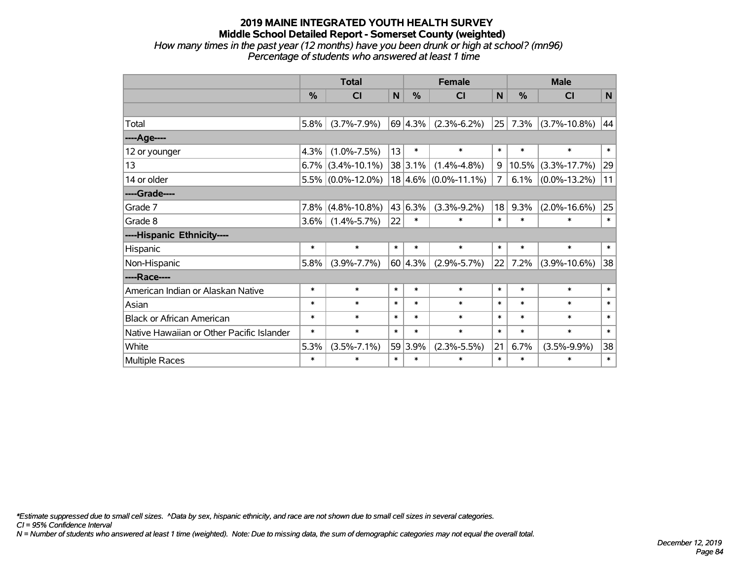# 2019 MAINE INTEGRATED YOUTH HEALTH SURVEY

## Middle School Detailed Report - Somerset County (weighted)

*How many times in the past year (12 months) have you been drunk or high at school? (mn96)*

*Percentage of students who answered at least 1 time*

| | Total | | | Female | | | Male | | |
|---|---|---|---|---|---|---|---|---|---|
| | % | CI | N | % | CI | N | % | CI | N |
| | | | | | | | | | |
| Total | 5.8% | (3.7%-7.9%) | 69 | 4.3% | (2.3%-6.2%) | 25 | 7.3% | (3.7%-10.8%) | 44 |
| ----Age---- | | | | | | | | | |
| 12 or younger | 4.3% | (1.0%-7.5%) | 13 | * | * | * | * | * | * |
| 13 | 6.7% | (3.4%-10.1%) | 38 | 3.1% | (1.4%-4.8%) | 9 | 10.5% | (3.3%-17.7%) | 29 |
| 14 or older | 5.5% | (0.0%-12.0%) | 18 | 4.6% | (0.0%-11.1%) | 7 | 6.1% | (0.0%-13.2%) | 11 |
| ----Grade---- | | | | | | | | | |
| Grade 7 | 7.8% | (4.8%-10.8%) | 43 | 6.3% | (3.3%-9.2%) | 18 | 9.3% | (2.0%-16.6%) | 25 |
| Grade 8 | 3.6% | (1.4%-5.7%) | 22 | * | * | * | * | * | * |
| ----Hispanic Ethnicity---- | | | | | | | | | |
| Hispanic | * | * | * | * | * | * | * | * | * |
| Non-Hispanic | 5.8% | (3.9%-7.7%) | 60 | 4.3% | (2.9%-5.7%) | 22 | 7.2% | (3.9%-10.6%) | 38 |
| ----Race---- | | | | | | | | | |
| American Indian or Alaskan Native | * | * | * | * | * | * | * | * | * |
| Asian | * | * | * | * | * | * | * | * | * |
| Black or African American | * | * | * | * | * | * | * | * | * |
| Native Hawaiian or Other Pacific Islander | * | * | * | * | * | * | * | * | * |
| White | 5.3% | (3.5%-7.1%) | 59 | 3.9% | (2.3%-5.5%) | 21 | 6.7% | (3.5%-9.9%) | 38 |
| Multiple Races | * | * | * | * | * | * | * | * | * |

*\*Estimate suppressed due to small cell sizes. ^Data by sex, hispanic ethnicity, and race are not shown due to small cell sizes in several categories.*

*CI = 95% Confidence Interval*

*N = Number of students who answered at least 1 time (weighted). Note: Due to missing data, the sum of demographic categories may not equal the overall total.*

*December 12, 2019*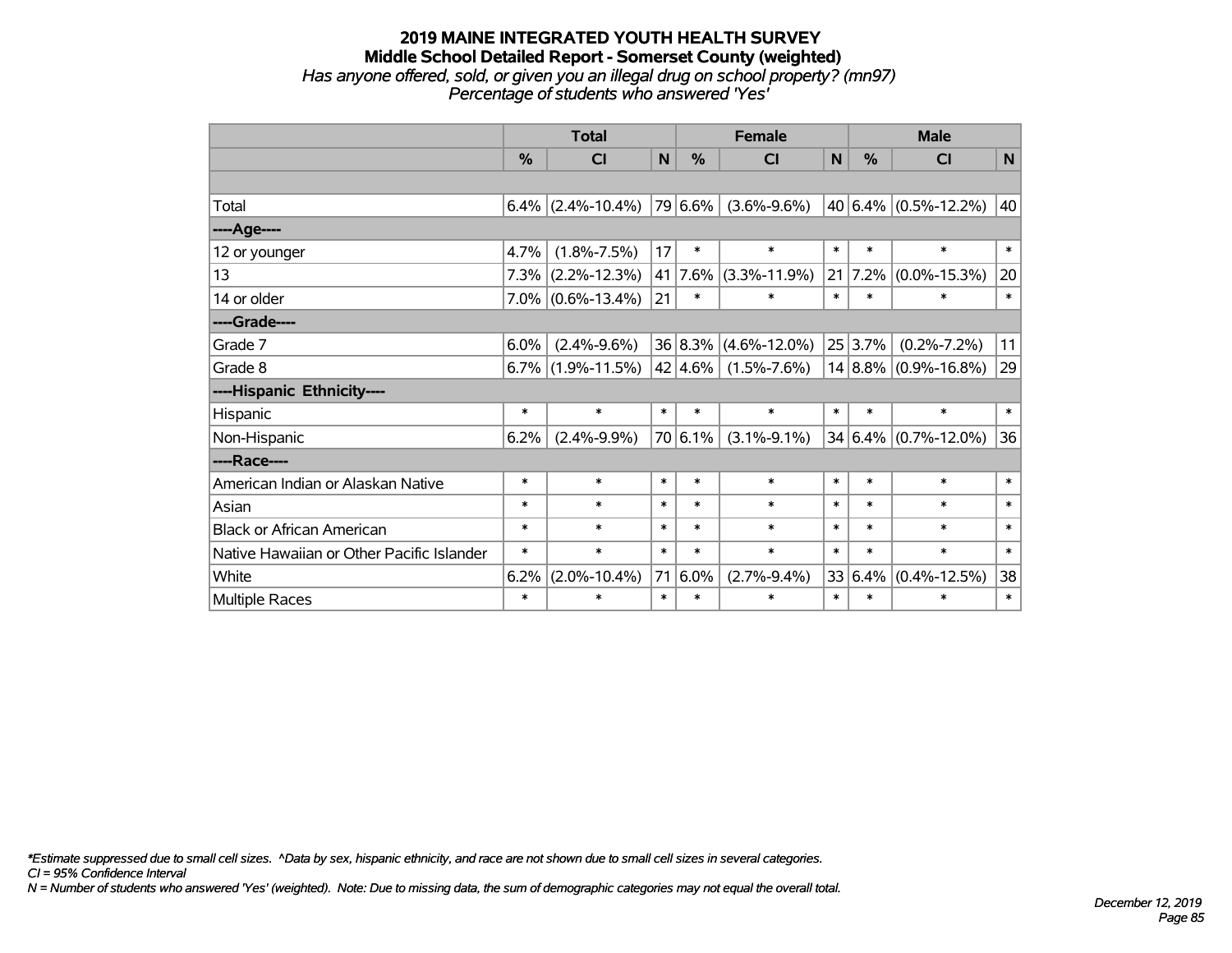# 2019 MAINE INTEGRATED YOUTH HEALTH SURVEY
## Middle School Detailed Report - Somerset County (weighted)
*Has anyone offered, sold, or given you an illegal drug on school property? (mn97)*
*Percentage of students who answered 'Yes'*

| | Total | | | Female | | | Male | | |
|---|---|---|---|---|---|---|---|---|---|
| | % | CI | N | % | CI | N | % | CI | N |
| | | | | | | | | | |
| Total | 6.4% | (2.4%-10.4%) | 79 | 6.6% | (3.6%-9.6%) | 40 | 6.4% | (0.5%-12.2%) | 40 |
| ----Age---- | | | | | | | | | |
| 12 or younger | 4.7% | (1.8%-7.5%) | 17 | * | * | * | * | * | * |
| 13 | 7.3% | (2.2%-12.3%) | 41 | 7.6% | (3.3%-11.9%) | 21 | 7.2% | (0.0%-15.3%) | 20 |
| 14 or older | 7.0% | (0.6%-13.4%) | 21 | * | * | * | * | * | * |
| ----Grade---- | | | | | | | | | |
| Grade 7 | 6.0% | (2.4%-9.6%) | 36 | 8.3% | (4.6%-12.0%) | 25 | 3.7% | (0.2%-7.2%) | 11 |
| Grade 8 | 6.7% | (1.9%-11.5%) | 42 | 4.6% | (1.5%-7.6%) | 14 | 8.8% | (0.9%-16.8%) | 29 |
| ----Hispanic Ethnicity---- | | | | | | | | | |
| Hispanic | * | * | * | * | * | * | * | * | * |
| Non-Hispanic | 6.2% | (2.4%-9.9%) | 70 | 6.1% | (3.1%-9.1%) | 34 | 6.4% | (0.7%-12.0%) | 36 |
| ----Race---- | | | | | | | | | |
| American Indian or Alaskan Native | * | * | * | * | * | * | * | * | * |
| Asian | * | * | * | * | * | * | * | * | * |
| Black or African American | * | * | * | * | * | * | * | * | * |
| Native Hawaiian or Other Pacific Islander | * | * | * | * | * | * | * | * | * |
| White | 6.2% | (2.0%-10.4%) | 71 | 6.0% | (2.7%-9.4%) | 33 | 6.4% | (0.4%-12.5%) | 38 |
| Multiple Races | * | * | * | * | * | * | * | * | * |

*\*Estimate suppressed due to small cell sizes. ^Data by sex, hispanic ethnicity, and race are not shown due to small cell sizes in several categories.*
*CI = 95% Confidence Interval*
*N = Number of students who answered 'Yes' (weighted). Note: Due to missing data, the sum of demographic categories may not equal the overall total.*

*December 12, 2019*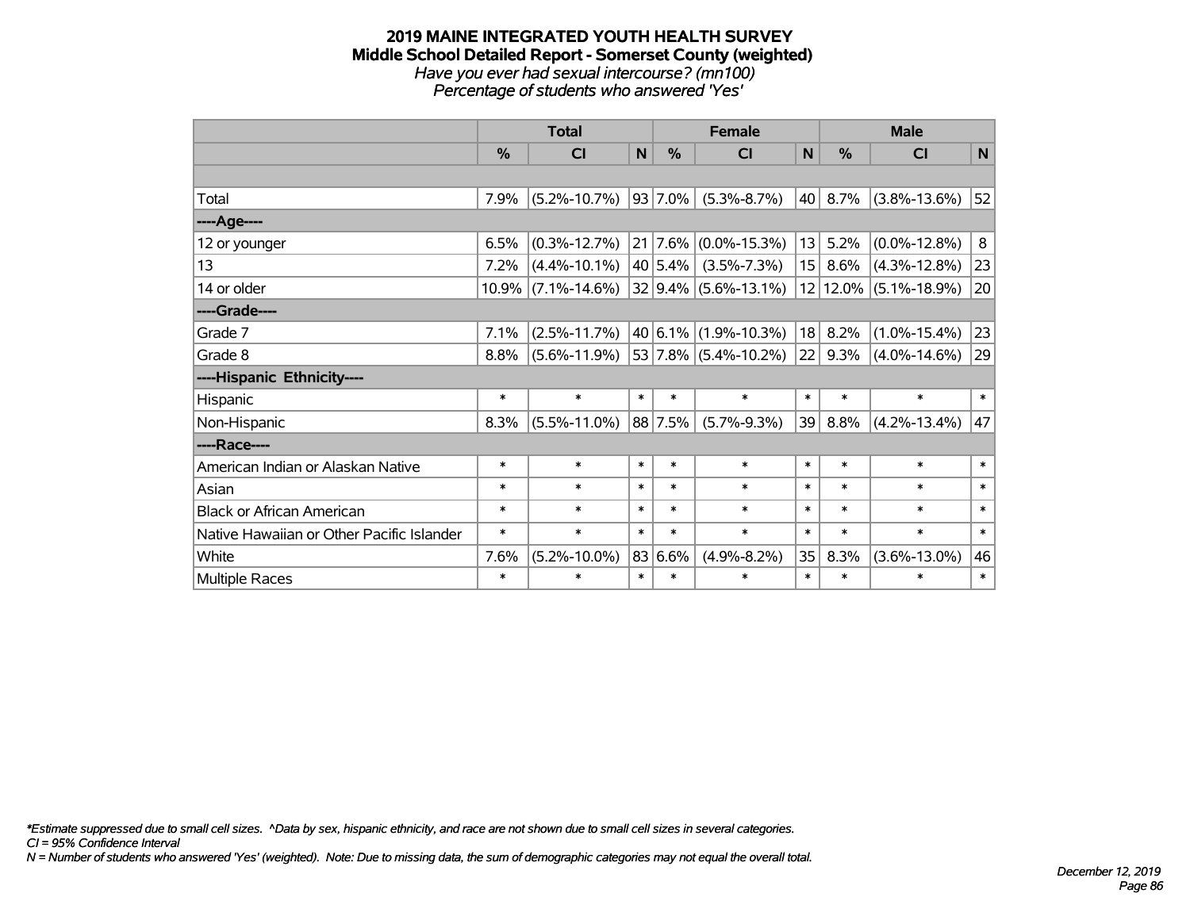# 2019 MAINE INTEGRATED YOUTH HEALTH SURVEY
## Middle School Detailed Report - Somerset County (weighted)
*Have you ever had sexual intercourse? (mn100)*
*Percentage of students who answered 'Yes'*

| | Total | | | Female | | | Male | | |
|---|---|---|---|---|---|---|---|---|---|
| | % | CI | N | % | CI | N | % | CI | N |
| | | | | | | | | | |
| Total | 7.9% | (5.2%-10.7%) | 93 | 7.0% | (5.3%-8.7%) | 40 | 8.7% | (3.8%-13.6%) | 52 |
| ----Age---- | | | | | | | | | |
| 12 or younger | 6.5% | (0.3%-12.7%) | 21 | 7.6% | (0.0%-15.3%) | 13 | 5.2% | (0.0%-12.8%) | 8 |
| 13 | 7.2% | (4.4%-10.1%) | 40 | 5.4% | (3.5%-7.3%) | 15 | 8.6% | (4.3%-12.8%) | 23 |
| 14 or older | 10.9% | (7.1%-14.6%) | 32 | 9.4% | (5.6%-13.1%) | 12 | 12.0% | (5.1%-18.9%) | 20 |
| ----Grade---- | | | | | | | | | |
| Grade 7 | 7.1% | (2.5%-11.7%) | 40 | 6.1% | (1.9%-10.3%) | 18 | 8.2% | (1.0%-15.4%) | 23 |
| Grade 8 | 8.8% | (5.6%-11.9%) | 53 | 7.8% | (5.4%-10.2%) | 22 | 9.3% | (4.0%-14.6%) | 29 |
| ----Hispanic Ethnicity---- | | | | | | | | | |
| Hispanic | * | * | * | * | * | * | * | * | * |
| Non-Hispanic | 8.3% | (5.5%-11.0%) | 88 | 7.5% | (5.7%-9.3%) | 39 | 8.8% | (4.2%-13.4%) | 47 |
| ----Race---- | | | | | | | | | |
| American Indian or Alaskan Native | * | * | * | * | * | * | * | * | * |
| Asian | * | * | * | * | * | * | * | * | * |
| Black or African American | * | * | * | * | * | * | * | * | * |
| Native Hawaiian or Other Pacific Islander | * | * | * | * | * | * | * | * | * |
| White | 7.6% | (5.2%-10.0%) | 83 | 6.6% | (4.9%-8.2%) | 35 | 8.3% | (3.6%-13.0%) | 46 |
| Multiple Races | * | * | * | * | * | * | * | * | * |

*\*Estimate suppressed due to small cell sizes. ^Data by sex, hispanic ethnicity, and race are not shown due to small cell sizes in several categories.*
*CI = 95% Confidence Interval*
*N = Number of students who answered 'Yes' (weighted). Note: Due to missing data, the sum of demographic categories may not equal the overall total.*

*December 12, 2019*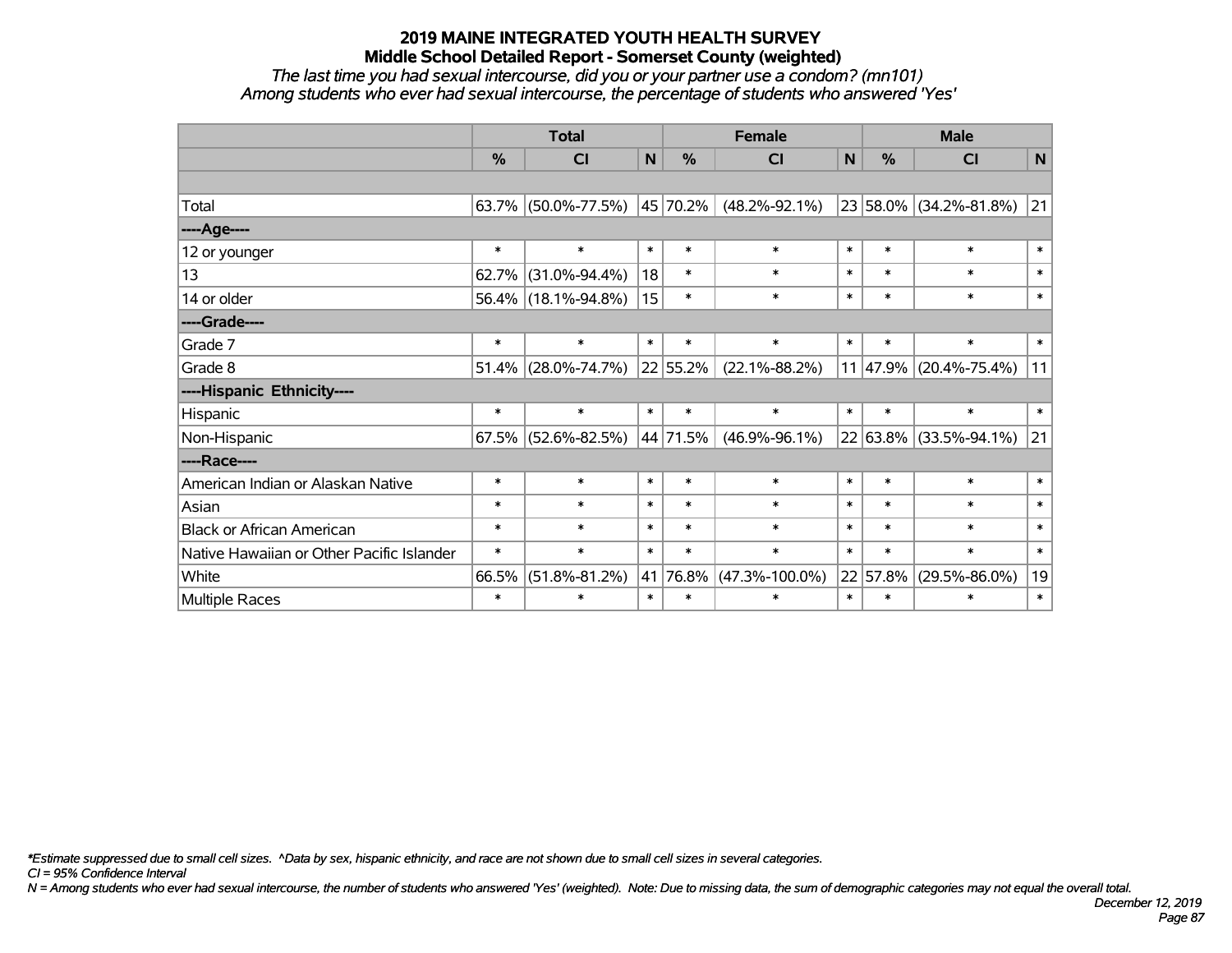# 2019 MAINE INTEGRATED YOUTH HEALTH SURVEY
## Middle School Detailed Report - Somerset County (weighted)

*The last time you had sexual intercourse, did you or your partner use a condom? (mn101)*
*Among students who ever had sexual intercourse, the percentage of students who answered 'Yes'*

| | Total | | | Female | | | Male | | |
|---|---|---|---|---|---|---|---|---|---|
| | % | CI | N | % | CI | N | % | CI | N |
| | | | | | | | | | |
| Total | 63.7% | (50.0%-77.5%) | 45 | 70.2% | (48.2%-92.1%) | 23 | 58.0% | (34.2%-81.8%) | 21 |
| ----Age---- | | | | | | | | | |
| 12 or younger | * | * | * | * | * | * | * | * | * |
| 13 | 62.7% | (31.0%-94.4%) | 18 | * | * | * | * | * | * |
| 14 or older | 56.4% | (18.1%-94.8%) | 15 | * | * | * | * | * | * |
| ----Grade---- | | | | | | | | | |
| Grade 7 | * | * | * | * | * | * | * | * | * |
| Grade 8 | 51.4% | (28.0%-74.7%) | 22 | 55.2% | (22.1%-88.2%) | 11 | 47.9% | (20.4%-75.4%) | 11 |
| ----Hispanic Ethnicity---- | | | | | | | | | |
| Hispanic | * | * | * | * | * | * | * | * | * |
| Non-Hispanic | 67.5% | (52.6%-82.5%) | 44 | 71.5% | (46.9%-96.1%) | 22 | 63.8% | (33.5%-94.1%) | 21 |
| ----Race---- | | | | | | | | | |
| American Indian or Alaskan Native | * | * | * | * | * | * | * | * | * |
| Asian | * | * | * | * | * | * | * | * | * |
| Black or African American | * | * | * | * | * | * | * | * | * |
| Native Hawaiian or Other Pacific Islander | * | * | * | * | * | * | * | * | * |
| White | 66.5% | (51.8%-81.2%) | 41 | 76.8% | (47.3%-100.0%) | 22 | 57.8% | (29.5%-86.0%) | 19 |
| Multiple Races | * | * | * | * | * | * | * | * | * |

*\*Estimate suppressed due to small cell sizes. ^Data by sex, hispanic ethnicity, and race are not shown due to small cell sizes in several categories.*
*CI = 95% Confidence Interval*
*N = Among students who ever had sexual intercourse, the number of students who answered 'Yes' (weighted). Note: Due to missing data, the sum of demographic categories may not equal the overall total.*

*December 12, 2019*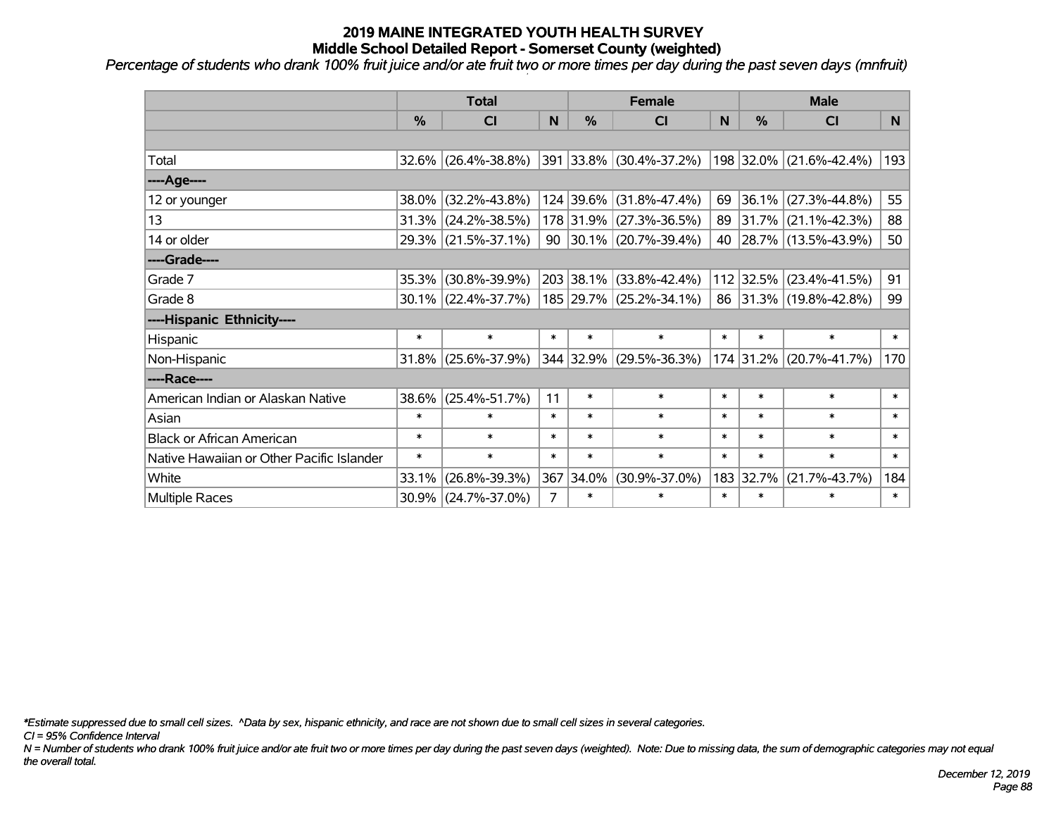# 2019 MAINE INTEGRATED YOUTH HEALTH SURVEY
## Middle School Detailed Report - Somerset County (weighted)

*Percentage of students who drank 100% fruit juice and/or ate fruit two or more times per day during the past seven days (mnfruit)*

| | Total | | | Female | | | Male | | |
|---|---|---|---|---|---|---|---|---|---|
| | % | CI | N | % | CI | N | % | CI | N |
| Total | 32.6% | (26.4%-38.8%) | 391 | 33.8% | (30.4%-37.2%) | 198 | 32.0% | (21.6%-42.4%) | 193 |
| ----Age---- | | | | | | | | | |
| 12 or younger | 38.0% | (32.2%-43.8%) | 124 | 39.6% | (31.8%-47.4%) | 69 | 36.1% | (27.3%-44.8%) | 55 |
| 13 | 31.3% | (24.2%-38.5%) | 178 | 31.9% | (27.3%-36.5%) | 89 | 31.7% | (21.1%-42.3%) | 88 |
| 14 or older | 29.3% | (21.5%-37.1%) | 90 | 30.1% | (20.7%-39.4%) | 40 | 28.7% | (13.5%-43.9%) | 50 |
| ----Grade---- | | | | | | | | | |
| Grade 7 | 35.3% | (30.8%-39.9%) | 203 | 38.1% | (33.8%-42.4%) | 112 | 32.5% | (23.4%-41.5%) | 91 |
| Grade 8 | 30.1% | (22.4%-37.7%) | 185 | 29.7% | (25.2%-34.1%) | 86 | 31.3% | (19.8%-42.8%) | 99 |
| ----Hispanic Ethnicity---- | | | | | | | | | |
| Hispanic | * | * | * | * | * | * | * | * | * |
| Non-Hispanic | 31.8% | (25.6%-37.9%) | 344 | 32.9% | (29.5%-36.3%) | 174 | 31.2% | (20.7%-41.7%) | 170 |
| ----Race---- | | | | | | | | | |
| American Indian or Alaskan Native | 38.6% | (25.4%-51.7%) | 11 | * | * | * | * | * | * |
| Asian | * | * | * | * | * | * | * | * | * |
| Black or African American | * | * | * | * | * | * | * | * | * |
| Native Hawaiian or Other Pacific Islander | * | * | * | * | * | * | * | * | * |
| White | 33.1% | (26.8%-39.3%) | 367 | 34.0% | (30.9%-37.0%) | 183 | 32.7% | (21.7%-43.7%) | 184 |
| Multiple Races | 30.9% | (24.7%-37.0%) | 7 | * | * | * | * | * | * |

*\*Estimate suppressed due to small cell sizes. ^Data by sex, hispanic ethnicity, and race are not shown due to small cell sizes in several categories.*

*CI = 95% Confidence Interval*

*N = Number of students who drank 100% fruit juice and/or ate fruit two or more times per day during the past seven days (weighted). Note: Due to missing data, the sum of demographic categories may not equal the overall total.*

*December 12, 2019*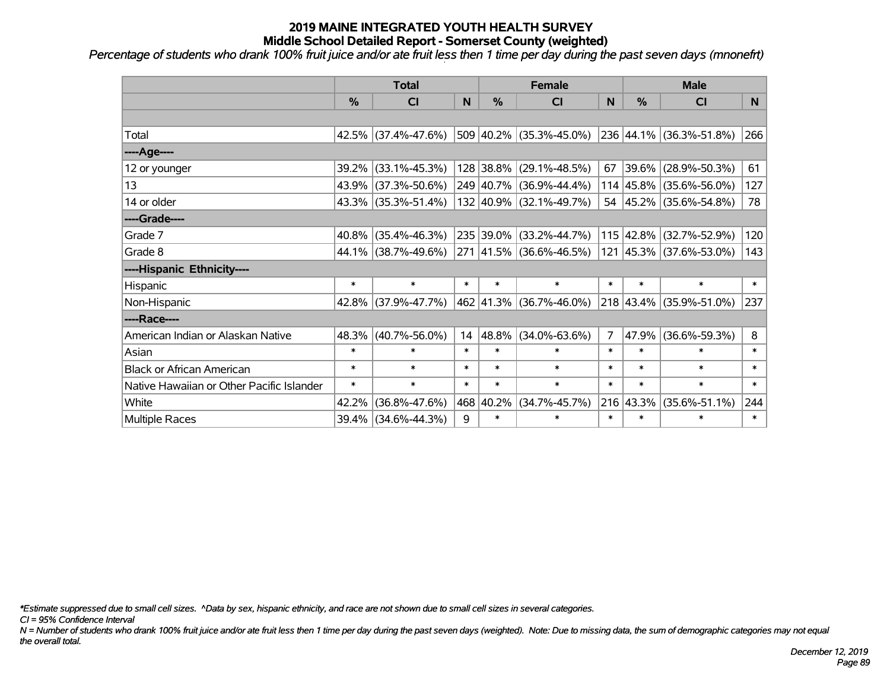# 2019 MAINE INTEGRATED YOUTH HEALTH SURVEY
## Middle School Detailed Report - Somerset County (weighted)

*Percentage of students who drank 100% fruit juice and/or ate fruit less then 1 time per day during the past seven days (mnonefrt)*

| | Total | | | Female | | | Male | | |
|---|---|---|---|---|---|---|---|---|---|
| | % | CI | N | % | CI | N | % | CI | N |
| | | | | | | | | | |
| Total | 42.5% | (37.4%-47.6%) | 509 | 40.2% | (35.3%-45.0%) | 236 | 44.1% | (36.3%-51.8%) | 266 |
| ----Age---- | | | | | | | | | |
| 12 or younger | 39.2% | (33.1%-45.3%) | 128 | 38.8% | (29.1%-48.5%) | 67 | 39.6% | (28.9%-50.3%) | 61 |
| 13 | 43.9% | (37.3%-50.6%) | 249 | 40.7% | (36.9%-44.4%) | 114 | 45.8% | (35.6%-56.0%) | 127 |
| 14 or older | 43.3% | (35.3%-51.4%) | 132 | 40.9% | (32.1%-49.7%) | 54 | 45.2% | (35.6%-54.8%) | 78 |
| ----Grade---- | | | | | | | | | |
| Grade 7 | 40.8% | (35.4%-46.3%) | 235 | 39.0% | (33.2%-44.7%) | 115 | 42.8% | (32.7%-52.9%) | 120 |
| Grade 8 | 44.1% | (38.7%-49.6%) | 271 | 41.5% | (36.6%-46.5%) | 121 | 45.3% | (37.6%-53.0%) | 143 |
| ----Hispanic Ethnicity---- | | | | | | | | | |
| Hispanic | * | * | * | * | * | * | * | * | * |
| Non-Hispanic | 42.8% | (37.9%-47.7%) | 462 | 41.3% | (36.7%-46.0%) | 218 | 43.4% | (35.9%-51.0%) | 237 |
| ----Race---- | | | | | | | | | |
| American Indian or Alaskan Native | 48.3% | (40.7%-56.0%) | 14 | 48.8% | (34.0%-63.6%) | 7 | 47.9% | (36.6%-59.3%) | 8 |
| Asian | * | * | * | * | * | * | * | * | * |
| Black or African American | * | * | * | * | * | * | * | * | * |
| Native Hawaiian or Other Pacific Islander | * | * | * | * | * | * | * | * | * |
| White | 42.2% | (36.8%-47.6%) | 468 | 40.2% | (34.7%-45.7%) | 216 | 43.3% | (35.6%-51.1%) | 244 |
| Multiple Races | 39.4% | (34.6%-44.3%) | 9 | * | * | * | * | * | * |

*\*Estimate suppressed due to small cell sizes. ^Data by sex, hispanic ethnicity, and race are not shown due to small cell sizes in several categories.*

*CI = 95% Confidence Interval*

*N = Number of students who drank 100% fruit juice and/or ate fruit less then 1 time per day during the past seven days (weighted). Note: Due to missing data, the sum of demographic categories may not equal the overall total.*

*December 12, 2019*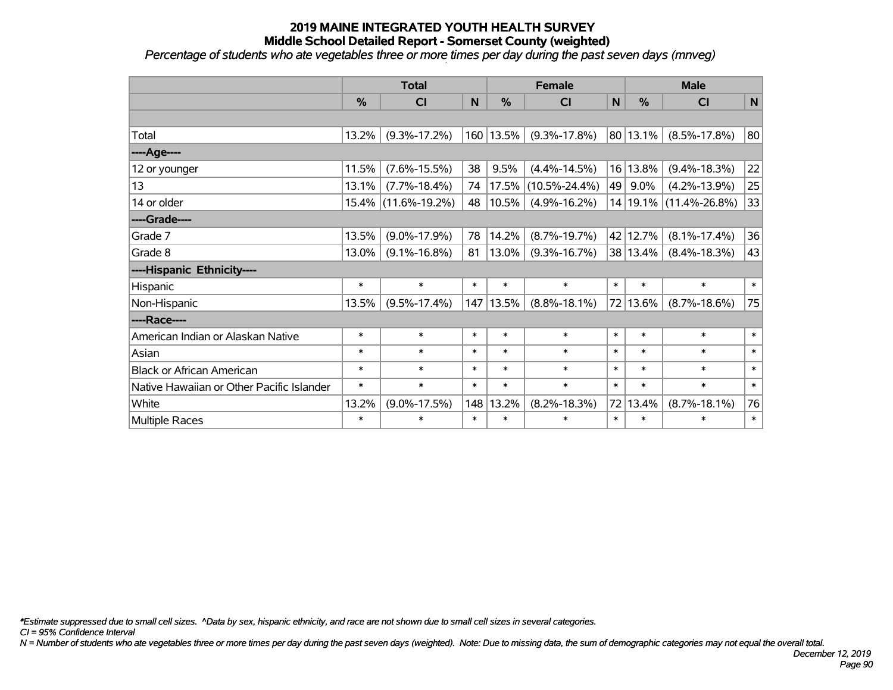# 2019 MAINE INTEGRATED YOUTH HEALTH SURVEY
## Middle School Detailed Report - Somerset County (weighted)
*Percentage of students who ate vegetables three or more times per day during the past seven days (mnveg)*

| | Total | | | Female | | | Male | | |
|---|---|---|---|---|---|---|---|---|---|
| | % | CI | N | % | CI | N | % | CI | N |
| | | | | | | | | | |
| Total | 13.2% | (9.3%-17.2%) | 160 | 13.5% | (9.3%-17.8%) | 80 | 13.1% | (8.5%-17.8%) | 80 |
| ----Age---- | | | | | | | | | |
| 12 or younger | 11.5% | (7.6%-15.5%) | 38 | 9.5% | (4.4%-14.5%) | 16 | 13.8% | (9.4%-18.3%) | 22 |
| 13 | 13.1% | (7.7%-18.4%) | 74 | 17.5% | (10.5%-24.4%) | 49 | 9.0% | (4.2%-13.9%) | 25 |
| 14 or older | 15.4% | (11.6%-19.2%) | 48 | 10.5% | (4.9%-16.2%) | 14 | 19.1% | (11.4%-26.8%) | 33 |
| ----Grade---- | | | | | | | | | |
| Grade 7 | 13.5% | (9.0%-17.9%) | 78 | 14.2% | (8.7%-19.7%) | 42 | 12.7% | (8.1%-17.4%) | 36 |
| Grade 8 | 13.0% | (9.1%-16.8%) | 81 | 13.0% | (9.3%-16.7%) | 38 | 13.4% | (8.4%-18.3%) | 43 |
| ----Hispanic Ethnicity---- | | | | | | | | | |
| Hispanic | * | * | * | * | * | * | * | * | * |
| Non-Hispanic | 13.5% | (9.5%-17.4%) | 147 | 13.5% | (8.8%-18.1%) | 72 | 13.6% | (8.7%-18.6%) | 75 |
| ----Race---- | | | | | | | | | |
| American Indian or Alaskan Native | * | * | * | * | * | * | * | * | * |
| Asian | * | * | * | * | * | * | * | * | * |
| Black or African American | * | * | * | * | * | * | * | * | * |
| Native Hawaiian or Other Pacific Islander | * | * | * | * | * | * | * | * | * |
| White | 13.2% | (9.0%-17.5%) | 148 | 13.2% | (8.2%-18.3%) | 72 | 13.4% | (8.7%-18.1%) | 76 |
| Multiple Races | * | * | * | * | * | * | * | * | * |

*\*Estimate suppressed due to small cell sizes. ^Data by sex, hispanic ethnicity, and race are not shown due to small cell sizes in several categories.*

*CI = 95% Confidence Interval*

*N = Number of students who ate vegetables three or more times per day during the past seven days (weighted). Note: Due to missing data, the sum of demographic categories may not equal the overall total.*

*December 12, 2019*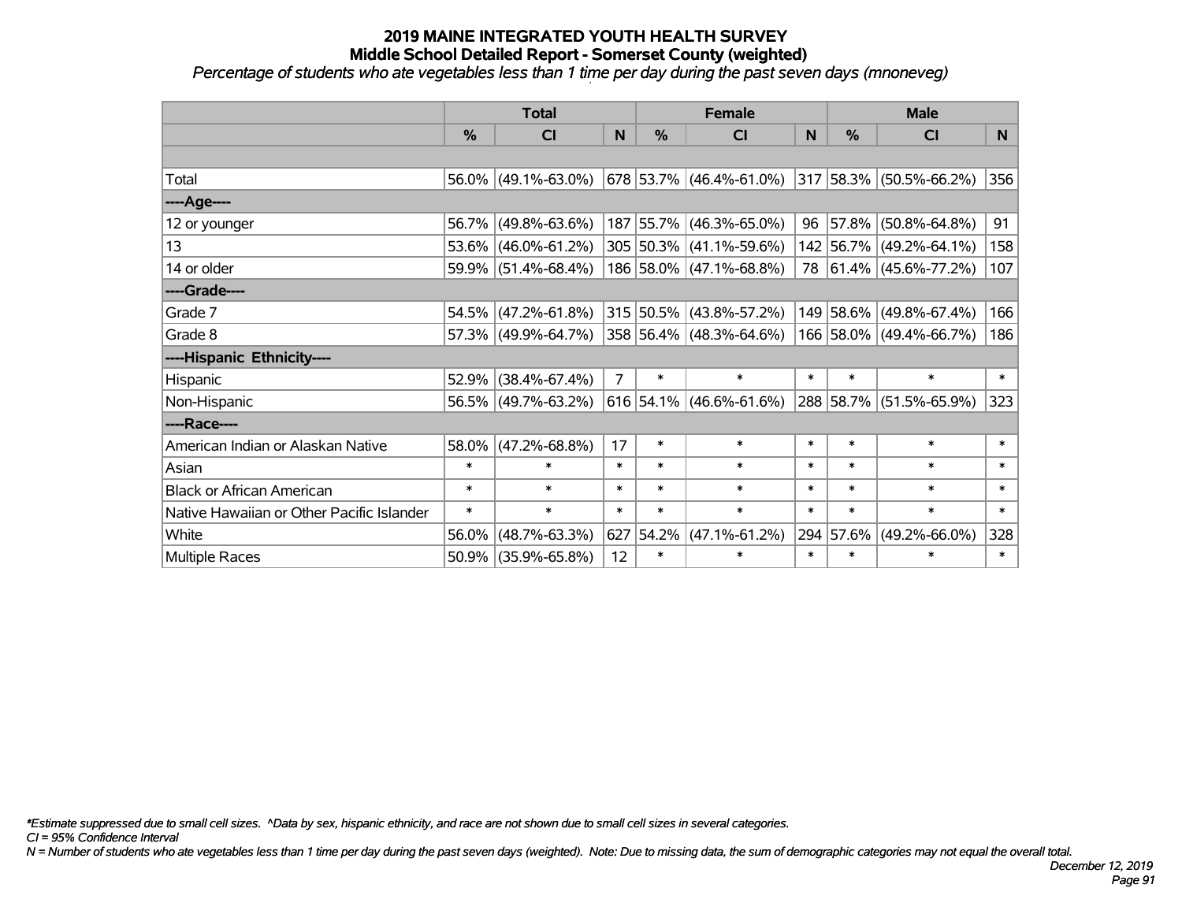# 2019 MAINE INTEGRATED YOUTH HEALTH SURVEY
## Middle School Detailed Report - Somerset County (weighted)
*Percentage of students who ate vegetables less than 1 time per day during the past seven days (mnoneveg)*

| | Total | | | Female | | | Male | | |
|---|---|---|---|---|---|---|---|---|---|
| | % | CI | N | % | CI | N | % | CI | N |
| | | | | | | | | | |
| Total | 56.0% | (49.1%-63.0%) | 678 | 53.7% | (46.4%-61.0%) | 317 | 58.3% | (50.5%-66.2%) | 356 |
| ----Age---- | | | | | | | | | |
| 12 or younger | 56.7% | (49.8%-63.6%) | 187 | 55.7% | (46.3%-65.0%) | 96 | 57.8% | (50.8%-64.8%) | 91 |
| 13 | 53.6% | (46.0%-61.2%) | 305 | 50.3% | (41.1%-59.6%) | 142 | 56.7% | (49.2%-64.1%) | 158 |
| 14 or older | 59.9% | (51.4%-68.4%) | 186 | 58.0% | (47.1%-68.8%) | 78 | 61.4% | (45.6%-77.2%) | 107 |
| ----Grade---- | | | | | | | | | |
| Grade 7 | 54.5% | (47.2%-61.8%) | 315 | 50.5% | (43.8%-57.2%) | 149 | 58.6% | (49.8%-67.4%) | 166 |
| Grade 8 | 57.3% | (49.9%-64.7%) | 358 | 56.4% | (48.3%-64.6%) | 166 | 58.0% | (49.4%-66.7%) | 186 |
| ----Hispanic Ethnicity---- | | | | | | | | | |
| Hispanic | 52.9% | (38.4%-67.4%) | 7 | * | * | * | * | * | * |
| Non-Hispanic | 56.5% | (49.7%-63.2%) | 616 | 54.1% | (46.6%-61.6%) | 288 | 58.7% | (51.5%-65.9%) | 323 |
| ----Race---- | | | | | | | | | |
| American Indian or Alaskan Native | 58.0% | (47.2%-68.8%) | 17 | * | * | * | * | * | * |
| Asian | * | * | * | * | * | * | * | * | * |
| Black or African American | * | * | * | * | * | * | * | * | * |
| Native Hawaiian or Other Pacific Islander | * | * | * | * | * | * | * | * | * |
| White | 56.0% | (48.7%-63.3%) | 627 | 54.2% | (47.1%-61.2%) | 294 | 57.6% | (49.2%-66.0%) | 328 |
| Multiple Races | 50.9% | (35.9%-65.8%) | 12 | * | * | * | * | * | * |

*\*Estimate suppressed due to small cell sizes. ^Data by sex, hispanic ethnicity, and race are not shown due to small cell sizes in several categories.*

*CI = 95% Confidence Interval*

*N = Number of students who ate vegetables less than 1 time per day during the past seven days (weighted). Note: Due to missing data, the sum of demographic categories may not equal the overall total.*

*December 12, 2019*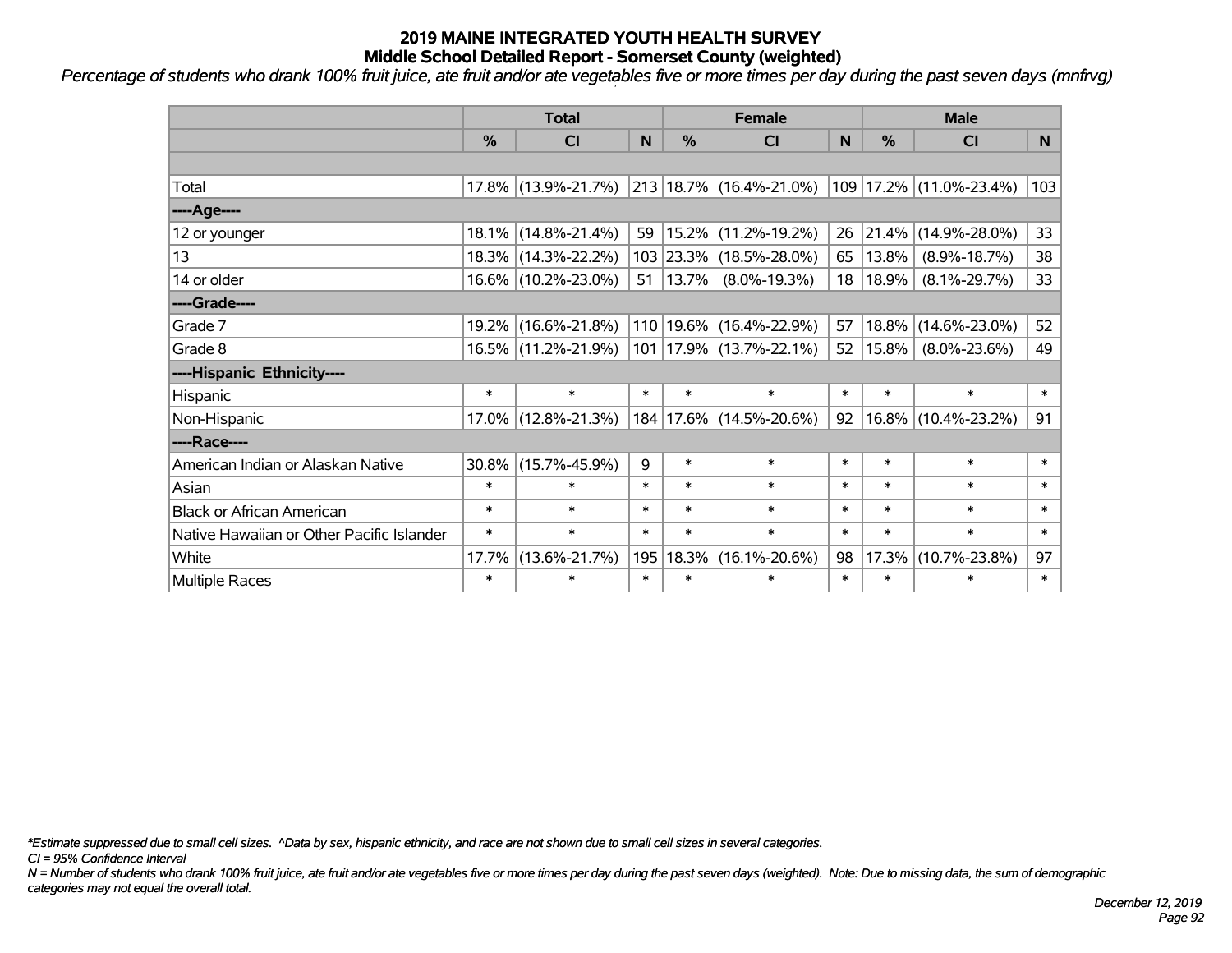# 2019 MAINE INTEGRATED YOUTH HEALTH SURVEY
## Middle School Detailed Report - Somerset County (weighted)

*Percentage of students who drank 100% fruit juice, ate fruit and/or ate vegetables five or more times per day during the past seven days (mnfrvg)*

| | Total | | | Female | | | Male | | |
|---|---|---|---|---|---|---|---|---|---|
| | % | CI | N | % | CI | N | % | CI | N |
| | | | | | | | | | |
| Total | 17.8% | (13.9%-21.7%) | 213 | 18.7% | (16.4%-21.0%) | 109 | 17.2% | (11.0%-23.4%) | 103 |
| ----Age---- | | | | | | | | | |
| 12 or younger | 18.1% | (14.8%-21.4%) | 59 | 15.2% | (11.2%-19.2%) | 26 | 21.4% | (14.9%-28.0%) | 33 |
| 13 | 18.3% | (14.3%-22.2%) | 103 | 23.3% | (18.5%-28.0%) | 65 | 13.8% | (8.9%-18.7%) | 38 |
| 14 or older | 16.6% | (10.2%-23.0%) | 51 | 13.7% | (8.0%-19.3%) | 18 | 18.9% | (8.1%-29.7%) | 33 |
| ----Grade---- | | | | | | | | | |
| Grade 7 | 19.2% | (16.6%-21.8%) | 110 | 19.6% | (16.4%-22.9%) | 57 | 18.8% | (14.6%-23.0%) | 52 |
| Grade 8 | 16.5% | (11.2%-21.9%) | 101 | 17.9% | (13.7%-22.1%) | 52 | 15.8% | (8.0%-23.6%) | 49 |
| ----Hispanic Ethnicity---- | | | | | | | | | |
| Hispanic | * | * | * | * | * | * | * | * | * |
| Non-Hispanic | 17.0% | (12.8%-21.3%) | 184 | 17.6% | (14.5%-20.6%) | 92 | 16.8% | (10.4%-23.2%) | 91 |
| ----Race---- | | | | | | | | | |
| American Indian or Alaskan Native | 30.8% | (15.7%-45.9%) | 9 | * | * | * | * | * | * |
| Asian | * | * | * | * | * | * | * | * | * |
| Black or African American | * | * | * | * | * | * | * | * | * |
| Native Hawaiian or Other Pacific Islander | * | * | * | * | * | * | * | * | * |
| White | 17.7% | (13.6%-21.7%) | 195 | 18.3% | (16.1%-20.6%) | 98 | 17.3% | (10.7%-23.8%) | 97 |
| Multiple Races | * | * | * | * | * | * | * | * | * |

*\*Estimate suppressed due to small cell sizes. ^Data by sex, hispanic ethnicity, and race are not shown due to small cell sizes in several categories.*

*CI = 95% Confidence Interval*

*N = Number of students who drank 100% fruit juice, ate fruit and/or ate vegetables five or more times per day during the past seven days (weighted). Note: Due to missing data, the sum of demographic categories may not equal the overall total.*

*December 12, 2019*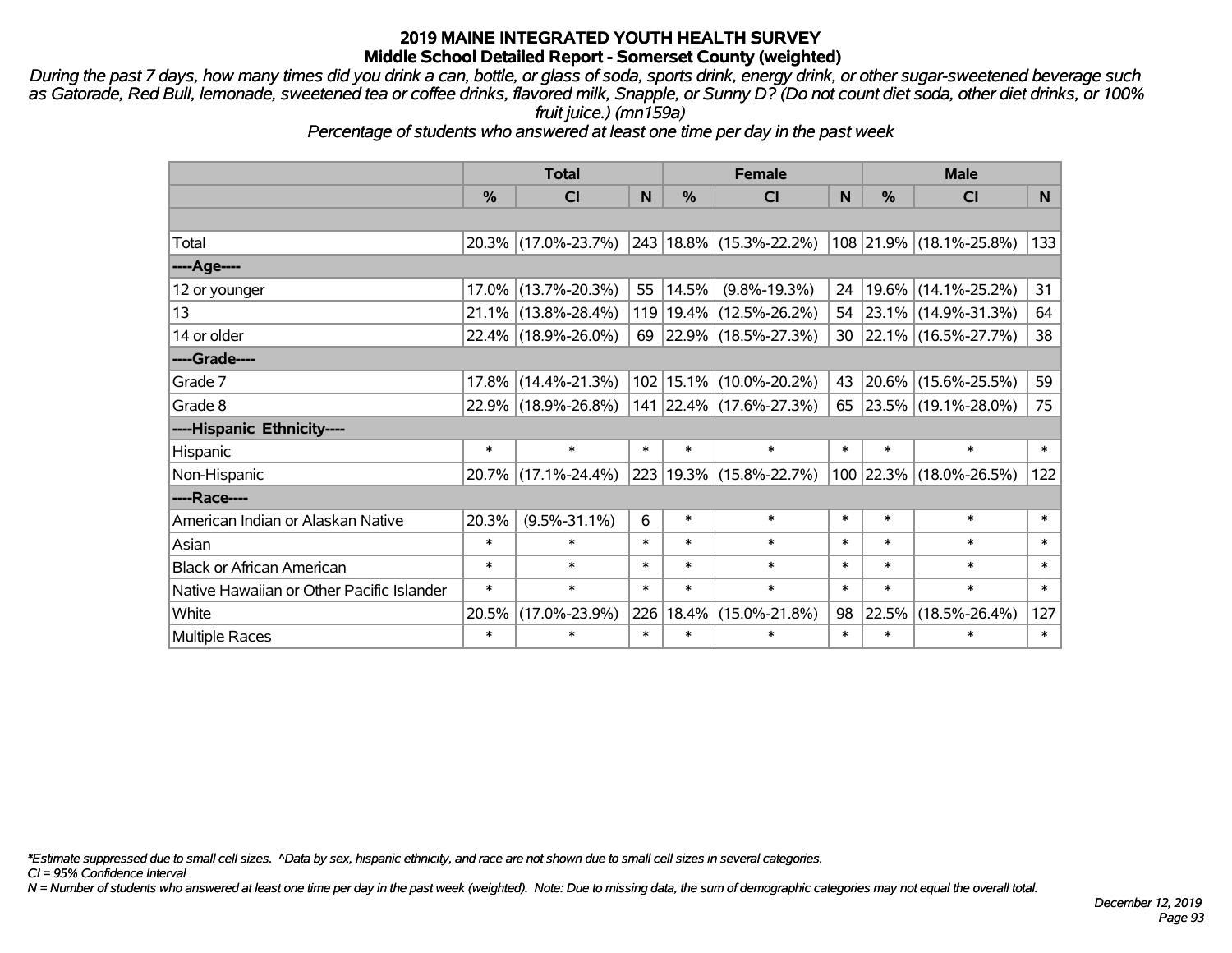# 2019 MAINE INTEGRATED YOUTH HEALTH SURVEY

## Middle School Detailed Report - Somerset County (weighted)

*During the past 7 days, how many times did you drink a can, bottle, or glass of soda, sports drink, energy drink, or other sugar-sweetened beverage such as Gatorade, Red Bull, lemonade, sweetened tea or coffee drinks, flavored milk, Snapple, or Sunny D? (Do not count diet soda, other diet drinks, or 100% fruit juice.) (mn159a)*

*Percentage of students who answered at least one time per day in the past week*

| | Total | | | Female | | | Male | | |
|---|---|---|---|---|---|---|---|---|---|
| | % | CI | N | % | CI | N | % | CI | N |
| Total | 20.3% | (17.0%-23.7%) | 243 | 18.8% | (15.3%-22.2%) | 108 | 21.9% | (18.1%-25.8%) | 133 |
| ----Age---- | | | | | | | | | |
| 12 or younger | 17.0% | (13.7%-20.3%) | 55 | 14.5% | (9.8%-19.3%) | 24 | 19.6% | (14.1%-25.2%) | 31 |
| 13 | 21.1% | (13.8%-28.4%) | 119 | 19.4% | (12.5%-26.2%) | 54 | 23.1% | (14.9%-31.3%) | 64 |
| 14 or older | 22.4% | (18.9%-26.0%) | 69 | 22.9% | (18.5%-27.3%) | 30 | 22.1% | (16.5%-27.7%) | 38 |
| ----Grade---- | | | | | | | | | |
| Grade 7 | 17.8% | (14.4%-21.3%) | 102 | 15.1% | (10.0%-20.2%) | 43 | 20.6% | (15.6%-25.5%) | 59 |
| Grade 8 | 22.9% | (18.9%-26.8%) | 141 | 22.4% | (17.6%-27.3%) | 65 | 23.5% | (19.1%-28.0%) | 75 |
| ----Hispanic Ethnicity---- | | | | | | | | | |
| Hispanic | * | * | * | * | * | * | * | * | * |
| Non-Hispanic | 20.7% | (17.1%-24.4%) | 223 | 19.3% | (15.8%-22.7%) | 100 | 22.3% | (18.0%-26.5%) | 122 |
| ----Race---- | | | | | | | | | |
| American Indian or Alaskan Native | 20.3% | (9.5%-31.1%) | 6 | * | * | * | * | * | * |
| Asian | * | * | * | * | * | * | * | * | * |
| Black or African American | * | * | * | * | * | * | * | * | * |
| Native Hawaiian or Other Pacific Islander | * | * | * | * | * | * | * | * | * |
| White | 20.5% | (17.0%-23.9%) | 226 | 18.4% | (15.0%-21.8%) | 98 | 22.5% | (18.5%-26.4%) | 127 |
| Multiple Races | * | * | * | * | * | * | * | * | * |

*Estimate suppressed due to small cell sizes. ^Data by sex, hispanic ethnicity, and race are not shown due to small cell sizes in several categories.

CI = 95% Confidence Interval

N = Number of students who answered at least one time per day in the past week (weighted). Note: Due to missing data, the sum of demographic categories may not equal the overall total.

December 12, 2019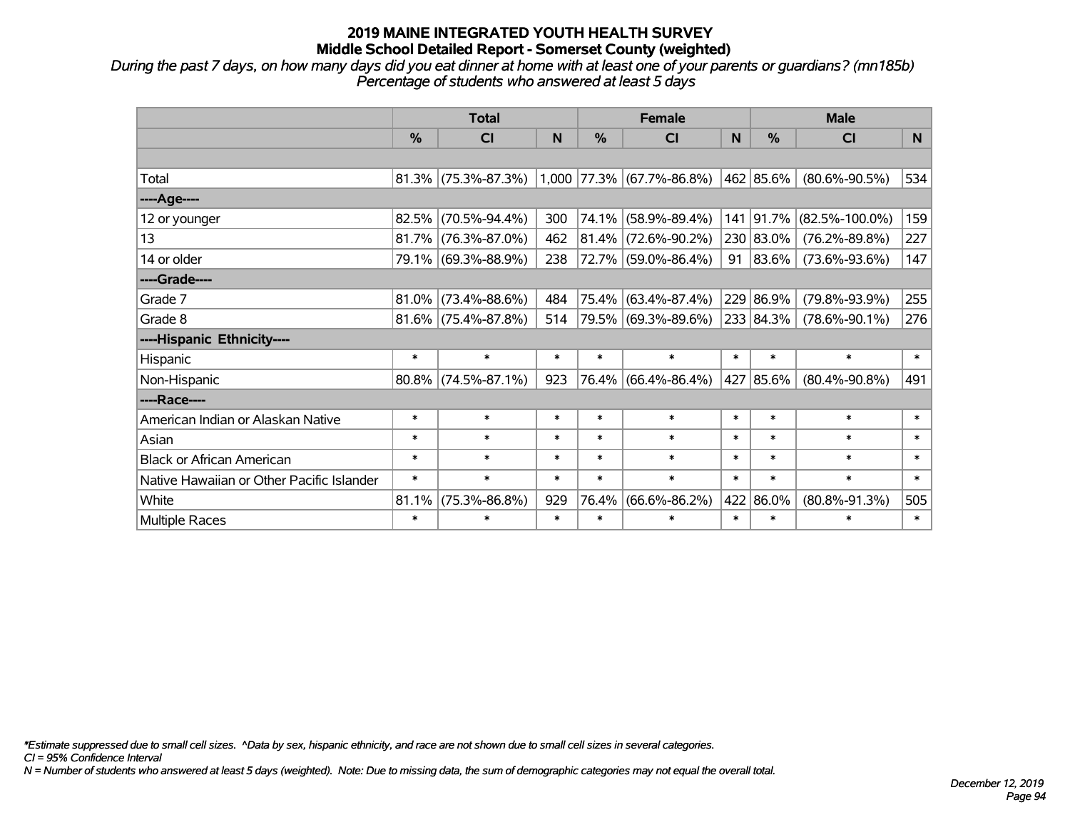# 2019 MAINE INTEGRATED YOUTH HEALTH SURVEY
## Middle School Detailed Report - Somerset County (weighted)

*During the past 7 days, on how many days did you eat dinner at home with at least one of your parents or guardians? (mn185b)*
*Percentage of students who answered at least 5 days*

| | Total | | | Female | | | Male | | |
|---|---|---|---|---|---|---|---|---|---|
| | % | CI | N | % | CI | N | % | CI | N |
| | | | | | | | | | |
| Total | 81.3% | (75.3%-87.3%) | 1,000 | 77.3% | (67.7%-86.8%) | 462 | 85.6% | (80.6%-90.5%) | 534 |
| ----Age---- | | | | | | | | | |
| 12 or younger | 82.5% | (70.5%-94.4%) | 300 | 74.1% | (58.9%-89.4%) | 141 | 91.7% | (82.5%-100.0%) | 159 |
| 13 | 81.7% | (76.3%-87.0%) | 462 | 81.4% | (72.6%-90.2%) | 230 | 83.0% | (76.2%-89.8%) | 227 |
| 14 or older | 79.1% | (69.3%-88.9%) | 238 | 72.7% | (59.0%-86.4%) | 91 | 83.6% | (73.6%-93.6%) | 147 |
| ----Grade---- | | | | | | | | | |
| Grade 7 | 81.0% | (73.4%-88.6%) | 484 | 75.4% | (63.4%-87.4%) | 229 | 86.9% | (79.8%-93.9%) | 255 |
| Grade 8 | 81.6% | (75.4%-87.8%) | 514 | 79.5% | (69.3%-89.6%) | 233 | 84.3% | (78.6%-90.1%) | 276 |
| ----Hispanic Ethnicity---- | | | | | | | | | |
| Hispanic | * | * | * | * | * | * | * | * | * |
| Non-Hispanic | 80.8% | (74.5%-87.1%) | 923 | 76.4% | (66.4%-86.4%) | 427 | 85.6% | (80.4%-90.8%) | 491 |
| ----Race---- | | | | | | | | | |
| American Indian or Alaskan Native | * | * | * | * | * | * | * | * | * |
| Asian | * | * | * | * | * | * | * | * | * |
| Black or African American | * | * | * | * | * | * | * | * | * |
| Native Hawaiian or Other Pacific Islander | * | * | * | * | * | * | * | * | * |
| White | 81.1% | (75.3%-86.8%) | 929 | 76.4% | (66.6%-86.2%) | 422 | 86.0% | (80.8%-91.3%) | 505 |
| Multiple Races | * | * | * | * | * | * | * | * | * |

*\*Estimate suppressed due to small cell sizes. ^Data by sex, hispanic ethnicity, and race are not shown due to small cell sizes in several categories.*
*CI = 95% Confidence Interval*
*N = Number of students who answered at least 5 days (weighted). Note: Due to missing data, the sum of demographic categories may not equal the overall total.*

*December 12, 2019*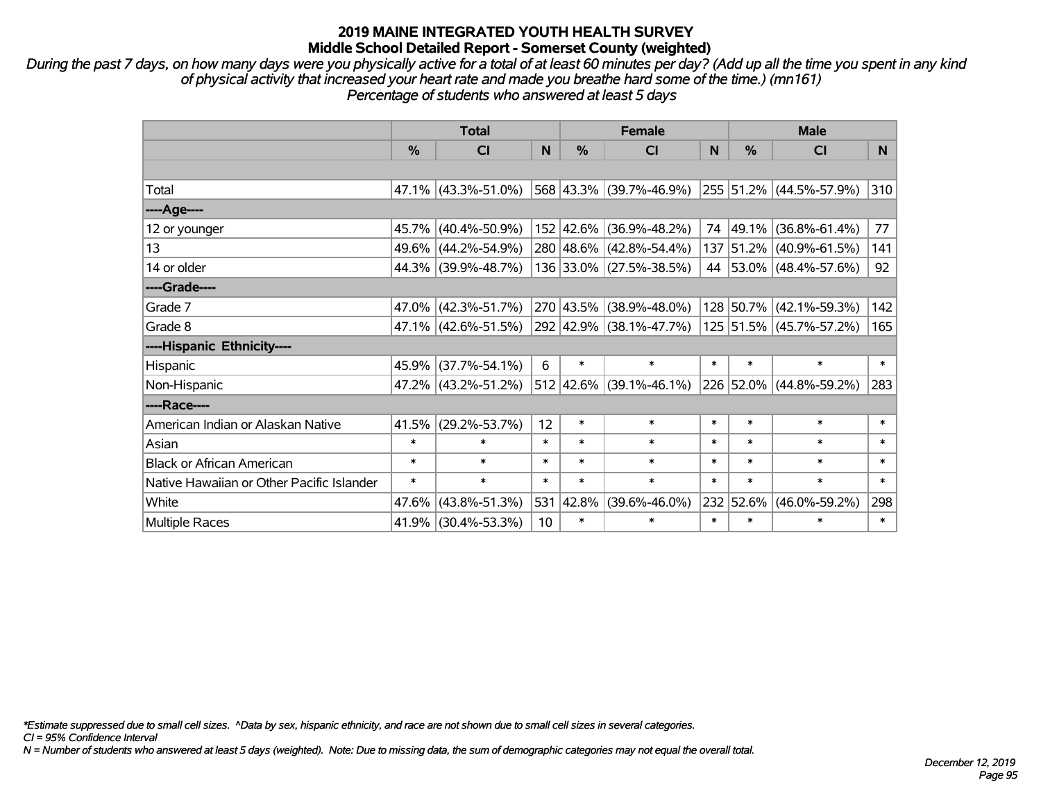# 2019 MAINE INTEGRATED YOUTH HEALTH SURVEY
## Middle School Detailed Report - Somerset County (weighted)

*During the past 7 days, on how many days were you physically active for a total of at least 60 minutes per day? (Add up all the time you spent in any kind of physical activity that increased your heart rate and made you breathe hard some of the time.) (mn161)*
*Percentage of students who answered at least 5 days*

| | Total | | | Female | | | Male | | |
|---|---|---|---|---|---|---|---|---|---|
| | % | CI | N | % | CI | N | % | CI | N |
| Total | 47.1% | (43.3%-51.0%) | 568 | 43.3% | (39.7%-46.9%) | 255 | 51.2% | (44.5%-57.9%) | 310 |
| ----Age---- | | | | | | | | | |
| 12 or younger | 45.7% | (40.4%-50.9%) | 152 | 42.6% | (36.9%-48.2%) | 74 | 49.1% | (36.8%-61.4%) | 77 |
| 13 | 49.6% | (44.2%-54.9%) | 280 | 48.6% | (42.8%-54.4%) | 137 | 51.2% | (40.9%-61.5%) | 141 |
| 14 or older | 44.3% | (39.9%-48.7%) | 136 | 33.0% | (27.5%-38.5%) | 44 | 53.0% | (48.4%-57.6%) | 92 |
| ----Grade---- | | | | | | | | | |
| Grade 7 | 47.0% | (42.3%-51.7%) | 270 | 43.5% | (38.9%-48.0%) | 128 | 50.7% | (42.1%-59.3%) | 142 |
| Grade 8 | 47.1% | (42.6%-51.5%) | 292 | 42.9% | (38.1%-47.7%) | 125 | 51.5% | (45.7%-57.2%) | 165 |
| ----Hispanic Ethnicity---- | | | | | | | | | |
| Hispanic | 45.9% | (37.7%-54.1%) | 6 | * | * | * | * | * | * |
| Non-Hispanic | 47.2% | (43.2%-51.2%) | 512 | 42.6% | (39.1%-46.1%) | 226 | 52.0% | (44.8%-59.2%) | 283 |
| ----Race---- | | | | | | | | | |
| American Indian or Alaskan Native | 41.5% | (29.2%-53.7%) | 12 | * | * | * | * | * | * |
| Asian | * | * | * | * | * | * | * | * | * |
| Black or African American | * | * | * | * | * | * | * | * | * |
| Native Hawaiian or Other Pacific Islander | * | * | * | * | * | * | * | * | * |
| White | 47.6% | (43.8%-51.3%) | 531 | 42.8% | (39.6%-46.0%) | 232 | 52.6% | (46.0%-59.2%) | 298 |
| Multiple Races | 41.9% | (30.4%-53.3%) | 10 | * | * | * | * | * | * |

*\*Estimate suppressed due to small cell sizes. ^Data by sex, hispanic ethnicity, and race are not shown due to small cell sizes in several categories.*
*CI = 95% Confidence Interval*
*N = Number of students who answered at least 5 days (weighted). Note: Due to missing data, the sum of demographic categories may not equal the overall total.*

*December 12, 2019*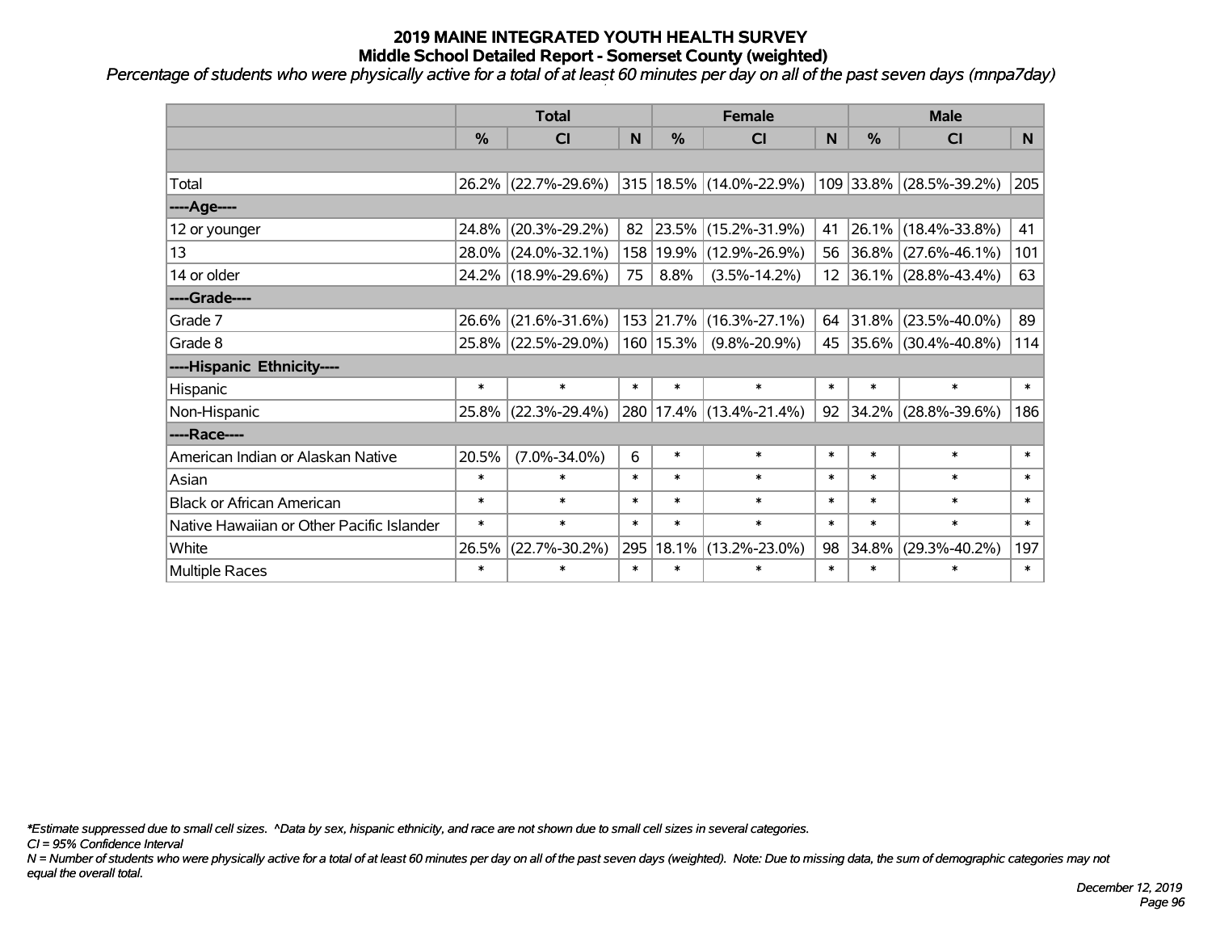# 2019 MAINE INTEGRATED YOUTH HEALTH SURVEY
## Middle School Detailed Report - Somerset County (weighted)

*Percentage of students who were physically active for a total of at least 60 minutes per day on all of the past seven days (mnpa7day)*

| | Total | | | Female | | | Male | | |
|---|---|---|---|---|---|---|---|---|---|
| | % | CI | N | % | CI | N | % | CI | N |
| | | | | | | | | | |
| Total | 26.2% | (22.7%-29.6%) | 315 | 18.5% | (14.0%-22.9%) | 109 | 33.8% | (28.5%-39.2%) | 205 |
| ----Age---- | | | | | | | | | |
| 12 or younger | 24.8% | (20.3%-29.2%) | 82 | 23.5% | (15.2%-31.9%) | 41 | 26.1% | (18.4%-33.8%) | 41 |
| 13 | 28.0% | (24.0%-32.1%) | 158 | 19.9% | (12.9%-26.9%) | 56 | 36.8% | (27.6%-46.1%) | 101 |
| 14 or older | 24.2% | (18.9%-29.6%) | 75 | 8.8% | (3.5%-14.2%) | 12 | 36.1% | (28.8%-43.4%) | 63 |
| ----Grade---- | | | | | | | | | |
| Grade 7 | 26.6% | (21.6%-31.6%) | 153 | 21.7% | (16.3%-27.1%) | 64 | 31.8% | (23.5%-40.0%) | 89 |
| Grade 8 | 25.8% | (22.5%-29.0%) | 160 | 15.3% | (9.8%-20.9%) | 45 | 35.6% | (30.4%-40.8%) | 114 |
| ----Hispanic Ethnicity---- | | | | | | | | | |
| Hispanic | * | * | * | * | * | * | * | * | * |
| Non-Hispanic | 25.8% | (22.3%-29.4%) | 280 | 17.4% | (13.4%-21.4%) | 92 | 34.2% | (28.8%-39.6%) | 186 |
| ----Race---- | | | | | | | | | |
| American Indian or Alaskan Native | 20.5% | (7.0%-34.0%) | 6 | * | * | * | * | * | * |
| Asian | * | * | * | * | * | * | * | * | * |
| Black or African American | * | * | * | * | * | * | * | * | * |
| Native Hawaiian or Other Pacific Islander | * | * | * | * | * | * | * | * | * |
| White | 26.5% | (22.7%-30.2%) | 295 | 18.1% | (13.2%-23.0%) | 98 | 34.8% | (29.3%-40.2%) | 197 |
| Multiple Races | * | * | * | * | * | * | * | * | * |

*\*Estimate suppressed due to small cell sizes. ^Data by sex, hispanic ethnicity, and race are not shown due to small cell sizes in several categories.*

*CI = 95% Confidence Interval*

*N = Number of students who were physically active for a total of at least 60 minutes per day on all of the past seven days (weighted). Note: Due to missing data, the sum of demographic categories may not equal the overall total.*

*December 12, 2019*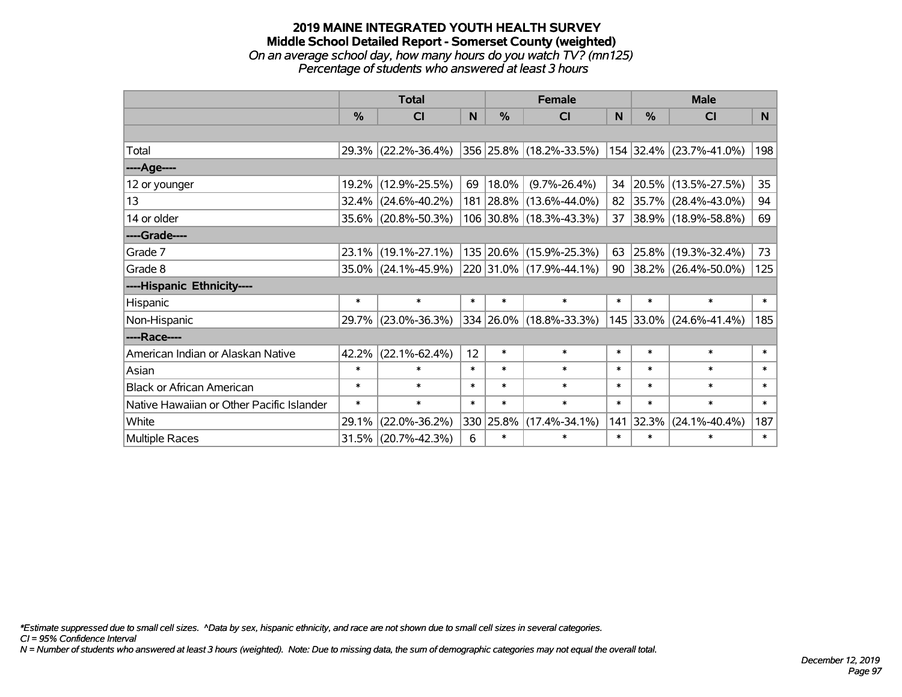# 2019 MAINE INTEGRATED YOUTH HEALTH SURVEY
## Middle School Detailed Report - Somerset County (weighted)
*On an average school day, how many hours do you watch TV? (mn125)*
*Percentage of students who answered at least 3 hours*

| | Total | | | Female | | | Male | | |
|---|---|---|---|---|---|---|---|---|---|
| | % | CI | N | % | CI | N | % | CI | N |
| | | | | | | | | | |
| Total | 29.3% | (22.2%-36.4%) | 356 | 25.8% | (18.2%-33.5%) | 154 | 32.4% | (23.7%-41.0%) | 198 |
| ----Age---- | | | | | | | | | |
| 12 or younger | 19.2% | (12.9%-25.5%) | 69 | 18.0% | (9.7%-26.4%) | 34 | 20.5% | (13.5%-27.5%) | 35 |
| 13 | 32.4% | (24.6%-40.2%) | 181 | 28.8% | (13.6%-44.0%) | 82 | 35.7% | (28.4%-43.0%) | 94 |
| 14 or older | 35.6% | (20.8%-50.3%) | 106 | 30.8% | (18.3%-43.3%) | 37 | 38.9% | (18.9%-58.8%) | 69 |
| ----Grade---- | | | | | | | | | |
| Grade 7 | 23.1% | (19.1%-27.1%) | 135 | 20.6% | (15.9%-25.3%) | 63 | 25.8% | (19.3%-32.4%) | 73 |
| Grade 8 | 35.0% | (24.1%-45.9%) | 220 | 31.0% | (17.9%-44.1%) | 90 | 38.2% | (26.4%-50.0%) | 125 |
| ----Hispanic Ethnicity---- | | | | | | | | | |
| Hispanic | * | * | * | * | * | * | * | * | * |
| Non-Hispanic | 29.7% | (23.0%-36.3%) | 334 | 26.0% | (18.8%-33.3%) | 145 | 33.0% | (24.6%-41.4%) | 185 |
| ----Race---- | | | | | | | | | |
| American Indian or Alaskan Native | 42.2% | (22.1%-62.4%) | 12 | * | * | * | * | * | * |
| Asian | * | * | * | * | * | * | * | * | * |
| Black or African American | * | * | * | * | * | * | * | * | * |
| Native Hawaiian or Other Pacific Islander | * | * | * | * | * | * | * | * | * |
| White | 29.1% | (22.0%-36.2%) | 330 | 25.8% | (17.4%-34.1%) | 141 | 32.3% | (24.1%-40.4%) | 187 |
| Multiple Races | 31.5% | (20.7%-42.3%) | 6 | * | * | * | * | * | * |

*\*Estimate suppressed due to small cell sizes. ^Data by sex, hispanic ethnicity, and race are not shown due to small cell sizes in several categories.*
*CI = 95% Confidence Interval*
*N = Number of students who answered at least 3 hours (weighted). Note: Due to missing data, the sum of demographic categories may not equal the overall total.*

*December 12, 2019*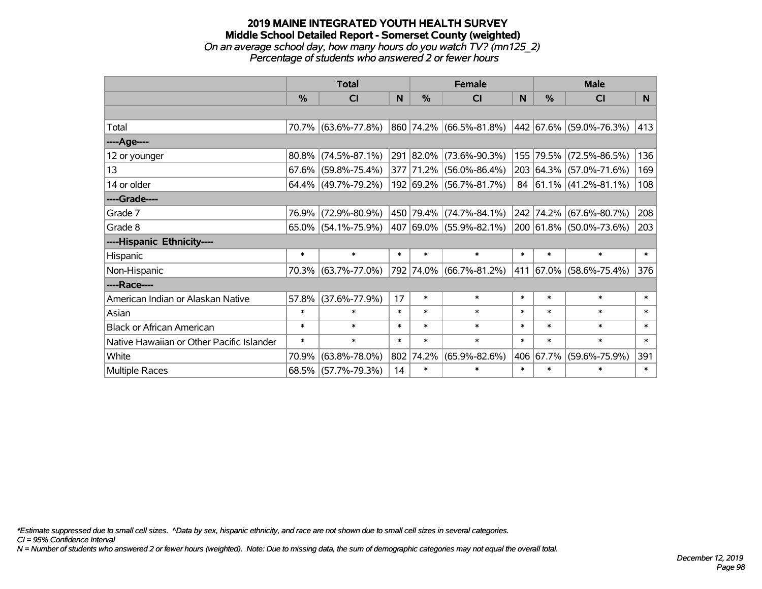# 2019 MAINE INTEGRATED YOUTH HEALTH SURVEY
## Middle School Detailed Report - Somerset County (weighted)
*On an average school day, how many hours do you watch TV? (mn125_2)*
*Percentage of students who answered 2 or fewer hours*

| | Total | | | Female | | | Male | | |
|---|---|---|---|---|---|---|---|---|---|
| | % | CI | N | % | CI | N | % | CI | N |
| | | | | | | | | | |
| Total | 70.7% | (63.6%-77.8%) | 860 | 74.2% | (66.5%-81.8%) | 442 | 67.6% | (59.0%-76.3%) | 413 |
| ----Age---- | | | | | | | | | |
| 12 or younger | 80.8% | (74.5%-87.1%) | 291 | 82.0% | (73.6%-90.3%) | 155 | 79.5% | (72.5%-86.5%) | 136 |
| 13 | 67.6% | (59.8%-75.4%) | 377 | 71.2% | (56.0%-86.4%) | 203 | 64.3% | (57.0%-71.6%) | 169 |
| 14 or older | 64.4% | (49.7%-79.2%) | 192 | 69.2% | (56.7%-81.7%) | 84 | 61.1% | (41.2%-81.1%) | 108 |
| ----Grade---- | | | | | | | | | |
| Grade 7 | 76.9% | (72.9%-80.9%) | 450 | 79.4% | (74.7%-84.1%) | 242 | 74.2% | (67.6%-80.7%) | 208 |
| Grade 8 | 65.0% | (54.1%-75.9%) | 407 | 69.0% | (55.9%-82.1%) | 200 | 61.8% | (50.0%-73.6%) | 203 |
| ----Hispanic Ethnicity---- | | | | | | | | | |
| Hispanic | * | * | * | * | * | * | * | * | * |
| Non-Hispanic | 70.3% | (63.7%-77.0%) | 792 | 74.0% | (66.7%-81.2%) | 411 | 67.0% | (58.6%-75.4%) | 376 |
| ----Race---- | | | | | | | | | |
| American Indian or Alaskan Native | 57.8% | (37.6%-77.9%) | 17 | * | * | * | * | * | * |
| Asian | * | * | * | * | * | * | * | * | * |
| Black or African American | * | * | * | * | * | * | * | * | * |
| Native Hawaiian or Other Pacific Islander | * | * | * | * | * | * | * | * | * |
| White | 70.9% | (63.8%-78.0%) | 802 | 74.2% | (65.9%-82.6%) | 406 | 67.7% | (59.6%-75.9%) | 391 |
| Multiple Races | 68.5% | (57.7%-79.3%) | 14 | * | * | * | * | * | * |

*\*Estimate suppressed due to small cell sizes. ^Data by sex, hispanic ethnicity, and race are not shown due to small cell sizes in several categories.*
*CI = 95% Confidence Interval*
*N = Number of students who answered 2 or fewer hours (weighted). Note: Due to missing data, the sum of demographic categories may not equal the overall total.*

*December 12, 2019*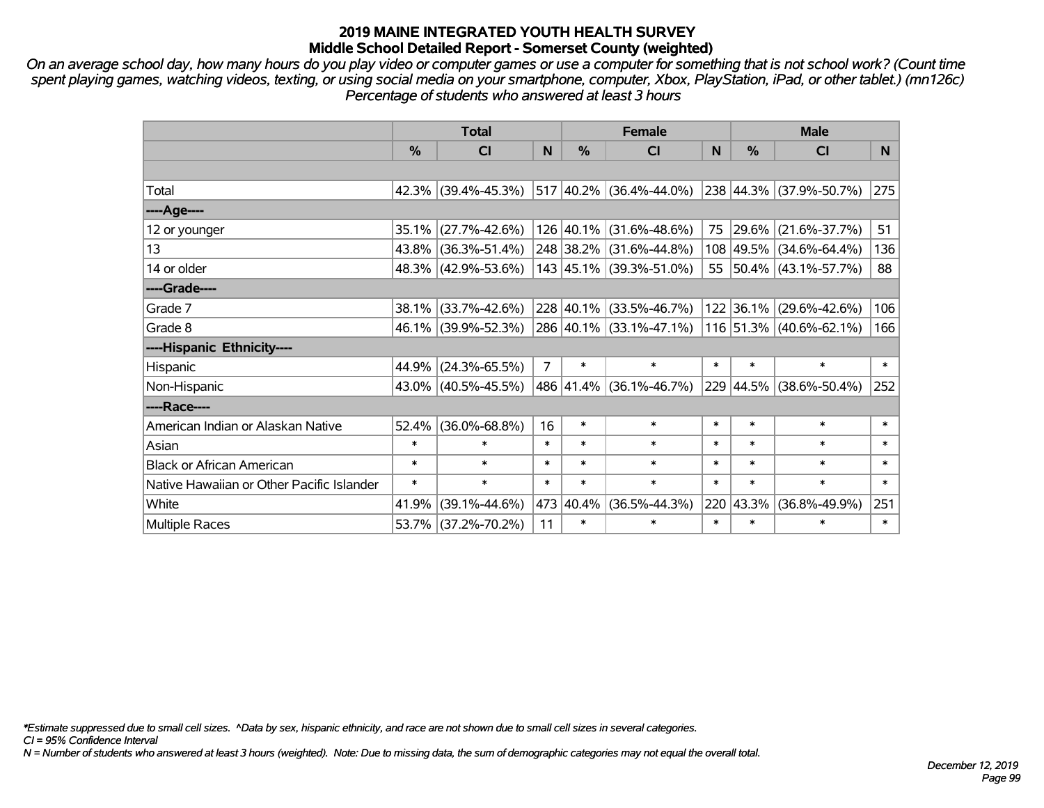## 2019 MAINE INTEGRATED YOUTH HEALTH SURVEY
### Middle School Detailed Report - Somerset County (weighted)

*On an average school day, how many hours do you play video or computer games or use a computer for something that is not school work? (Count time spent playing games, watching videos, texting, or using social media on your smartphone, computer, Xbox, PlayStation, iPad, or other tablet.) (mn126c) Percentage of students who answered at least 3 hours*

| | Total | | | Female | | | Male | | |
|---|---|---|---|---|---|---|---|---|---|
| | % | CI | N | % | CI | N | % | CI | N |
| Total | 42.3% | (39.4%-45.3%) | 517 | 40.2% | (36.4%-44.0%) | 238 | 44.3% | (37.9%-50.7%) | 275 |
| ----Age---- | | | | | | | | | |
| 12 or younger | 35.1% | (27.7%-42.6%) | 126 | 40.1% | (31.6%-48.6%) | 75 | 29.6% | (21.6%-37.7%) | 51 |
| 13 | 43.8% | (36.3%-51.4%) | 248 | 38.2% | (31.6%-44.8%) | 108 | 49.5% | (34.6%-64.4%) | 136 |
| 14 or older | 48.3% | (42.9%-53.6%) | 143 | 45.1% | (39.3%-51.0%) | 55 | 50.4% | (43.1%-57.7%) | 88 |
| ----Grade---- | | | | | | | | | |
| Grade 7 | 38.1% | (33.7%-42.6%) | 228 | 40.1% | (33.5%-46.7%) | 122 | 36.1% | (29.6%-42.6%) | 106 |
| Grade 8 | 46.1% | (39.9%-52.3%) | 286 | 40.1% | (33.1%-47.1%) | 116 | 51.3% | (40.6%-62.1%) | 166 |
| ----Hispanic Ethnicity---- | | | | | | | | | |
| Hispanic | 44.9% | (24.3%-65.5%) | 7 | * | * | * | * | * | * |
| Non-Hispanic | 43.0% | (40.5%-45.5%) | 486 | 41.4% | (36.1%-46.7%) | 229 | 44.5% | (38.6%-50.4%) | 252 |
| ----Race---- | | | | | | | | | |
| American Indian or Alaskan Native | 52.4% | (36.0%-68.8%) | 16 | * | * | * | * | * | * |
| Asian | * | * | * | * | * | * | * | * | * |
| Black or African American | * | * | * | * | * | * | * | * | * |
| Native Hawaiian or Other Pacific Islander | * | * | * | * | * | * | * | * | * |
| White | 41.9% | (39.1%-44.6%) | 473 | 40.4% | (36.5%-44.3%) | 220 | 43.3% | (36.8%-49.9%) | 251 |
| Multiple Races | 53.7% | (37.2%-70.2%) | 11 | * | * | * | * | * | * |

*\*Estimate suppressed due to small cell sizes. ^Data by sex, hispanic ethnicity, and race are not shown due to small cell sizes in several categories.*

*CI = 95% Confidence Interval*

*N = Number of students who answered at least 3 hours (weighted). Note: Due to missing data, the sum of demographic categories may not equal the overall total.*

*December 12, 2019*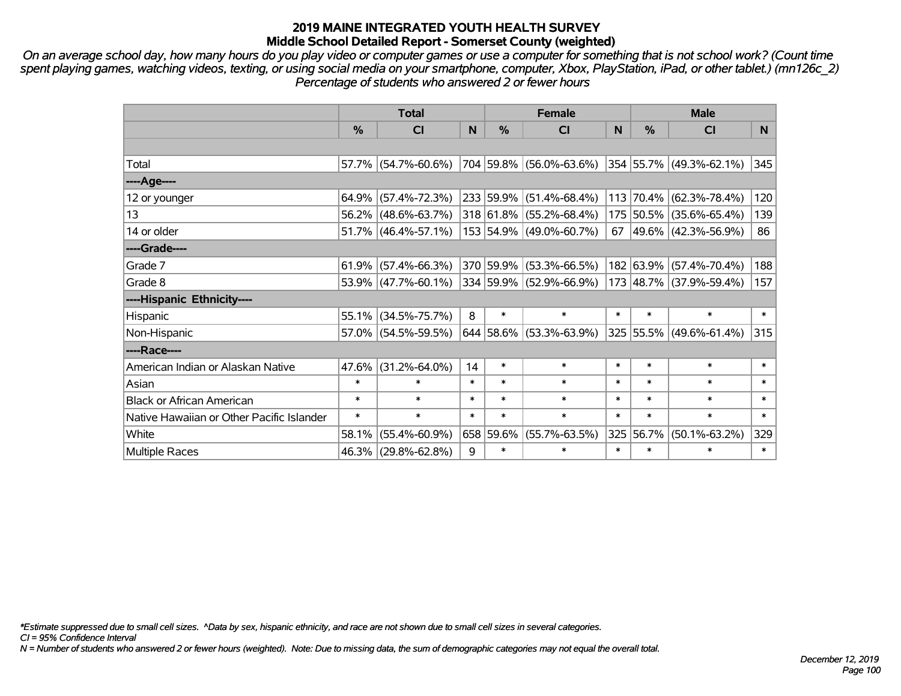# 2019 MAINE INTEGRATED YOUTH HEALTH SURVEY
## Middle School Detailed Report - Somerset County (weighted)

*On an average school day, how many hours do you play video or computer games or use a computer for something that is not school work? (Count time spent playing games, watching videos, texting, or using social media on your smartphone, computer, Xbox, PlayStation, iPad, or other tablet.) (mn126c_2) Percentage of students who answered 2 or fewer hours*

| | Total | | | Female | | | Male | | |
|---|---|---|---|---|---|---|---|---|---|
| | % | CI | N | % | CI | N | % | CI | N |
| | | | | | | | | | |
| Total | 57.7% | (54.7%-60.6%) | 704 | 59.8% | (56.0%-63.6%) | 354 | 55.7% | (49.3%-62.1%) | 345 |
| ----Age---- | | | | | | | | | |
| 12 or younger | 64.9% | (57.4%-72.3%) | 233 | 59.9% | (51.4%-68.4%) | 113 | 70.4% | (62.3%-78.4%) | 120 |
| 13 | 56.2% | (48.6%-63.7%) | 318 | 61.8% | (55.2%-68.4%) | 175 | 50.5% | (35.6%-65.4%) | 139 |
| 14 or older | 51.7% | (46.4%-57.1%) | 153 | 54.9% | (49.0%-60.7%) | 67 | 49.6% | (42.3%-56.9%) | 86 |
| ----Grade---- | | | | | | | | | |
| Grade 7 | 61.9% | (57.4%-66.3%) | 370 | 59.9% | (53.3%-66.5%) | 182 | 63.9% | (57.4%-70.4%) | 188 |
| Grade 8 | 53.9% | (47.7%-60.1%) | 334 | 59.9% | (52.9%-66.9%) | 173 | 48.7% | (37.9%-59.4%) | 157 |
| ----Hispanic Ethnicity---- | | | | | | | | | |
| Hispanic | 55.1% | (34.5%-75.7%) | 8 | * | * | * | * | * | * |
| Non-Hispanic | 57.0% | (54.5%-59.5%) | 644 | 58.6% | (53.3%-63.9%) | 325 | 55.5% | (49.6%-61.4%) | 315 |
| ----Race---- | | | | | | | | | |
| American Indian or Alaskan Native | 47.6% | (31.2%-64.0%) | 14 | * | * | * | * | * | * |
| Asian | * | * | * | * | * | * | * | * | * |
| Black or African American | * | * | * | * | * | * | * | * | * |
| Native Hawaiian or Other Pacific Islander | * | * | * | * | * | * | * | * | * |
| White | 58.1% | (55.4%-60.9%) | 658 | 59.6% | (55.7%-63.5%) | 325 | 56.7% | (50.1%-63.2%) | 329 |
| Multiple Races | 46.3% | (29.8%-62.8%) | 9 | * | * | * | * | * | * |

*Estimate suppressed due to small cell sizes. ^Data by sex, hispanic ethnicity, and race are not shown due to small cell sizes in several categories.
CI = 95% Confidence Interval
N = Number of students who answered 2 or fewer hours (weighted). Note: Due to missing data, the sum of demographic categories may not equal the overall total.

December 12, 2019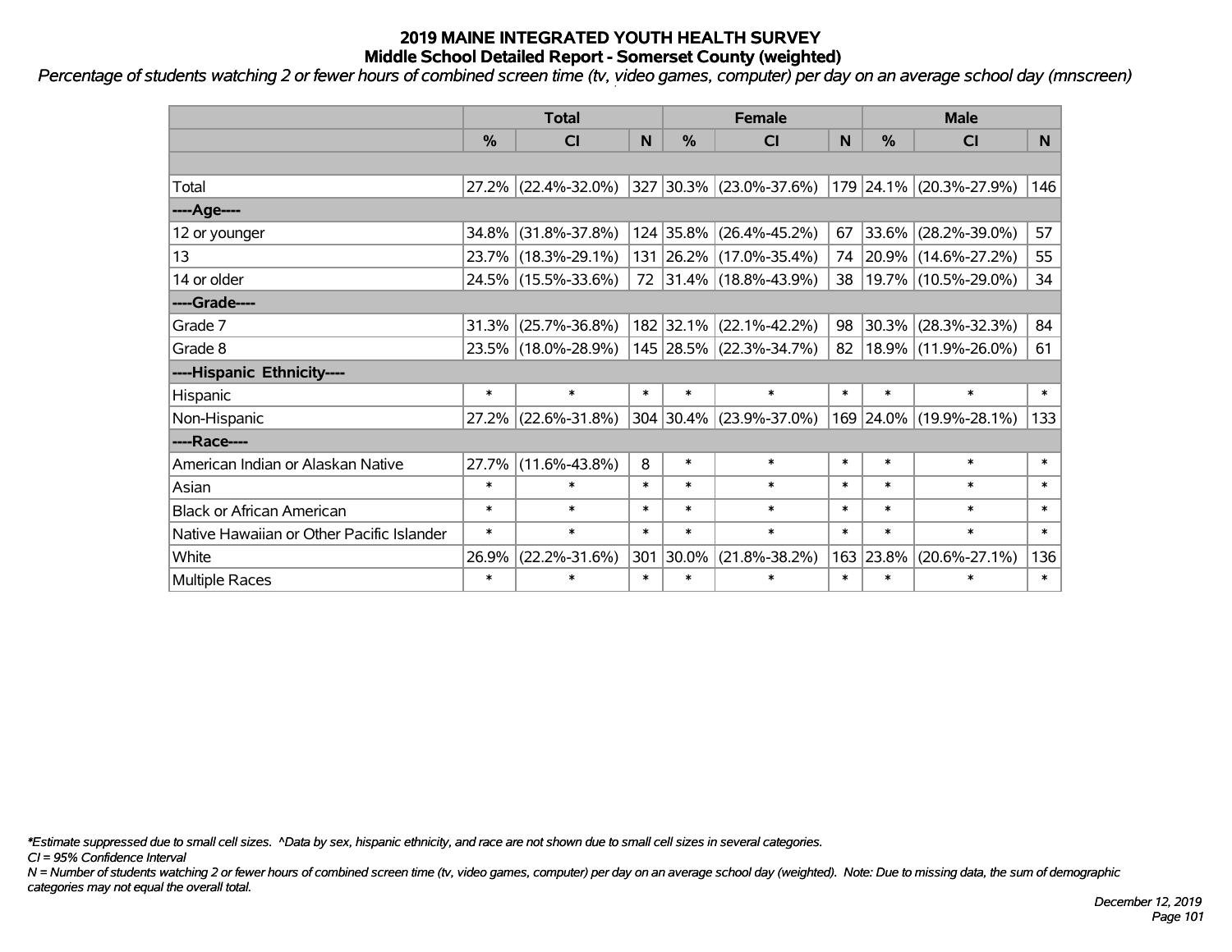# 2019 MAINE INTEGRATED YOUTH HEALTH SURVEY
## Middle School Detailed Report - Somerset County (weighted)

*Percentage of students watching 2 or fewer hours of combined screen time (tv, video games, computer) per day on an average school day (mnscreen)*

| | Total | | | Female | | | Male | | |
|---|---|---|---|---|---|---|---|---|---|
| | % | CI | N | % | CI | N | % | CI | N |
| | | | | | | | | | |
| Total | 27.2% | (22.4%-32.0%) | 327 | 30.3% | (23.0%-37.6%) | 179 | 24.1% | (20.3%-27.9%) | 146 |
| ----Age---- | | | | | | | | | |
| 12 or younger | 34.8% | (31.8%-37.8%) | 124 | 35.8% | (26.4%-45.2%) | 67 | 33.6% | (28.2%-39.0%) | 57 |
| 13 | 23.7% | (18.3%-29.1%) | 131 | 26.2% | (17.0%-35.4%) | 74 | 20.9% | (14.6%-27.2%) | 55 |
| 14 or older | 24.5% | (15.5%-33.6%) | 72 | 31.4% | (18.8%-43.9%) | 38 | 19.7% | (10.5%-29.0%) | 34 |
| ----Grade---- | | | | | | | | | |
| Grade 7 | 31.3% | (25.7%-36.8%) | 182 | 32.1% | (22.1%-42.2%) | 98 | 30.3% | (28.3%-32.3%) | 84 |
| Grade 8 | 23.5% | (18.0%-28.9%) | 145 | 28.5% | (22.3%-34.7%) | 82 | 18.9% | (11.9%-26.0%) | 61 |
| ----Hispanic Ethnicity---- | | | | | | | | | |
| Hispanic | * | * | * | * | * | * | * | * | * |
| Non-Hispanic | 27.2% | (22.6%-31.8%) | 304 | 30.4% | (23.9%-37.0%) | 169 | 24.0% | (19.9%-28.1%) | 133 |
| ----Race---- | | | | | | | | | |
| American Indian or Alaskan Native | 27.7% | (11.6%-43.8%) | 8 | * | * | * | * | * | * |
| Asian | * | * | * | * | * | * | * | * | * |
| Black or African American | * | * | * | * | * | * | * | * | * |
| Native Hawaiian or Other Pacific Islander | * | * | * | * | * | * | * | * | * |
| White | 26.9% | (22.2%-31.6%) | 301 | 30.0% | (21.8%-38.2%) | 163 | 23.8% | (20.6%-27.1%) | 136 |
| Multiple Races | * | * | * | * | * | * | * | * | * |

*\*Estimate suppressed due to small cell sizes. ^Data by sex, hispanic ethnicity, and race are not shown due to small cell sizes in several categories.*

*CI = 95% Confidence Interval*

*N = Number of students watching 2 or fewer hours of combined screen time (tv, video games, computer) per day on an average school day (weighted). Note: Due to missing data, the sum of demographic categories may not equal the overall total.*

*December 12, 2019*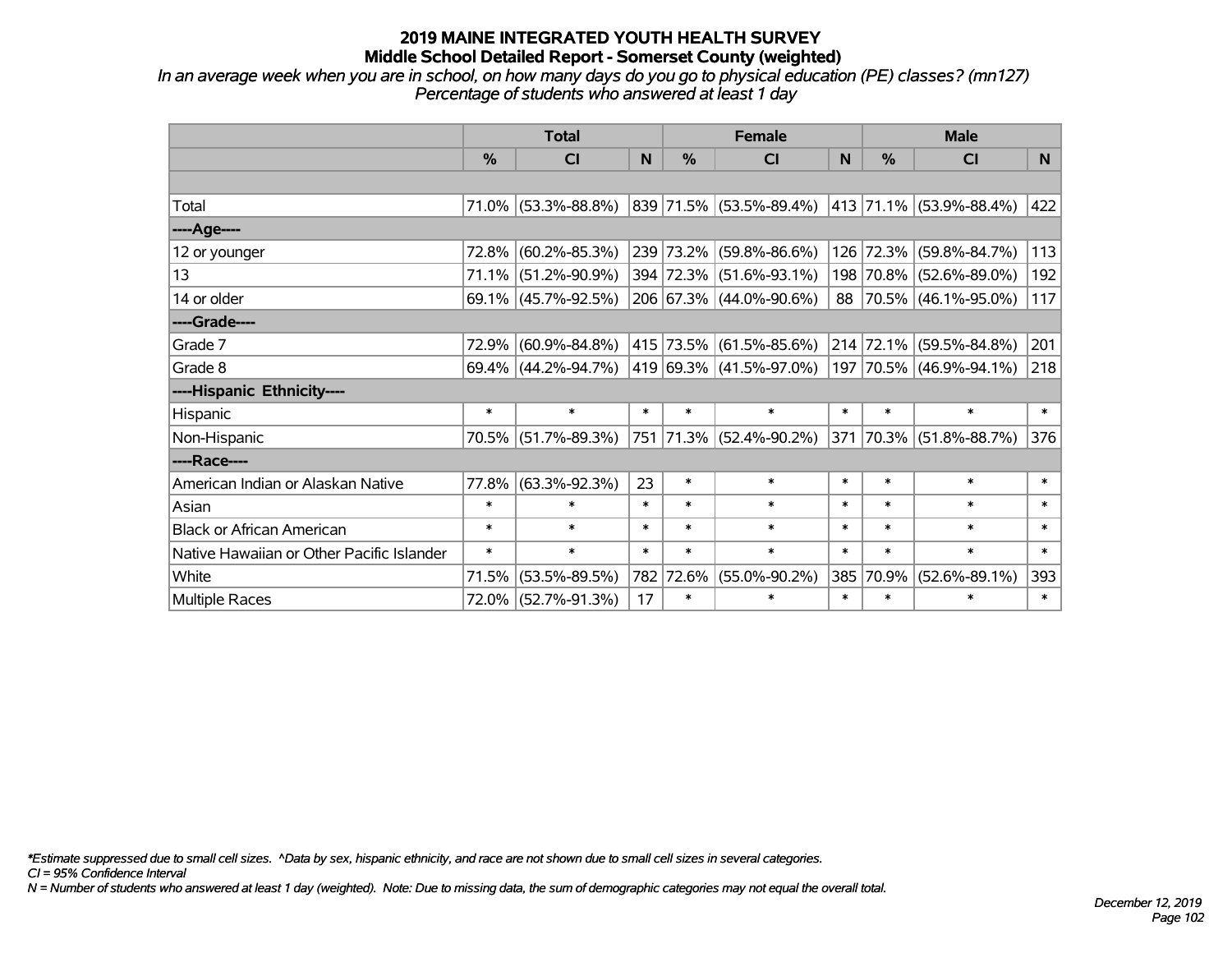# 2019 MAINE INTEGRATED YOUTH HEALTH SURVEY
## Middle School Detailed Report - Somerset County (weighted)

*In an average week when you are in school, on how many days do you go to physical education (PE) classes? (mn127)*
*Percentage of students who answered at least 1 day*

| | Total | | | Female | | | Male | | |
|---|---|---|---|---|---|---|---|---|---|
| | % | CI | N | % | CI | N | % | CI | N |
| | | | | | | | | | |
| Total | 71.0% | (53.3%-88.8%) | 839 | 71.5% | (53.5%-89.4%) | 413 | 71.1% | (53.9%-88.4%) | 422 |
| ----Age---- | | | | | | | | | |
| 12 or younger | 72.8% | (60.2%-85.3%) | 239 | 73.2% | (59.8%-86.6%) | 126 | 72.3% | (59.8%-84.7%) | 113 |
| 13 | 71.1% | (51.2%-90.9%) | 394 | 72.3% | (51.6%-93.1%) | 198 | 70.8% | (52.6%-89.0%) | 192 |
| 14 or older | 69.1% | (45.7%-92.5%) | 206 | 67.3% | (44.0%-90.6%) | 88 | 70.5% | (46.1%-95.0%) | 117 |
| ----Grade---- | | | | | | | | | |
| Grade 7 | 72.9% | (60.9%-84.8%) | 415 | 73.5% | (61.5%-85.6%) | 214 | 72.1% | (59.5%-84.8%) | 201 |
| Grade 8 | 69.4% | (44.2%-94.7%) | 419 | 69.3% | (41.5%-97.0%) | 197 | 70.5% | (46.9%-94.1%) | 218 |
| ----Hispanic Ethnicity---- | | | | | | | | | |
| Hispanic | * | * | * | * | * | * | * | * | * |
| Non-Hispanic | 70.5% | (51.7%-89.3%) | 751 | 71.3% | (52.4%-90.2%) | 371 | 70.3% | (51.8%-88.7%) | 376 |
| ----Race---- | | | | | | | | | |
| American Indian or Alaskan Native | 77.8% | (63.3%-92.3%) | 23 | * | * | * | * | * | * |
| Asian | * | * | * | * | * | * | * | * | * |
| Black or African American | * | * | * | * | * | * | * | * | * |
| Native Hawaiian or Other Pacific Islander | * | * | * | * | * | * | * | * | * |
| White | 71.5% | (53.5%-89.5%) | 782 | 72.6% | (55.0%-90.2%) | 385 | 70.9% | (52.6%-89.1%) | 393 |
| Multiple Races | 72.0% | (52.7%-91.3%) | 17 | * | * | * | * | * | * |

*\*Estimate suppressed due to small cell sizes. ^Data by sex, hispanic ethnicity, and race are not shown due to small cell sizes in several categories.*
*CI = 95% Confidence Interval*
*N = Number of students who answered at least 1 day (weighted). Note: Due to missing data, the sum of demographic categories may not equal the overall total.*

*December 12, 2019*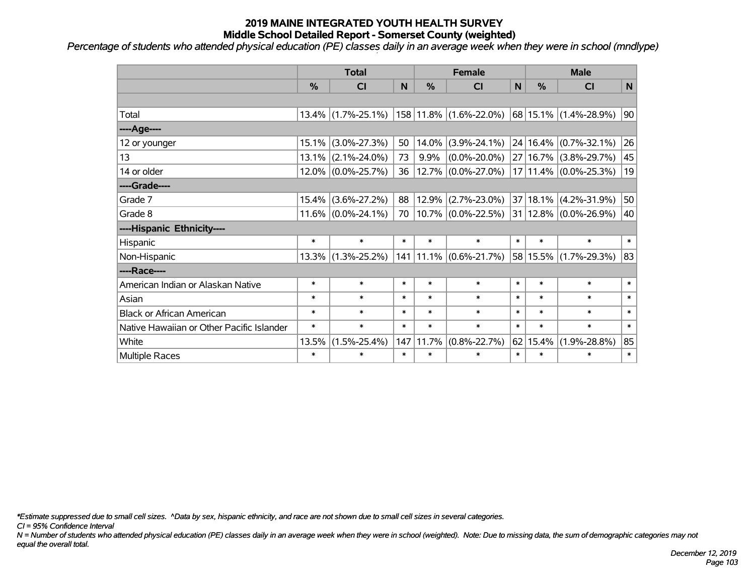# 2019 MAINE INTEGRATED YOUTH HEALTH SURVEY
## Middle School Detailed Report - Somerset County (weighted)

*Percentage of students who attended physical education (PE) classes daily in an average week when they were in school (mndlype)*

| | Total | | | Female | | | Male | | |
|---|---|---|---|---|---|---|---|---|---|
| | % | CI | N | % | CI | N | % | CI | N |
| | | | | | | | | | |
| Total | 13.4% | (1.7%-25.1%) | 158 | 11.8% | (1.6%-22.0%) | 68 | 15.1% | (1.4%-28.9%) | 90 |
| ----Age---- | | | | | | | | | |
| 12 or younger | 15.1% | (3.0%-27.3%) | 50 | 14.0% | (3.9%-24.1%) | 24 | 16.4% | (0.7%-32.1%) | 26 |
| 13 | 13.1% | (2.1%-24.0%) | 73 | 9.9% | (0.0%-20.0%) | 27 | 16.7% | (3.8%-29.7%) | 45 |
| 14 or older | 12.0% | (0.0%-25.7%) | 36 | 12.7% | (0.0%-27.0%) | 17 | 11.4% | (0.0%-25.3%) | 19 |
| ----Grade---- | | | | | | | | | |
| Grade 7 | 15.4% | (3.6%-27.2%) | 88 | 12.9% | (2.7%-23.0%) | 37 | 18.1% | (4.2%-31.9%) | 50 |
| Grade 8 | 11.6% | (0.0%-24.1%) | 70 | 10.7% | (0.0%-22.5%) | 31 | 12.8% | (0.0%-26.9%) | 40 |
| ----Hispanic Ethnicity---- | | | | | | | | | |
| Hispanic | * | * | * | * | * | * | * | * | * |
| Non-Hispanic | 13.3% | (1.3%-25.2%) | 141 | 11.1% | (0.6%-21.7%) | 58 | 15.5% | (1.7%-29.3%) | 83 |
| ----Race---- | | | | | | | | | |
| American Indian or Alaskan Native | * | * | * | * | * | * | * | * | * |
| Asian | * | * | * | * | * | * | * | * | * |
| Black or African American | * | * | * | * | * | * | * | * | * |
| Native Hawaiian or Other Pacific Islander | * | * | * | * | * | * | * | * | * |
| White | 13.5% | (1.5%-25.4%) | 147 | 11.7% | (0.8%-22.7%) | 62 | 15.4% | (1.9%-28.8%) | 85 |
| Multiple Races | * | * | * | * | * | * | * | * | * |

*\*Estimate suppressed due to small cell sizes. ^Data by sex, hispanic ethnicity, and race are not shown due to small cell sizes in several categories.*

*CI = 95% Confidence Interval*

*N = Number of students who attended physical education (PE) classes daily in an average week when they were in school (weighted). Note: Due to missing data, the sum of demographic categories may not equal the overall total.*

*December 12, 2019*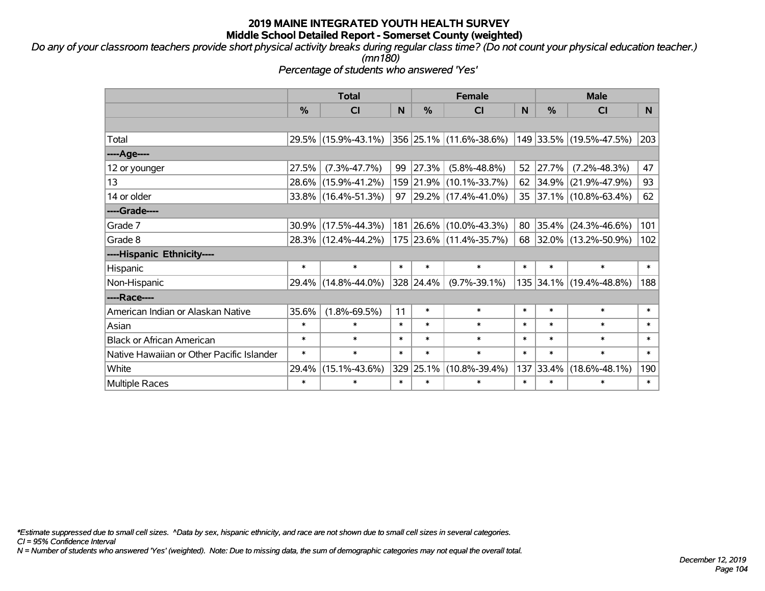# 2019 MAINE INTEGRATED YOUTH HEALTH SURVEY

## Middle School Detailed Report - Somerset County (weighted)

*Do any of your classroom teachers provide short physical activity breaks during regular class time? (Do not count your physical education teacher.) (mn180)*

*Percentage of students who answered 'Yes'*

| | Total | | | Female | | | Male | | |
|---|---|---|---|---|---|---|---|---|---|
| | % | CI | N | % | CI | N | % | CI | N |
| Total | 29.5% | (15.9%-43.1%) | 356 | 25.1% | (11.6%-38.6%) | 149 | 33.5% | (19.5%-47.5%) | 203 |
| ----Age---- | | | | | | | | | |
| 12 or younger | 27.5% | (7.3%-47.7%) | 99 | 27.3% | (5.8%-48.8%) | 52 | 27.7% | (7.2%-48.3%) | 47 |
| 13 | 28.6% | (15.9%-41.2%) | 159 | 21.9% | (10.1%-33.7%) | 62 | 34.9% | (21.9%-47.9%) | 93 |
| 14 or older | 33.8% | (16.4%-51.3%) | 97 | 29.2% | (17.4%-41.0%) | 35 | 37.1% | (10.8%-63.4%) | 62 |
| ----Grade---- | | | | | | | | | |
| Grade 7 | 30.9% | (17.5%-44.3%) | 181 | 26.6% | (10.0%-43.3%) | 80 | 35.4% | (24.3%-46.6%) | 101 |
| Grade 8 | 28.3% | (12.4%-44.2%) | 175 | 23.6% | (11.4%-35.7%) | 68 | 32.0% | (13.2%-50.9%) | 102 |
| ----Hispanic Ethnicity---- | | | | | | | | | |
| Hispanic | * | * | * | * | * | * | * | * | * |
| Non-Hispanic | 29.4% | (14.8%-44.0%) | 328 | 24.4% | (9.7%-39.1%) | 135 | 34.1% | (19.4%-48.8%) | 188 |
| ----Race---- | | | | | | | | | |
| American Indian or Alaskan Native | 35.6% | (1.8%-69.5%) | 11 | * | * | * | * | * | * |
| Asian | * | * | * | * | * | * | * | * | * |
| Black or African American | * | * | * | * | * | * | * | * | * |
| Native Hawaiian or Other Pacific Islander | * | * | * | * | * | * | * | * | * |
| White | 29.4% | (15.1%-43.6%) | 329 | 25.1% | (10.8%-39.4%) | 137 | 33.4% | (18.6%-48.1%) | 190 |
| Multiple Races | * | * | * | * | * | * | * | * | * |

*\*Estimate suppressed due to small cell sizes. ^Data by sex, hispanic ethnicity, and race are not shown due to small cell sizes in several categories.*

*CI = 95% Confidence Interval*

*N = Number of students who answered 'Yes' (weighted). Note: Due to missing data, the sum of demographic categories may not equal the overall total.*

*December 12, 2019*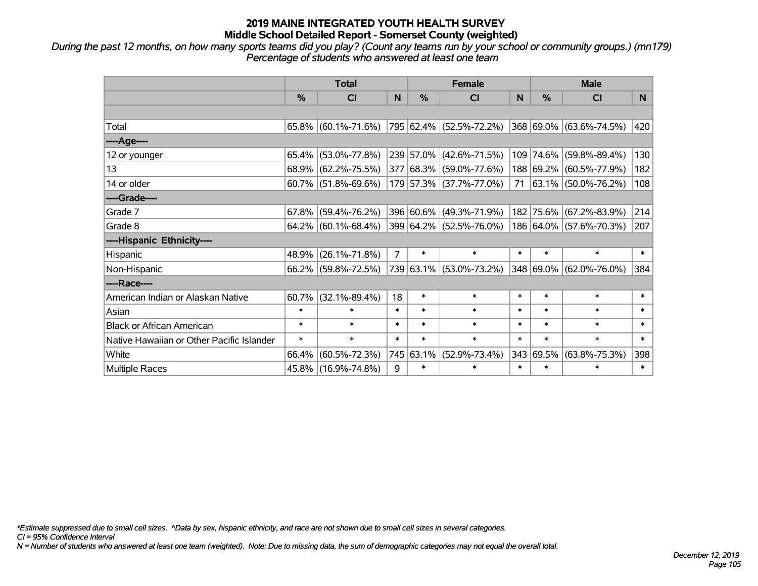# 2019 MAINE INTEGRATED YOUTH HEALTH SURVEY
## Middle School Detailed Report - Somerset County (weighted)

*During the past 12 months, on how many sports teams did you play? (Count any teams run by your school or community groups.) (mn179)*
*Percentage of students who answered at least one team*

| | Total | | | Female | | | Male | | |
|---|---|---|---|---|---|---|---|---|---|
| | % | CI | N | % | CI | N | % | CI | N |
| Total | 65.8% | (60.1%-71.6%) | 795 | 62.4% | (52.5%-72.2%) | 368 | 69.0% | (63.6%-74.5%) | 420 |
| ----Age---- | | | | | | | | | |
| 12 or younger | 65.4% | (53.0%-77.8%) | 239 | 57.0% | (42.6%-71.5%) | 109 | 74.6% | (59.8%-89.4%) | 130 |
| 13 | 68.9% | (62.2%-75.5%) | 377 | 68.3% | (59.0%-77.6%) | 188 | 69.2% | (60.5%-77.9%) | 182 |
| 14 or older | 60.7% | (51.8%-69.6%) | 179 | 57.3% | (37.7%-77.0%) | 71 | 63.1% | (50.0%-76.2%) | 108 |
| ----Grade---- | | | | | | | | | |
| Grade 7 | 67.8% | (59.4%-76.2%) | 396 | 60.6% | (49.3%-71.9%) | 182 | 75.6% | (67.2%-83.9%) | 214 |
| Grade 8 | 64.2% | (60.1%-68.4%) | 399 | 64.2% | (52.5%-76.0%) | 186 | 64.0% | (57.6%-70.3%) | 207 |
| ----Hispanic Ethnicity---- | | | | | | | | | |
| Hispanic | 48.9% | (26.1%-71.8%) | 7 | * | * | * | * | * | * |
| Non-Hispanic | 66.2% | (59.8%-72.5%) | 739 | 63.1% | (53.0%-73.2%) | 348 | 69.0% | (62.0%-76.0%) | 384 |
| ----Race---- | | | | | | | | | |
| American Indian or Alaskan Native | 60.7% | (32.1%-89.4%) | 18 | * | * | * | * | * | * |
| Asian | * | * | * | * | * | * | * | * | * |
| Black or African American | * | * | * | * | * | * | * | * | * |
| Native Hawaiian or Other Pacific Islander | * | * | * | * | * | * | * | * | * |
| White | 66.4% | (60.5%-72.3%) | 745 | 63.1% | (52.9%-73.4%) | 343 | 69.5% | (63.8%-75.3%) | 398 |
| Multiple Races | 45.8% | (16.9%-74.8%) | 9 | * | * | * | * | * | * |

*\*Estimate suppressed due to small cell sizes. ^Data by sex, hispanic ethnicity, and race are not shown due to small cell sizes in several categories.*
*CI = 95% Confidence Interval*
*N = Number of students who answered at least one team (weighted). Note: Due to missing data, the sum of demographic categories may not equal the overall total.*

*December 12, 2019*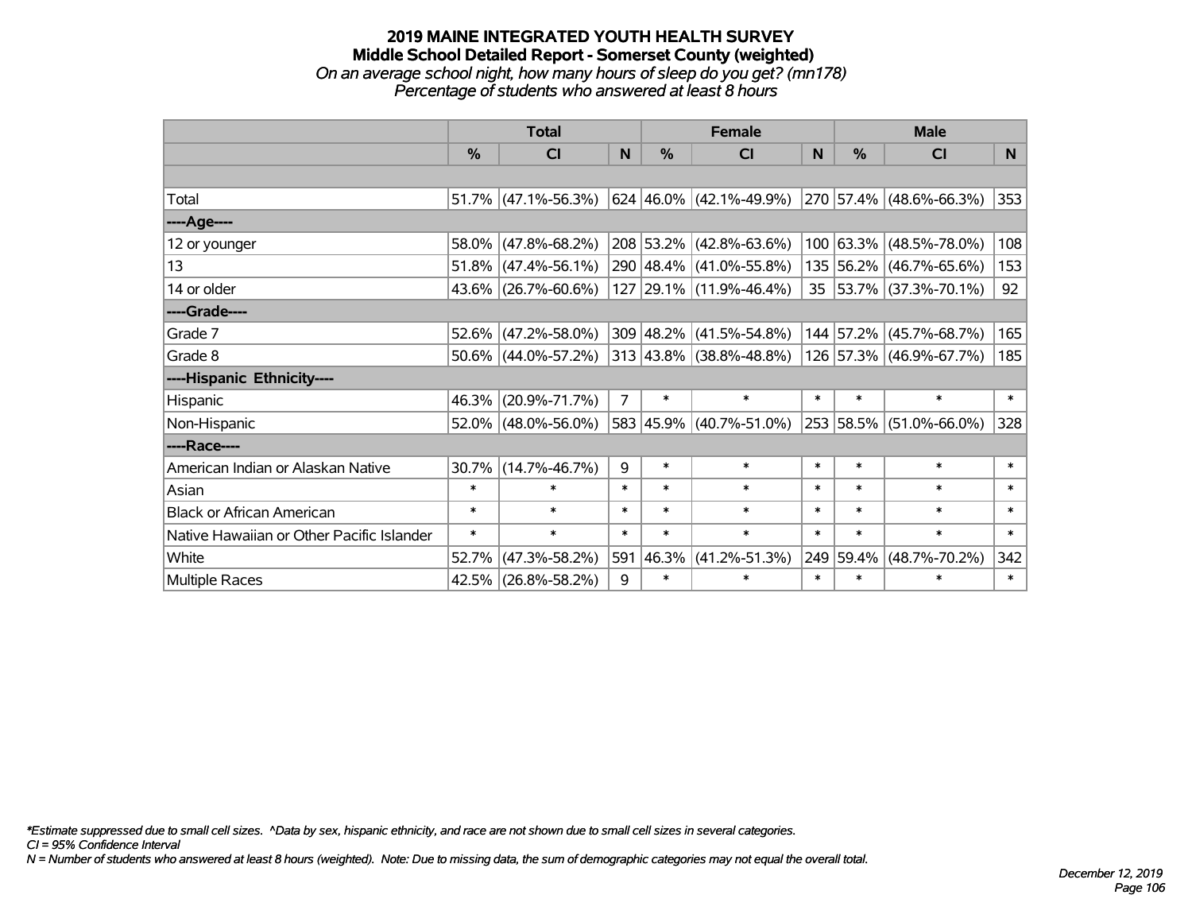# 2019 MAINE INTEGRATED YOUTH HEALTH SURVEY
## Middle School Detailed Report - Somerset County (weighted)
*On an average school night, how many hours of sleep do you get? (mn178)*
*Percentage of students who answered at least 8 hours*

| | Total | | | Female | | | Male | | |
|---|---|---|---|---|---|---|---|---|---|
| | % | CI | N | % | CI | N | % | CI | N |
| | | | | | | | | | |
| Total | 51.7% | (47.1%-56.3%) | 624 | 46.0% | (42.1%-49.9%) | 270 | 57.4% | (48.6%-66.3%) | 353 |
| ----Age---- | | | | | | | | | |
| 12 or younger | 58.0% | (47.8%-68.2%) | 208 | 53.2% | (42.8%-63.6%) | 100 | 63.3% | (48.5%-78.0%) | 108 |
| 13 | 51.8% | (47.4%-56.1%) | 290 | 48.4% | (41.0%-55.8%) | 135 | 56.2% | (46.7%-65.6%) | 153 |
| 14 or older | 43.6% | (26.7%-60.6%) | 127 | 29.1% | (11.9%-46.4%) | 35 | 53.7% | (37.3%-70.1%) | 92 |
| ----Grade---- | | | | | | | | | |
| Grade 7 | 52.6% | (47.2%-58.0%) | 309 | 48.2% | (41.5%-54.8%) | 144 | 57.2% | (45.7%-68.7%) | 165 |
| Grade 8 | 50.6% | (44.0%-57.2%) | 313 | 43.8% | (38.8%-48.8%) | 126 | 57.3% | (46.9%-67.7%) | 185 |
| ----Hispanic Ethnicity---- | | | | | | | | | |
| Hispanic | 46.3% | (20.9%-71.7%) | 7 | * | * | * | * | * | * |
| Non-Hispanic | 52.0% | (48.0%-56.0%) | 583 | 45.9% | (40.7%-51.0%) | 253 | 58.5% | (51.0%-66.0%) | 328 |
| ----Race---- | | | | | | | | | |
| American Indian or Alaskan Native | 30.7% | (14.7%-46.7%) | 9 | * | * | * | * | * | * |
| Asian | * | * | * | * | * | * | * | * | * |
| Black or African American | * | * | * | * | * | * | * | * | * |
| Native Hawaiian or Other Pacific Islander | * | * | * | * | * | * | * | * | * |
| White | 52.7% | (47.3%-58.2%) | 591 | 46.3% | (41.2%-51.3%) | 249 | 59.4% | (48.7%-70.2%) | 342 |
| Multiple Races | 42.5% | (26.8%-58.2%) | 9 | * | * | * | * | * | * |

*Estimate suppressed due to small cell sizes. ^Data by sex, hispanic ethnicity, and race are not shown due to small cell sizes in several categories.

CI = 95% Confidence Interval

N = Number of students who answered at least 8 hours (weighted). Note: Due to missing data, the sum of demographic categories may not equal the overall total.

December 12, 2019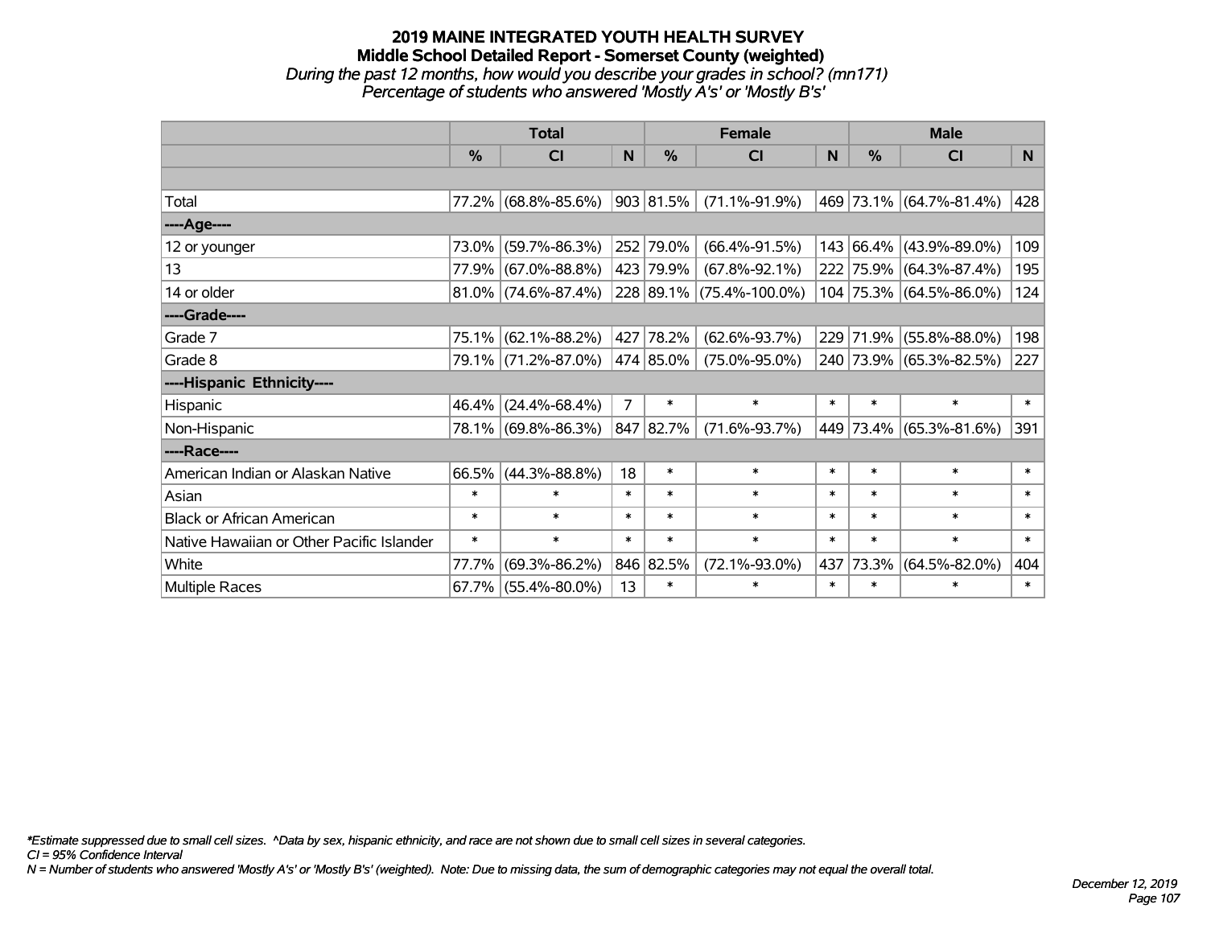# 2019 MAINE INTEGRATED YOUTH HEALTH SURVEY
## Middle School Detailed Report - Somerset County (weighted)
*During the past 12 months, how would you describe your grades in school? (mn171)*
*Percentage of students who answered 'Mostly A's' or 'Mostly B's'*

| | Total | | | Female | | | Male | | |
|---|---|---|---|---|---|---|---|---|---|
| | % | CI | N | % | CI | N | % | CI | N |
| Total | 77.2% | (68.8%-85.6%) | 903 | 81.5% | (71.1%-91.9%) | 469 | 73.1% | (64.7%-81.4%) | 428 |
| ----Age---- | | | | | | | | | |
| 12 or younger | 73.0% | (59.7%-86.3%) | 252 | 79.0% | (66.4%-91.5%) | 143 | 66.4% | (43.9%-89.0%) | 109 |
| 13 | 77.9% | (67.0%-88.8%) | 423 | 79.9% | (67.8%-92.1%) | 222 | 75.9% | (64.3%-87.4%) | 195 |
| 14 or older | 81.0% | (74.6%-87.4%) | 228 | 89.1% | (75.4%-100.0%) | 104 | 75.3% | (64.5%-86.0%) | 124 |
| ----Grade---- | | | | | | | | | |
| Grade 7 | 75.1% | (62.1%-88.2%) | 427 | 78.2% | (62.6%-93.7%) | 229 | 71.9% | (55.8%-88.0%) | 198 |
| Grade 8 | 79.1% | (71.2%-87.0%) | 474 | 85.0% | (75.0%-95.0%) | 240 | 73.9% | (65.3%-82.5%) | 227 |
| ----Hispanic Ethnicity---- | | | | | | | | | |
| Hispanic | 46.4% | (24.4%-68.4%) | 7 | * | * | * | * | * | * |
| Non-Hispanic | 78.1% | (69.8%-86.3%) | 847 | 82.7% | (71.6%-93.7%) | 449 | 73.4% | (65.3%-81.6%) | 391 |
| ----Race---- | | | | | | | | | |
| American Indian or Alaskan Native | 66.5% | (44.3%-88.8%) | 18 | * | * | * | * | * | * |
| Asian | * | * | * | * | * | * | * | * | * |
| Black or African American | * | * | * | * | * | * | * | * | * |
| Native Hawaiian or Other Pacific Islander | * | * | * | * | * | * | * | * | * |
| White | 77.7% | (69.3%-86.2%) | 846 | 82.5% | (72.1%-93.0%) | 437 | 73.3% | (64.5%-82.0%) | 404 |
| Multiple Races | 67.7% | (55.4%-80.0%) | 13 | * | * | * | * | * | * |

*\*Estimate suppressed due to small cell sizes. ^Data by sex, hispanic ethnicity, and race are not shown due to small cell sizes in several categories.*
*CI = 95% Confidence Interval*
*N = Number of students who answered 'Mostly A's' or 'Mostly B's' (weighted). Note: Due to missing data, the sum of demographic categories may not equal the overall total.*

*December 12, 2019*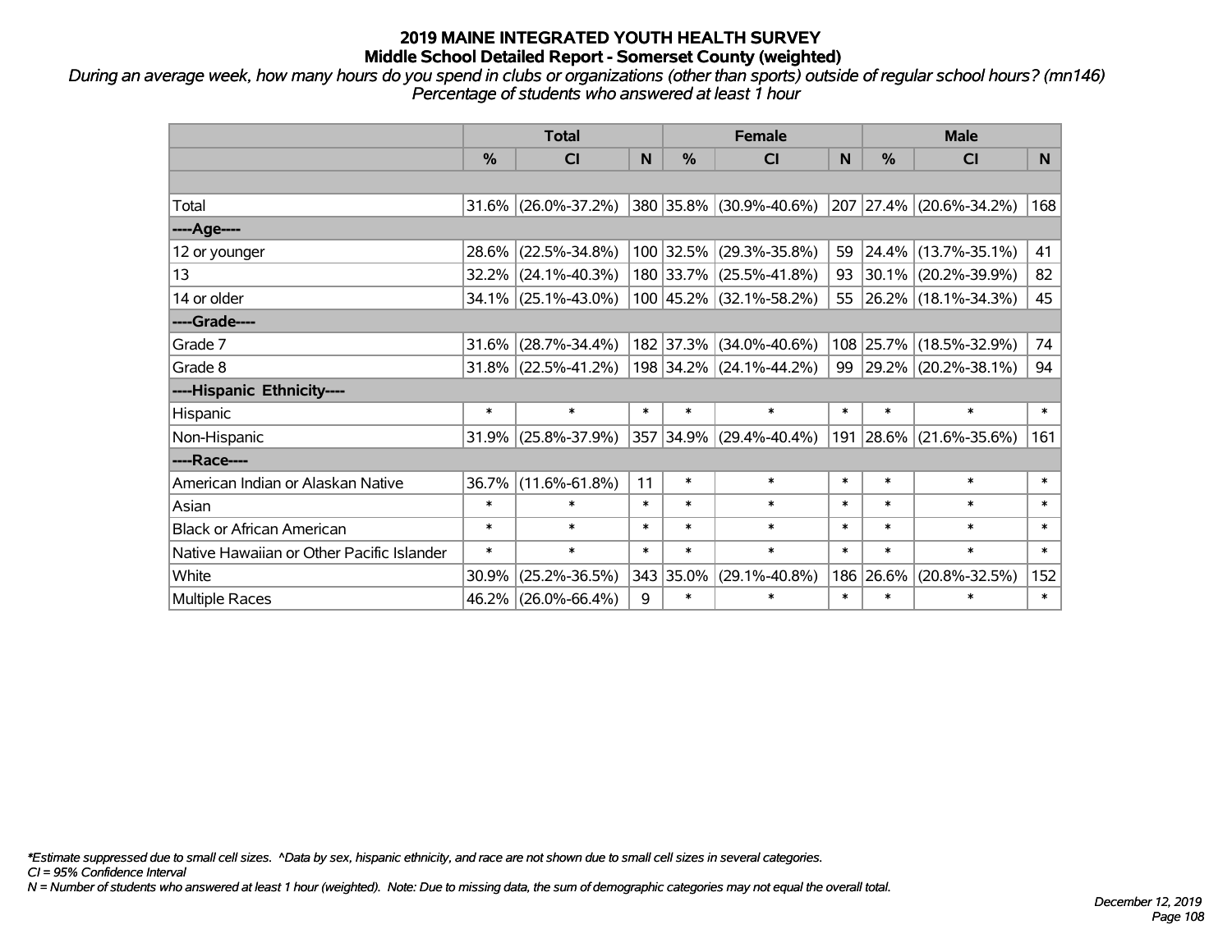# 2019 MAINE INTEGRATED YOUTH HEALTH SURVEY
## Middle School Detailed Report - Somerset County (weighted)

*During an average week, how many hours do you spend in clubs or organizations (other than sports) outside of regular school hours? (mn146)*
*Percentage of students who answered at least 1 hour*

| | Total | | | Female | | | Male | | |
|---|---|---|---|---|---|---|---|---|---|
| | % | CI | N | % | CI | N | % | CI | N |
| Total | 31.6% | (26.0%-37.2%) | 380 | 35.8% | (30.9%-40.6%) | 207 | 27.4% | (20.6%-34.2%) | 168 |
| ----Age---- | | | | | | | | | |
| 12 or younger | 28.6% | (22.5%-34.8%) | 100 | 32.5% | (29.3%-35.8%) | 59 | 24.4% | (13.7%-35.1%) | 41 |
| 13 | 32.2% | (24.1%-40.3%) | 180 | 33.7% | (25.5%-41.8%) | 93 | 30.1% | (20.2%-39.9%) | 82 |
| 14 or older | 34.1% | (25.1%-43.0%) | 100 | 45.2% | (32.1%-58.2%) | 55 | 26.2% | (18.1%-34.3%) | 45 |
| ----Grade---- | | | | | | | | | |
| Grade 7 | 31.6% | (28.7%-34.4%) | 182 | 37.3% | (34.0%-40.6%) | 108 | 25.7% | (18.5%-32.9%) | 74 |
| Grade 8 | 31.8% | (22.5%-41.2%) | 198 | 34.2% | (24.1%-44.2%) | 99 | 29.2% | (20.2%-38.1%) | 94 |
| ----Hispanic Ethnicity---- | | | | | | | | | |
| Hispanic | * | * | * | * | * | * | * | * | * |
| Non-Hispanic | 31.9% | (25.8%-37.9%) | 357 | 34.9% | (29.4%-40.4%) | 191 | 28.6% | (21.6%-35.6%) | 161 |
| ----Race---- | | | | | | | | | |
| American Indian or Alaskan Native | 36.7% | (11.6%-61.8%) | 11 | * | * | * | * | * | * |
| Asian | * | * | * | * | * | * | * | * | * |
| Black or African American | * | * | * | * | * | * | * | * | * |
| Native Hawaiian or Other Pacific Islander | * | * | * | * | * | * | * | * | * |
| White | 30.9% | (25.2%-36.5%) | 343 | 35.0% | (29.1%-40.8%) | 186 | 26.6% | (20.8%-32.5%) | 152 |
| Multiple Races | 46.2% | (26.0%-66.4%) | 9 | * | * | * | * | * | * |

*\*Estimate suppressed due to small cell sizes. ^Data by sex, hispanic ethnicity, and race are not shown due to small cell sizes in several categories.*
*CI = 95% Confidence Interval*
*N = Number of students who answered at least 1 hour (weighted). Note: Due to missing data, the sum of demographic categories may not equal the overall total.*

*December 12, 2019*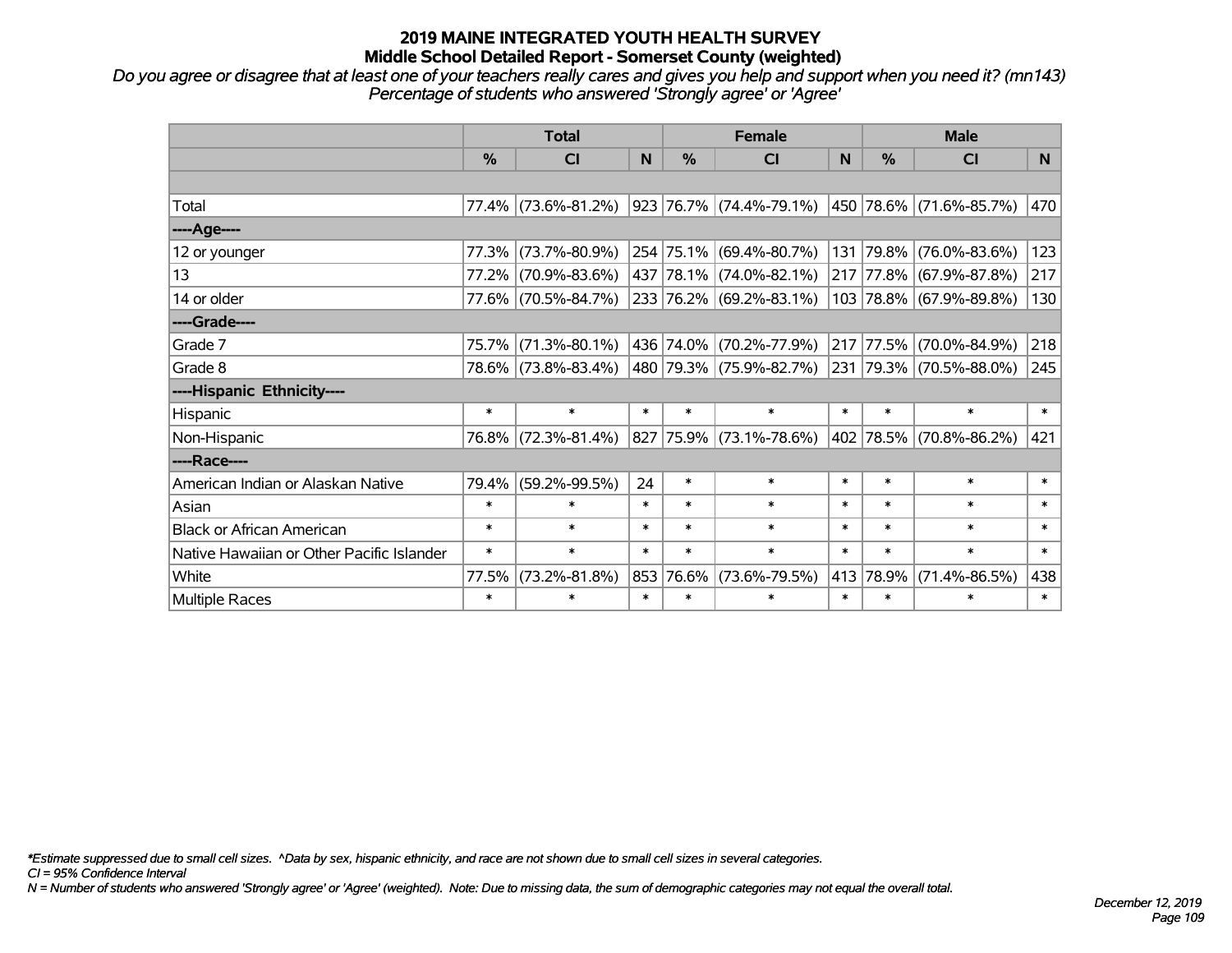# 2019 MAINE INTEGRATED YOUTH HEALTH SURVEY

## Middle School Detailed Report - Somerset County (weighted)

*Do you agree or disagree that at least one of your teachers really cares and gives you help and support when you need it? (mn143)*
*Percentage of students who answered 'Strongly agree' or 'Agree'*

| | Total | | | Female | | | Male | | |
|---|---|---|---|---|---|---|---|---|---|
| | % | CI | N | % | CI | N | % | CI | N |
| | | | | | | | | | |
| Total | 77.4% | (73.6%-81.2%) | 923 | 76.7% | (74.4%-79.1%) | 450 | 78.6% | (71.6%-85.7%) | 470 |
| ----Age---- | | | | | | | | | |
| 12 or younger | 77.3% | (73.7%-80.9%) | 254 | 75.1% | (69.4%-80.7%) | 131 | 79.8% | (76.0%-83.6%) | 123 |
| 13 | 77.2% | (70.9%-83.6%) | 437 | 78.1% | (74.0%-82.1%) | 217 | 77.8% | (67.9%-87.8%) | 217 |
| 14 or older | 77.6% | (70.5%-84.7%) | 233 | 76.2% | (69.2%-83.1%) | 103 | 78.8% | (67.9%-89.8%) | 130 |
| ----Grade---- | | | | | | | | | |
| Grade 7 | 75.7% | (71.3%-80.1%) | 436 | 74.0% | (70.2%-77.9%) | 217 | 77.5% | (70.0%-84.9%) | 218 |
| Grade 8 | 78.6% | (73.8%-83.4%) | 480 | 79.3% | (75.9%-82.7%) | 231 | 79.3% | (70.5%-88.0%) | 245 |
| ----Hispanic Ethnicity---- | | | | | | | | | |
| Hispanic | * | * | * | * | * | * | * | * | * |
| Non-Hispanic | 76.8% | (72.3%-81.4%) | 827 | 75.9% | (73.1%-78.6%) | 402 | 78.5% | (70.8%-86.2%) | 421 |
| ----Race---- | | | | | | | | | |
| American Indian or Alaskan Native | 79.4% | (59.2%-99.5%) | 24 | * | * | * | * | * | * |
| Asian | * | * | * | * | * | * | * | * | * |
| Black or African American | * | * | * | * | * | * | * | * | * |
| Native Hawaiian or Other Pacific Islander | * | * | * | * | * | * | * | * | * |
| White | 77.5% | (73.2%-81.8%) | 853 | 76.6% | (73.6%-79.5%) | 413 | 78.9% | (71.4%-86.5%) | 438 |
| Multiple Races | * | * | * | * | * | * | * | * | * |

*\*Estimate suppressed due to small cell sizes. ^Data by sex, hispanic ethnicity, and race are not shown due to small cell sizes in several categories.*
*CI = 95% Confidence Interval*
*N = Number of students who answered 'Strongly agree' or 'Agree' (weighted). Note: Due to missing data, the sum of demographic categories may not equal the overall total.*

*December 12, 2019*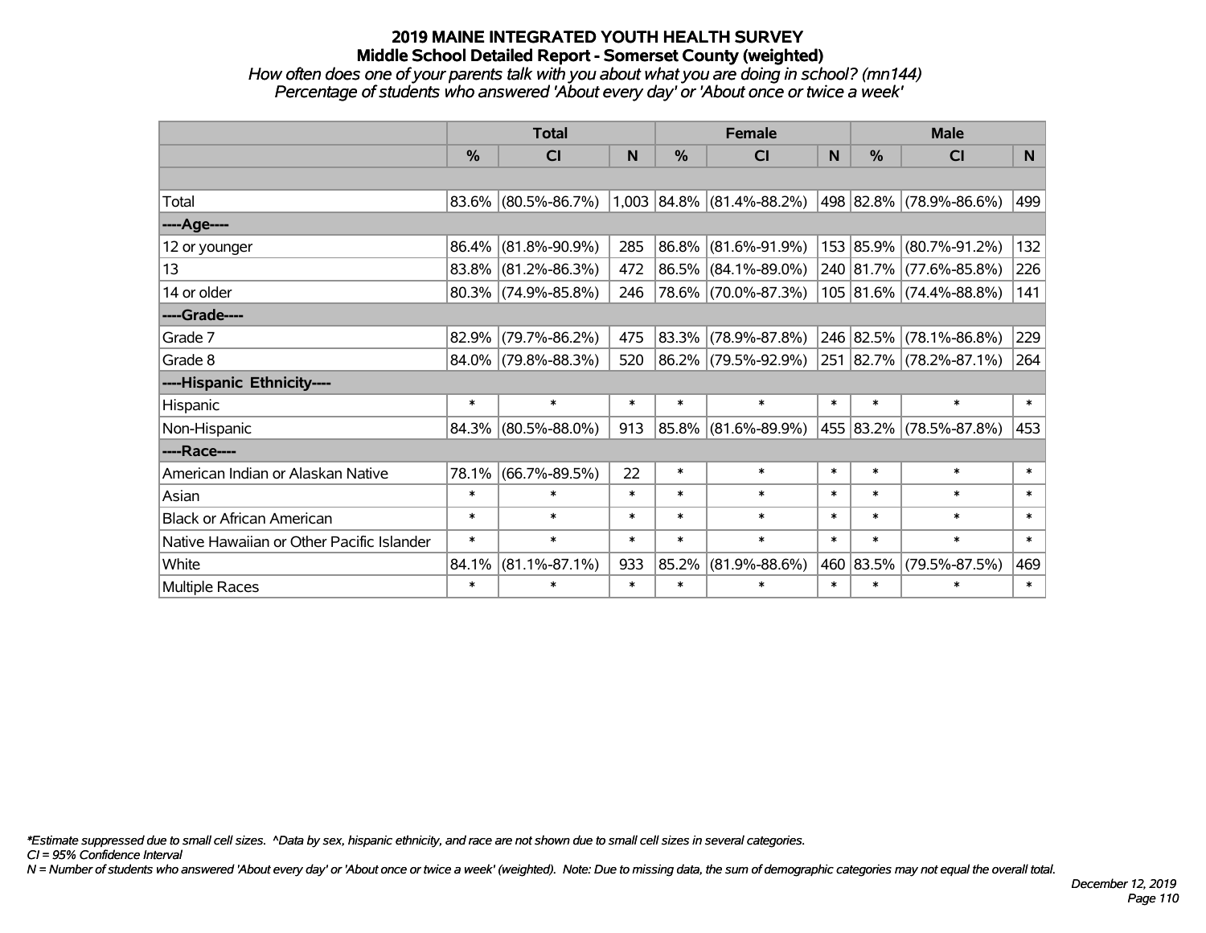# 2019 MAINE INTEGRATED YOUTH HEALTH SURVEY

## Middle School Detailed Report - Somerset County (weighted)

*How often does one of your parents talk with you about what you are doing in school? (mn144)*

*Percentage of students who answered 'About every day' or 'About once or twice a week'*

| | Total | | | Female | | | Male | | |
|---|---|---|---|---|---|---|---|---|---|
| | % | CI | N | % | CI | N | % | CI | N |
| | | | | | | | | | |
| Total | 83.6% | (80.5%-86.7%) | 1,003 | 84.8% | (81.4%-88.2%) | 498 | 82.8% | (78.9%-86.6%) | 499 |
| ----Age---- | | | | | | | | | |
| 12 or younger | 86.4% | (81.8%-90.9%) | 285 | 86.8% | (81.6%-91.9%) | 153 | 85.9% | (80.7%-91.2%) | 132 |
| 13 | 83.8% | (81.2%-86.3%) | 472 | 86.5% | (84.1%-89.0%) | 240 | 81.7% | (77.6%-85.8%) | 226 |
| 14 or older | 80.3% | (74.9%-85.8%) | 246 | 78.6% | (70.0%-87.3%) | 105 | 81.6% | (74.4%-88.8%) | 141 |
| ----Grade---- | | | | | | | | | |
| Grade 7 | 82.9% | (79.7%-86.2%) | 475 | 83.3% | (78.9%-87.8%) | 246 | 82.5% | (78.1%-86.8%) | 229 |
| Grade 8 | 84.0% | (79.8%-88.3%) | 520 | 86.2% | (79.5%-92.9%) | 251 | 82.7% | (78.2%-87.1%) | 264 |
| ----Hispanic Ethnicity---- | | | | | | | | | |
| Hispanic | * | * | * | * | * | * | * | * | * |
| Non-Hispanic | 84.3% | (80.5%-88.0%) | 913 | 85.8% | (81.6%-89.9%) | 455 | 83.2% | (78.5%-87.8%) | 453 |
| ----Race---- | | | | | | | | | |
| American Indian or Alaskan Native | 78.1% | (66.7%-89.5%) | 22 | * | * | * | * | * | * |
| Asian | * | * | * | * | * | * | * | * | * |
| Black or African American | * | * | * | * | * | * | * | * | * |
| Native Hawaiian or Other Pacific Islander | * | * | * | * | * | * | * | * | * |
| White | 84.1% | (81.1%-87.1%) | 933 | 85.2% | (81.9%-88.6%) | 460 | 83.5% | (79.5%-87.5%) | 469 |
| Multiple Races | * | * | * | * | * | * | * | * | * |

*\*Estimate suppressed due to small cell sizes. ^Data by sex, hispanic ethnicity, and race are not shown due to small cell sizes in several categories.*

*CI = 95% Confidence Interval*

*N = Number of students who answered 'About every day' or 'About once or twice a week' (weighted). Note: Due to missing data, the sum of demographic categories may not equal the overall total.*

*December 12, 2019*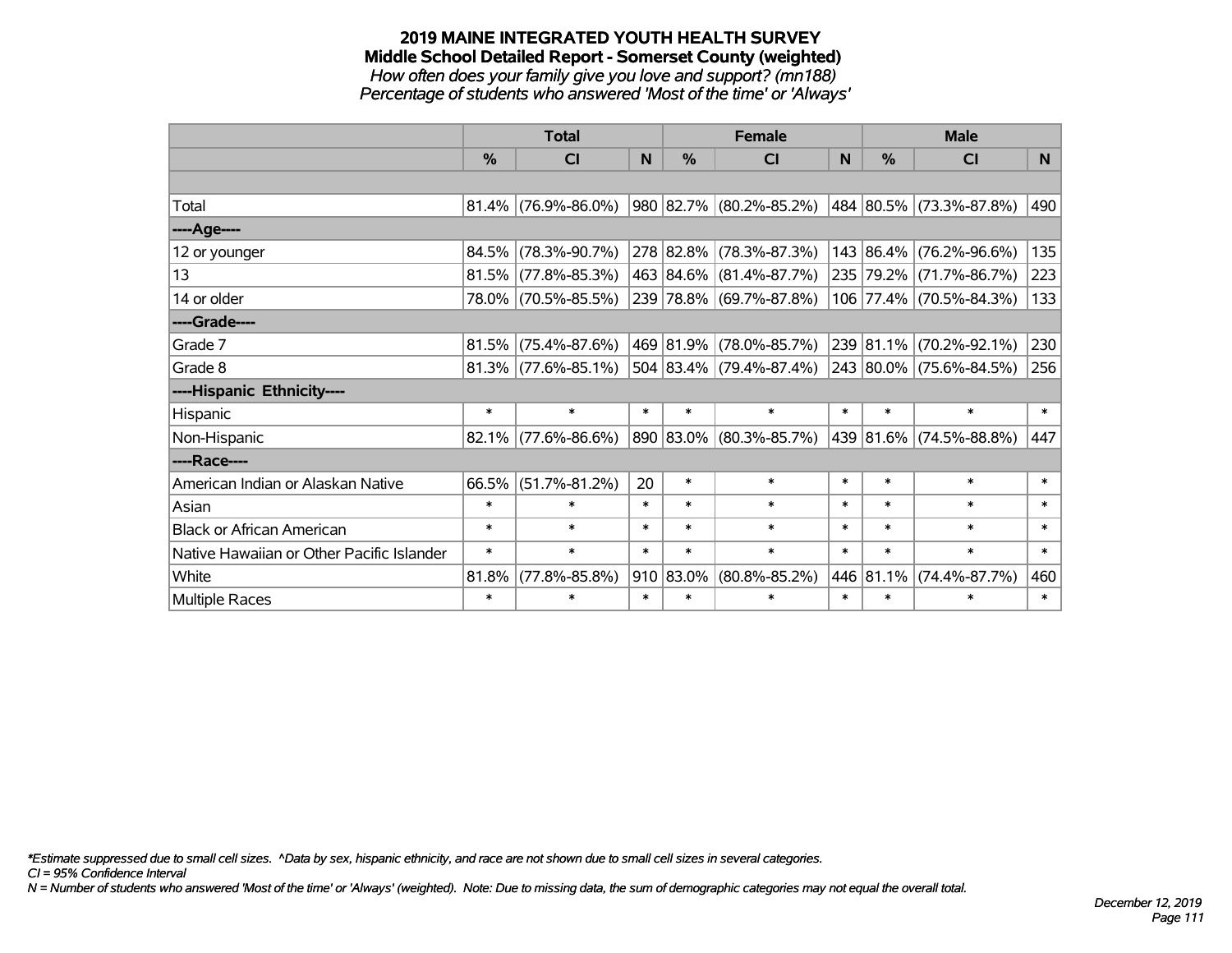# 2019 MAINE INTEGRATED YOUTH HEALTH SURVEY
## Middle School Detailed Report - Somerset County (weighted)
*How often does your family give you love and support? (mn188)*
*Percentage of students who answered 'Most of the time' or 'Always'*

| | Total | | | Female | | | Male | | |
|---|---|---|---|---|---|---|---|---|---|
| | % | CI | N | % | CI | N | % | CI | N |
| | | | | | | | | | |
| Total | 81.4% | (76.9%-86.0%) | 980 | 82.7% | (80.2%-85.2%) | 484 | 80.5% | (73.3%-87.8%) | 490 |
| ----Age---- | | | | | | | | | |
| 12 or younger | 84.5% | (78.3%-90.7%) | 278 | 82.8% | (78.3%-87.3%) | 143 | 86.4% | (76.2%-96.6%) | 135 |
| 13 | 81.5% | (77.8%-85.3%) | 463 | 84.6% | (81.4%-87.7%) | 235 | 79.2% | (71.7%-86.7%) | 223 |
| 14 or older | 78.0% | (70.5%-85.5%) | 239 | 78.8% | (69.7%-87.8%) | 106 | 77.4% | (70.5%-84.3%) | 133 |
| ----Grade---- | | | | | | | | | |
| Grade 7 | 81.5% | (75.4%-87.6%) | 469 | 81.9% | (78.0%-85.7%) | 239 | 81.1% | (70.2%-92.1%) | 230 |
| Grade 8 | 81.3% | (77.6%-85.1%) | 504 | 83.4% | (79.4%-87.4%) | 243 | 80.0% | (75.6%-84.5%) | 256 |
| ----Hispanic Ethnicity---- | | | | | | | | | |
| Hispanic | * | * | * | * | * | * | * | * | * |
| Non-Hispanic | 82.1% | (77.6%-86.6%) | 890 | 83.0% | (80.3%-85.7%) | 439 | 81.6% | (74.5%-88.8%) | 447 |
| ----Race---- | | | | | | | | | |
| American Indian or Alaskan Native | 66.5% | (51.7%-81.2%) | 20 | * | * | * | * | * | * |
| Asian | * | * | * | * | * | * | * | * | * |
| Black or African American | * | * | * | * | * | * | * | * | * |
| Native Hawaiian or Other Pacific Islander | * | * | * | * | * | * | * | * | * |
| White | 81.8% | (77.8%-85.8%) | 910 | 83.0% | (80.8%-85.2%) | 446 | 81.1% | (74.4%-87.7%) | 460 |
| Multiple Races | * | * | * | * | * | * | * | * | * |

*\*Estimate suppressed due to small cell sizes. ^Data by sex, hispanic ethnicity, and race are not shown due to small cell sizes in several categories.*
*CI = 95% Confidence Interval*
*N = Number of students who answered 'Most of the time' or 'Always' (weighted). Note: Due to missing data, the sum of demographic categories may not equal the overall total.*

*December 12, 2019*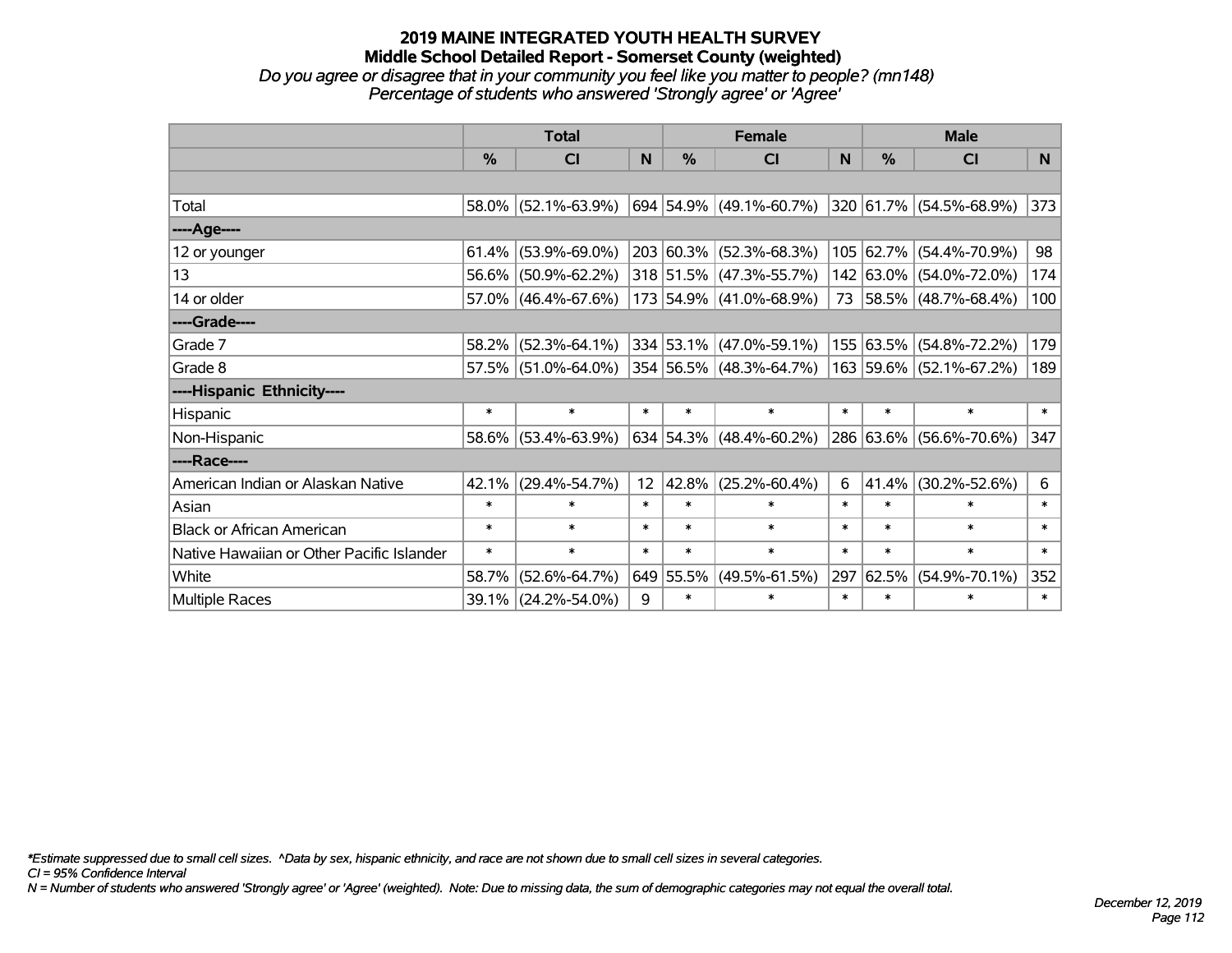# 2019 MAINE INTEGRATED YOUTH HEALTH SURVEY

## Middle School Detailed Report - Somerset County (weighted)

*Do you agree or disagree that in your community you feel like you matter to people? (mn148)*

*Percentage of students who answered 'Strongly agree' or 'Agree'*

| | Total | | | Female | | | Male | | |
|---|---|---|---|---|---|---|---|---|---|
| | % | CI | N | % | CI | N | % | CI | N |
| | | | | | | | | | |
| Total | 58.0% | (52.1%-63.9%) | 694 | 54.9% | (49.1%-60.7%) | 320 | 61.7% | (54.5%-68.9%) | 373 |
| ----Age---- | | | | | | | | | |
| 12 or younger | 61.4% | (53.9%-69.0%) | 203 | 60.3% | (52.3%-68.3%) | 105 | 62.7% | (54.4%-70.9%) | 98 |
| 13 | 56.6% | (50.9%-62.2%) | 318 | 51.5% | (47.3%-55.7%) | 142 | 63.0% | (54.0%-72.0%) | 174 |
| 14 or older | 57.0% | (46.4%-67.6%) | 173 | 54.9% | (41.0%-68.9%) | 73 | 58.5% | (48.7%-68.4%) | 100 |
| ----Grade---- | | | | | | | | | |
| Grade 7 | 58.2% | (52.3%-64.1%) | 334 | 53.1% | (47.0%-59.1%) | 155 | 63.5% | (54.8%-72.2%) | 179 |
| Grade 8 | 57.5% | (51.0%-64.0%) | 354 | 56.5% | (48.3%-64.7%) | 163 | 59.6% | (52.1%-67.2%) | 189 |
| ----Hispanic Ethnicity---- | | | | | | | | | |
| Hispanic | * | * | * | * | * | * | * | * | * |
| Non-Hispanic | 58.6% | (53.4%-63.9%) | 634 | 54.3% | (48.4%-60.2%) | 286 | 63.6% | (56.6%-70.6%) | 347 |
| ----Race---- | | | | | | | | | |
| American Indian or Alaskan Native | 42.1% | (29.4%-54.7%) | 12 | 42.8% | (25.2%-60.4%) | 6 | 41.4% | (30.2%-52.6%) | 6 |
| Asian | * | * | * | * | * | * | * | * | * |
| Black or African American | * | * | * | * | * | * | * | * | * |
| Native Hawaiian or Other Pacific Islander | * | * | * | * | * | * | * | * | * |
| White | 58.7% | (52.6%-64.7%) | 649 | 55.5% | (49.5%-61.5%) | 297 | 62.5% | (54.9%-70.1%) | 352 |
| Multiple Races | 39.1% | (24.2%-54.0%) | 9 | * | * | * | * | * | * |

*\*Estimate suppressed due to small cell sizes. ^Data by sex, hispanic ethnicity, and race are not shown due to small cell sizes in several categories.*

*CI = 95% Confidence Interval*

*N = Number of students who answered 'Strongly agree' or 'Agree' (weighted). Note: Due to missing data, the sum of demographic categories may not equal the overall total.*

*December 12, 2019*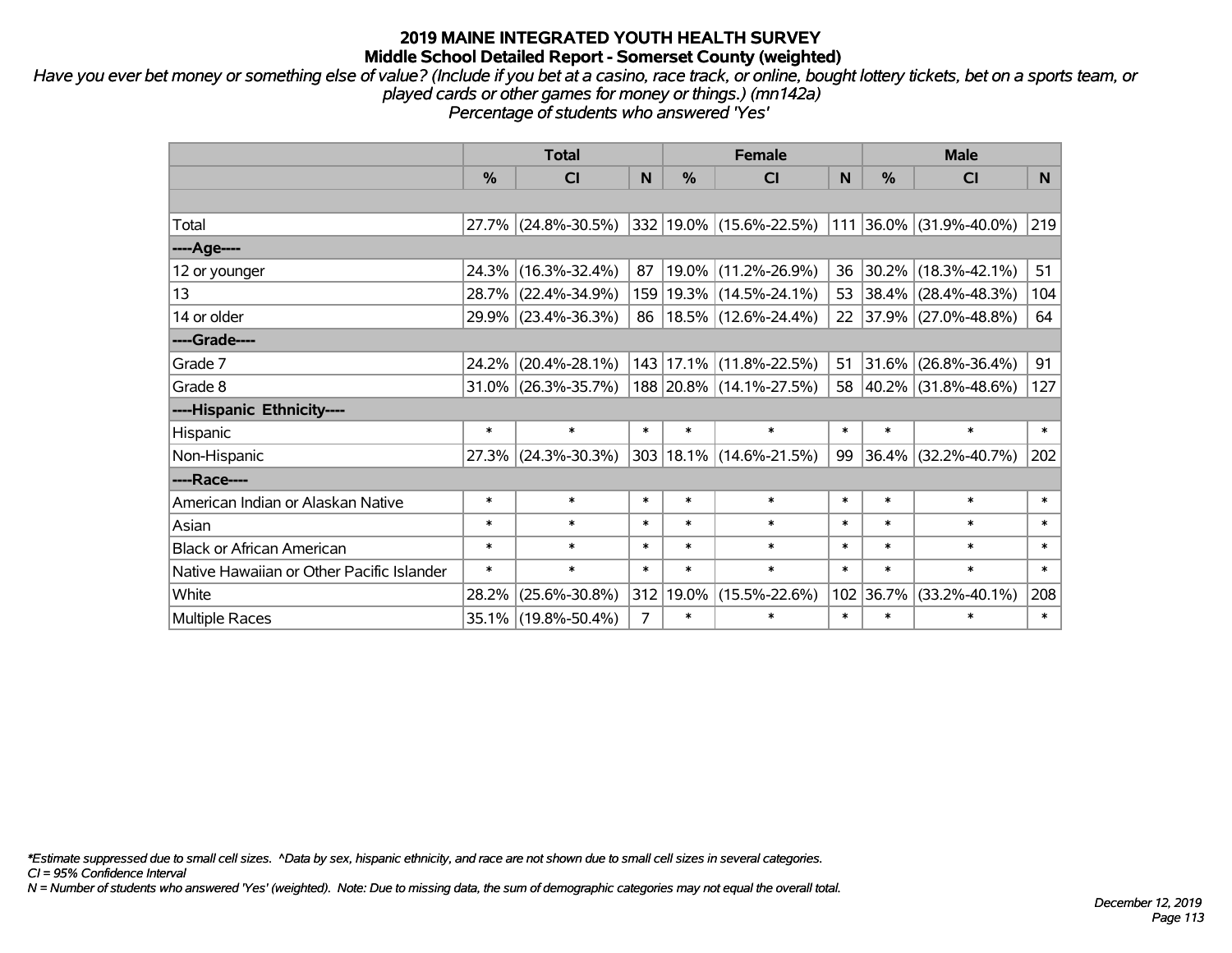# 2019 MAINE INTEGRATED YOUTH HEALTH SURVEY
## Middle School Detailed Report - Somerset County (weighted)

*Have you ever bet money or something else of value? (Include if you bet at a casino, race track, or online, bought lottery tickets, bet on a sports team, or played cards or other games for money or things.) (mn142a)*
*Percentage of students who answered 'Yes'*

| | Total | | | Female | | | Male | | |
|---|---|---|---|---|---|---|---|---|---|
| | % | CI | N | % | CI | N | % | CI | N |
| Total | 27.7% | (24.8%-30.5%) | 332 | 19.0% | (15.6%-22.5%) | 111 | 36.0% | (31.9%-40.0%) | 219 |
| ----Age---- | | | | | | | | | |
| 12 or younger | 24.3% | (16.3%-32.4%) | 87 | 19.0% | (11.2%-26.9%) | 36 | 30.2% | (18.3%-42.1%) | 51 |
| 13 | 28.7% | (22.4%-34.9%) | 159 | 19.3% | (14.5%-24.1%) | 53 | 38.4% | (28.4%-48.3%) | 104 |
| 14 or older | 29.9% | (23.4%-36.3%) | 86 | 18.5% | (12.6%-24.4%) | 22 | 37.9% | (27.0%-48.8%) | 64 |
| ----Grade---- | | | | | | | | | |
| Grade 7 | 24.2% | (20.4%-28.1%) | 143 | 17.1% | (11.8%-22.5%) | 51 | 31.6% | (26.8%-36.4%) | 91 |
| Grade 8 | 31.0% | (26.3%-35.7%) | 188 | 20.8% | (14.1%-27.5%) | 58 | 40.2% | (31.8%-48.6%) | 127 |
| ----Hispanic Ethnicity---- | | | | | | | | | |
| Hispanic | * | * | * | * | * | * | * | * | * |
| Non-Hispanic | 27.3% | (24.3%-30.3%) | 303 | 18.1% | (14.6%-21.5%) | 99 | 36.4% | (32.2%-40.7%) | 202 |
| ----Race---- | | | | | | | | | |
| American Indian or Alaskan Native | * | * | * | * | * | * | * | * | * |
| Asian | * | * | * | * | * | * | * | * | * |
| Black or African American | * | * | * | * | * | * | * | * | * |
| Native Hawaiian or Other Pacific Islander | * | * | * | * | * | * | * | * | * |
| White | 28.2% | (25.6%-30.8%) | 312 | 19.0% | (15.5%-22.6%) | 102 | 36.7% | (33.2%-40.1%) | 208 |
| Multiple Races | 35.1% | (19.8%-50.4%) | 7 | * | * | * | * | * | * |

*\*Estimate suppressed due to small cell sizes. ^Data by sex, hispanic ethnicity, and race are not shown due to small cell sizes in several categories.*
*CI = 95% Confidence Interval*
*N = Number of students who answered 'Yes' (weighted). Note: Due to missing data, the sum of demographic categories may not equal the overall total.*

*December 12, 2019*